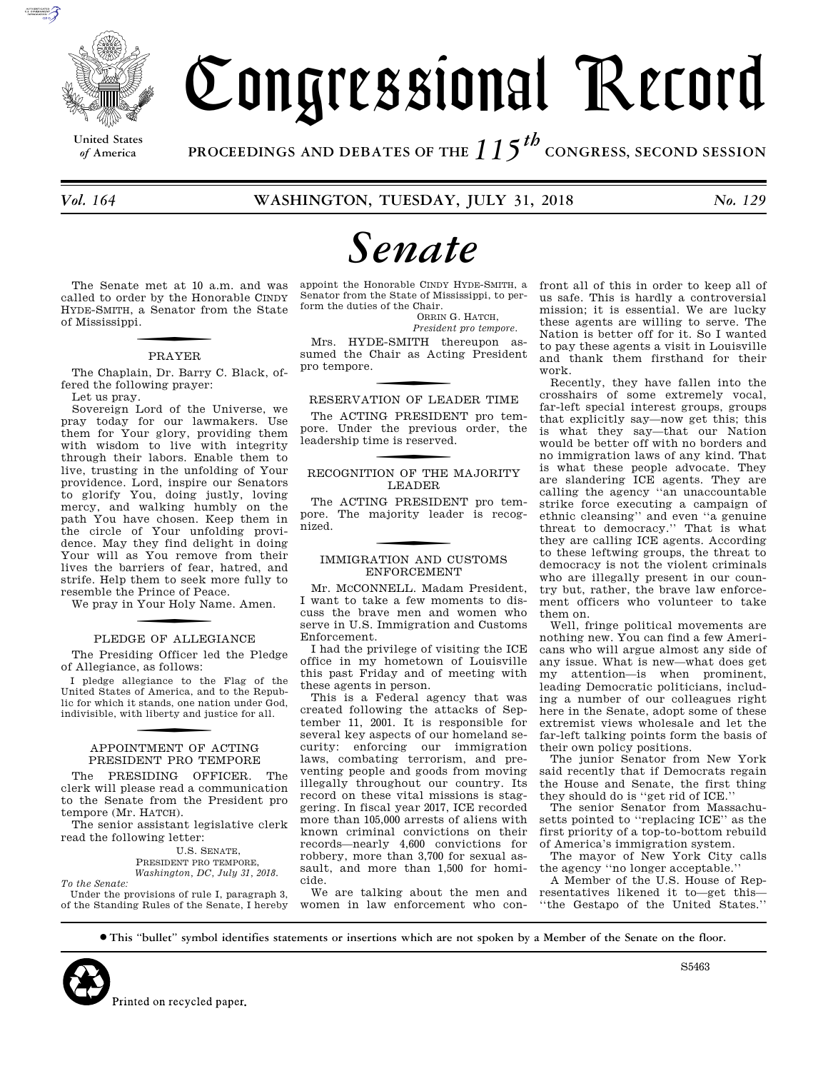# Congressional Record

United States of America

PROCEEDINGS AND DEBATES OF THE 115th CONGRESS, SECOND SESSION

*Vol. 164* WASHINGTON, TUESDAY, JULY 31, 2018 *No. 129*

# *Senate*

The Senate met at 10 a.m. and was called to order by the Honorable CINDY HYDE-SMITH, a Senator from the State of Mississippi.

## PRAYER

The Chaplain, Dr. Barry C. Black, offered the following prayer:

Let us pray.

Sovereign Lord of the Universe, we pray today for our lawmakers. Use them for Your glory, providing them with wisdom to live with integrity through their labors. Enable them to live, trusting in the unfolding of Your providence. Lord, inspire our Senators to glorify You, doing justly, loving mercy, and walking humbly on the path You have chosen. Keep them in the circle of Your unfolding providence. May they find delight in doing Your will as You remove from their lives the barriers of fear, hatred, and strife. Help them to seek more fully to resemble the Prince of Peace.

We pray in Your Holy Name. Amen.

## PLEDGE OF ALLEGIANCE

The Presiding Officer led the Pledge of Allegiance, as follows:

I pledge allegiance to the Flag of the United States of America, and to the Republic for which it stands, one nation under God, indivisible, with liberty and justice for all.

## APPOINTMENT OF ACTING PRESIDENT PRO TEMPORE

The PRESIDING OFFICER. The clerk will please read a communication to the Senate from the President pro tempore (Mr. HATCH).

The senior assistant legislative clerk read the following letter:

U.S. SENATE,
PRESIDENT PRO TEMPORE,
*Washington, DC, July 31, 2018.*

*To the Senate:*

Under the provisions of rule I, paragraph 3, of the Standing Rules of the Senate, I hereby appoint the Honorable CINDY HYDE-SMITH, a Senator from the State of Mississippi, to perform the duties of the Chair.

ORRIN G. HATCH,
*President pro tempore.*

Mrs. HYDE-SMITH thereupon assumed the Chair as Acting President pro tempore.

## RESERVATION OF LEADER TIME

The ACTING PRESIDENT pro tempore. Under the previous order, the leadership time is reserved.

## RECOGNITION OF THE MAJORITY LEADER

The ACTING PRESIDENT pro tempore. The majority leader is recognized.

## IMMIGRATION AND CUSTOMS ENFORCEMENT

Mr. McCONNELL. Madam President, I want to take a few moments to discuss the brave men and women who serve in U.S. Immigration and Customs Enforcement.

I had the privilege of visiting the ICE office in my hometown of Louisville this past Friday and of meeting with these agents in person.

This is a Federal agency that was created following the attacks of September 11, 2001. It is responsible for several key aspects of our homeland security: enforcing our immigration laws, combating terrorism, and preventing people and goods from moving illegally throughout our country. Its record on these vital missions is staggering. In fiscal year 2017, ICE recorded more than 105,000 arrests of aliens with known criminal convictions on their records—nearly 4,600 convictions for robbery, more than 3,700 for sexual assault, and more than 1,500 for homicide.

We are talking about the men and women in law enforcement who confront all of this in order to keep all of us safe. This is hardly a controversial mission; it is essential. We are lucky these agents are willing to serve. The Nation is better off for it. So I wanted to pay these agents a visit in Louisville and thank them firsthand for their work.

Recently, they have fallen into the crosshairs of some extremely vocal, far-left special interest groups, groups that explicitly say—now get this; this is what they say—that our Nation would be better off with no borders and no immigration laws of any kind. That is what these people advocate. They are slandering ICE agents. They are calling the agency ''an unaccountable strike force executing a campaign of ethnic cleansing'' and even ''a genuine threat to democracy.'' That is what they are calling ICE agents. According to these leftwing groups, the threat to democracy is not the violent criminals who are illegally present in our country but, rather, the brave law enforcement officers who volunteer to take them on.

Well, fringe political movements are nothing new. You can find a few Americans who will argue almost any side of any issue. What is new—what does get my attention—is when prominent, leading Democratic politicians, including a number of our colleagues right here in the Senate, adopt some of these extremist views wholesale and let the far-left talking points form the basis of their own policy positions.

The junior Senator from New York said recently that if Democrats regain the House and Senate, the first thing they should do is ''get rid of ICE.''

The senior Senator from Massachusetts pointed to ''replacing ICE'' as the first priority of a top-to-bottom rebuild of America's immigration system.

The mayor of New York City calls the agency ''no longer acceptable.''

A Member of the U.S. House of Representatives likened it to—get this—''the Gestapo of the United States.''

● This ''bullet'' symbol identifies statements or insertions which are not spoken by a Member of the Senate on the floor.

Printed on recycled paper.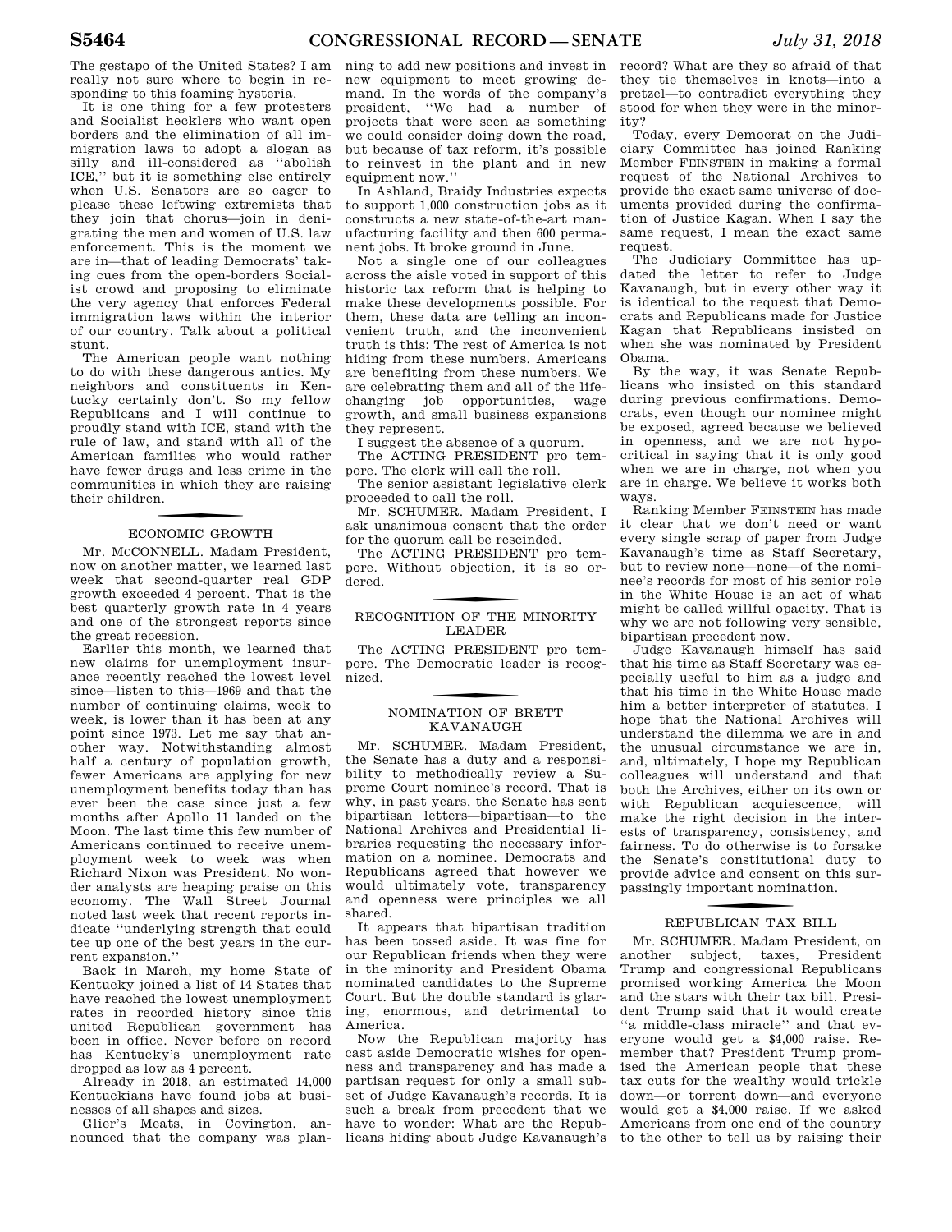The gestapo of the United States? I am really not sure where to begin in responding to this foaming hysteria.

It is one thing for a few protesters and Socialist hecklers who want open borders and the elimination of all immigration laws to adopt a slogan as silly and ill-considered as ''abolish ICE,'' but it is something else entirely when U.S. Senators are so eager to please these leftwing extremists that they join that chorus—join in denigrating the men and women of U.S. law enforcement. This is the moment we are in—that of leading Democrats' taking cues from the open-borders Socialist crowd and proposing to eliminate the very agency that enforces Federal immigration laws within the interior of our country. Talk about a political stunt.

The American people want nothing to do with these dangerous antics. My neighbors and constituents in Kentucky certainly don't. So my fellow Republicans and I will continue to proudly stand with ICE, stand with the rule of law, and stand with all of the American families who would rather have fewer drugs and less crime in the communities in which they are raising their children.

## ECONOMIC GROWTH

Mr. MCCONNELL. Madam President, now on another matter, we learned last week that second-quarter real GDP growth exceeded 4 percent. That is the best quarterly growth rate in 4 years and one of the strongest reports since the great recession.

Earlier this month, we learned that new claims for unemployment insurance recently reached the lowest level since—listen to this—1969 and that the number of continuing claims, week to week, is lower than it has been at any point since 1973. Let me say that another way. Notwithstanding almost half a century of population growth, fewer Americans are applying for new unemployment benefits today than has ever been the case since just a few months after Apollo 11 landed on the Moon. The last time this few number of Americans continued to receive unemployment week to week was when Richard Nixon was President. No wonder analysts are heaping praise on this economy. The Wall Street Journal noted last week that recent reports indicate ''underlying strength that could tee up one of the best years in the current expansion.''

Back in March, my home State of Kentucky joined a list of 14 States that have reached the lowest unemployment rates in recorded history since this united Republican government has been in office. Never before on record has Kentucky's unemployment rate dropped as low as 4 percent.

Already in 2018, an estimated 14,000 Kentuckians have found jobs at businesses of all shapes and sizes.

Glier's Meats, in Covington, announced that the company was planning to add new positions and invest in new equipment to meet growing demand. In the words of the company's president, ''We had a number of projects that were seen as something we could consider doing down the road, but because of tax reform, it's possible to reinvest in the plant and in new equipment now.''

In Ashland, Braidy Industries expects to support 1,000 construction jobs as it constructs a new state-of-the-art manufacturing facility and then 600 permanent jobs. It broke ground in June.

Not a single one of our colleagues across the aisle voted in support of this historic tax reform that is helping to make these developments possible. For them, these data are telling an inconvenient truth, and the inconvenient truth is this: The rest of America is not hiding from these numbers. Americans are benefiting from these numbers. We are celebrating them and all of the life-changing job opportunities, wage growth, and small business expansions they represent.

I suggest the absence of a quorum.

The ACTING PRESIDENT pro tempore. The clerk will call the roll.

The senior assistant legislative clerk proceeded to call the roll.

Mr. SCHUMER. Madam President, I ask unanimous consent that the order for the quorum call be rescinded.

The ACTING PRESIDENT pro tempore. Without objection, it is so ordered.

## RECOGNITION OF THE MINORITY LEADER

The ACTING PRESIDENT pro tempore. The Democratic leader is recognized.

## NOMINATION OF BRETT KAVANAUGH

Mr. SCHUMER. Madam President, the Senate has a duty and a responsibility to methodically review a Supreme Court nominee's record. That is why, in past years, the Senate has sent bipartisan letters—bipartisan—to the National Archives and Presidential libraries requesting the necessary information on a nominee. Democrats and Republicans agreed that however we would ultimately vote, transparency and openness were principles we all shared.

It appears that bipartisan tradition has been tossed aside. It was fine for our Republican friends when they were in the minority and President Obama nominated candidates to the Supreme Court. But the double standard is glaring, enormous, and detrimental to America.

Now the Republican majority has cast aside Democratic wishes for openness and transparency and has made a partisan request for only a small subset of Judge Kavanaugh's records. It is such a break from precedent that we have to wonder: What are the Republicans hiding about Judge Kavanaugh's record? What are they so afraid of that they tie themselves in knots—into a pretzel—to contradict everything they stood for when they were in the minority?

Today, every Democrat on the Judiciary Committee has joined Ranking Member FEINSTEIN in making a formal request of the National Archives to provide the exact same universe of documents provided during the confirmation of Justice Kagan. When I say the same request, I mean the exact same request.

The Judiciary Committee has updated the letter to refer to Judge Kavanaugh, but in every other way it is identical to the request that Democrats and Republicans made for Justice Kagan that Republicans insisted on when she was nominated by President Obama.

By the way, it was Senate Republicans who insisted on this standard during previous confirmations. Democrats, even though our nominee might be exposed, agreed because we believed in openness, and we are not hypocritical in saying that it is only good when we are in charge, not when you are in charge. We believe it works both ways.

Ranking Member FEINSTEIN has made it clear that we don't need or want every single scrap of paper from Judge Kavanaugh's time as Staff Secretary, but to review none—none—of the nominee's records for most of his senior role in the White House is an act of what might be called willful opacity. That is why we are not following very sensible, bipartisan precedent now.

Judge Kavanaugh himself has said that his time as Staff Secretary was especially useful to him as a judge and that his time in the White House made him a better interpreter of statutes. I hope that the National Archives will understand the dilemma we are in and the unusual circumstance we are in, and, ultimately, I hope my Republican colleagues will understand and that both the Archives, either on its own or with Republican acquiescence, will make the right decision in the interests of transparency, consistency, and fairness. To do otherwise is to forsake the Senate's constitutional duty to provide advice and consent on this surpassingly important nomination.

## REPUBLICAN TAX BILL

Mr. SCHUMER. Madam President, on another subject, taxes, President Trump and congressional Republicans promised working America the Moon and the stars with their tax bill. President Trump said that it would create ''a middle-class miracle'' and that everyone would get a $4,000 raise. Remember that? President Trump promised the American people that these tax cuts for the wealthy would trickle down—or torrent down—and everyone would get a $4,000 raise. If we asked Americans from one end of the country to the other to tell us by raising their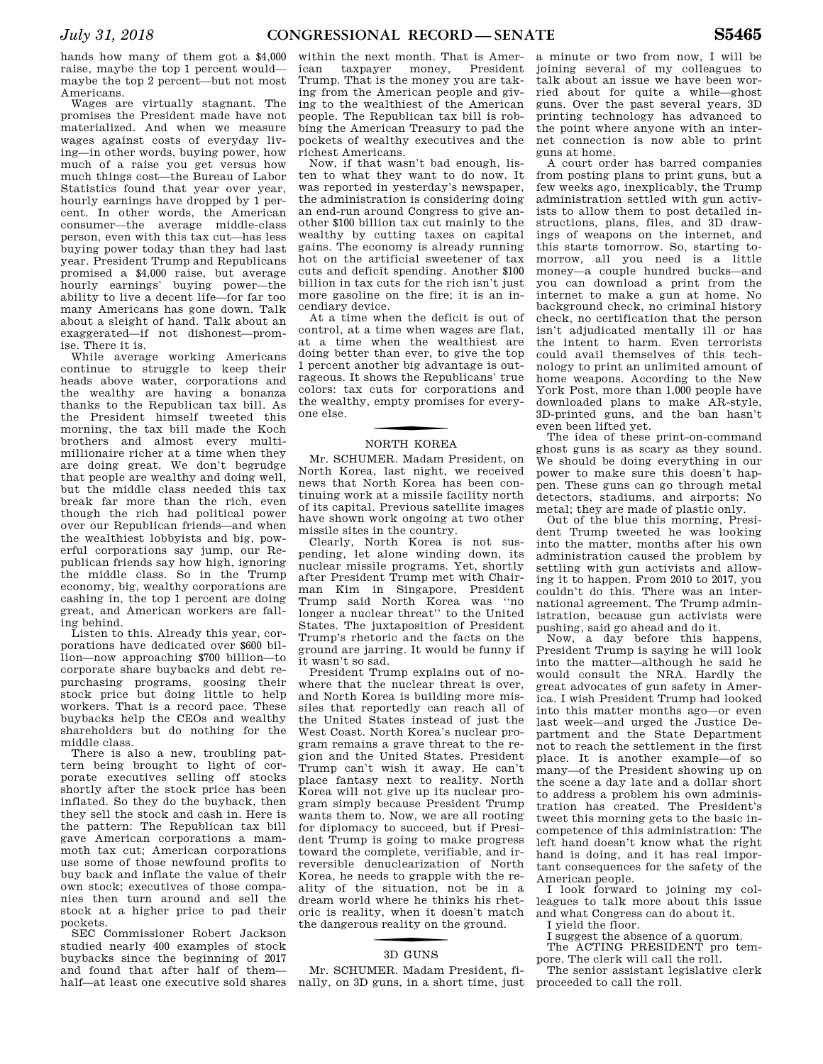hands how many of them got a $4,000 raise, maybe the top 1 percent would—maybe the top 2 percent—but not most Americans.

Wages are virtually stagnant. The promises the President made have not materialized. And when we measure wages against costs of everyday living—in other words, buying power, how much of a raise you get versus how much things cost—the Bureau of Labor Statistics found that year over year, hourly earnings have dropped by 1 percent. In other words, the American consumer—the average middle-class person, even with this tax cut—has less buying power today than they had last year. President Trump and Republicans promised a $4,000 raise, but average hourly earnings' buying power—the ability to live a decent life—for far too many Americans has gone down. Talk about a sleight of hand. Talk about an exaggerated—if not dishonest—promise. There it is.

While average working Americans continue to struggle to keep their heads above water, corporations and the wealthy are having a bonanza thanks to the Republican tax bill. As the President himself tweeted this morning, the tax bill made the Koch brothers and almost every multimillionaire richer at a time when they are doing great. We don't begrudge that people are wealthy and doing well, but the middle class needed this tax break far more than the rich, even though the rich had political power over our Republican friends—and when the wealthiest lobbyists and big, powerful corporations say jump, our Republican friends say how high, ignoring the middle class. So in the Trump economy, big, wealthy corporations are cashing in, the top 1 percent are doing great, and American workers are falling behind.

Listen to this. Already this year, corporations have dedicated over $600 billion—now approaching $700 billion—to corporate share buybacks and debt repurchasing programs, goosing their stock price but doing little to help workers. That is a record pace. These buybacks help the CEOs and wealthy shareholders but do nothing for the middle class.

There is also a new, troubling pattern being brought to light of corporate executives selling off stocks shortly after the stock price has been inflated. So they do the buyback, then they sell the stock and cash in. Here is the pattern: The Republican tax bill gave American corporations a mammoth tax cut; American corporations use some of those newfound profits to buy back and inflate the value of their own stock; executives of those companies then turn around and sell the stock at a higher price to pad their pockets.

SEC Commissioner Robert Jackson studied nearly 400 examples of stock buybacks since the beginning of 2017 and found that after half of them—half—at least one executive sold shares within the next month. That is American taxpayer money, President Trump. That is the money you are taking from the American people and giving to the wealthiest of the American people. The Republican tax bill is robbing the American Treasury to pad the pockets of wealthy executives and the richest Americans.

Now, if that wasn't bad enough, listen to what they want to do now. It was reported in yesterday's newspaper, the administration is considering doing an end-run around Congress to give another $100 billion tax cut mainly to the wealthy by cutting taxes on capital gains. The economy is already running hot on the artificial sweetener of tax cuts and deficit spending. Another $100 billion in tax cuts for the rich isn't just more gasoline on the fire; it is an incendiary device.

At a time when the deficit is out of control, at a time when wages are flat, at a time when the wealthiest are doing better than ever, to give the top 1 percent another big advantage is outrageous. It shows the Republicans' true colors: tax cuts for corporations and the wealthy, empty promises for everyone else.

## NORTH KOREA

Mr. SCHUMER. Madam President, on North Korea, last night, we received news that North Korea has been continuing work at a missile facility north of its capital. Previous satellite images have shown work ongoing at two other missile sites in the country.

Clearly, North Korea is not suspending, let alone winding down, its nuclear missile programs. Yet, shortly after President Trump met with Chairman Kim in Singapore, President Trump said North Korea was ''no longer a nuclear threat'' to the United States. The juxtaposition of President Trump's rhetoric and the facts on the ground are jarring. It would be funny if it wasn't so sad.

President Trump explains out of nowhere that the nuclear threat is over, and North Korea is building more missiles that reportedly can reach all of the United States instead of just the West Coast. North Korea's nuclear program remains a grave threat to the region and the United States. President Trump can't wish it away. He can't place fantasy next to reality. North Korea will not give up its nuclear program simply because President Trump wants them to. Now, we are all rooting for diplomacy to succeed, but if President Trump is going to make progress toward the complete, verifiable, and irreversible denuclearization of North Korea, he needs to grapple with the reality of the situation, not be in a dream world where he thinks his rhetoric is reality, when it doesn't match the dangerous reality on the ground.

## 3D GUNS

Mr. SCHUMER. Madam President, finally, on 3D guns, in a short time, just a minute or two from now, I will be joining several of my colleagues to talk about an issue we have been worried about for quite a while—ghost guns. Over the past several years, 3D printing technology has advanced to the point where anyone with an internet connection is now able to print guns at home.

A court order has barred companies from posting plans to print guns, but a few weeks ago, inexplicably, the Trump administration settled with gun activists to allow them to post detailed instructions, plans, files, and 3D drawings of weapons on the internet, and this starts tomorrow. So, starting tomorrow, all you need is a little money—a couple hundred bucks—and you can download a print from the internet to make a gun at home. No background check, no criminal history check, no certification that the person isn't adjudicated mentally ill or has the intent to harm. Even terrorists could avail themselves of this technology to print an unlimited amount of home weapons. According to the New York Post, more than 1,000 people have downloaded plans to make AR-style, 3D-printed guns, and the ban hasn't even been lifted yet.

The idea of these print-on-command ghost guns is as scary as they sound. We should be doing everything in our power to make sure this doesn't happen. These guns can go through metal detectors, stadiums, and airports: No metal; they are made of plastic only.

Out of the blue this morning, President Trump tweeted he was looking into the matter, months after his own administration caused the problem by settling with gun activists and allowing it to happen. From 2010 to 2017, you couldn't do this. There was an international agreement. The Trump administration, because gun activists were pushing, said go ahead and do it.

Now, a day before this happens, President Trump is saying he will look into the matter—although he said he would consult the NRA. Hardly the great advocates of gun safety in America. I wish President Trump had looked into this matter months ago—or even last week—and urged the Justice Department and the State Department not to reach the settlement in the first place. It is another example—of so many—of the President showing up on the scene a day late and a dollar short to address a problem his own administration has created. The President's tweet this morning gets to the basic incompetence of this administration: The left hand doesn't know what the right hand is doing, and it has real important consequences for the safety of the American people.

I look forward to joining my colleagues to talk more about this issue and what Congress can do about it.

I yield the floor.

I suggest the absence of a quorum.

The ACTING PRESIDENT pro tempore. The clerk will call the roll.

The senior assistant legislative clerk proceeded to call the roll.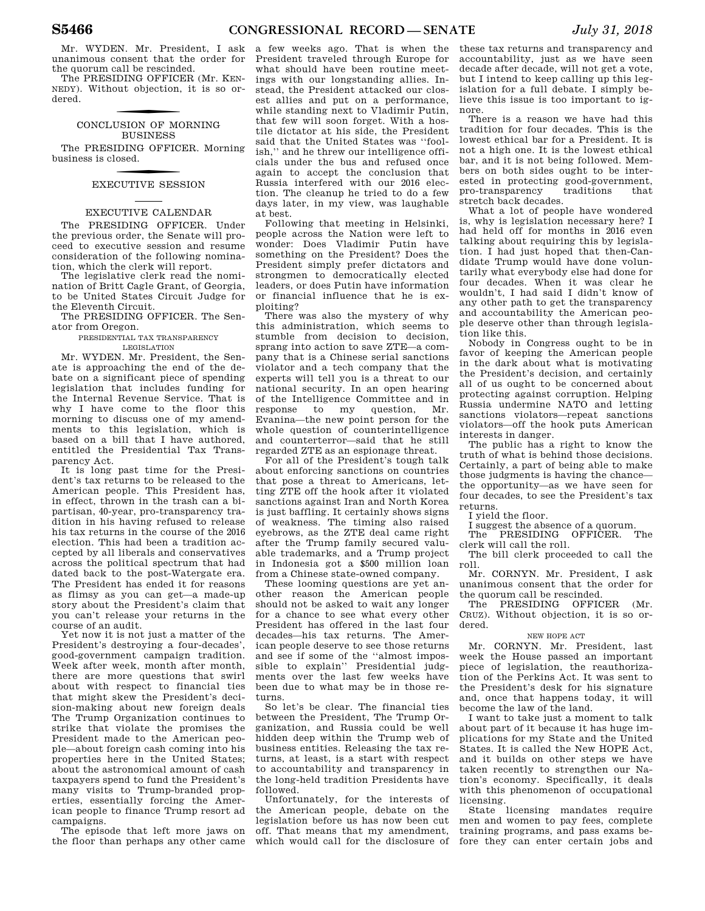Mr. WYDEN. Mr. President, I ask unanimous consent that the order for the quorum call be rescinded.

The PRESIDING OFFICER (Mr. KENNEDY). Without objection, it is so ordered.

## CONCLUSION OF MORNING BUSINESS

The PRESIDING OFFICER. Morning business is closed.

## EXECUTIVE SESSION

### EXECUTIVE CALENDAR

The PRESIDING OFFICER. Under the previous order, the Senate will proceed to executive session and resume consideration of the following nomination, which the clerk will report.

The legislative clerk read the nomination of Britt Cagle Grant, of Georgia, to be United States Circuit Judge for the Eleventh Circuit.

The PRESIDING OFFICER. The Senator from Oregon.

#### PRESIDENTIAL TAX TRANSPARENCY LEGISLATION

Mr. WYDEN. Mr. President, the Senate is approaching the end of the debate on a significant piece of spending legislation that includes funding for the Internal Revenue Service. That is why I have come to the floor this morning to discuss one of my amendments to this legislation, which is based on a bill that I have authored, entitled the Presidential Tax Transparency Act.

It is long past time for the President's tax returns to be released to the American people. This President has, in effect, thrown in the trash can a bipartisan, 40-year, pro-transparency tradition in his having refused to release his tax returns in the course of the 2016 election. This had been a tradition accepted by all liberals and conservatives across the political spectrum that had dated back to the post-Watergate era. The President has ended it for reasons as flimsy as you can get—a made-up story about the President's claim that you can't release your returns in the course of an audit.

Yet now it is not just a matter of the President's destroying a four-decades', good-government campaign tradition. Week after week, month after month, there are more questions that swirl about with respect to financial ties that might skew the President's decision-making about new foreign deals The Trump Organization continues to strike that violate the promises the President made to the American people—about foreign cash coming into his properties here in the United States; about the astronomical amount of cash taxpayers spend to fund the President's many visits to Trump-branded properties, essentially forcing the American people to finance Trump resort ad campaigns.

The episode that left more jaws on the floor than perhaps any other came a few weeks ago. That is when the President traveled through Europe for what should have been routine meetings with our longstanding allies. Instead, the President attacked our closest allies and put on a performance, while standing next to Vladimir Putin, that few will soon forget. With a hostile dictator at his side, the President said that the United States was ''foolish,'' and he threw our intelligence officials under the bus and refused once again to accept the conclusion that Russia interfered with our 2016 election. The cleanup he tried to do a few days later, in my view, was laughable at best.

Following that meeting in Helsinki, people across the Nation were left to wonder: Does Vladimir Putin have something on the President? Does the President simply prefer dictators and strongmen to democratically elected leaders, or does Putin have information or financial influence that he is exploiting?

There was also the mystery of why this administration, which seems to stumble from decision to decision, sprang into action to save ZTE—a company that is a Chinese serial sanctions violator and a tech company that the experts will tell you is a threat to our national security. In an open hearing of the Intelligence Committee and in response to my question, Mr. Evanina—the new point person for the whole question of counterintelligence and counterterror—said that he still regarded ZTE as an espionage threat.

For all of the President's tough talk about enforcing sanctions on countries that pose a threat to Americans, letting ZTE off the hook after it violated sanctions against Iran and North Korea is just baffling. It certainly shows signs of weakness. The timing also raised eyebrows, as the ZTE deal came right after the Trump family secured valuable trademarks, and a Trump project in Indonesia got a $500 million loan from a Chinese state-owned company.

These looming questions are yet another reason the American people should not be asked to wait any longer for a chance to see what every other President has offered in the last four decades—his tax returns. The American people deserve to see those returns and see if some of the ''almost impossible to explain'' Presidential judgments over the last few weeks have been due to what may be in those returns.

So let's be clear. The financial ties between the President, The Trump Organization, and Russia could be well hidden deep within the Trump web of business entities. Releasing the tax returns, at least, is a start with respect to accountability and transparency in the long-held tradition Presidents have followed.

Unfortunately, for the interests of the American people, debate on the legislation before us has now been cut off. That means that my amendment, which would call for the disclosure of these tax returns and transparency and accountability, just as we have seen decade after decade, will not get a vote, but I intend to keep calling up this legislation for a full debate. I simply believe this issue is too important to ignore.

There is a reason we have had this tradition for four decades. This is the lowest ethical bar for a President. It is not a high one. It is the lowest ethical bar, and it is not being followed. Members on both sides ought to be interested in protecting good-government, pro-transparency traditions that stretch back decades.

What a lot of people have wondered is, why is legislation necessary here? I had held off for months in 2016 even talking about requiring this by legislation. I had just hoped that then-Candidate Trump would have done voluntarily what everybody else had done for four decades. When it was clear he wouldn't, I had said I didn't know of any other path to get the transparency and accountability the American people deserve other than through legislation like this.

Nobody in Congress ought to be in favor of keeping the American people in the dark about what is motivating the President's decision, and certainly all of us ought to be concerned about protecting against corruption. Helping Russia undermine NATO and letting sanctions violators—repeat sanctions violators—off the hook puts American interests in danger.

The public has a right to know the truth of what is behind those decisions. Certainly, a part of being able to make those judgments is having the chance—the opportunity—as we have seen for four decades, to see the President's tax returns.

I yield the floor.

I suggest the absence of a quorum.

The PRESIDING OFFICER. The clerk will call the roll.

The bill clerk proceeded to call the roll.

Mr. CORNYN. Mr. President, I ask unanimous consent that the order for the quorum call be rescinded.

The PRESIDING OFFICER (Mr. CRUZ). Without objection, it is so ordered.

#### NEW HOPE ACT

Mr. CORNYN. Mr. President, last week the House passed an important piece of legislation, the reauthorization of the Perkins Act. It was sent to the President's desk for his signature and, once that happens today, it will become the law of the land.

I want to take just a moment to talk about part of it because it has huge implications for my State and the United States. It is called the New HOPE Act, and it builds on other steps we have taken recently to strengthen our Nation's economy. Specifically, it deals with this phenomenon of occupational licensing.

State licensing mandates require men and women to pay fees, complete training programs, and pass exams before they can enter certain jobs and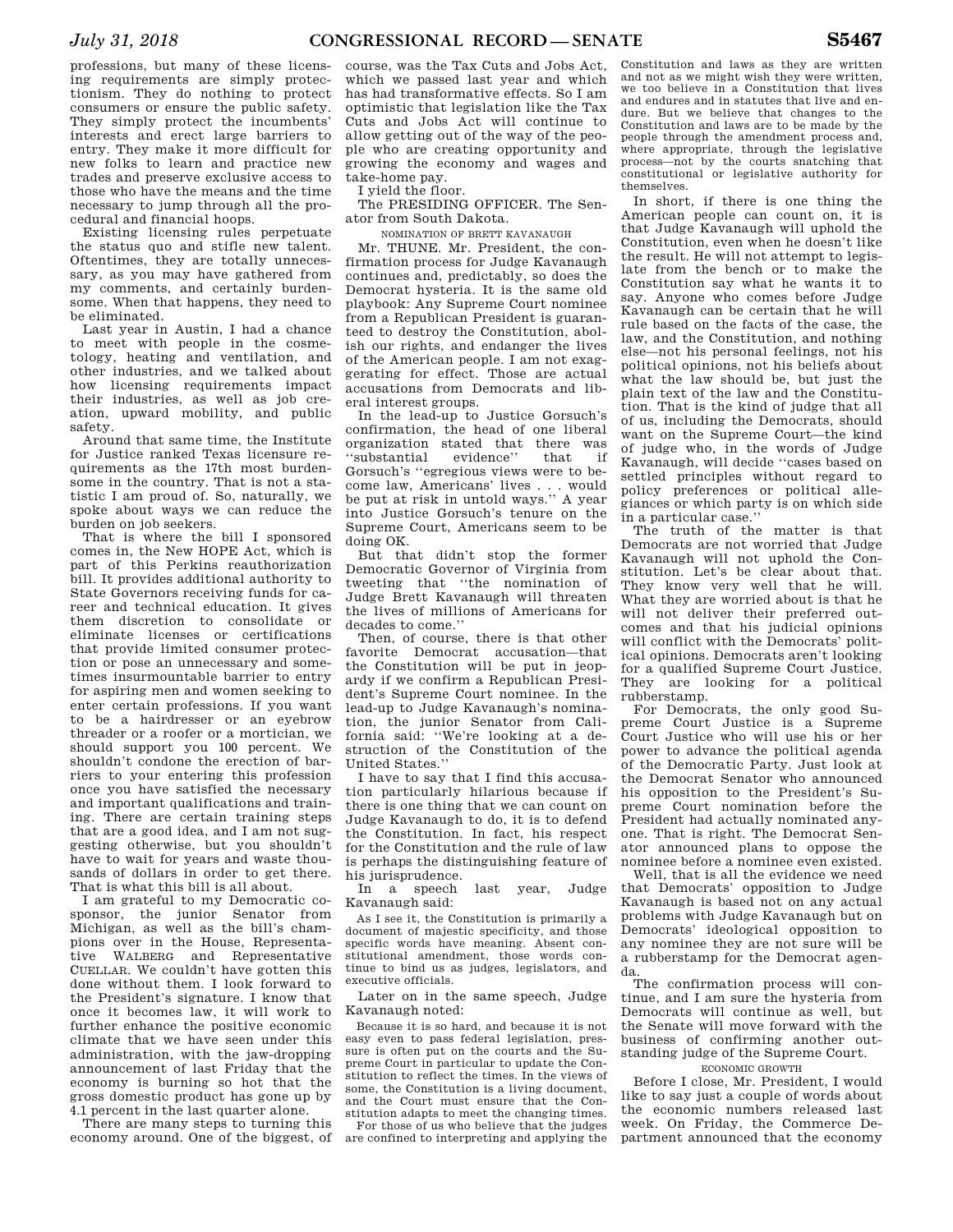professions, but many of these licensing requirements are simply protectionism. They do nothing to protect consumers or ensure the public safety. They simply protect the incumbents' interests and erect large barriers to entry. They make it more difficult for new folks to learn and practice new trades and preserve exclusive access to those who have the means and the time necessary to jump through all the procedural and financial hoops.

Existing licensing rules perpetuate the status quo and stifle new talent. Oftentimes, they are totally unnecessary, as you may have gathered from my comments, and certainly burdensome. When that happens, they need to be eliminated.

Last year in Austin, I had a chance to meet with people in the cosmetology, heating and ventilation, and other industries, and we talked about how licensing requirements impact their industries, as well as job creation, upward mobility, and public safety.

Around that same time, the Institute for Justice ranked Texas licensure requirements as the 17th most burdensome in the country. That is not a statistic I am proud of. So, naturally, we spoke about ways we can reduce the burden on job seekers.

That is where the bill I sponsored comes in, the New HOPE Act, which is part of this Perkins reauthorization bill. It provides additional authority to State Governors receiving funds for career and technical education. It gives them discretion to consolidate or eliminate licenses or certifications that provide limited consumer protection or pose an unnecessary and sometimes insurmountable barrier to entry for aspiring men and women seeking to enter certain professions. If you want to be a hairdresser or an eyebrow threader or a roofer or a mortician, we should support you 100 percent. We shouldn't condone the erection of barriers to your entering this profession once you have satisfied the necessary and important qualifications and training. There are certain training steps that are a good idea, and I am not suggesting otherwise, but you shouldn't have to wait for years and waste thousands of dollars in order to get there. That is what this bill is all about.

I am grateful to my Democratic cosponsor, the junior Senator from Michigan, as well as the bill's champions over in the House, Representative WALBERG and Representative CUELLAR. We couldn't have gotten this done without them. I look forward to the President's signature. I know that once it becomes law, it will work to further enhance the positive economic climate that we have seen under this administration, with the jaw-dropping announcement of last Friday that the economy is burning so hot that the gross domestic product has gone up by 4.1 percent in the last quarter alone.

There are many steps to turning this economy around. One of the biggest, of course, was the Tax Cuts and Jobs Act, which we passed last year and which has had transformative effects. So I am optimistic that legislation like the Tax Cuts and Jobs Act will continue to allow getting out of the way of the people who are creating opportunity and growing the economy and wages and take-home pay.

I yield the floor.

The PRESIDING OFFICER. The Senator from South Dakota.

## NOMINATION OF BRETT KAVANAUGH

Mr. THUNE. Mr. President, the confirmation process for Judge Kavanaugh continues and, predictably, so does the Democrat hysteria. It is the same old playbook: Any Supreme Court nominee from a Republican President is guaranteed to destroy the Constitution, abolish our rights, and endanger the lives of the American people. I am not exaggerating for effect. Those are actual accusations from Democrats and liberal interest groups.

In the lead-up to Justice Gorsuch's confirmation, the head of one liberal organization stated that there was ''substantial evidence'' that if Gorsuch's ''egregious views were to become law, Americans' lives . . . would be put at risk in untold ways.'' A year into Justice Gorsuch's tenure on the Supreme Court, Americans seem to be doing OK.

But that didn't stop the former Democratic Governor of Virginia from tweeting that ''the nomination of Judge Brett Kavanaugh will threaten the lives of millions of Americans for decades to come.''

Then, of course, there is that other favorite Democrat accusation—that the Constitution will be put in jeopardy if we confirm a Republican President's Supreme Court nominee. In the lead-up to Judge Kavanaugh's nomination, the junior Senator from California said: ''We're looking at a destruction of the Constitution of the United States.''

I have to say that I find this accusation particularly hilarious because if there is one thing that we can count on Judge Kavanaugh to do, it is to defend the Constitution. In fact, his respect for the Constitution and the rule of law is perhaps the distinguishing feature of his jurisprudence.

In a speech last year, Judge Kavanaugh said:

> As I see it, the Constitution is primarily a document of majestic specificity, and those specific words have meaning. Absent constitutional amendment, those words continue to bind us as judges, legislators, and executive officials.

Later on in the same speech, Judge Kavanaugh noted:

> Because it is so hard, and because it is not easy even to pass federal legislation, pressure is often put on the courts and the Supreme Court in particular to update the Constitution to reflect the times. In the views of some, the Constitution is a living document, and the Court must ensure that the Constitution adapts to meet the changing times.
>
> For those of us who believe that the judges are confined to interpreting and applying the Constitution and laws as they are written and not as we might wish they were written, we too believe in a Constitution that lives and endures and in statutes that live and endure. But we believe that changes to the Constitution and laws are to be made by the people through the amendment process and, where appropriate, through the legislative process—not by the courts snatching that constitutional or legislative authority for themselves.

In short, if there is one thing the American people can count on, it is that Judge Kavanaugh will uphold the Constitution, even when he doesn't like the result. He will not attempt to legislate from the bench or to make the Constitution say what he wants it to say. Anyone who comes before Judge Kavanaugh can be certain that he will rule based on the facts of the case, the law, and the Constitution, and nothing else—not his personal feelings, not his political opinions, not his beliefs about what the law should be, but just the plain text of the law and the Constitution. That is the kind of judge that all of us, including the Democrats, should want on the Supreme Court—the kind of judge who, in the words of Judge Kavanaugh, will decide ''cases based on settled principles without regard to policy preferences or political allegiances or which party is on which side in a particular case.''

The truth of the matter is that Democrats are not worried that Judge Kavanaugh will not uphold the Constitution. Let's be clear about that. They know very well that he will. What they are worried about is that he will not deliver their preferred outcomes and that his judicial opinions will conflict with the Democrats' political opinions. Democrats aren't looking for a qualified Supreme Court Justice. They are looking for a political rubberstamp.

For Democrats, the only good Supreme Court Justice is a Supreme Court Justice who will use his or her power to advance the political agenda of the Democratic Party. Just look at the Democrat Senator who announced his opposition to the President's Supreme Court nomination before the President had actually nominated anyone. That is right. The Democrat Senator announced plans to oppose the nominee before a nominee even existed.

Well, that is all the evidence we need that Democrats' opposition to Judge Kavanaugh is based not on any actual problems with Judge Kavanaugh but on Democrats' ideological opposition to any nominee they are not sure will be a rubberstamp for the Democrat agenda.

The confirmation process will continue, and I am sure the hysteria from Democrats will continue as well, but the Senate will move forward with the business of confirming another outstanding judge of the Supreme Court.

## ECONOMIC GROWTH

Before I close, Mr. President, I would like to say just a couple of words about the economic numbers released last week. On Friday, the Commerce Department announced that the economy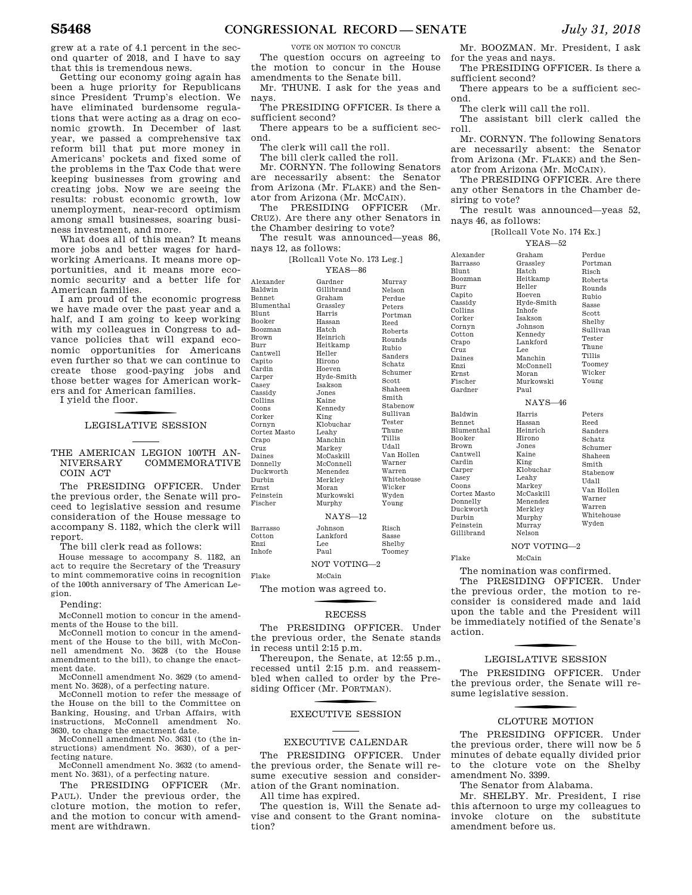grew at a rate of 4.1 percent in the second quarter of 2018, and I have to say that this is tremendous news.

Getting our economy going again has been a huge priority for Republicans since President Trump's election. We have eliminated burdensome regulations that were acting as a drag on economic growth. In December of last year, we passed a comprehensive tax reform bill that put more money in Americans' pockets and fixed some of the problems in the Tax Code that were keeping businesses from growing and creating jobs. Now we are seeing the results: robust economic growth, low unemployment, near-record optimism among small businesses, soaring business investment, and more.

What does all of this mean? It means more jobs and better wages for hardworking Americans. It means more opportunities, and it means more economic security and a better life for American families.

I am proud of the economic progress we have made over the past year and a half, and I am going to keep working with my colleagues in Congress to advance policies that will expand economic opportunities for Americans even further so that we can continue to create those good-paying jobs and those better wages for American workers and for American families.

I yield the floor.

## LEGISLATIVE SESSION

### THE AMERICAN LEGION 100TH ANNIVERSARY COMMEMORATIVE COIN ACT

The PRESIDING OFFICER. Under the previous order, the Senate will proceed to legislative session and resume consideration of the House message to accompany S. 1182, which the clerk will report.

The bill clerk read as follows:

House message to accompany S. 1182, an act to require the Secretary of the Treasury to mint commemorative coins in recognition of the 100th anniversary of The American Legion.

Pending:

McConnell motion to concur in the amendments of the House to the bill.

McConnell motion to concur in the amendment of the House to the bill, with McConnell amendment No. 3628 (to the House amendment to the bill), to change the enactment date.

McConnell amendment No. 3629 (to amendment No. 3628), of a perfecting nature.

McConnell motion to refer the message of the House on the bill to the Committee on Banking, Housing, and Urban Affairs, with instructions, McConnell amendment No. 3630, to change the enactment date.

McConnell amendment No. 3631 (to the instructions) amendment No. 3630), of a perfecting nature.

McConnell amendment No. 3632 (to amendment No. 3631), of a perfecting nature.

The PRESIDING OFFICER (Mr. PAUL). Under the previous order, the cloture motion, the motion to refer, and the motion to concur with amendment are withdrawn.

VOTE ON MOTION TO CONCUR

The question occurs on agreeing to the motion to concur in the House amendments to the Senate bill.

Mr. THUNE. I ask for the yeas and nays.

The PRESIDING OFFICER. Is there a sufficient second?

There appears to be a sufficient second.

The clerk will call the roll.

The bill clerk called the roll.

Mr. CORNYN. The following Senators are necessarily absent: the Senator from Arizona (Mr. FLAKE) and the Senator from Arizona (Mr. MCCAIN).

The PRESIDING OFFICER (Mr. CRUZ). Are there any other Senators in the Chamber desiring to vote?

The result was announced—yeas 86, nays 12, as follows:

[Rollcall Vote No. 173 Leg.]

YEAS—86

| | | |
|---|---|---|
| Alexander | Gardner | Murray |
| Baldwin | Gillibrand | Nelson |
| Bennet | Graham | Perdue |
| Blumenthal | Grassley | Peters |
| Blunt | Harris | Portman |
| Booker | Hassan | Reed |
| Boozman | Hatch | Roberts |
| Brown | Heinrich | Rounds |
| Burr | Heitkamp | Rubio |
| Cantwell | Heller | Sanders |
| Capito | Hirono | Schatz |
| Cardin | Hoeven | Schumer |
| Carper | Hyde-Smith | Scott |
| Casey | Isakson | Shaheen |
| Cassidy | Jones | Smith |
| Collins | Kaine | Stabenow |
| Coons | Kennedy | Sullivan |
| Corker | King | Tester |
| Cornyn | Klobuchar | Thune |
| Cortez Masto | Leahy | Tillis |
| Crapo | Manchin | Udall |
| Cruz | Markey | Van Hollen |
| Daines | McCaskill | Warner |
| Donnelly | McConnell | Warren |
| Duckworth | Menendez | Whitehouse |
| Durbin | Merkley | Wicker |
| Ernst | Moran | Wyden |
| Feinstein | Murkowski | Young |
| Fischer | Murphy | |

NAYS—12

| | | |
|---|---|---|
| Barrasso | Johnson | Risch |
| Cotton | Lankford | Sasse |
| Enzi | Lee | Shelby |
| Inhofe | Paul | Toomey |

NOT VOTING—2

| | |
|---|---|
| Flake | McCain |

The motion was agreed to.

## RECESS

The PRESIDING OFFICER. Under the previous order, the Senate stands in recess until 2:15 p.m.

Thereupon, the Senate, at 12:55 p.m., recessed until 2:15 p.m. and reassembled when called to order by the Presiding Officer (Mr. PORTMAN).

## EXECUTIVE SESSION

### EXECUTIVE CALENDAR

The PRESIDING OFFICER. Under the previous order, the Senate will resume executive session and consideration of the Grant nomination.

All time has expired.

The question is, Will the Senate advise and consent to the Grant nomination?

Mr. BOOZMAN. Mr. President, I ask for the yeas and nays.

The PRESIDING OFFICER. Is there a sufficient second?

There appears to be a sufficient second.

The clerk will call the roll.

The assistant bill clerk called the roll.

Mr. CORNYN. The following Senators are necessarily absent: the Senator from Arizona (Mr. FLAKE) and the Senator from Arizona (Mr. MCCAIN).

The PRESIDING OFFICER. Are there any other Senators in the Chamber desiring to vote?

The result was announced—yeas 52, nays 46, as follows:

[Rollcall Vote No. 174 Ex.]

YEAS—52

| | | |
|---|---|---|
| Alexander | Graham | Perdue |
| Barrasso | Grassley | Portman |
| Blunt | Hatch | Risch |
| Boozman | Heitkamp | Roberts |
| Burr | Heller | Rounds |
| Capito | Hoeven | Rubio |
| Cassidy | Hyde-Smith | Sasse |
| Collins | Inhofe | Scott |
| Corker | Isakson | Shelby |
| Cornyn | Johnson | Sullivan |
| Cotton | Kennedy | Tester |
| Crapo | Lankford | Thune |
| Cruz | Lee | Tillis |
| Daines | Manchin | Toomey |
| Enzi | McConnell | Wicker |
| Ernst | Moran | Young |
| Fischer | Murkowski | |
| Gardner | Paul | |

NAYS—46

| | | |
|---|---|---|
| Baldwin | Harris | Peters |
| Bennet | Hassan | Reed |
| Blumenthal | Heinrich | Sanders |
| Booker | Hirono | Schatz |
| Brown | Jones | Schumer |
| Cantwell | Kaine | Shaheen |
| Cardin | King | Smith |
| Carper | Klobuchar | Stabenow |
| Casey | Leahy | Udall |
| Coons | Markey | Van Hollen |
| Cortez Masto | McCaskill | Warner |
| Donnelly | Menendez | Warren |
| Duckworth | Merkley | Whitehouse |
| Durbin | Murphy | Wyden |
| Feinstein | Murray | |
| Gillibrand | Nelson | |

NOT VOTING—2

| | |
|---|---|
| Flake | McCain |

The nomination was confirmed.

The PRESIDING OFFICER. Under the previous order, the motion to reconsider is considered made and laid upon the table and the President will be immediately notified of the Senate's action.

## LEGISLATIVE SESSION

The PRESIDING OFFICER. Under the previous order, the Senate will resume legislative session.

## CLOTURE MOTION

The PRESIDING OFFICER. Under the previous order, there will now be 5 minutes of debate equally divided prior to the cloture vote on the Shelby amendment No. 3399.

The Senator from Alabama.

Mr. SHELBY. Mr. President, I rise this afternoon to urge my colleagues to invoke cloture on the substitute amendment before us.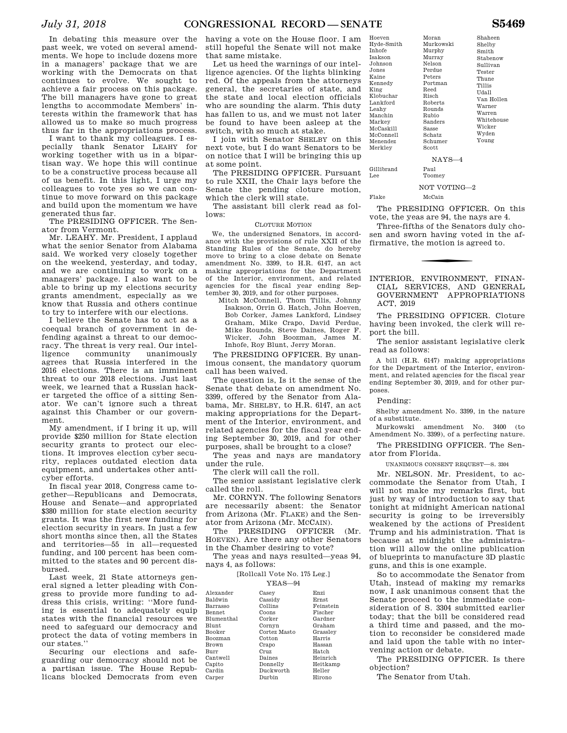In debating this measure over the past week, we voted on several amendments. We hope to include dozens more in a managers' package that we are working with the Democrats on that continues to evolve. We sought to achieve a fair process on this package. The bill managers have gone to great lengths to accommodate Members' interests within the framework that has allowed us to make so much progress thus far in the appropriations process.

I want to thank my colleagues. I especially thank Senator LEAHY for working together with us in a bipartisan way. We hope this will continue to be a constructive process because all of us benefit. In this light, I urge my colleagues to vote yes so we can continue to move forward on this package and build upon the momentum we have generated thus far.

The PRESIDING OFFICER. The Senator from Vermont.

Mr. LEAHY. Mr. President, I applaud what the senior Senator from Alabama said. We worked very closely together on the weekend, yesterday, and today, and we are continuing to work on a managers' package. I also want to be able to bring up my elections security grants amendment, especially as we know that Russia and others continue to try to interfere with our elections.

I believe the Senate has to act as a coequal branch of government in defending against a threat to our democracy. The threat is very real. Our intelligence community unanimously agrees that Russia interfered in the 2016 elections. There is an imminent threat to our 2018 elections. Just last week, we learned that a Russian hacker targeted the office of a sitting Senator. We can't ignore such a threat against this Chamber or our government.

My amendment, if I bring it up, will provide $250 million for State election security grants to protect our elections. It improves election cyber security, replaces outdated election data equipment, and undertakes other anticyber efforts.

In fiscal year 2018, Congress came together—Republicans and Democrats, House and Senate—and appropriated $380 million for state election security grants. It was the first new funding for election security in years. In just a few short months since then, all the States and territories—55 in all—requested funding, and 100 percent has been committed to the states and 90 percent disbursed.

Last week, 21 State attorneys general signed a letter pleading with Congress to provide more funding to address this crisis, writing: ''More funding is essential to adequately equip states with the financial resources we need to safeguard our democracy and protect the data of voting members in our states.''

Securing our elections and safeguarding our democracy should not be a partisan issue. The House Republicans blocked Democrats from even having a vote on the House floor. I am still hopeful the Senate will not make that same mistake.

Let us heed the warnings of our intelligence agencies. Of the lights blinking red. Of the appeals from the attorneys general, the secretaries of state, and the state and local election officials who are sounding the alarm. This duty has fallen to us, and we must not later be found to have been asleep at the switch, with so much at stake.

I join with Senator SHELBY on this next vote, but I do want Senators to be on notice that I will be bringing this up at some point.

The PRESIDING OFFICER. Pursuant to rule XXII, the Chair lays before the Senate the pending cloture motion, which the clerk will state.

The assistant bill clerk read as follows:

CLOTURE MOTION

We, the undersigned Senators, in accordance with the provisions of rule XXII of the Standing Rules of the Senate, do hereby move to bring to a close debate on Senate amendment No. 3399, to H.R. 6147, an act making appropriations for the Department of the Interior, environment, and related agencies for the fiscal year ending September 30, 2019, and for other purposes.

Mitch McConnell, Thom Tillis, Johnny Isakson, Orrin G. Hatch, John Hoeven, Bob Corker, James Lankford, Lindsey Graham, Mike Crapo, David Perdue, Mike Rounds, Steve Daines, Roger F. Wicker, John Boozman, James M. Inhofe, Roy Blunt, Jerry Moran.

The PRESIDING OFFICER. By unanimous consent, the mandatory quorum call has been waived.

The question is, Is it the sense of the Senate that debate on amendment No. 3399, offered by the Senator from Alabama, Mr. SHELBY, to H.R. 6147, an act making appropriations for the Department of the Interior, environment, and related agencies for the fiscal year ending September 30, 2019, and for other purposes, shall be brought to a close?

The yeas and nays are mandatory under the rule.

The clerk will call the roll.

The senior assistant legislative clerk called the roll.

Mr. CORNYN. The following Senators are necessarily absent: the Senator from Arizona (Mr. FLAKE) and the Senator from Arizona (Mr. MCCAIN).

The PRESIDING OFFICER (Mr. HOEVEN). Are there any other Senators in the Chamber desiring to vote?

The yeas and nays resulted—yeas 94, nays 4, as follows:

[Rollcall Vote No. 175 Leg.]

YEAS—94

Alexander, Baldwin, Barrasso, Bennet, Blumenthal, Blunt, Booker, Boozman, Brown, Burr, Cantwell, Capito, Cardin, Carper, Casey, Cassidy, Collins, Coons, Corker, Cornyn, Cortez Masto, Cotton, Crapo, Cruz, Daines, Donnelly, Duckworth, Durbin, Enzi, Ernst, Feinstein, Fischer, Gardner, Graham, Grassley, Harris, Hassan, Hatch, Heinrich, Heitkamp, Heller, Hirono, Hoeven, Hyde-Smith, Inhofe, Isakson, Johnson, Jones, Kaine, Kennedy, King, Klobuchar, Lankford, Leahy, Manchin, Markey, McCaskill, McConnell, Menendez, Merkley, Moran, Murkowski, Murphy, Murray, Nelson, Perdue, Peters, Portman, Reed, Risch, Roberts, Rounds, Rubio, Sanders, Sasse, Schatz, Schumer, Scott, Shaheen, Shelby, Smith, Stabenow, Sullivan, Tester, Thune, Tillis, Udall, Van Hollen, Warner, Warren, Whitehouse, Wicker, Wyden, Young

NAYS—4

Gillibrand, Lee, Paul, Toomey

NOT VOTING—2

Flake, McCain

The PRESIDING OFFICER. On this vote, the yeas are 94, the nays are 4.

Three-fifths of the Senators duly chosen and sworn having voted in the affirmative, the motion is agreed to.

## INTERIOR, ENVIRONMENT, FINANCIAL SERVICES, AND GENERAL GOVERNMENT APPROPRIATIONS ACT, 2019

The PRESIDING OFFICER. Cloture having been invoked, the clerk will report the bill.

The senior assistant legislative clerk read as follows:

A bill (H.R. 6147) making appropriations for the Department of the Interior, environment, and related agencies for the fiscal year ending September 30, 2019, and for other purposes.

Pending:

Shelby amendment No. 3399, in the nature of a substitute.

Murkowski amendment No. 3400 (to Amendment No. 3399), of a perfecting nature.

The PRESIDING OFFICER. The Senator from Florida.

UNANIMOUS CONSENT REQUEST—S. 3304

Mr. NELSON. Mr. President, to accommodate the Senator from Utah, I will not make my remarks first, but just by way of introduction to say that tonight at midnight American national security is going to be irreversibly weakened by the actions of President Trump and his administration. That is because at midnight the administration will allow the online publication of blueprints to manufacture 3D plastic guns, and this is one example.

So to accommodate the Senator from Utah, instead of making my remarks now, I ask unanimous consent that the Senate proceed to the immediate consideration of S. 3304 submitted earlier today; that the bill be considered read a third time and passed, and the motion to reconsider be considered made and laid upon the table with no intervening action or debate.

The PRESIDING OFFICER. Is there objection?

The Senator from Utah.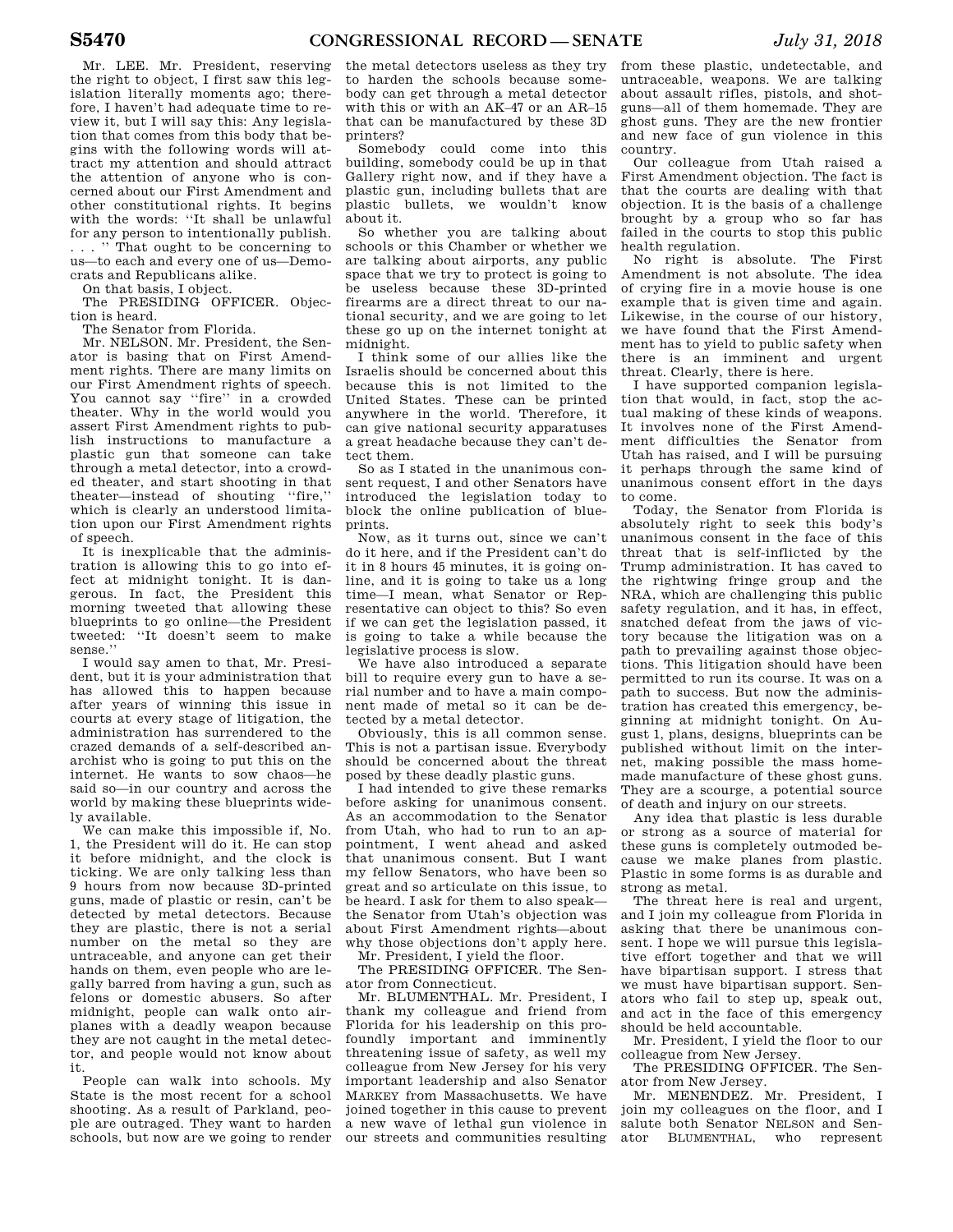Mr. LEE. Mr. President, reserving the right to object, I first saw this legislation literally moments ago; therefore, I haven't had adequate time to review it, but I will say this: Any legislation that comes from this body that begins with the following words will attract my attention and should attract the attention of anyone who is concerned about our First Amendment and other constitutional rights. It begins with the words: ''It shall be unlawful for any person to intentionally publish. . . . '' That ought to be concerning to us—to each and every one of us—Democrats and Republicans alike.

On that basis, I object.

The PRESIDING OFFICER. Objection is heard.

The Senator from Florida.

Mr. NELSON. Mr. President, the Senator is basing that on First Amendment rights. There are many limits on our First Amendment rights of speech. You cannot say ''fire'' in a crowded theater. Why in the world would you assert First Amendment rights to publish instructions to manufacture a plastic gun that someone can take through a metal detector, into a crowded theater, and start shooting in that theater—instead of shouting ''fire,'' which is clearly an understood limitation upon our First Amendment rights of speech.

It is inexplicable that the administration is allowing this to go into effect at midnight tonight. It is dangerous. In fact, the President this morning tweeted that allowing these blueprints to go online—the President tweeted: ''It doesn't seem to make sense.''

I would say amen to that, Mr. President, but it is your administration that has allowed this to happen because after years of winning this issue in courts at every stage of litigation, the administration has surrendered to the crazed demands of a self-described anarchist who is going to put this on the internet. He wants to sow chaos—he said so—in our country and across the world by making these blueprints widely available.

We can make this impossible if, No. 1, the President will do it. He can stop it before midnight, and the clock is ticking. We are only talking less than 9 hours from now because 3D-printed guns, made of plastic or resin, can't be detected by metal detectors. Because they are plastic, there is not a serial number on the metal so they are untraceable, and anyone can get their hands on them, even people who are legally barred from having a gun, such as felons or domestic abusers. So after midnight, people can walk onto airplanes with a deadly weapon because they are not caught in the metal detector, and people would not know about it.

People can walk into schools. My State is the most recent for a school shooting. As a result of Parkland, people are outraged. They want to harden schools, but now are we going to render the metal detectors useless as they try to harden the schools because somebody can get through a metal detector with this or with an AK–47 or an AR–15 that can be manufactured by these 3D printers?

Somebody could come into this building, somebody could be up in that Gallery right now, and if they have a plastic gun, including bullets that are plastic bullets, we wouldn't know about it.

So whether you are talking about schools or this Chamber or whether we are talking about airports, any public space that we try to protect is going to be useless because these 3D-printed firearms are a direct threat to our national security, and we are going to let these go up on the internet tonight at midnight.

I think some of our allies like the Israelis should be concerned about this because this is not limited to the United States. These can be printed anywhere in the world. Therefore, it can give national security apparatuses a great headache because they can't detect them.

So as I stated in the unanimous consent request, I and other Senators have introduced the legislation today to block the online publication of blueprints.

Now, as it turns out, since we can't do it here, and if the President can't do it in 8 hours 45 minutes, it is going online, and it is going to take us a long time—I mean, what Senator or Representative can object to this? So even if we can get the legislation passed, it is going to take a while because the legislative process is slow.

We have also introduced a separate bill to require every gun to have a serial number and to have a main component made of metal so it can be detected by a metal detector.

Obviously, this is all common sense. This is not a partisan issue. Everybody should be concerned about the threat posed by these deadly plastic guns.

I had intended to give these remarks before asking for unanimous consent. As an accommodation to the Senator from Utah, who had to run to an appointment, I went ahead and asked that unanimous consent. But I want my fellow Senators, who have been so great and so articulate on this issue, to be heard. I ask for them to also speak—the Senator from Utah's objection was about First Amendment rights—about why those objections don't apply here.

Mr. President, I yield the floor.

The PRESIDING OFFICER. The Senator from Connecticut.

Mr. BLUMENTHAL. Mr. President, I thank my colleague and friend from Florida for his leadership on this profoundly important and imminently threatening issue of safety, as well my colleague from New Jersey for his very important leadership and also Senator MARKEY from Massachusetts. We have joined together in this cause to prevent a new wave of lethal gun violence in our streets and communities resulting from these plastic, undetectable, and untraceable, weapons. We are talking about assault rifles, pistols, and shotguns—all of them homemade. They are ghost guns. They are the new frontier and new face of gun violence in this country.

Our colleague from Utah raised a First Amendment objection. The fact is that the courts are dealing with that objection. It is the basis of a challenge brought by a group who so far has failed in the courts to stop this public health regulation.

No right is absolute. The First Amendment is not absolute. The idea of crying fire in a movie house is one example that is given time and again. Likewise, in the course of our history, we have found that the First Amendment has to yield to public safety when there is an imminent and urgent threat. Clearly, there is here.

I have supported companion legislation that would, in fact, stop the actual making of these kinds of weapons. It involves none of the First Amendment difficulties the Senator from Utah has raised, and I will be pursuing it perhaps through the same kind of unanimous consent effort in the days to come.

Today, the Senator from Florida is absolutely right to seek this body's unanimous consent in the face of this threat that is self-inflicted by the Trump administration. It has caved to the rightwing fringe group and the NRA, which are challenging this public safety regulation, and it has, in effect, snatched defeat from the jaws of victory because the litigation was on a path to prevailing against those objections. This litigation should have been permitted to run its course. It was on a path to success. But now the administration has created this emergency, beginning at midnight tonight. On August 1, plans, designs, blueprints can be published without limit on the internet, making possible the mass homemade manufacture of these ghost guns. They are a scourge, a potential source of death and injury on our streets.

Any idea that plastic is less durable or strong as a source of material for these guns is completely outmoded because we make planes from plastic. Plastic in some forms is as durable and strong as metal.

The threat here is real and urgent, and I join my colleague from Florida in asking that there be unanimous consent. I hope we will pursue this legislative effort together and that we will have bipartisan support. I stress that we must have bipartisan support. Senators who fail to step up, speak out, and act in the face of this emergency should be held accountable.

Mr. President, I yield the floor to our colleague from New Jersey.

The PRESIDING OFFICER. The Senator from New Jersey.

Mr. MENENDEZ. Mr. President, I join my colleagues on the floor, and I salute both Senator NELSON and Senator BLUMENTHAL, who represent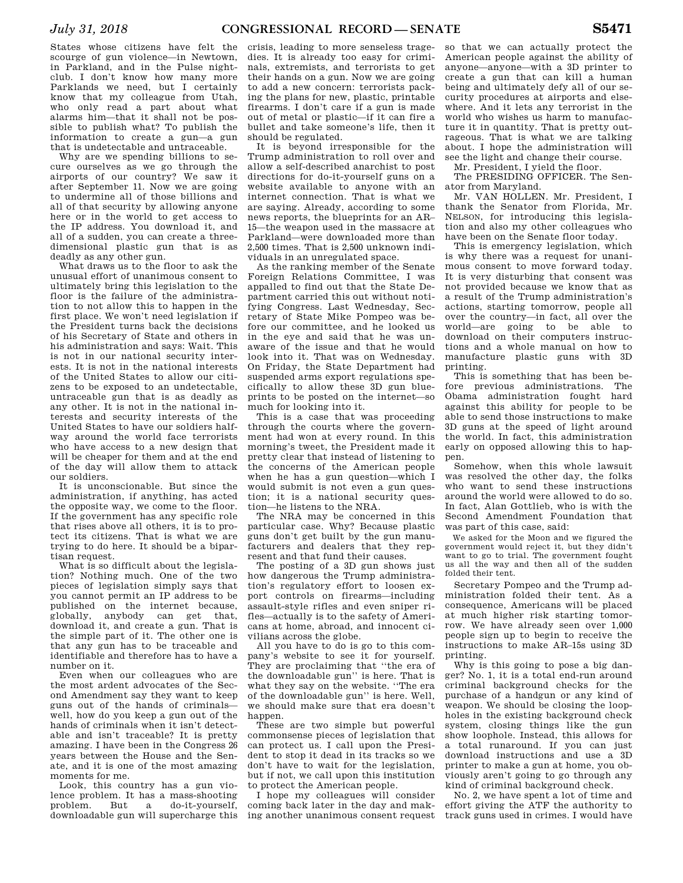States whose citizens have felt the scourge of gun violence—in Newtown, in Parkland, and in the Pulse nightclub. I don't know how many more Parklands we need, but I certainly know that my colleague from Utah, who only read a part about what alarms him—that it shall not be possible to publish what? To publish the information to create a gun—a gun that is undetectable and untraceable.

Why are we spending billions to secure ourselves as we go through the airports of our country? We saw it after September 11. Now we are going to undermine all of those billions and all of that security by allowing anyone here or in the world to get access to the IP address. You download it, and all of a sudden, you can create a three-dimensional plastic gun that is as deadly as any other gun.

What draws us to the floor to ask the unusual effort of unanimous consent to ultimately bring this legislation to the floor is the failure of the administration to not allow this to happen in the first place. We won't need legislation if the President turns back the decisions of his Secretary of State and others in his administration and says: Wait. This is not in our national security interests. It is not in the national interests of the United States to allow our citizens to be exposed to an undetectable, untraceable gun that is as deadly as any other. It is not in the national interests and security interests of the United States to have our soldiers halfway around the world face terrorists who have access to a new design that will be cheaper for them and at the end of the day will allow them to attack our soldiers.

It is unconscionable. But since the administration, if anything, has acted the opposite way, we come to the floor. If the government has any specific role that rises above all others, it is to protect its citizens. That is what we are trying to do here. It should be a bipartisan request.

What is so difficult about the legislation? Nothing much. One of the two pieces of legislation simply says that you cannot permit an IP address to be published on the internet because, globally, anybody can get that, download it, and create a gun. That is the simple part of it. The other one is that any gun has to be traceable and identifiable and therefore has to have a number on it.

Even when our colleagues who are the most ardent advocates of the Second Amendment say they want to keep guns out of the hands of criminals—well, how do you keep a gun out of the hands of criminals when it isn't detectable and isn't traceable? It is pretty amazing. I have been in the Congress 26 years between the House and the Senate, and it is one of the most amazing moments for me.

Look, this country has a gun violence problem. It has a mass-shooting problem. But a do-it-yourself, downloadable gun will supercharge this crisis, leading to more senseless tragedies. It is already too easy for criminals, extremists, and terrorists to get their hands on a gun. Now we are going to add a new concern: terrorists packing the plans for new, plastic, printable firearms. I don't care if a gun is made out of metal or plastic—if it can fire a bullet and take someone's life, then it should be regulated.

It is beyond irresponsible for the Trump administration to roll over and allow a self-described anarchist to post directions for do-it-yourself guns on a website available to anyone with an internet connection. That is what we are saying. Already, according to some news reports, the blueprints for an AR–15—the weapon used in the massacre at Parkland—were downloaded more than 2,500 times. That is 2,500 unknown individuals in an unregulated space.

As the ranking member of the Senate Foreign Relations Committee, I was appalled to find out that the State Department carried this out without notifying Congress. Last Wednesday, Secretary of State Mike Pompeo was before our committee, and he looked us in the eye and said that he was unaware of the issue and that he would look into it. That was on Wednesday. On Friday, the State Department had suspended arms export regulations specifically to allow these 3D gun blueprints to be posted on the internet—so much for looking into it.

This is a case that was proceeding through the courts where the government had won at every round. In this morning's tweet, the President made it pretty clear that instead of listening to the concerns of the American people when he has a gun question—which I would submit is not even a gun question; it is a national security question—he listens to the NRA.

The NRA may be concerned in this particular case. Why? Because plastic guns don't get built by the gun manufacturers and dealers that they represent and that fund their causes.

The posting of a 3D gun shows just how dangerous the Trump administration's regulatory effort to loosen export controls on firearms—including assault-style rifles and even sniper rifles—actually is to the safety of Americans at home, abroad, and innocent civilians across the globe.

All you have to do is go to this company's website to see it for yourself. They are proclaiming that "the era of the downloadable gun" is here. That is what they say on the website. "The era of the downloadable gun" is here. Well, we should make sure that era doesn't happen.

These are two simple but powerful commonsense pieces of legislation that can protect us. I call upon the President to stop it dead in its tracks so we don't have to wait for the legislation, but if not, we call upon this institution to protect the American people.

I hope my colleagues will consider coming back later in the day and making another unanimous consent request so that we can actually protect the American people against the ability of anyone—anyone—with a 3D printer to create a gun that can kill a human being and ultimately defy all of our security procedures at airports and elsewhere. And it lets any terrorist in the world who wishes us harm to manufacture it in quantity. That is pretty outrageous. That is what we are talking about. I hope the administration will see the light and change their course.

Mr. President, I yield the floor.

The PRESIDING OFFICER. The Senator from Maryland.

Mr. VAN HOLLEN. Mr. President, I thank the Senator from Florida, Mr. NELSON, for introducing this legislation and also my other colleagues who have been on the Senate floor today.

This is emergency legislation, which is why there was a request for unanimous consent to move forward today. It is very disturbing that consent was not provided because we know that as a result of the Trump administration's actions, starting tomorrow, people all over the country—in fact, all over the world—are going to be able to download on their computers instructions and a whole manual on how to manufacture plastic guns with 3D printing.

This is something that has been before previous administrations. The Obama administration fought hard against this ability for people to be able to send those instructions to make 3D guns at the speed of light around the world. In fact, this administration early on opposed allowing this to happen.

Somehow, when this whole lawsuit was resolved the other day, the folks who want to send these instructions around the world were allowed to do so. In fact, Alan Gottlieb, who is with the Second Amendment Foundation that was part of this case, said:

> We asked for the Moon and we figured the government would reject it, but they didn't want to go to trial. The government fought us all the way and then all of the sudden folded their tent.

Secretary Pompeo and the Trump administration folded their tent. As a consequence, Americans will be placed at much higher risk starting tomorrow. We have already seen over 1,000 people sign up to begin to receive the instructions to make AR–15s using 3D printing.

Why is this going to pose a big danger? No. 1, it is a total end-run around criminal background checks for the purchase of a handgun or any kind of weapon. We should be closing the loopholes in the existing background check system, closing things like the gun show loophole. Instead, this allows for a total runaround. If you can just download instructions and use a 3D printer to make a gun at home, you obviously aren't going to go through any kind of criminal background check.

No. 2, we have spent a lot of time and effort giving the ATF the authority to track guns used in crimes. I would have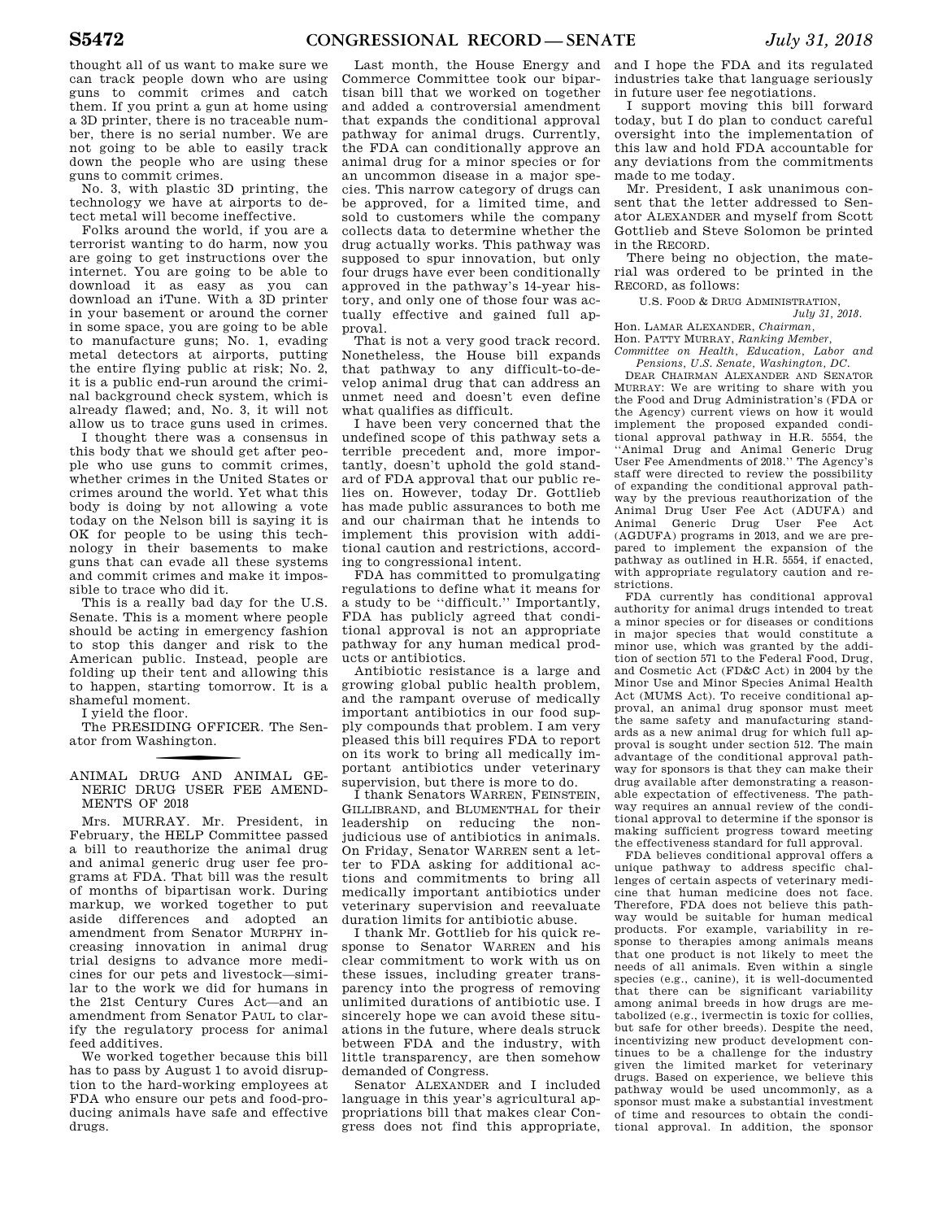thought all of us want to make sure we can track people down who are using guns to commit crimes and catch them. If you print a gun at home using a 3D printer, there is no traceable number, there is no serial number. We are not going to be able to easily track down the people who are using these guns to commit crimes.

No. 3, with plastic 3D printing, the technology we have at airports to detect metal will become ineffective.

Folks around the world, if you are a terrorist wanting to do harm, now you are going to get instructions over the internet. You are going to be able to download it as easy as you can download an iTune. With a 3D printer in your basement or around the corner in some space, you are going to be able to manufacture guns; No. 1, evading metal detectors at airports, putting the entire flying public at risk; No. 2, it is a public end-run around the criminal background check system, which is already flawed; and, No. 3, it will not allow us to trace guns used in crimes.

I thought there was a consensus in this body that we should get after people who use guns to commit crimes, whether crimes in the United States or crimes around the world. Yet what this body is doing by not allowing a vote today on the Nelson bill is saying it is OK for people to be using this technology in their basements to make guns that can evade all these systems and commit crimes and make it impossible to trace who did it.

This is a really bad day for the U.S. Senate. This is a moment where people should be acting in emergency fashion to stop this danger and risk to the American public. Instead, people are folding up their tent and allowing this to happen, starting tomorrow. It is a shameful moment.

I yield the floor.

The PRESIDING OFFICER. The Senator from Washington.

## ANIMAL DRUG AND ANIMAL GENERIC DRUG USER FEE AMENDMENTS OF 2018

Mrs. MURRAY. Mr. President, in February, the HELP Committee passed a bill to reauthorize the animal drug and animal generic drug user fee programs at FDA. That bill was the result of months of bipartisan work. During markup, we worked together to put aside differences and adopted an amendment from Senator MURPHY increasing innovation in animal drug trial designs to advance more medicines for our pets and livestock—similar to the work we did for humans in the 21st Century Cures Act—and an amendment from Senator PAUL to clarify the regulatory process for animal feed additives.

We worked together because this bill has to pass by August 1 to avoid disruption to the hard-working employees at FDA who ensure our pets and food-producing animals have safe and effective drugs.

Last month, the House Energy and Commerce Committee took our bipartisan bill that we worked on together and added a controversial amendment that expands the conditional approval pathway for animal drugs. Currently, the FDA can conditionally approve an animal drug for a minor species or for an uncommon disease in a major species. This narrow category of drugs can be approved, for a limited time, and sold to customers while the company collects data to determine whether the drug actually works. This pathway was supposed to spur innovation, but only four drugs have ever been conditionally approved in the pathway's 14-year history, and only one of those four was actually effective and gained full approval.

That is not a very good track record. Nonetheless, the House bill expands that pathway to any difficult-to-develop animal drug that can address an unmet need and doesn't even define what qualifies as difficult.

I have been very concerned that the undefined scope of this pathway sets a terrible precedent and, more importantly, doesn't uphold the gold standard of FDA approval that our public relies on. However, today Dr. Gottlieb has made public assurances to both me and our chairman that he intends to implement this provision with additional caution and restrictions, according to congressional intent.

FDA has committed to promulgating regulations to define what it means for a study to be "difficult." Importantly, FDA has publicly agreed that conditional approval is not an appropriate pathway for any human medical products or antibiotics.

Antibiotic resistance is a large and growing global public health problem, and the rampant overuse of medically important antibiotics in our food supply compounds that problem. I am very pleased this bill requires FDA to report on its work to bring all medically important antibiotics under veterinary supervision, but there is more to do.

I thank Senators WARREN, FEINSTEIN, GILLIBRAND, and BLUMENTHAL for their leadership on reducing the nonjudicious use of antibiotics in animals. On Friday, Senator WARREN sent a letter to FDA asking for additional actions and commitments to bring all medically important antibiotics under veterinary supervision and reevaluate duration limits for antibiotic abuse.

I thank Mr. Gottlieb for his quick response to Senator WARREN and his clear commitment to work with us on these issues, including greater transparency into the progress of removing unlimited durations of antibiotic use. I sincerely hope we can avoid these situations in the future, where deals struck between FDA and the industry, with little transparency, are then somehow demanded of Congress.

Senator ALEXANDER and I included language in this year's agricultural appropriations bill that makes clear Congress does not find this appropriate, and I hope the FDA and its regulated industries take that language seriously in future user fee negotiations.

I support moving this bill forward today, but I do plan to conduct careful oversight into the implementation of this law and hold FDA accountable for any deviations from the commitments made to me today.

Mr. President, I ask unanimous consent that the letter addressed to Senator ALEXANDER and myself from Scott Gottlieb and Steve Solomon be printed in the RECORD.

There being no objection, the material was ordered to be printed in the RECORD, as follows:

U.S. FOOD & DRUG ADMINISTRATION,
*July 31, 2018.*

Hon. LAMAR ALEXANDER, *Chairman,*
Hon. PATTY MURRAY, *Ranking Member,*
*Committee on Health, Education, Labor and Pensions, U.S. Senate, Washington, DC.*

DEAR CHAIRMAN ALEXANDER AND SENATOR MURRAY: We are writing to share with you the Food and Drug Administration's (FDA or the Agency) current views on how it would implement the proposed expanded conditional approval pathway in H.R. 5554, the "Animal Drug and Animal Generic Drug User Fee Amendments of 2018." The Agency's staff were directed to review the possibility of expanding the conditional approval pathway by the previous reauthorization of the Animal Drug User Fee Act (ADUFA) and Animal Generic Drug User Fee Act (AGDUFA) programs in 2013, and we are prepared to implement the expansion of the pathway as outlined in H.R. 5554, if enacted, with appropriate regulatory caution and restrictions.

FDA currently has conditional approval authority for animal drugs intended to treat a minor species or for diseases or conditions in major species that would constitute a minor use, which was granted by the addition of section 571 to the Federal Food, Drug, and Cosmetic Act (FD&C Act) in 2004 by the Minor Use and Minor Species Animal Health Act (MUMS Act). To receive conditional approval, an animal drug sponsor must meet the same safety and manufacturing standards as a new animal drug for which full approval is sought under section 512. The main advantage of the conditional approval pathway for sponsors is that they can make their drug available after demonstrating a reasonable expectation of effectiveness. The pathway requires an annual review of the conditional approval to determine if the sponsor is making sufficient progress toward meeting the effectiveness standard for full approval.

FDA believes conditional approval offers a unique pathway to address specific challenges of certain aspects of veterinary medicine that human medicine does not face. Therefore, FDA does not believe this pathway would be suitable for human medical products. For example, variability in response to therapies among animals means that one product is not likely to meet the needs of all animals. Even within a single species (e.g., canine), it is well-documented that there can be significant variability among animal breeds in how drugs are metabolized (e.g., ivermectin is toxic for collies, but safe for other breeds). Despite the need, incentivizing new product development continues to be a challenge for the industry given the limited market for veterinary drugs. Based on experience, we believe this pathway would be used uncommonly, as a sponsor must make a substantial investment of time and resources to obtain the conditional approval. In addition, the sponsor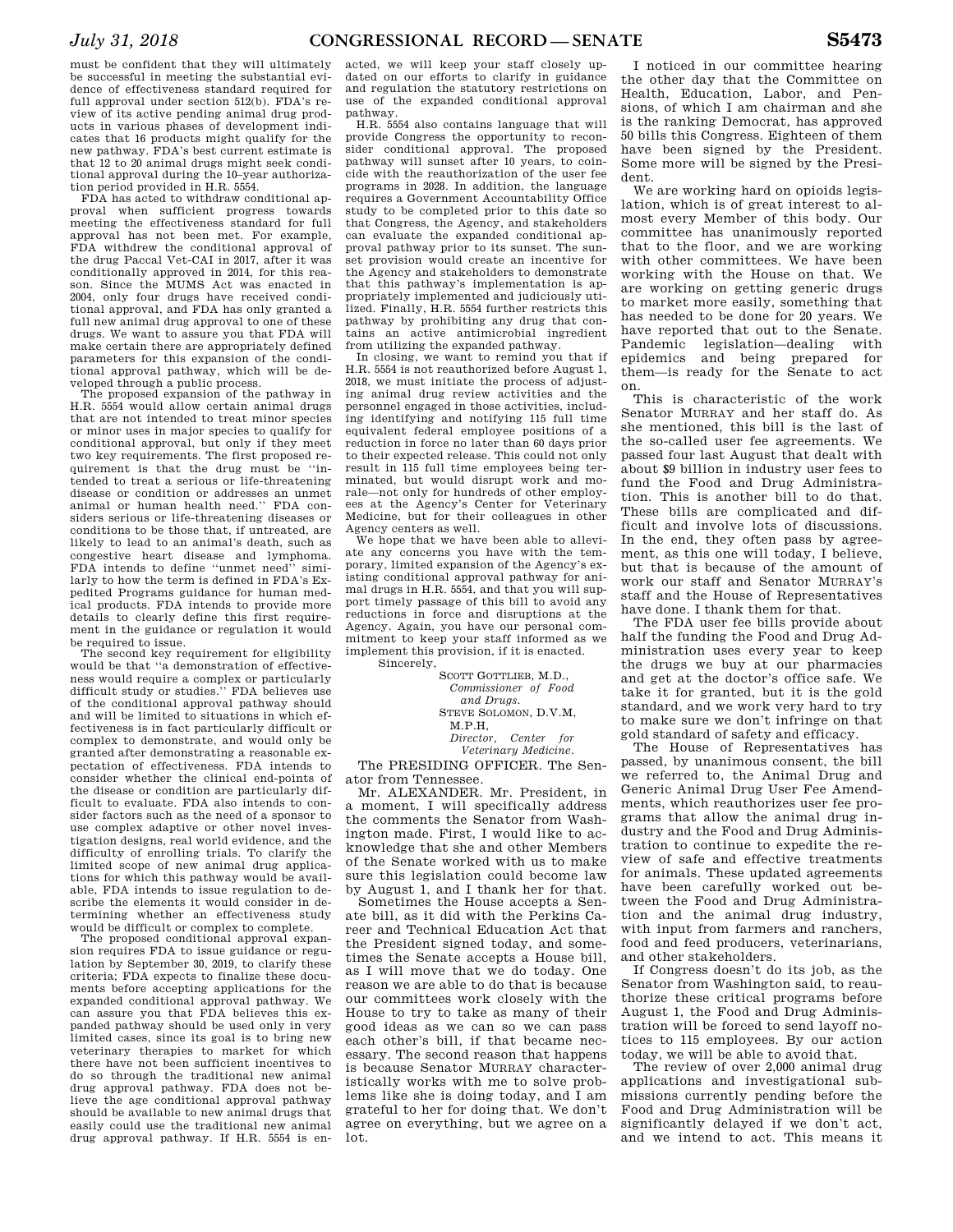must be confident that they will ultimately be successful in meeting the substantial evidence of effectiveness standard required for full approval under section 512(b). FDA's review of its active pending animal drug products in various phases of development indicates that 16 products might qualify for the new pathway. FDA's best current estimate is that 12 to 20 animal drugs might seek conditional approval during the 10–year authorization period provided in H.R. 5554.

FDA has acted to withdraw conditional approval when sufficient progress towards meeting the effectiveness standard for full approval has not been met. For example, FDA withdrew the conditional approval of the drug Paccal Vet-CA1 in 2017, after it was conditionally approved in 2014, for this reason. Since the MUMS Act was enacted in 2004, only four drugs have received conditional approval, and FDA has only granted a full new animal drug approval to one of these drugs. We want to assure you that FDA will make certain there are appropriately defined parameters for this expansion of the conditional approval pathway, which will be developed through a public process.

The proposed expansion of the pathway in H.R. 5554 would allow certain animal drugs that are not intended to treat minor species or minor uses in major species to qualify for conditional approval, but only if they meet two key requirements. The first proposed requirement is that the drug must be "intended to treat a serious or life-threatening disease or condition or addresses an unmet animal or human health need." FDA considers serious or life-threatening diseases or conditions to be those that, if untreated, are likely to lead to an animal's death, such as congestive heart disease and lymphoma. FDA intends to define "unmet need" similarly to how the term is defined in FDA's Expedited Programs guidance for human medical products. FDA intends to provide more details to clearly define this first requirement in the guidance or regulation it would be required to issue.

The second key requirement for eligibility would be that "a demonstration of effectiveness would require a complex or particularly difficult study or studies." FDA believes use of the conditional approval pathway should and will be limited to situations in which effectiveness is in fact particularly difficult or complex to demonstrate, and would only be granted after demonstrating a reasonable expectation of effectiveness. FDA intends to consider whether the clinical end-points of the disease or condition are particularly difficult to evaluate. FDA also intends to consider factors such as the need of a sponsor to use complex adaptive or other novel investigation designs, real world evidence, and the difficulty of enrolling trials. To clarify the limited scope of new animal drug applications for which this pathway would be available, FDA intends to issue regulation to describe the elements it would consider in determining whether an effectiveness study would be difficult or complex to complete.

The proposed conditional approval expansion requires FDA to issue guidance or regulation by September 30, 2019, to clarify these criteria; FDA expects to finalize these documents before accepting applications for the expanded conditional approval pathway. We can assure you that FDA believes this expanded pathway should be used only in very limited cases, since its goal is to bring new veterinary therapies to market for which there have not been sufficient incentives to do so through the traditional new animal drug approval pathway. FDA does not believe the age conditional approval pathway should be available to new animal drugs that easily could use the traditional new animal drug approval pathway. If H.R. 5554 is enacted, we will keep your staff closely updated on our efforts to clarify in guidance and regulation the statutory restrictions on use of the expanded conditional approval pathway.

H.R. 5554 also contains language that will provide Congress the opportunity to reconsider conditional approval. The proposed pathway will sunset after 10 years, to coincide with the reauthorization of the user fee programs in 2028. In addition, the language requires a Government Accountability Office study to be completed prior to this date so that Congress, the Agency, and stakeholders can evaluate the expanded conditional approval pathway prior to its sunset. The sunset provision would create an incentive for the Agency and stakeholders to demonstrate that this pathway's implementation is appropriately implemented and judiciously utilized. Finally, H.R. 5554 further restricts this pathway by prohibiting any drug that contains an active antimicrobial ingredient from utilizing the expanded pathway.

In closing, we want to remind you that if H.R. 5554 is not reauthorized before August 1, 2018, we must initiate the process of adjusting animal drug review activities and the personnel engaged in those activities, including identifying and notifying 115 full time equivalent federal employee positions of a reduction in force no later than 60 days prior to their expected release. This could not only result in 115 full time employees being terminated, but would disrupt work and morale—not only for hundreds of other employees at the Agency's Center for Veterinary Medicine, but for their colleagues in other Agency centers as well.

We hope that we have been able to alleviate any concerns you have with the temporary, limited expansion of the Agency's existing conditional approval pathway for animal drugs in H.R. 5554, and that you will support timely passage of this bill to avoid any reductions in force and disruptions at the Agency. Again, you have our personal commitment to keep your staff informed as we implement this provision, if it is enacted.

Sincerely,

SCOTT GOTTLIEB, M.D.,
*Commissioner of Food and Drugs.*

STEVE SOLOMON, D.V.M, M.P.H,
*Director, Center for Veterinary Medicine.*

The PRESIDING OFFICER. The Senator from Tennessee.

Mr. ALEXANDER. Mr. President, in a moment, I will specifically address the comments the Senator from Washington made. First, I would like to acknowledge that she and other Members of the Senate worked with us to make sure this legislation could become law by August 1, and I thank her for that.

Sometimes the House accepts a Senate bill, as it did with the Perkins Career and Technical Education Act that the President signed today, and sometimes the Senate accepts a House bill, as I will move that we do today. One reason we are able to do that is because our committees work closely with the House to try to take as many of their good ideas as we can so we can pass each other's bill, if that became necessary. The second reason that happens is because Senator MURRAY characteristically works with me to solve problems like she is doing today, and I am grateful to her for doing that. We don't agree on everything, but we agree on a lot.

I noticed in our committee hearing the other day that the Committee on Health, Education, Labor, and Pensions, of which I am chairman and she is the ranking Democrat, has approved 50 bills this Congress. Eighteen of them have been signed by the President. Some more will be signed by the President.

We are working hard on opioids legislation, which is of great interest to almost every Member of this body. Our committee has unanimously reported that to the floor, and we are working with other committees. We have been working with the House on that. We are working on getting generic drugs to market more easily, something that has needed to be done for 20 years. We have reported that out to the Senate. Pandemic legislation—dealing with epidemics and being prepared for them—is ready for the Senate to act on.

This is characteristic of the work Senator MURRAY and her staff do. As she mentioned, this bill is the last of the so-called user fee agreements. We passed four last August that dealt with about $9 billion in industry user fees to fund the Food and Drug Administration. This is another bill to do that. These bills are complicated and difficult and involve lots of discussions. In the end, they often pass by agreement, as this one will today, I believe, but that is because of the amount of work our staff and Senator MURRAY's staff and the House of Representatives have done. I thank them for that.

The FDA user fee bills provide about half the funding the Food and Drug Administration uses every year to keep the drugs we buy at our pharmacies and get at the doctor's office safe. We take it for granted, but it is the gold standard, and we work very hard to try to make sure we don't infringe on that gold standard of safety and efficacy.

The House of Representatives has passed, by unanimous consent, the bill we referred to, the Animal Drug and Generic Animal Drug User Fee Amendments, which reauthorizes user fee programs that allow the animal drug industry and the Food and Drug Administration to continue to expedite the review of safe and effective treatments for animals. These updated agreements have been carefully worked out between the Food and Drug Administration and the animal drug industry, with input from farmers and ranchers, food and feed producers, veterinarians, and other stakeholders.

If Congress doesn't do its job, as the Senator from Washington said, to reauthorize these critical programs before August 1, the Food and Drug Administration will be forced to send layoff notices to 115 employees. By our action today, we will be able to avoid that.

The review of over 2,000 animal drug applications and investigational submissions currently pending before the Food and Drug Administration will be significantly delayed if we don't act, and we intend to act. This means it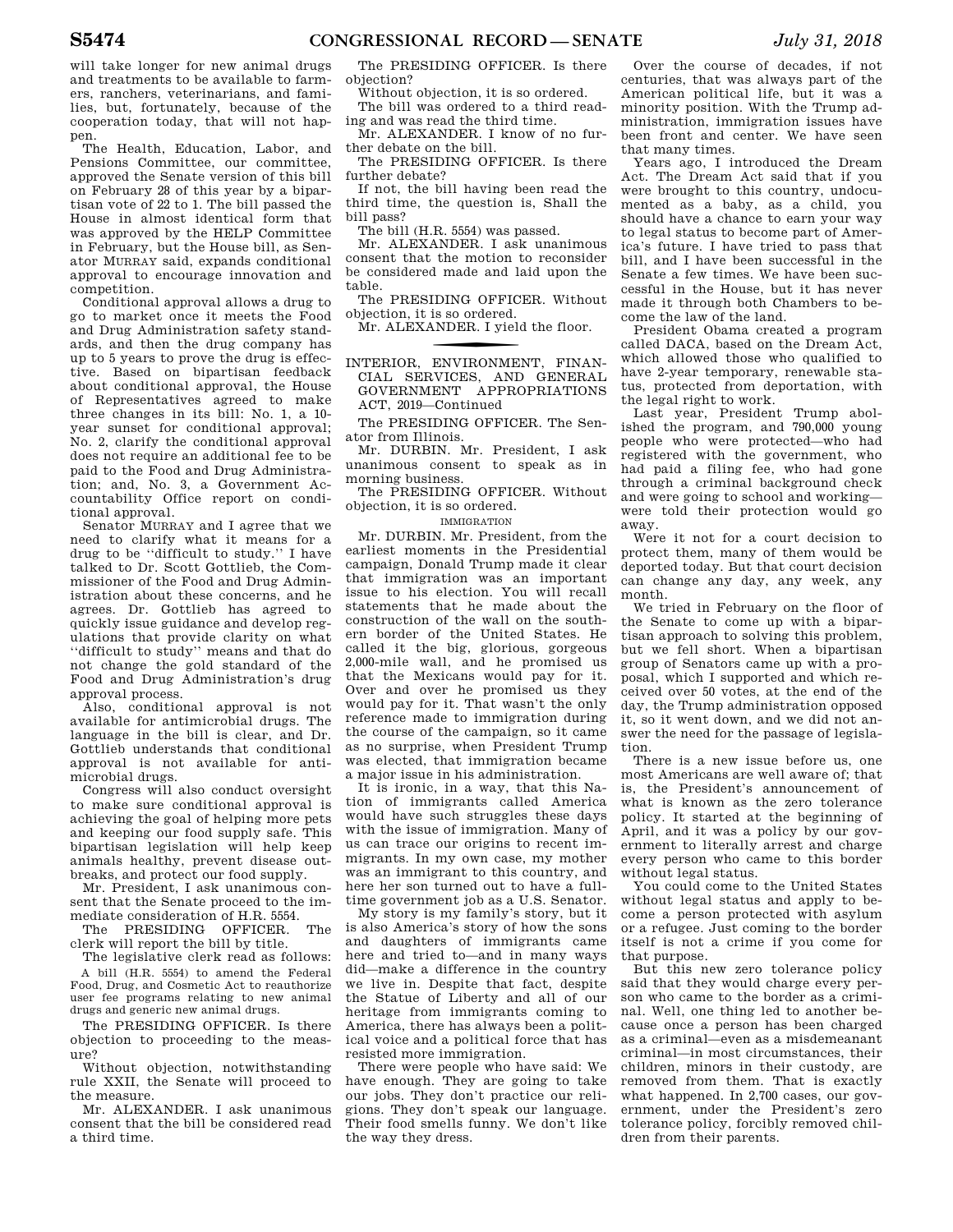will take longer for new animal drugs and treatments to be available to farmers, ranchers, veterinarians, and families, but, fortunately, because of the cooperation today, that will not happen.

The Health, Education, Labor, and Pensions Committee, our committee, approved the Senate version of this bill on February 28 of this year by a bipartisan vote of 22 to 1. The bill passed the House in almost identical form that was approved by the HELP Committee in February, but the House bill, as Senator MURRAY said, expands conditional approval to encourage innovation and competition.

Conditional approval allows a drug to go to market once it meets the Food and Drug Administration safety standards, and then the drug company has up to 5 years to prove the drug is effective. Based on bipartisan feedback about conditional approval, the House of Representatives agreed to make three changes in its bill: No. 1, a 10-year sunset for conditional approval; No. 2, clarify the conditional approval does not require an additional fee to be paid to the Food and Drug Administration; and, No. 3, a Government Accountability Office report on conditional approval.

Senator MURRAY and I agree that we need to clarify what it means for a drug to be ''difficult to study.'' I have talked to Dr. Scott Gottlieb, the Commissioner of the Food and Drug Administration about these concerns, and he agrees. Dr. Gottlieb has agreed to quickly issue guidance and develop regulations that provide clarity on what ''difficult to study'' means and that do not change the gold standard of the Food and Drug Administration's drug approval process.

Also, conditional approval is not available for antimicrobial drugs. The language in the bill is clear, and Dr. Gottlieb understands that conditional approval is not available for antimicrobial drugs.

Congress will also conduct oversight to make sure conditional approval is achieving the goal of helping more pets and keeping our food supply safe. This bipartisan legislation will help keep animals healthy, prevent disease outbreaks, and protect our food supply.

Mr. President, I ask unanimous consent that the Senate proceed to the immediate consideration of H.R. 5554.

The PRESIDING OFFICER. The clerk will report the bill by title.

The legislative clerk read as follows:

A bill (H.R. 5554) to amend the Federal Food, Drug, and Cosmetic Act to reauthorize user fee programs relating to new animal drugs and generic new animal drugs.

The PRESIDING OFFICER. Is there objection to proceeding to the measure?

Without objection, notwithstanding rule XXII, the Senate will proceed to the measure.

Mr. ALEXANDER. I ask unanimous consent that the bill be considered read a third time.

The PRESIDING OFFICER. Is there objection?

Without objection, it is so ordered.

The bill was ordered to a third reading and was read the third time.

Mr. ALEXANDER. I know of no further debate on the bill.

The PRESIDING OFFICER. Is there further debate?

If not, the bill having been read the third time, the question is, Shall the bill pass?

The bill (H.R. 5554) was passed.

Mr. ALEXANDER. I ask unanimous consent that the motion to reconsider be considered made and laid upon the table.

The PRESIDING OFFICER. Without objection, it is so ordered.

Mr. ALEXANDER. I yield the floor.

---

## INTERIOR, ENVIRONMENT, FINANCIAL SERVICES, AND GENERAL GOVERNMENT APPROPRIATIONS ACT, 2019—Continued

The PRESIDING OFFICER. The Senator from Illinois.

Mr. DURBIN. Mr. President, I ask unanimous consent to speak as in morning business.

The PRESIDING OFFICER. Without objection, it is so ordered.

### IMMIGRATION

Mr. DURBIN. Mr. President, from the earliest moments in the Presidential campaign, Donald Trump made it clear that immigration was an important issue to his election. You will recall statements that he made about the construction of the wall on the southern border of the United States. He called it the big, glorious, gorgeous 2,000-mile wall, and he promised us that the Mexicans would pay for it. Over and over he promised us they would pay for it. That wasn't the only reference made to immigration during the course of the campaign, so it came as no surprise, when President Trump was elected, that immigration became a major issue in his administration.

It is ironic, in a way, that this Nation of immigrants called America would have such struggles these days with the issue of immigration. Many of us can trace our origins to recent immigrants. In my own case, my mother was an immigrant to this country, and here her son turned out to have a full-time government job as a U.S. Senator.

My story is my family's story, but it is also America's story of how the sons and daughters of immigrants came here and tried to—and in many ways did—make a difference in the country we live in. Despite that fact, despite the Statue of Liberty and all of our heritage from immigrants coming to America, there has always been a political voice and a political force that has resisted more immigration.

There were people who have said: We have enough. They are going to take our jobs. They don't practice our religions. They don't speak our language. Their food smells funny. We don't like the way they dress.

Over the course of decades, if not centuries, that was always part of the American political life, but it was a minority position. With the Trump administration, immigration issues have been front and center. We have seen that many times.

Years ago, I introduced the Dream Act. The Dream Act said that if you were brought to this country, undocumented as a baby, as a child, you should have a chance to earn your way to legal status to become part of America's future. I have tried to pass that bill, and I have been successful in the Senate a few times. We have been successful in the House, but it has never made it through both Chambers to become the law of the land.

President Obama created a program called DACA, based on the Dream Act, which allowed those who qualified to have 2-year temporary, renewable status, protected from deportation, with the legal right to work.

Last year, President Trump abolished the program, and 790,000 young people who were protected—who had registered with the government, who had paid a filing fee, who had gone through a criminal background check and were going to school and working—were told their protection would go away.

Were it not for a court decision to protect them, many of them would be deported today. But that court decision can change any day, any week, any month.

We tried in February on the floor of the Senate to come up with a bipartisan approach to solving this problem, but we fell short. When a bipartisan group of Senators came up with a proposal, which I supported and which received over 50 votes, at the end of the day, the Trump administration opposed it, so it went down, and we did not answer the need for the passage of legislation.

There is a new issue before us, one most Americans are well aware of; that is, the President's announcement of what is known as the zero tolerance policy. It started at the beginning of April, and it was a policy by our government to literally arrest and charge every person who came to this border without legal status.

You could come to the United States without legal status and apply to become a person protected with asylum or a refugee. Just coming to the border itself is not a crime if you come for that purpose.

But this new zero tolerance policy said that they would charge every person who came to the border as a criminal. Well, one thing led to another because once a person has been charged as a criminal—even as a misdemeanant criminal—in most circumstances, their children, minors in their custody, are removed from them. That is exactly what happened. In 2,700 cases, our government, under the President's zero tolerance policy, forcibly removed children from their parents.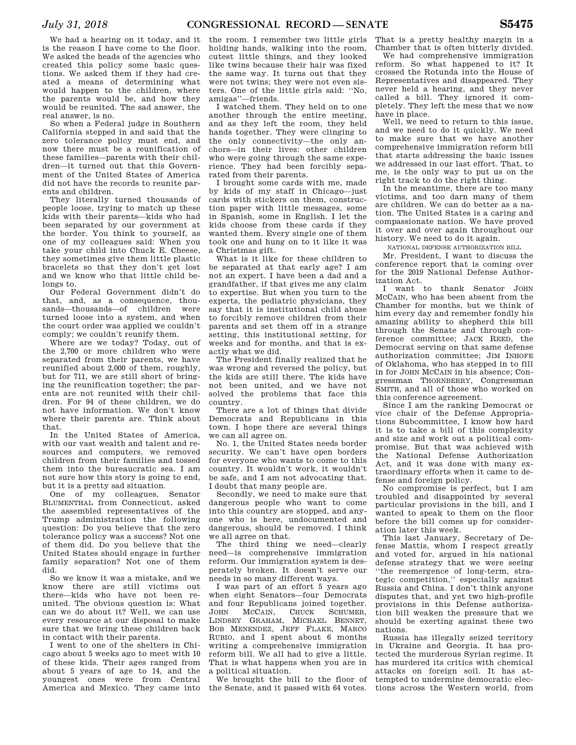We had a hearing on it today, and it is the reason I have come to the floor. We asked the heads of the agencies who created this policy some basic questions. We asked them if they had created a means of determining what would happen to the children, where the parents would be, and how they would be reunited. The sad answer, the real answer, is no.

So when a Federal judge in Southern California stepped in and said that the zero tolerance policy must end, and now there must be a reunification of these families—parents with their children—it turned out that this Government of the United States of America did not have the records to reunite parents and children.

They literally turned thousands of people loose, trying to match up these kids with their parents—kids who had been separated by our government at the border. You think to yourself, as one of my colleagues said: When you take your child into Chuck E. Cheese, they sometimes give them little plastic bracelets so that they don't get lost and we know who that little child belongs to.

Our Federal Government didn't do that, and, as a consequence, thousands—thousands—of children were turned loose into a system, and when the court order was applied we couldn't comply; we couldn't reunify them.

Where are we today? Today, out of the 2,700 or more children who were separated from their parents, we have reunified about 2,000 of them, roughly, but for 711, we are still short of bringing the reunification together; the parents are not reunited with their children. For 94 of these children, we do not have information. We don't know where their parents are. Think about that.

In the United States of America, with our vast wealth and talent and resources and computers, we removed children from their families and tossed them into the bureaucratic sea. I am not sure how this story is going to end, but it is a pretty sad situation.

One of my colleagues, Senator BLUMENTHAL from Connecticut, asked the assembled representatives of the Trump administration the following question: Do you believe that the zero tolerance policy was a success? Not one of them did. Do you believe that the United States should engage in further family separation? Not one of them did.

So we know it was a mistake, and we know there are still victims out there—kids who have not been reunited. The obvious question is: What can we do about it? Well, we can use every resource at our disposal to make sure that we bring these children back in contact with their parents.

I went to one of the shelters in Chicago about 5 weeks ago to meet with 10 of these kids. Their ages ranged from about 5 years of age to 14, and the youngest ones were from Central America and Mexico. They came into the room. I remember two little girls holding hands, walking into the room, cutest little things, and they looked like twins because their hair was fixed the same way. It turns out that they were not twins; they were not even sisters. One of the little girls said: "No, amigas"—friends.

I watched them. They held on to one another through the entire meeting, and as they left the room, they held hands together. They were clinging to the only connectivity—the only anchors—in their lives: other children who were going through the same experience. They had been forcibly separated from their parents.

I brought some cards with me, made by kids of my staff in Chicago—just cards with stickers on them, construction paper with little messages, some in Spanish, some in English. I let the kids choose from these cards if they wanted them. Every single one of them took one and hung on to it like it was a Christmas gift.

What is it like for these children to be separated at that early age? I am not an expert. I have been a dad and a grandfather, if that gives me any claim to expertise. But when you turn to the experts, the pediatric physicians, they say that it is institutional child abuse to forcibly remove children from their parents and set them off in a strange setting, this institutional setting, for weeks and for months, and that is exactly what we did.

The President finally realized that he was wrong and reversed the policy, but the kids are still there. The kids have not been united, and we have not solved the problems that face this country.

There are a lot of things that divide Democrats and Republicans in this town. I hope there are several things we can all agree on.

No. 1, the United States needs border security. We can't have open borders for everyone who wants to come to this country. It wouldn't work, it wouldn't be safe, and I am not advocating that. I doubt that many people are.

Secondly, we need to make sure that dangerous people who want to come into this country are stopped, and anyone who is here, undocumented and dangerous, should be removed. I think we all agree on that.

The third thing we need—clearly need—is comprehensive immigration reform. Our immigration system is desperately broken. It doesn't serve our needs in so many different ways.

I was part of an effort 5 years ago when eight Senators—four Democrats and four Republicans joined together. JOHN MCCAIN, CHUCK SCHUMER, LINDSEY GRAHAM, MICHAEL BENNET, BOB MENENDEZ, JEFF FLAKE, MARCO RUBIO, and I spent about 6 months writing a comprehensive immigration reform bill. We all had to give a little. That is what happens when you are in a political situation.

We brought the bill to the floor of the Senate, and it passed with 64 votes. That is a pretty healthy margin in a Chamber that is often bitterly divided.

We had comprehensive immigration reform. So what happened to it? It crossed the Rotunda into the House of Representatives and disappeared. They never held a hearing, and they never called a bill. They ignored it completely. They left the mess that we now have in place.

Well, we need to return to this issue, and we need to do it quickly. We need to make sure that we have another comprehensive immigration reform bill that starts addressing the basic issues we addressed in our last effort. That, to me, is the only way to put us on the right track to do the right thing.

In the meantime, there are too many victims, and too darn many of them are children. We can do better as a nation. The United States is a caring and compassionate nation. We have proved it over and over again throughout our history. We need to do it again.

## NATIONAL DEFENSE AUTHORIZATION BILL

Mr. President, I want to discuss the conference report that is coming over for the 2019 National Defense Authorization Act.

I want to thank Senator JOHN MCCAIN, who has been absent from the Chamber for months, but we think of him every day and remember fondly his amazing ability to shepherd this bill through the Senate and through conference committee; JACK REED, the Democrat serving on that same defense authorization committee; JIM INHOFE of Oklahoma, who has stepped in to fill in for JOHN MCCAIN in his absence; Congressman THORNBERRY, Congressman SMITH, and all of those who worked on this conference agreement.

Since I am the ranking Democrat or vice chair of the Defense Appropriations Subcommittee, I know how hard it is to take a bill of this complexity and size and work out a political compromise. But that was achieved with the National Defense Authorization Act, and it was done with many extraordinary efforts when it came to defense and foreign policy.

No compromise is perfect, but I am troubled and disappointed by several particular provisions in the bill, and I wanted to speak to them on the floor before the bill comes up for consideration later this week.

This last January, Secretary of Defense Mattis, whom I respect greatly and voted for, argued in his national defense strategy that we were seeing "the reemergence of long-term, strategic competition," especially against Russia and China. I don't think anyone disputes that, and yet two high-profile provisions in this Defense authorization bill weaken the pressure that we should be exerting against these two nations.

Russia has illegally seized territory in Ukraine and Georgia. It has protected the murderous Syrian regime. It has murdered its critics with chemical attacks on foreign soil. It has attempted to undermine democratic elections across the Western world, from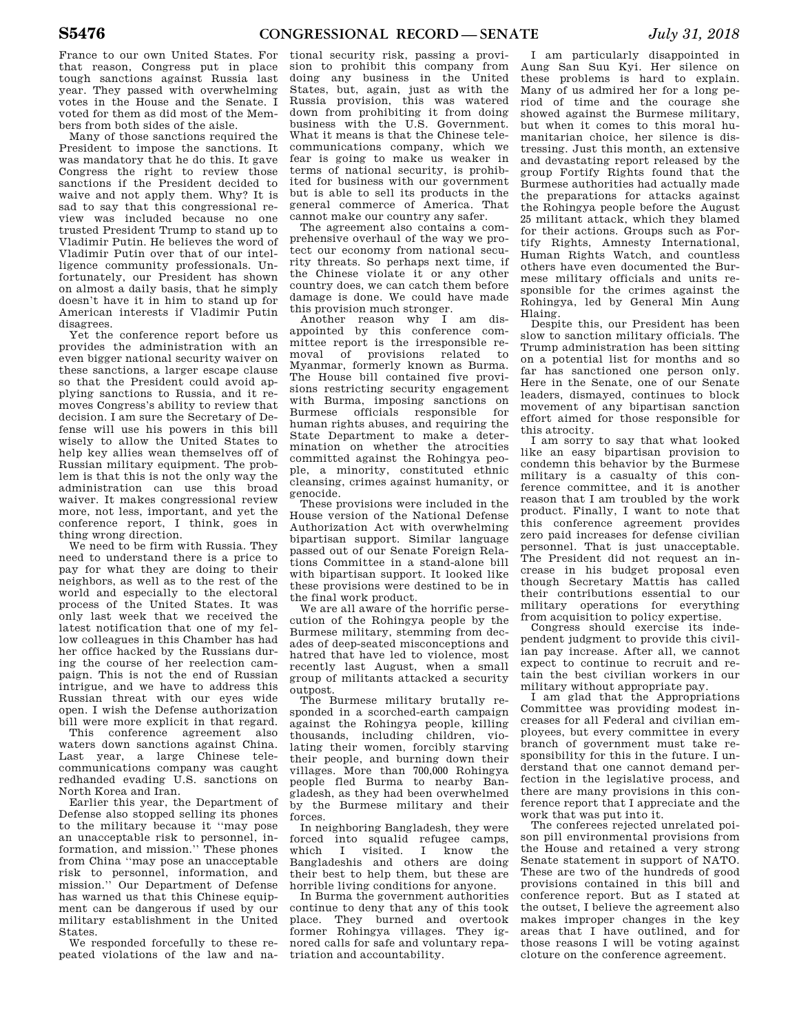France to our own United States. For that reason, Congress put in place tough sanctions against Russia last year. They passed with overwhelming votes in the House and the Senate. I voted for them as did most of the Members from both sides of the aisle.

Many of those sanctions required the President to impose the sanctions. It was mandatory that he do this. It gave Congress the right to review those sanctions if the President decided to waive and not apply them. Why? It is sad to say that this congressional review was included because no one trusted President Trump to stand up to Vladimir Putin. He believes the word of Vladimir Putin over that of our intelligence community professionals. Unfortunately, our President has shown on almost a daily basis, that he simply doesn't have it in him to stand up for American interests if Vladimir Putin disagrees.

Yet the conference report before us provides the administration with an even bigger national security waiver on these sanctions, a larger escape clause so that the President could avoid applying sanctions to Russia, and it removes Congress's ability to review that decision. I am sure the Secretary of Defense will use his powers in this bill wisely to allow the United States to help key allies wean themselves off of Russian military equipment. The problem is that this is not the only way the administration can use this broad waiver. It makes congressional review more, not less, important, and yet the conference report, I think, goes in thing wrong direction.

We need to be firm with Russia. They need to understand there is a price to pay for what they are doing to their neighbors, as well as to the rest of the world and especially to the electoral process of the United States. It was only last week that we received the latest notification that one of my fellow colleagues in this Chamber has had her office hacked by the Russians during the course of her reelection campaign. This is not the end of Russian intrigue, and we have to address this Russian threat with our eyes wide open. I wish the Defense authorization bill were more explicit in that regard.

This conference agreement also waters down sanctions against China. Last year, a large Chinese telecommunications company was caught redhanded evading U.S. sanctions on North Korea and Iran.

Earlier this year, the Department of Defense also stopped selling its phones to the military because it "may pose an unacceptable risk to personnel, information, and mission." These phones from China "may pose an unacceptable risk to personnel, information, and mission." Our Department of Defense has warned us that this Chinese equipment can be dangerous if used by our military establishment in the United States.

We responded forcefully to these repeated violations of the law and national security risk, passing a provision to prohibit this company from doing any business in the United States, but, again, just as with the Russia provision, this was watered down from prohibiting it from doing business with the U.S. Government. What it means is that the Chinese telecommunications company, which we fear is going to make us weaker in terms of national security, is prohibited for business with our government but is able to sell its products in the general commerce of America. That cannot make our country any safer.

The agreement also contains a comprehensive overhaul of the way we protect our economy from national security threats. So perhaps next time, if the Chinese violate it or any other country does, we can catch them before damage is done. We could have made this provision much stronger.

Another reason why I am disappointed by this conference committee report is the irresponsible removal of provisions related to Myanmar, formerly known as Burma. The House bill contained five provisions restricting security engagement with Burma, imposing sanctions on Burmese officials responsible for human rights abuses, and requiring the State Department to make a determination on whether the atrocities committed against the Rohingya people, a minority, constituted ethnic cleansing, crimes against humanity, or genocide.

These provisions were included in the House version of the National Defense Authorization Act with overwhelming bipartisan support. Similar language passed out of our Senate Foreign Relations Committee in a stand-alone bill with bipartisan support. It looked like these provisions were destined to be in the final work product.

We are all aware of the horrific persecution of the Rohingya people by the Burmese military, stemming from decades of deep-seated misconceptions and hatred that have led to violence, most recently last August, when a small group of militants attacked a security outpost.

The Burmese military brutally responded in a scorched-earth campaign against the Rohingya people, killing thousands, including children, violating their women, forcibly starving their people, and burning down their villages. More than 700,000 Rohingya people fled Burma to nearby Bangladesh, as they had been overwhelmed by the Burmese military and their forces.

In neighboring Bangladesh, they were forced into squalid refugee camps, which I visited. I know the Bangladeshis and others are doing their best to help them, but these are horrible living conditions for anyone.

In Burma the government authorities continue to deny that any of this took place. They burned and overtook former Rohingya villages. They ignored calls for safe and voluntary repatriation and accountability.

I am particularly disappointed in Aung San Suu Kyi. Her silence on these problems is hard to explain. Many of us admired her for a long period of time and the courage she showed against the Burmese military, but when it comes to this moral humanitarian choice, her silence is distressing. Just this month, an extensive and devastating report released by the group Fortify Rights found that the Burmese authorities had actually made the preparations for attacks against the Rohingya people before the August 25 militant attack, which they blamed for their actions. Groups such as Fortify Rights, Amnesty International, Human Rights Watch, and countless others have even documented the Burmese military officials and units responsible for the crimes against the Rohingya, led by General Min Aung Hlaing.

Despite this, our President has been slow to sanction military officials. The Trump administration has been sitting on a potential list for months and so far has sanctioned one person only. Here in the Senate, one of our Senate leaders, dismayed, continues to block movement of any bipartisan sanction effort aimed for those responsible for this atrocity.

I am sorry to say that what looked like an easy bipartisan provision to condemn this behavior by the Burmese military is a casualty of this conference committee, and it is another reason that I am troubled by the work product. Finally, I want to note that this conference agreement provides zero paid increases for defense civilian personnel. That is just unacceptable. The President did not request an increase in his budget proposal even though Secretary Mattis has called their contributions essential to our military operations for everything from acquisition to policy expertise.

Congress should exercise its independent judgment to provide this civilian pay increase. After all, we cannot expect to continue to recruit and retain the best civilian workers in our military without appropriate pay.

I am glad that the Appropriations Committee was providing modest increases for all Federal and civilian employees, but every committee in every branch of government must take responsibility for this in the future. I understand that one cannot demand perfection in the legislative process, and there are many provisions in this conference report that I appreciate and the work that was put into it.

The conferees rejected unrelated poison pill environmental provisions from the House and retained a very strong Senate statement in support of NATO. These are two of the hundreds of good provisions contained in this bill and conference report. But as I stated at the outset, I believe the agreement also makes improper changes in the key areas that I have outlined, and for those reasons I will be voting against cloture on the conference agreement.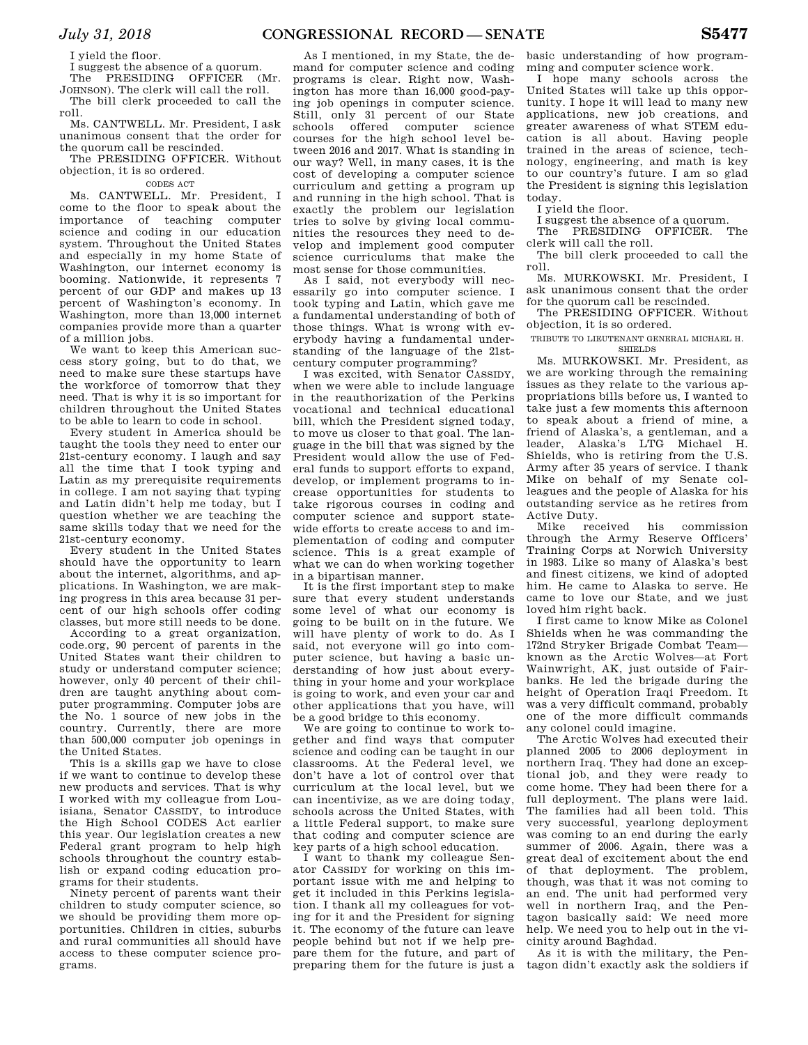I yield the floor.

I suggest the absence of a quorum.

The PRESIDING OFFICER (Mr. JOHNSON). The clerk will call the roll.

The bill clerk proceeded to call the roll.

Ms. CANTWELL. Mr. President, I ask unanimous consent that the order for the quorum call be rescinded.

The PRESIDING OFFICER. Without objection, it is so ordered.

CODES ACT

Ms. CANTWELL. Mr. President, I come to the floor to speak about the importance of teaching computer science and coding in our education system. Throughout the United States and especially in my home State of Washington, our internet economy is booming. Nationwide, it represents 7 percent of our GDP and makes up 13 percent of Washington's economy. In Washington, more than 13,000 internet companies provide more than a quarter of a million jobs.

We want to keep this American success story going, but to do that, we need to make sure these startups have the workforce of tomorrow that they need. That is why it is so important for children throughout the United States to be able to learn to code in school.

Every student in America should be taught the tools they need to enter our 21st-century economy. I laugh and say all the time that I took typing and Latin as my prerequisite requirements in college. I am not saying that typing and Latin didn't help me today, but I question whether we are teaching the same skills today that we need for the 21st-century economy.

Every student in the United States should have the opportunity to learn about the internet, algorithms, and applications. In Washington, we are making progress in this area because 31 percent of our high schools offer coding classes, but more still needs to be done.

According to a great organization, code.org, 90 percent of parents in the United States want their children to study or understand computer science; however, only 40 percent of their children are taught anything about computer programming. Computer jobs are the No. 1 source of new jobs in the country. Currently, there are more than 500,000 computer job openings in the United States.

This is a skills gap we have to close if we want to continue to develop these new products and services. That is why I worked with my colleague from Louisiana, Senator CASSIDY, to introduce the High School CODES Act earlier this year. Our legislation creates a new Federal grant program to help high schools throughout the country establish or expand coding education programs for their students.

Ninety percent of parents want their children to study computer science, so we should be providing them more opportunities. Children in cities, suburbs and rural communities all should have access to these computer science programs.

As I mentioned, in my State, the demand for computer science and coding programs is clear. Right now, Washington has more than 16,000 good-paying job openings in computer science. Still, only 31 percent of our State schools offered computer science courses for the high school level between 2016 and 2017. What is standing in our way? Well, in many cases, it is the cost of developing a computer science curriculum and getting a program up and running in the high school. That is exactly the problem our legislation tries to solve by giving local communities the resources they need to develop and implement good computer science curriculums that make the most sense for those communities.

As I said, not everybody will necessarily go into computer science. I took typing and Latin, which gave me a fundamental understanding of both of those things. What is wrong with everybody having a fundamental understanding of the language of the 21st-century computer programming?

I was excited, with Senator CASSIDY, when we were able to include language in the reauthorization of the Perkins vocational and technical educational bill, which the President signed today, to move us closer to that goal. The language in the bill that was signed by the President would allow the use of Federal funds to support efforts to expand, develop, or implement programs to increase opportunities for students to take rigorous courses in coding and computer science and support statewide efforts to create access to and implementation of coding and computer science. This is a great example of what we can do when working together in a bipartisan manner.

It is the first important step to make sure that every student understands some level of what our economy is going to be built on in the future. We will have plenty of work to do. As I said, not everyone will go into computer science, but having a basic understanding of how just about everything in your home and your workplace is going to work, and even your car and other applications that you have, will be a good bridge to this economy.

We are going to continue to work together and find ways that computer science and coding can be taught in our classrooms. At the Federal level, we don't have a lot of control over that curriculum at the local level, but we can incentivize, as we are doing today, schools across the United States, with a little Federal support, to make sure that coding and computer science are key parts of a high school education.

I want to thank my colleague Senator CASSIDY for working on this important issue with me and helping to get it included in this Perkins legislation. I thank all my colleagues for voting for it and the President for signing it. The economy of the future can leave people behind but not if we help prepare them for the future, and part of preparing them for the future is just a basic understanding of how programming and computer science work.

I hope many schools across the United States will take up this opportunity. I hope it will lead to many new applications, new job creations, and greater awareness of what STEM education is all about. Having people trained in the areas of science, technology, engineering, and math is key to our country's future. I am so glad the President is signing this legislation today.

I yield the floor.

I suggest the absence of a quorum.

The PRESIDING OFFICER. The clerk will call the roll.

The bill clerk proceeded to call the roll.

Ms. MURKOWSKI. Mr. President, I ask unanimous consent that the order for the quorum call be rescinded.

The PRESIDING OFFICER. Without objection, it is so ordered.

TRIBUTE TO LIEUTENANT GENERAL MICHAEL H. SHIELDS

Ms. MURKOWSKI. Mr. President, as we are working through the remaining issues as they relate to the various appropriations bills before us, I wanted to take just a few moments this afternoon to speak about a friend of mine, a friend of Alaska's, a gentleman, and a leader, Alaska's LTG Michael H. Shields, who is retiring from the U.S. Army after 35 years of service. I thank Mike on behalf of my Senate colleagues and the people of Alaska for his outstanding service as he retires from Active Duty.

Mike received his commission through the Army Reserve Officers' Training Corps at Norwich University in 1983. Like so many of Alaska's best and finest citizens, we kind of adopted him. He came to Alaska to serve. He came to love our State, and we just loved him right back.

I first came to know Mike as Colonel Shields when he was commanding the 172nd Stryker Brigade Combat Team—known as the Arctic Wolves—at Fort Wainwright, AK, just outside of Fairbanks. He led the brigade during the height of Operation Iraqi Freedom. It was a very difficult command, probably one of the more difficult commands any colonel could imagine.

The Arctic Wolves had executed their planned 2005 to 2006 deployment in northern Iraq. They had done an exceptional job, and they were ready to come home. They had been there for a full deployment. The plans were laid. The families had all been told. This very successful, yearlong deployment was coming to an end during the early summer of 2006. Again, there was a great deal of excitement about the end of that deployment. The problem, though, was that it was not coming to an end. The unit had performed very well in northern Iraq, and the Pentagon basically said: We need more help. We need you to help out in the vicinity around Baghdad.

As it is with the military, the Pentagon didn't exactly ask the soldiers if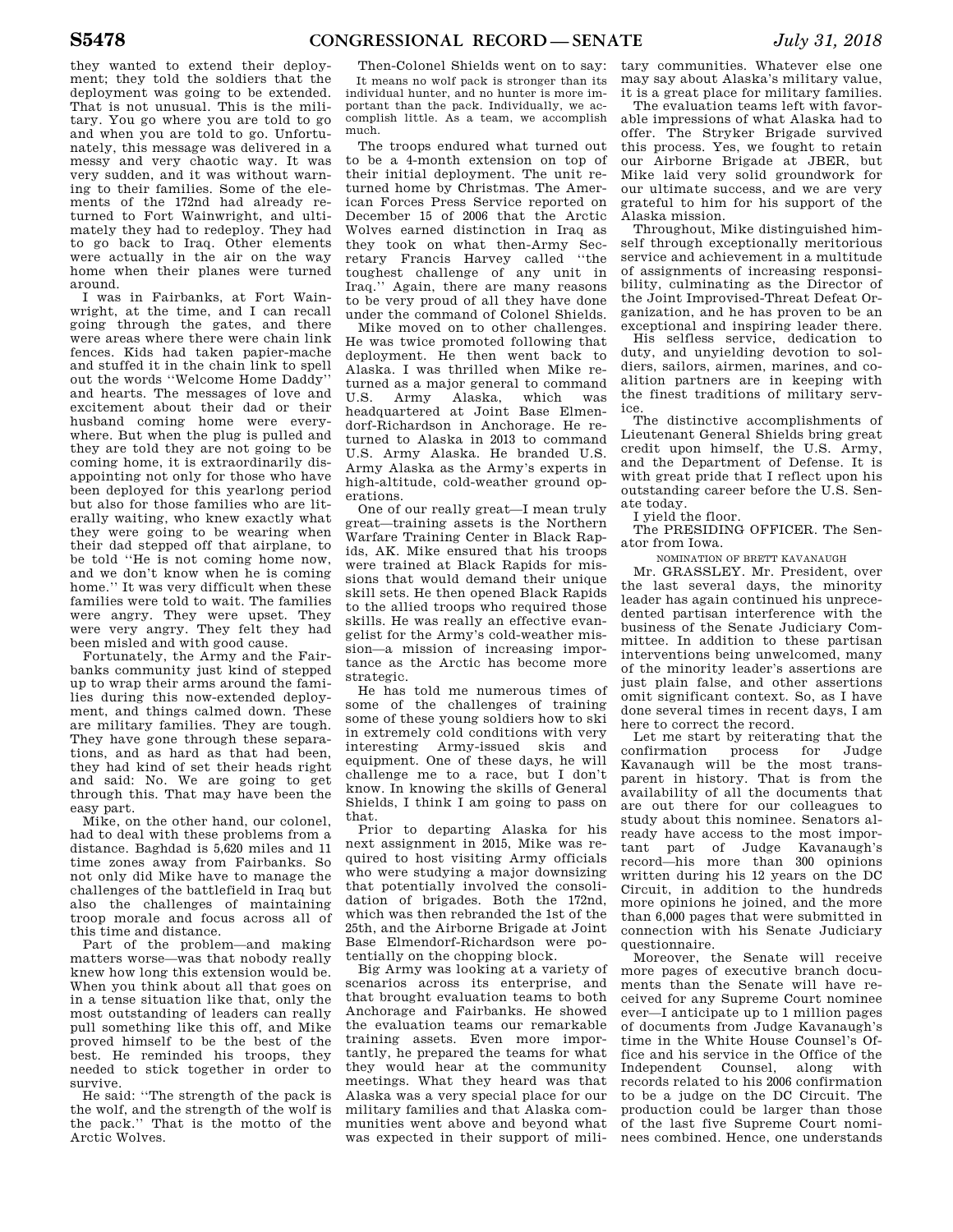they wanted to extend their deployment; they told the soldiers that the deployment was going to be extended. That is not unusual. This is the military. You go where you are told to go and when you are told to go. Unfortunately, this message was delivered in a messy and very chaotic way. It was very sudden, and it was without warning to their families. Some of the elements of the 172nd had already returned to Fort Wainwright, and ultimately they had to redeploy. They had to go back to Iraq. Other elements were actually in the air on the way home when their planes were turned around.

I was in Fairbanks, at Fort Wainwright, at the time, and I can recall going through the gates, and there were areas where there were chain link fences. Kids had taken papier-mache and stuffed it in the chain link to spell out the words ''Welcome Home Daddy'' and hearts. The messages of love and excitement about their dad or their husband coming home were everywhere. But when the plug is pulled and they are told they are not going to be coming home, it is extraordinarily disappointing not only for those who have been deployed for this yearlong period but also for those families who are literally waiting, who knew exactly what they were going to be wearing when their dad stepped off that airplane, to be told ''He is not coming home now, and we don't know when he is coming home.'' It was very difficult when these families were told to wait. The families were angry. They were upset. They were very angry. They felt they had been misled and with good cause.

Fortunately, the Army and the Fairbanks community just kind of stepped up to wrap their arms around the families during this now-extended deployment, and things calmed down. These are military families. They are tough. They have gone through these separations, and as hard as that had been, they had kind of set their heads right and said: No. We are going to get through this. That may have been the easy part.

Mike, on the other hand, our colonel, had to deal with these problems from a distance. Baghdad is 5,620 miles and 11 time zones away from Fairbanks. So not only did Mike have to manage the challenges of the battlefield in Iraq but also the challenges of maintaining troop morale and focus across all of this time and distance.

Part of the problem—and making matters worse—was that nobody really knew how long this extension would be. When you think about all that goes on in a tense situation like that, only the most outstanding of leaders can really pull something like this off, and Mike proved himself to be the best of the best. He reminded his troops, they needed to stick together in order to survive.

He said: ''The strength of the pack is the wolf, and the strength of the wolf is the pack.'' That is the motto of the Arctic Wolves.

Then-Colonel Shields went on to say:

> It means no wolf pack is stronger than its individual hunter, and no hunter is more important than the pack. Individually, we accomplish little. As a team, we accomplish much.

The troops endured what turned out to be a 4-month extension on top of their initial deployment. The unit returned home by Christmas. The American Forces Press Service reported on December 15 of 2006 that the Arctic Wolves earned distinction in Iraq as they took on what then-Army Secretary Francis Harvey called ''the toughest challenge of any unit in Iraq.'' Again, there are many reasons to be very proud of all they have done under the command of Colonel Shields.

Mike moved on to other challenges. He was twice promoted following that deployment. He then went back to Alaska. I was thrilled when Mike returned as a major general to command U.S. Army Alaska, which was headquartered at Joint Base Elmendorf-Richardson in Anchorage. He returned to Alaska in 2013 to command U.S. Army Alaska. He branded U.S. Army Alaska as the Army's experts in high-altitude, cold-weather ground operations.

One of our really great—I mean truly great—training assets is the Northern Warfare Training Center in Black Rapids, AK. Mike ensured that his troops were trained at Black Rapids for missions that would demand their unique skill sets. He then opened Black Rapids to the allied troops who required those skills. He was really an effective evangelist for the Army's cold-weather mission—a mission of increasing importance as the Arctic has become more strategic.

He has told me numerous times of some of the challenges of training some of these young soldiers how to ski in extremely cold conditions with very interesting Army-issued skis and equipment. One of these days, he will challenge me to a race, but I don't know. In knowing the skills of General Shields, I think I am going to pass on that.

Prior to departing Alaska for his next assignment in 2015, Mike was required to host visiting Army officials who were studying a major downsizing that potentially involved the consolidation of brigades. Both the 172nd, which was then rebranded the 1st of the 25th, and the Airborne Brigade at Joint Base Elmendorf-Richardson were potentially on the chopping block.

Big Army was looking at a variety of scenarios across its enterprise, and that brought evaluation teams to both Anchorage and Fairbanks. He showed the evaluation teams our remarkable training assets. Even more importantly, he prepared the teams for what they would hear at the community meetings. What they heard was that Alaska was a very special place for our military families and that Alaska communities went above and beyond what was expected in their support of military communities. Whatever else one may say about Alaska's military value, it is a great place for military families.

The evaluation teams left with favorable impressions of what Alaska had to offer. The Stryker Brigade survived this process. Yes, we fought to retain our Airborne Brigade at JBER, but Mike laid very solid groundwork for our ultimate success, and we are very grateful to him for his support of the Alaska mission.

Throughout, Mike distinguished himself through exceptionally meritorious service and achievement in a multitude of assignments of increasing responsibility, culminating as the Director of the Joint Improvised-Threat Defeat Organization, and he has proven to be an exceptional and inspiring leader there.

His selfless service, dedication to duty, and unyielding devotion to soldiers, sailors, airmen, marines, and coalition partners are in keeping with the finest traditions of military service.

The distinctive accomplishments of Lieutenant General Shields bring great credit upon himself, the U.S. Army, and the Department of Defense. It is with great pride that I reflect upon his outstanding career before the U.S. Senate today.

I yield the floor.

The PRESIDING OFFICER. The Senator from Iowa.

## NOMINATION OF BRETT KAVANAUGH

Mr. GRASSLEY. Mr. President, over the last several days, the minority leader has again continued his unprecedented partisan interference with the business of the Senate Judiciary Committee. In addition to these partisan interventions being unwelcomed, many of the minority leader's assertions are just plain false, and other assertions omit significant context. So, as I have done several times in recent days, I am here to correct the record.

Let me start by reiterating that the confirmation process for Judge Kavanaugh will be the most transparent in history. That is from the availability of all the documents that are out there for our colleagues to study about this nominee. Senators already have access to the most important part of Judge Kavanaugh's record—his more than 300 opinions written during his 12 years on the DC Circuit, in addition to the hundreds more opinions he joined, and the more than 6,000 pages that were submitted in connection with his Senate Judiciary questionnaire.

Moreover, the Senate will receive more pages of executive branch documents than the Senate will have received for any Supreme Court nominee ever—I anticipate up to 1 million pages of documents from Judge Kavanaugh's time in the White House Counsel's Office and his service in the Office of the Independent Counsel, along with records related to his 2006 confirmation to be a judge on the DC Circuit. The production could be larger than those of the last five Supreme Court nominees combined. Hence, one understands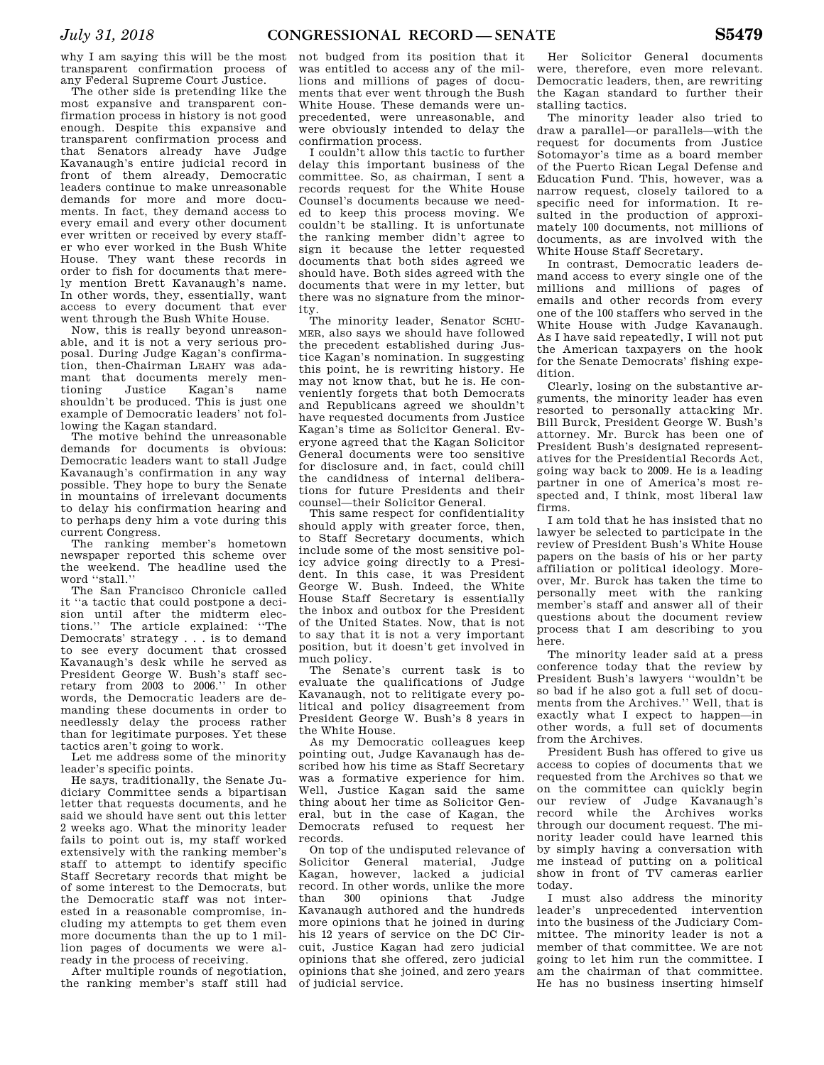why I am saying this will be the most transparent confirmation process of any Federal Supreme Court Justice.

The other side is pretending like the most expansive and transparent confirmation process in history is not good enough. Despite this expansive and transparent confirmation process and that Senators already have Judge Kavanaugh's entire judicial record in front of them already, Democratic leaders continue to make unreasonable demands for more and more documents. In fact, they demand access to every email and every other document ever written or received by every staffer who ever worked in the Bush White House. They want these records in order to fish for documents that merely mention Brett Kavanaugh's name. In other words, they, essentially, want access to every document that ever went through the Bush White House.

Now, this is really beyond unreasonable, and it is not a very serious proposal. During Judge Kagan's confirmation, then-Chairman LEAHY was adamant that documents merely mentioning Justice Kagan's name shouldn't be produced. This is just one example of Democratic leaders' not following the Kagan standard.

The motive behind the unreasonable demands for documents is obvious: Democratic leaders want to stall Judge Kavanaugh's confirmation in any way possible. They hope to bury the Senate in mountains of irrelevant documents to delay his confirmation hearing and to perhaps deny him a vote during this current Congress.

The ranking member's hometown newspaper reported this scheme over the weekend. The headline used the word ''stall.''

The San Francisco Chronicle called it ''a tactic that could postpone a decision until after the midterm elections.'' The article explained: ''The Democrats' strategy . . . is to demand to see every document that crossed Kavanaugh's desk while he served as President George W. Bush's staff secretary from 2003 to 2006.'' In other words, the Democratic leaders are demanding these documents in order to needlessly delay the process rather than for legitimate purposes. Yet these tactics aren't going to work.

Let me address some of the minority leader's specific points.

He says, traditionally, the Senate Judiciary Committee sends a bipartisan letter that requests documents, and he said we should have sent out this letter 2 weeks ago. What the minority leader fails to point out is, my staff worked extensively with the ranking member's staff to attempt to identify specific Staff Secretary records that might be of some interest to the Democrats, but the Democratic staff was not interested in a reasonable compromise, including my attempts to get them even more documents than the up to 1 million pages of documents we were already in the process of receiving.

After multiple rounds of negotiation, the ranking member's staff still had not budged from its position that it was entitled to access any of the millions and millions of pages of documents that ever went through the Bush White House. These demands were unprecedented, were unreasonable, and were obviously intended to delay the confirmation process.

I couldn't allow this tactic to further delay this important business of the committee. So, as chairman, I sent a records request for the White House Counsel's documents because we needed to keep this process moving. We couldn't be stalling. It is unfortunate the ranking member didn't agree to sign it because the letter requested documents that both sides agreed we should have. Both sides agreed with the documents that were in my letter, but there was no signature from the minority.

The minority leader, Senator SCHUMER, also says we should have followed the precedent established during Justice Kagan's nomination. In suggesting this point, he is rewriting history. He may not know that, but he is. He conveniently forgets that both Democrats and Republicans agreed we shouldn't have requested documents from Justice Kagan's time as Solicitor General. Everyone agreed that the Kagan Solicitor General documents were too sensitive for disclosure and, in fact, could chill the candidness of internal deliberations for future Presidents and their counsel—their Solicitor General.

This same respect for confidentiality should apply with greater force, then, to Staff Secretary documents, which include some of the most sensitive policy advice going directly to a President. In this case, it was President George W. Bush. Indeed, the White House Staff Secretary is essentially the inbox and outbox for the President of the United States. Now, that is not to say that it is not a very important position, but it doesn't get involved in much policy.

The Senate's current task is to evaluate the qualifications of Judge Kavanaugh, not to relitigate every political and policy disagreement from President George W. Bush's 8 years in the White House.

As my Democratic colleagues keep pointing out, Judge Kavanaugh has described how his time as Staff Secretary was a formative experience for him. Well, Justice Kagan said the same thing about her time as Solicitor General, but in the case of Kagan, the Democrats refused to request her records.

On top of the undisputed relevance of Solicitor General material, Judge Kagan, however, lacked a judicial record. In other words, unlike the more than 300 opinions that Judge Kavanaugh authored and the hundreds more opinions that he joined in during his 12 years of service on the DC Circuit, Justice Kagan had zero judicial opinions that she offered, zero judicial opinions that she joined, and zero years of judicial service.

Her Solicitor General documents were, therefore, even more relevant. Democratic leaders, then, are rewriting the Kagan standard to further their stalling tactics.

The minority leader also tried to draw a parallel—or parallels—with the request for documents from Justice Sotomayor's time as a board member of the Puerto Rican Legal Defense and Education Fund. This, however, was a narrow request, closely tailored to a specific need for information. It resulted in the production of approximately 100 documents, not millions of documents, as are involved with the White House Staff Secretary.

In contrast, Democratic leaders demand access to every single one of the millions and millions of pages of emails and other records from every one of the 100 staffers who served in the White House with Judge Kavanaugh. As I have said repeatedly, I will not put the American taxpayers on the hook for the Senate Democrats' fishing expedition.

Clearly, losing on the substantive arguments, the minority leader has even resorted to personally attacking Mr. Bill Burck, President George W. Bush's attorney. Mr. Burck has been one of President Bush's designated representatives for the Presidential Records Act, going way back to 2009. He is a leading partner in one of America's most respected and, I think, most liberal law firms.

I am told that he has insisted that no lawyer be selected to participate in the review of President Bush's White House papers on the basis of his or her party affiliation or political ideology. Moreover, Mr. Burck has taken the time to personally meet with the ranking member's staff and answer all of their questions about the document review process that I am describing to you here.

The minority leader said at a press conference today that the review by President Bush's lawyers ''wouldn't be so bad if he also got a full set of documents from the Archives.'' Well, that is exactly what I expect to happen—in other words, a full set of documents from the Archives.

President Bush has offered to give us access to copies of documents that we requested from the Archives so that we on the committee can quickly begin our review of Judge Kavanaugh's record while the Archives works through our document request. The minority leader could have learned this by simply having a conversation with me instead of putting on a political show in front of TV cameras earlier today.

I must also address the minority leader's unprecedented intervention into the business of the Judiciary Committee. The minority leader is not a member of that committee. We are not going to let him run the committee. I am the chairman of that committee. He has no business inserting himself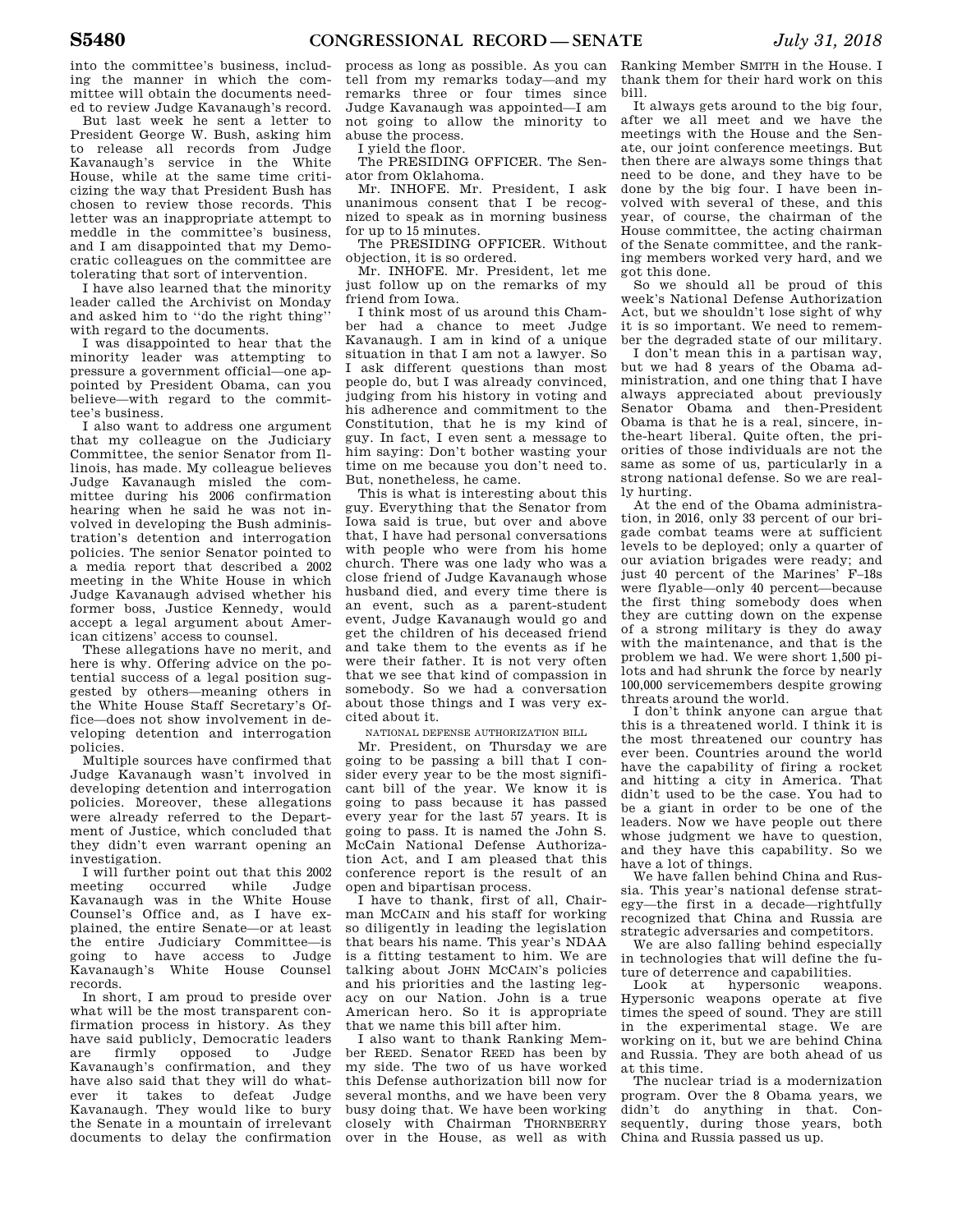into the committee's business, including the manner in which the committee will obtain the documents needed to review Judge Kavanaugh's record.

But last week he sent a letter to President George W. Bush, asking him to release all records from Judge Kavanaugh's service in the White House, while at the same time criticizing the way that President Bush has chosen to review those records. This letter was an inappropriate attempt to meddle in the committee's business, and I am disappointed that my Democratic colleagues on the committee are tolerating that sort of intervention.

I have also learned that the minority leader called the Archivist on Monday and asked him to ''do the right thing'' with regard to the documents.

I was disappointed to hear that the minority leader was attempting to pressure a government official—one appointed by President Obama, can you believe—with regard to the committee's business.

I also want to address one argument that my colleague on the Judiciary Committee, the senior Senator from Illinois, has made. My colleague believes Judge Kavanaugh misled the committee during his 2006 confirmation hearing when he said he was not involved in developing the Bush administration's detention and interrogation policies. The senior Senator pointed to a media report that described a 2002 meeting in the White House in which Judge Kavanaugh advised whether his former boss, Justice Kennedy, would accept a legal argument about American citizens' access to counsel.

These allegations have no merit, and here is why. Offering advice on the potential success of a legal position suggested by others—meaning others in the White House Staff Secretary's Office—does not show involvement in developing detention and interrogation policies.

Multiple sources have confirmed that Judge Kavanaugh wasn't involved in developing detention and interrogation policies. Moreover, these allegations were already referred to the Department of Justice, which concluded that they didn't even warrant opening an investigation.

I will further point out that this 2002 meeting occurred while Judge Kavanaugh was in the White House Counsel's Office and, as I have explained, the entire Senate—or at least the entire Judiciary Committee—is going to have access to Judge Kavanaugh's White House Counsel records.

In short, I am proud to preside over what will be the most transparent confirmation process in history. As they have said publicly, Democratic leaders are firmly opposed to Judge Kavanaugh's confirmation, and they have also said that they will do whatever it takes to defeat Judge Kavanaugh. They would like to bury the Senate in a mountain of irrelevant documents to delay the confirmation process as long as possible. As you can tell from my remarks today—and my remarks three or four times since Judge Kavanaugh was appointed—I am not going to allow the minority to abuse the process.

I yield the floor.

The PRESIDING OFFICER. The Senator from Oklahoma.

Mr. INHOFE. Mr. President, I ask unanimous consent that I be recognized to speak as in morning business for up to 15 minutes.

The PRESIDING OFFICER. Without objection, it is so ordered.

Mr. INHOFE. Mr. President, let me just follow up on the remarks of my friend from Iowa.

I think most of us around this Chamber had a chance to meet Judge Kavanaugh. I am in kind of a unique situation in that I am not a lawyer. So I ask different questions than most people do, but I was already convinced, judging from his history in voting and his adherence and commitment to the Constitution, that he is my kind of guy. In fact, I even sent a message to him saying: Don't bother wasting your time on me because you don't need to. But, nonetheless, he came.

This is what is interesting about this guy. Everything that the Senator from Iowa said is true, but over and above that, I have had personal conversations with people who were from his home church. There was one lady who was a close friend of Judge Kavanaugh whose husband died, and every time there is an event, such as a parent-student event, Judge Kavanaugh would go and get the children of his deceased friend and take them to the events as if he were their father. It is not very often that we see that kind of compassion in somebody. So we had a conversation about those things and I was very excited about it.

NATIONAL DEFENSE AUTHORIZATION BILL

Mr. President, on Thursday we are going to be passing a bill that I consider every year to be the most significant bill of the year. We know it is going to pass because it has passed every year for the last 57 years. It is going to pass. It is named the John S. McCain National Defense Authorization Act, and I am pleased that this conference report is the result of an open and bipartisan process.

I have to thank, first of all, Chairman MCCAIN and his staff for working so diligently in leading the legislation that bears his name. This year's NDAA is a fitting testament to him. We are talking about JOHN MCCAIN's policies and his priorities and the lasting legacy on our Nation. John is a true American hero. So it is appropriate that we name this bill after him.

I also want to thank Ranking Member REED. Senator REED has been by my side. The two of us have worked this Defense authorization bill now for several months, and we have been very busy doing that. We have been working closely with Chairman THORNBERRY over in the House, as well as with Ranking Member SMITH in the House. I thank them for their hard work on this bill.

It always gets around to the big four, after we all meet and we have the meetings with the House and the Senate, our joint conference meetings. But then there are always some things that need to be done, and they have to be done by the big four. I have been involved with several of these, and this year, of course, the chairman of the House committee, the acting chairman of the Senate committee, and the ranking members worked very hard, and we got this done.

So we should all be proud of this week's National Defense Authorization Act, but we shouldn't lose sight of why it is so important. We need to remember the degraded state of our military.

I don't mean this in a partisan way, but we had 8 years of the Obama administration, and one thing that I have always appreciated about previously Senator Obama and then-President Obama is that he is a real, sincere, in-the-heart liberal. Quite often, the priorities of those individuals are not the same as some of us, particularly in a strong national defense. So we are really hurting.

At the end of the Obama administration, in 2016, only 33 percent of our brigade combat teams were at sufficient levels to be deployed; only a quarter of our aviation brigades were ready; and just 40 percent of the Marines' F–18s were flyable—only 40 percent—because the first thing somebody does when they are cutting down on the expense of a strong military is they do away with the maintenance, and that is the problem we had. We were short 1,500 pilots and had shrunk the force by nearly 100,000 servicemembers despite growing threats around the world.

I don't think anyone can argue that this is a threatened world. I think it is the most threatened our country has ever been. Countries around the world have the capability of firing a rocket and hitting a city in America. That didn't used to be the case. You had to be a giant in order to be one of the leaders. Now we have people out there whose judgment we have to question, and they have this capability. So we have a lot of things.

We have fallen behind China and Russia. This year's national defense strategy—the first in a decade—rightfully recognized that China and Russia are strategic adversaries and competitors.

We are also falling behind especially in technologies that will define the future of deterrence and capabilities.

Look at hypersonic weapons. Hypersonic weapons operate at five times the speed of sound. They are still in the experimental stage. We are working on it, but we are behind China and Russia. They are both ahead of us at this time.

The nuclear triad is a modernization program. Over the 8 Obama years, we didn't do anything in that. Consequently, during those years, both China and Russia passed us up.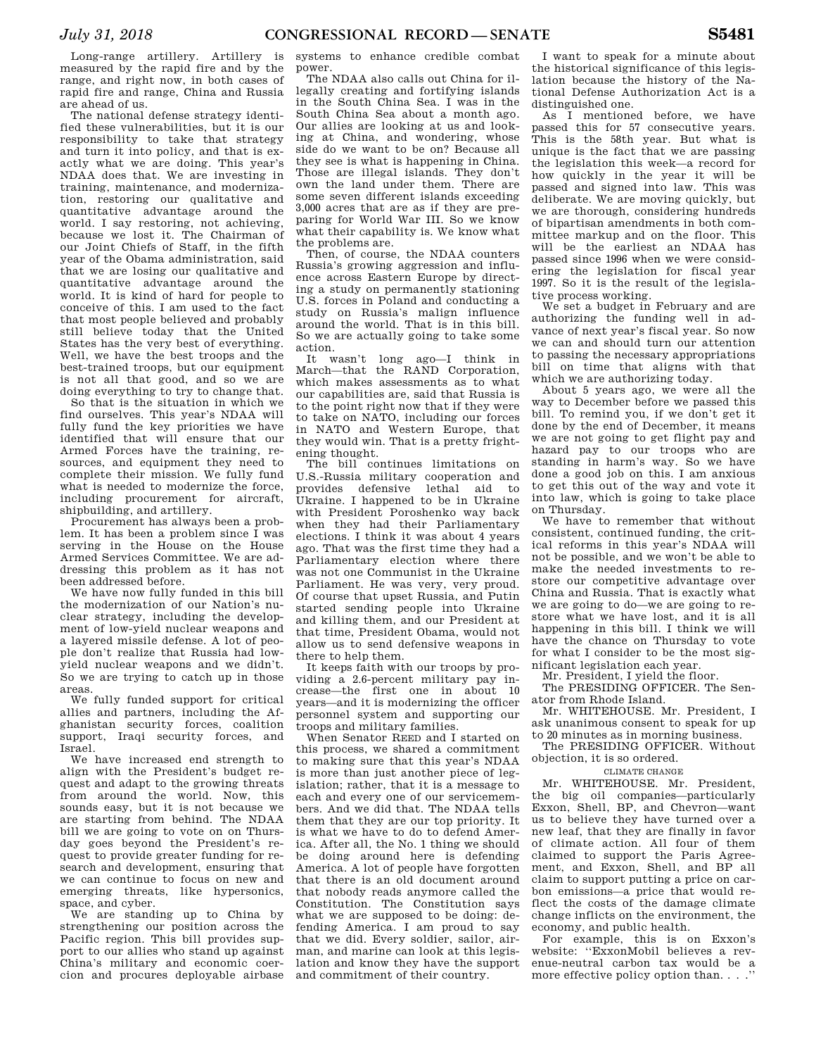Long-range artillery. Artillery is measured by the rapid fire and by the range, and right now, in both cases of rapid fire and range, China and Russia are ahead of us.

The national defense strategy identified these vulnerabilities, but it is our responsibility to take that strategy and turn it into policy, and that is exactly what we are doing. This year's NDAA does that. We are investing in training, maintenance, and modernization, restoring our qualitative and quantitative advantage around the world. I say restoring, not achieving, because we lost it. The Chairman of our Joint Chiefs of Staff, in the fifth year of the Obama administration, said that we are losing our qualitative and quantitative advantage around the world. It is kind of hard for people to conceive of this. I am used to the fact that most people believed and probably still believe today that the United States has the very best of everything. Well, we have the best troops and the best-trained troops, but our equipment is not all that good, and so we are doing everything to try to change that.

So that is the situation in which we find ourselves. This year's NDAA will fully fund the key priorities we have identified that will ensure that our Armed Forces have the training, resources, and equipment they need to complete their mission. We fully fund what is needed to modernize the force, including procurement for aircraft, shipbuilding, and artillery.

Procurement has always been a problem. It has been a problem since I was serving in the House on the House Armed Services Committee. We are addressing this problem as it has not been addressed before.

We have now fully funded in this bill the modernization of our Nation's nuclear strategy, including the development of low-yield nuclear weapons and a layered missile defense. A lot of people don't realize that Russia had low-yield nuclear weapons and we didn't. So we are trying to catch up in those areas.

We fully funded support for critical allies and partners, including the Afghanistan security forces, coalition support, Iraqi security forces, and Israel.

We have increased end strength to align with the President's budget request and adapt to the growing threats from around the world. Now, this sounds easy, but it is not because we are starting from behind. The NDAA bill we are going to vote on on Thursday goes beyond the President's request to provide greater funding for research and development, ensuring that we can continue to focus on new and emerging threats, like hypersonics, space, and cyber.

We are standing up to China by strengthening our position across the Pacific region. This bill provides support to our allies who stand up against China's military and economic coercion and procures deployable airbase systems to enhance credible combat power.

The NDAA also calls out China for illegally creating and fortifying islands in the South China Sea. I was in the South China Sea about a month ago. Our allies are looking at us and looking at China, and wondering, whose side do we want to be on? Because all they see is what is happening in China. Those are illegal islands. They don't own the land under them. There are some seven different islands exceeding 3,000 acres that are as if they are preparing for World War III. So we know what their capability is. We know what the problems are.

Then, of course, the NDAA counters Russia's growing aggression and influence across Eastern Europe by directing a study on permanently stationing U.S. forces in Poland and conducting a study on Russia's malign influence around the world. That is in this bill. So we are actually going to take some action.

It wasn't long ago—I think in March—that the RAND Corporation, which makes assessments as to what our capabilities are, said that Russia is to the point right now that if they were to take on NATO, including our forces in NATO and Western Europe, that they would win. That is a pretty frightening thought.

The bill continues limitations on U.S.-Russia military cooperation and provides defensive lethal aid to Ukraine. I happened to be in Ukraine with President Poroshenko way back when they had their Parliamentary elections. I think it was about 4 years ago. That was the first time they had a Parliamentary election where there was not one Communist in the Ukraine Parliament. He was very, very proud. Of course that upset Russia, and Putin started sending people into Ukraine and killing them, and our President at that time, President Obama, would not allow us to send defensive weapons in there to help them.

It keeps faith with our troops by providing a 2.6-percent military pay increase—the first one in about 10 years—and it is modernizing the officer personnel system and supporting our troops and military families.

When Senator REED and I started on this process, we shared a commitment to making sure that this year's NDAA is more than just another piece of legislation; rather, that it is a message to each and every one of our servicemembers. And we did that. The NDAA tells them that they are our top priority. It is what we have to do to defend America. After all, the No. 1 thing we should be doing around here is defending America. A lot of people have forgotten that there is an old document around that nobody reads anymore called the Constitution. The Constitution says what we are supposed to be doing: defending America. I am proud to say that we did. Every soldier, sailor, airman, and marine can look at this legislation and know they have the support and commitment of their country.

I want to speak for a minute about the historical significance of this legislation because the history of the National Defense Authorization Act is a distinguished one.

As I mentioned before, we have passed this for 57 consecutive years. This is the 58th year. But what is unique is the fact that we are passing the legislation this week—a record for how quickly in the year it will be passed and signed into law. This was deliberate. We are moving quickly, but we are thorough, considering hundreds of bipartisan amendments in both committee markup and on the floor. This will be the earliest an NDAA has passed since 1996 when we were considering the legislation for fiscal year 1997. So it is the result of the legislative process working.

We set a budget in February and are authorizing the funding well in advance of next year's fiscal year. So now we can and should turn our attention to passing the necessary appropriations bill on time that aligns with that which we are authorizing today.

About 5 years ago, we were all the way to December before we passed this bill. To remind you, if we don't get it done by the end of December, it means we are not going to get flight pay and hazard pay to our troops who are standing in harm's way. So we have done a good job on this. I am anxious to get this out of the way and vote it into law, which is going to take place on Thursday.

We have to remember that without consistent, continued funding, the critical reforms in this year's NDAA will not be possible, and we won't be able to make the needed investments to restore our competitive advantage over China and Russia. That is exactly what we are going to do—we are going to restore what we have lost, and it is all happening in this bill. I think we will have the chance on Thursday to vote for what I consider to be the most significant legislation each year.

Mr. President, I yield the floor.

The PRESIDING OFFICER. The Senator from Rhode Island.

Mr. WHITEHOUSE. Mr. President, I ask unanimous consent to speak for up to 20 minutes as in morning business.

The PRESIDING OFFICER. Without objection, it is so ordered.

### CLIMATE CHANGE

Mr. WHITEHOUSE. Mr. President, the big oil companies—particularly Exxon, Shell, BP, and Chevron—want us to believe they have turned over a new leaf, that they are finally in favor of climate action. All four of them claimed to support the Paris Agreement, and Exxon, Shell, and BP all claim to support putting a price on carbon emissions—a price that would reflect the costs of the damage climate change inflicts on the environment, the economy, and public health.

For example, this is on Exxon's website: "ExxonMobil believes a revenue-neutral carbon tax would be a more effective policy option than. . . ."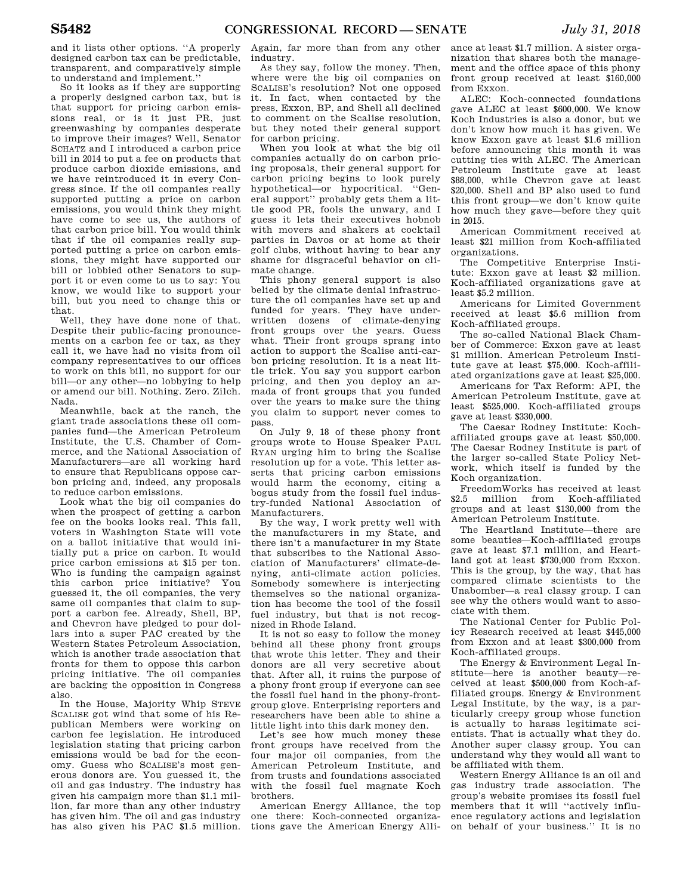and it lists other options. "A properly designed carbon tax can be predictable, transparent, and comparatively simple to understand and implement."

So it looks as if they are supporting a properly designed carbon tax, but is that support for pricing carbon emissions real, or is it just PR, just greenwashing by companies desperate to improve their images? Well, Senator SCHATZ and I introduced a carbon price bill in 2014 to put a fee on products that produce carbon dioxide emissions, and we have reintroduced it in every Congress since. If the oil companies really supported putting a price on carbon emissions, you would think they might have come to see us, the authors of that carbon price bill. You would think that if the oil companies really supported putting a price on carbon emissions, they might have supported our bill or lobbied other Senators to support it or even come to us to say: You know, we would like to support your bill, but you need to change this or that.

Well, they have done none of that. Despite their public-facing pronouncements on a carbon fee or tax, as they call it, we have had no visits from oil company representatives to our offices to work on this bill, no support for our bill—or any other—no lobbying to help or amend our bill. Nothing. Zero. Zilch. Nada.

Meanwhile, back at the ranch, the giant trade associations these oil companies fund—the American Petroleum Institute, the U.S. Chamber of Commerce, and the National Association of Manufacturers—are all working hard to ensure that Republicans oppose carbon pricing and, indeed, any proposals to reduce carbon emissions.

Look what the big oil companies do when the prospect of getting a carbon fee on the books looks real. This fall, voters in Washington State will vote on a ballot initiative that would initially put a price on carbon. It would price carbon emissions at $15 per ton. Who is funding the campaign against this carbon price initiative? You guessed it, the oil companies, the very same oil companies that claim to support a carbon fee. Already, Shell, BP, and Chevron have pledged to pour dollars into a super PAC created by the Western States Petroleum Association, which is another trade association that fronts for them to oppose this carbon pricing initiative. The oil companies are backing the opposition in Congress also.

In the House, Majority Whip STEVE SCALISE got wind that some of his Republican Members were working on carbon fee legislation. He introduced legislation stating that pricing carbon emissions would be bad for the economy. Guess who SCALISE's most generous donors are. You guessed it, the oil and gas industry. The industry has given his campaign more than $1.1 million, far more than any other industry has given him. The oil and gas industry has also given his PAC $1.5 million. Again, far more than from any other industry.

As they say, follow the money. Then, where were the big oil companies on SCALISE's resolution? Not one opposed it. In fact, when contacted by the press, Exxon, BP, and Shell all declined to comment on the Scalise resolution, but they noted their general support for carbon pricing.

When you look at what the big oil companies actually do on carbon pricing proposals, their general support for carbon pricing begins to look purely hypothetical—or hypocritical. "General support" probably gets them a little good PR, fools the unwary, and I guess it lets their executives hobnob with movers and shakers at cocktail parties in Davos or at home at their golf clubs, without having to bear any shame for disgraceful behavior on climate change.

This phony general support is also belied by the climate denial infrastructure the oil companies have set up and funded for years. They have underwritten dozens of climate-denying front groups over the years. Guess what. Their front groups sprang into action to support the Scalise anti-carbon pricing resolution. It is a neat little trick. You say you support carbon pricing, and then you deploy an armada of front groups that you funded over the years to make sure the thing you claim to support never comes to pass.

On July 9, 18 of these phony front groups wrote to House Speaker PAUL RYAN urging him to bring the Scalise resolution up for a vote. This letter asserts that pricing carbon emissions would harm the economy, citing a bogus study from the fossil fuel industry-funded National Association of Manufacturers.

By the way, I work pretty well with the manufacturers in my State, and there isn't a manufacturer in my State that subscribes to the National Association of Manufacturers' climate-denying, anti-climate action policies. Somebody somewhere is interjecting themselves so the national organization has become the tool of the fossil fuel industry, but that is not recognized in Rhode Island.

It is not so easy to follow the money behind all these phony front groups that wrote this letter. They and their donors are all very secretive about that. After all, it ruins the purpose of a phony front group if everyone can see the fossil fuel hand in the phony-front-group glove. Enterprising reporters and researchers have been able to shine a little light into this dark money den.

Let's see how much money these front groups have received from the four major oil companies, from the American Petroleum Institute, and from trusts and foundations associated with the fossil fuel magnate Koch brothers.

American Energy Alliance, the top one there: Koch-connected organizations gave the American Energy Alliance at least $1.7 million. A sister organization that shares both the management and the office space of this phony front group received at least $160,000 from Exxon.

ALEC: Koch-connected foundations gave ALEC at least $600,000. We know Koch Industries is also a donor, but we don't know how much it has given. We know Exxon gave at least $1.6 million before announcing this month it was cutting ties with ALEC. The American Petroleum Institute gave at least $88,000, while Chevron gave at least $20,000. Shell and BP also used to fund this front group—we don't know quite how much they gave—before they quit in 2015.

American Commitment received at least $21 million from Koch-affiliated organizations.

The Competitive Enterprise Institute: Exxon gave at least $2 million. Koch-affiliated organizations gave at least $5.2 million.

Americans for Limited Government received at least $5.6 million from Koch-affiliated groups.

The so-called National Black Chamber of Commerce: Exxon gave at least $1 million. American Petroleum Institute gave at least $75,000. Koch-affiliated organizations gave at least $25,000.

Americans for Tax Reform: API, the American Petroleum Institute, gave at least $525,000. Koch-affiliated groups gave at least $330,000.

The Caesar Rodney Institute: Koch-affiliated groups gave at least $50,000. The Caesar Rodney Institute is part of the larger so-called State Policy Network, which itself is funded by the Koch organization.

FreedomWorks has received at least $2.5 million from Koch-affiliated groups and at least $130,000 from the American Petroleum Institute.

The Heartland Institute—there are some beauties—Koch-affiliated groups gave at least $7.1 million, and Heartland got at least $730,000 from Exxon. This is the group, by the way, that has compared climate scientists to the Unabomber—a real classy group. I can see why the others would want to associate with them.

The National Center for Public Policy Research received at least $445,000 from Exxon and at least $300,000 from Koch-affiliated groups.

The Energy & Environment Legal Institute—here is another beauty—received at least $500,000 from Koch-affiliated groups. Energy & Environment Legal Institute, by the way, is a particularly creepy group whose function is actually to harass legitimate scientists. That is actually what they do. Another super classy group. You can understand why they would all want to be affiliated with them.

Western Energy Alliance is an oil and gas industry trade association. The group's website promises its fossil fuel members that it will "actively influence regulatory actions and legislation on behalf of your business." It is no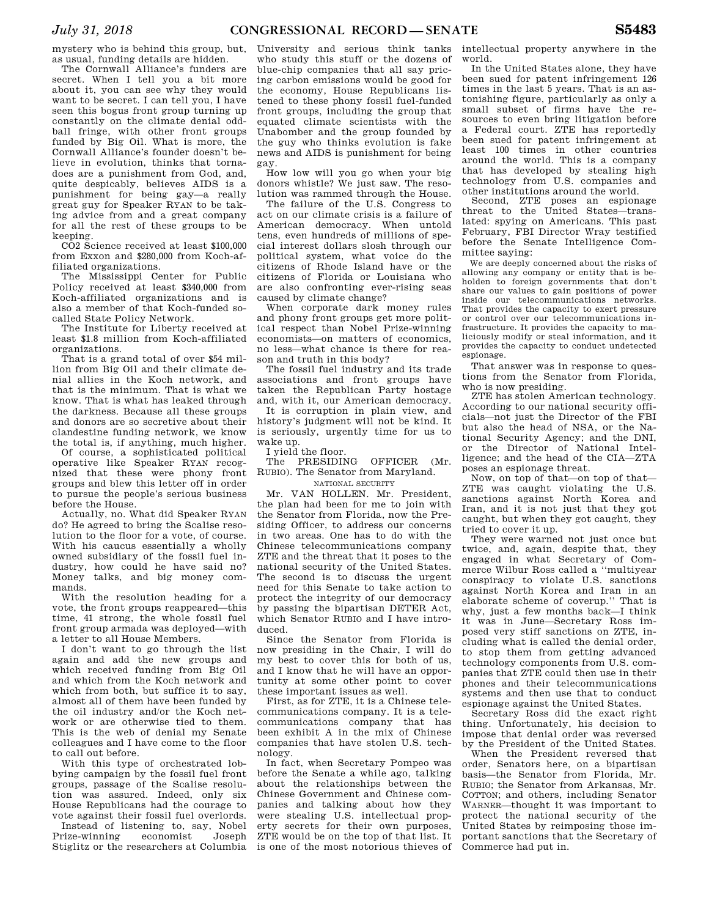mystery who is behind this group, but, as usual, funding details are hidden.

The Cornwall Alliance's funders are secret. When I tell you a bit more about it, you can see why they would want to be secret. I can tell you, I have seen this bogus front group turning up constantly on the climate denial oddball fringe, with other front groups funded by Big Oil. What is more, the Cornwall Alliance's founder doesn't believe in evolution, thinks that tornadoes are a punishment from God, and, quite despicably, believes AIDS is a punishment for being gay—a really great guy for Speaker RYAN to be taking advice from and a great company for all the rest of these groups to be keeping.

CO2 Science received at least $100,000 from Exxon and $280,000 from Koch-affiliated organizations.

The Mississippi Center for Public Policy received at least $340,000 from Koch-affiliated organizations and is also a member of that Koch-funded so-called State Policy Network.

The Institute for Liberty received at least $1.8 million from Koch-affiliated organizations.

That is a grand total of over $54 million from Big Oil and their climate denial allies in the Koch network, and that is the minimum. That is what we know. That is what has leaked through the darkness. Because all these groups and donors are so secretive about their clandestine funding network, we know the total is, if anything, much higher.

Of course, a sophisticated political operative like Speaker RYAN recognized that these were phony front groups and blew this letter off in order to pursue the people's serious business before the House.

Actually, no. What did Speaker RYAN do? He agreed to bring the Scalise resolution to the floor for a vote, of course. With his caucus essentially a wholly owned subsidiary of the fossil fuel industry, how could he have said no? Money talks, and big money commands.

With the resolution heading for a vote, the front groups reappeared—this time, 41 strong, the whole fossil fuel front group armada was deployed—with a letter to all House Members.

I don't want to go through the list again and add the new groups and which received funding from Big Oil and which from the Koch network and which from both, but suffice it to say, almost all of them have been funded by the oil industry and/or the Koch network or are otherwise tied to them. This is the web of denial my Senate colleagues and I have come to the floor to call out before.

With this type of orchestrated lobbying campaign by the fossil fuel front groups, passage of the Scalise resolution was assured. Indeed, only six House Republicans had the courage to vote against their fossil fuel overlords.

Instead of listening to, say, Nobel Prize-winning economist Joseph Stiglitz or the researchers at Columbia University and serious think tanks who study this stuff or the dozens of blue-chip companies that all say pricing carbon emissions would be good for the economy, House Republicans listened to these phony fossil fuel-funded front groups, including the group that equated climate scientists with the Unabomber and the group founded by the guy who thinks evolution is fake news and AIDS is punishment for being gay.

How low will you go when your big donors whistle? We just saw. The resolution was rammed through the House.

The failure of the U.S. Congress to act on our climate crisis is a failure of American democracy. When untold tens, even hundreds of millions of special interest dollars slosh through our political system, what voice do the citizens of Rhode Island have or the citizens of Florida or Louisiana who are also confronting ever-rising seas caused by climate change?

When corporate dark money rules and phony front groups get more political respect than Nobel Prize-winning economists—on matters of economics, no less—what chance is there for reason and truth in this body?

The fossil fuel industry and its trade associations and front groups have taken the Republican Party hostage and, with it, our American democracy.

It is corruption in plain view, and history's judgment will not be kind. It is seriously, urgently time for us to wake up.

I yield the floor.

The PRESIDING OFFICER (Mr. RUBIO). The Senator from Maryland.

NATIONAL SECURITY

Mr. VAN HOLLEN. Mr. President, the plan had been for me to join with the Senator from Florida, now the Presiding Officer, to address our concerns in two areas. One has to do with the Chinese telecommunications company ZTE and the threat that it poses to the national security of the United States. The second is to discuss the urgent need for this Senate to take action to protect the integrity of our democracy by passing the bipartisan DETER Act, which Senator RUBIO and I have introduced.

Since the Senator from Florida is now presiding in the Chair, I will do my best to cover this for both of us, and I know that he will have an opportunity at some other point to cover these important issues as well.

First, as for ZTE, it is a Chinese telecommunications company. It is a telecommunications company that has been exhibit A in the mix of Chinese companies that have stolen U.S. technology.

In fact, when Secretary Pompeo was before the Senate a while ago, talking about the relationships between the Chinese Government and Chinese companies and talking about how they were stealing U.S. intellectual property secrets for their own purposes, ZTE would be on the top of that list. It is one of the most notorious thieves of intellectual property anywhere in the world.

In the United States alone, they have been sued for patent infringement 126 times in the last 5 years. That is an astonishing figure, particularly as only a small subset of firms have the resources to even bring litigation before a Federal court. ZTE has reportedly been sued for patent infringement at least 100 times in other countries around the world. This is a company that has developed by stealing high technology from U.S. companies and other institutions around the world.

Second, ZTE poses an espionage threat to the United States—translated: spying on Americans. This past February, FBI Director Wray testified before the Senate Intelligence Committee saying:

> We are deeply concerned about the risks of allowing any company or entity that is beholden to foreign governments that don't share our values to gain positions of power inside our telecommunications networks. That provides the capacity to exert pressure or control over our telecommunications infrastructure. It provides the capacity to maliciously modify or steal information, and it provides the capacity to conduct undetected espionage.

That answer was in response to questions from the Senator from Florida, who is now presiding.

ZTE has stolen American technology. According to our national security officials—not just the Director of the FBI but also the head of NSA, or the National Security Agency; and the DNI, or the Director of National Intelligence; and the head of the CIA—ZTA poses an espionage threat.

Now, on top of that—on top of that—ZTE was caught violating the U.S. sanctions against North Korea and Iran, and it is not just that they got caught, but when they got caught, they tried to cover it up.

They were warned not just once but twice, and, again, despite that, they engaged in what Secretary of Commerce Wilbur Ross called a "multiyear conspiracy to violate U.S. sanctions against North Korea and Iran in an elaborate scheme of coverup." That is why, just a few months back—I think it was in June—Secretary Ross imposed very stiff sanctions on ZTE, including what is called the denial order, to stop them from getting advanced technology components from U.S. companies that ZTE could then use in their phones and their telecommunications systems and then use that to conduct espionage against the United States.

Secretary Ross did the exact right thing. Unfortunately, his decision to impose that denial order was reversed by the President of the United States.

When the President reversed that order, Senators here, on a bipartisan basis—the Senator from Florida, Mr. RUBIO; the Senator from Arkansas, Mr. COTTON; and others, including Senator WARNER—thought it was important to protect the national security of the United States by reimposing those important sanctions that the Secretary of Commerce had put in.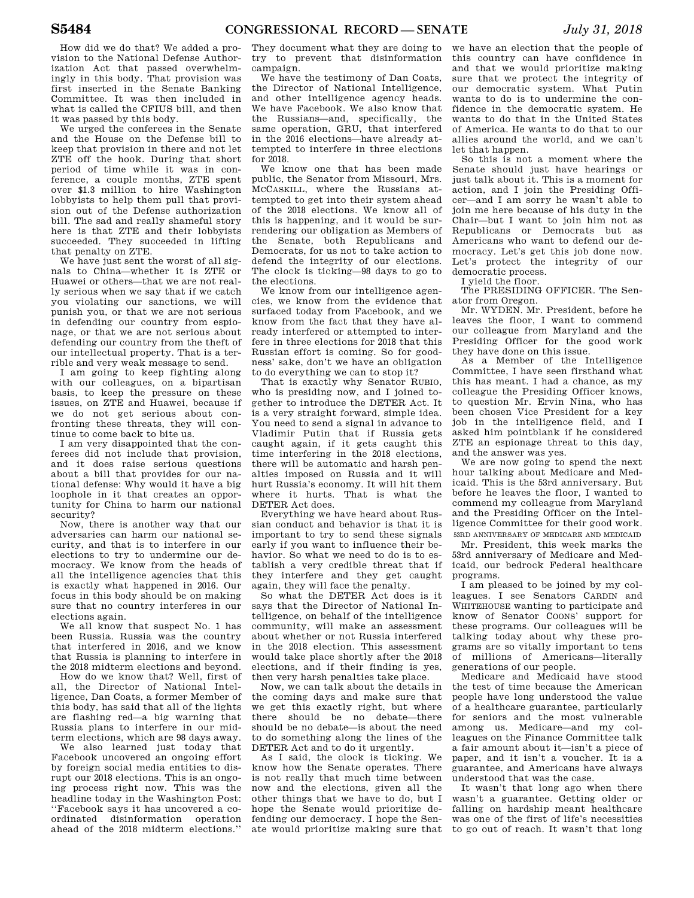How did we do that? We added a provision to the National Defense Authorization Act that passed overwhelmingly in this body. That provision was first inserted in the Senate Banking Committee. It was then included in what is called the CFIUS bill, and then it was passed by this body.

We urged the conferees in the Senate and the House on the Defense bill to keep that provision in there and not let ZTE off the hook. During that short period of time while it was in conference, a couple months, ZTE spent over $1.3 million to hire Washington lobbyists to help them pull that provision out of the Defense authorization bill. The sad and really shameful story here is that ZTE and their lobbyists succeeded. They succeeded in lifting that penalty on ZTE.

We have just sent the worst of all signals to China—whether it is ZTE or Huawei or others—that we are not really serious when we say that if we catch you violating our sanctions, we will punish you, or that we are not serious in defending our country from espionage, or that we are not serious about defending our country from the theft of our intellectual property. That is a terrible and very weak message to send.

I am going to keep fighting along with our colleagues, on a bipartisan basis, to keep the pressure on these issues, on ZTE and Huawei, because if we do not get serious about confronting these threats, they will continue to come back to bite us.

I am very disappointed that the conferees did not include that provision, and it does raise serious questions about a bill that provides for our national defense: Why would it have a big loophole in it that creates an opportunity for China to harm our national security?

Now, there is another way that our adversaries can harm our national security, and that is to interfere in our elections to try to undermine our democracy. We know from the heads of all the intelligence agencies that this is exactly what happened in 2016. Our focus in this body should be on making sure that no country interferes in our elections again.

We all know that suspect No. 1 has been Russia. Russia was the country that interfered in 2016, and we know that Russia is planning to interfere in the 2018 midterm elections and beyond.

How do we know that? Well, first of all, the Director of National Intelligence, Dan Coats, a former Member of this body, has said that all of the lights are flashing red—a big warning that Russia plans to interfere in our midterm elections, which are 98 days away.

We also learned just today that Facebook uncovered an ongoing effort by foreign social media entities to disrupt our 2018 elections. This is an ongoing process right now. This was the headline today in the Washington Post: "Facebook says it has uncovered a coordinated disinformation operation ahead of the 2018 midterm elections." They document what they are doing to try to prevent that disinformation campaign.

We have the testimony of Dan Coats, the Director of National Intelligence, and other intelligence agency heads. We have Facebook. We also know that the Russians—and, specifically, the same operation, GRU, that interfered in the 2016 elections—have already attempted to interfere in three elections for 2018.

We know one that has been made public, the Senator from Missouri, Mrs. MCCASKILL, where the Russians attempted to get into their system ahead of the 2018 elections. We know all of this is happening, and it would be surrendering our obligation as Members of the Senate, both Republicans and Democrats, for us not to take action to defend the integrity of our elections. The clock is ticking—98 days to go to the elections.

We know from our intelligence agencies, we know from the evidence that surfaced today from Facebook, and we know from the fact that they have already interfered or attempted to interfere in three elections for 2018 that this Russian effort is coming. So for goodness' sake, don't we have an obligation to do everything we can to stop it?

That is exactly why Senator RUBIO, who is presiding now, and I joined together to introduce the DETER Act. It is a very straight forward, simple idea. You need to send a signal in advance to Vladimir Putin that if Russia gets caught again, if it gets caught this time interfering in the 2018 elections, there will be automatic and harsh penalties imposed on Russia and it will hurt Russia's economy. It will hit them where it hurts. That is what the DETER Act does.

Everything we have heard about Russian conduct and behavior is that it is important to try to send these signals early if you want to influence their behavior. So what we need to do is to establish a very credible threat that if they interfere and they get caught again, they will face the penalty.

So what the DETER Act does is it says that the Director of National Intelligence, on behalf of the intelligence community, will make an assessment about whether or not Russia interfered in the 2018 election. This assessment would take place shortly after the 2018 elections, and if their finding is yes, then very harsh penalties take place.

Now, we can talk about the details in the coming days and make sure that we get this exactly right, but where there should be no debate—there should be no debate—is about the need to do something along the lines of the DETER Act and to do it urgently.

As I said, the clock is ticking. We know how the Senate operates. There is not really that much time between now and the elections, given all the other things that we have to do, but I hope the Senate would prioritize defending our democracy. I hope the Senate would prioritize making sure that we have an election that the people of this country can have confidence in and that we would prioritize making sure that we protect the integrity of our democratic system. What Putin wants to do is to undermine the confidence in the democratic system. He wants to do that in the United States of America. He wants to do that to our allies around the world, and we can't let that happen.

So this is not a moment where the Senate should just have hearings or just talk about it. This is a moment for action, and I join the Presiding Officer—and I am sorry he wasn't able to join me here because of his duty in the Chair—but I want to join him not as Republicans or Democrats but as Americans who want to defend our democracy. Let's get this job done now. Let's protect the integrity of our democratic process.

I yield the floor.

The PRESIDING OFFICER. The Senator from Oregon.

Mr. WYDEN. Mr. President, before he leaves the floor, I want to commend our colleague from Maryland and the Presiding Officer for the good work they have done on this issue.

As a Member of the Intelligence Committee, I have seen firsthand what this has meant. I had a chance, as my colleague the Presiding Officer knows, to question Mr. Ervin Nina, who has been chosen Vice President for a key job in the intelligence field, and I asked him pointblank if he considered ZTE an espionage threat to this day, and the answer was yes.

We are now going to spend the next hour talking about Medicare and Medicaid. This is the 53rd anniversary. But before he leaves the floor, I wanted to commend my colleague from Maryland and the Presiding Officer on the Intelligence Committee for their good work.

## 53RD ANNIVERSARY OF MEDICARE AND MEDICAID

Mr. President, this week marks the 53rd anniversary of Medicare and Medicaid, our bedrock Federal healthcare programs.

I am pleased to be joined by my colleagues. I see Senators CARDIN and WHITEHOUSE wanting to participate and know of Senator COONS' support for these programs. Our colleagues will be talking today about why these programs are so vitally important to tens of millions of Americans—literally generations of our people.

Medicare and Medicaid have stood the test of time because the American people have long understood the value of a healthcare guarantee, particularly for seniors and the most vulnerable among us. Medicare—and my colleagues on the Finance Committee talk a fair amount about it—isn't a piece of paper, and it isn't a voucher. It is a guarantee, and Americans have always understood that was the case.

It wasn't that long ago when there wasn't a guarantee. Getting older or falling on hardship meant healthcare was one of the first of life's necessities to go out of reach. It wasn't that long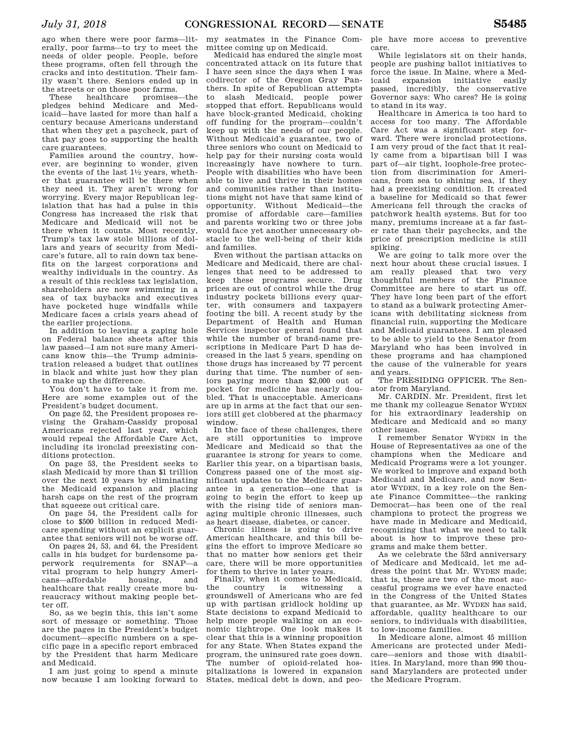ago when there were poor farms—literally, poor farms—to try to meet the needs of older people. People, before these programs, often fell through the cracks and into destitution. Their family wasn't there. Seniors ended up in the streets or on those poor farms.

These healthcare promises—the pledges behind Medicare and Medicaid—have lasted for more than half a century because Americans understand that when they get a paycheck, part of that pay goes to supporting the health care guarantees.

Families around the country, however, are beginning to wonder, given the events of the last 1½ years, whether that guarantee will be there when they need it. They aren't wrong for worrying. Every major Republican legislation that has had a pulse in this Congress has increased the risk that Medicare and Medicaid will not be there when it counts. Most recently, Trump's tax law stole billions of dollars and years of security from Medicare's future, all to rain down tax benefits on the largest corporations and wealthy individuals in the country. As a result of this reckless tax legislation, shareholders are now swimming in a sea of tax buybacks and executives have pocketed huge windfalls while Medicare faces a crisis years ahead of the earlier projections.

In addition to leaving a gaping hole on Federal balance sheets after this law passed—I am not sure many Americans know this—the Trump administration released a budget that outlines in black and white just how they plan to make up the difference.

You don't have to take it from me. Here are some examples out of the President's budget document.

On page 52, the President proposes revising the Graham-Cassidy proposal Americans rejected last year, which would repeal the Affordable Care Act, including its ironclad preexisting conditions protection.

On page 53, the President seeks to slash Medicaid by more than $1 trillion over the next 10 years by eliminating the Medicaid expansion and placing harsh caps on the rest of the program that squeeze out critical care.

On page 54, the President calls for close to $500 billion in reduced Medicare spending without an explicit guarantee that seniors will not be worse off.

On pages 24, 53, and 64, the President calls in his budget for burdensome paperwork requirements for SNAP—a vital program to help hungry Americans—affordable housing, and healthcare that really create more bureaucracy without making people better off.

So, as we begin this, this isn't some sort of message or something. Those are the pages in the President's budget document—specific numbers on a specific page in a specific report embraced by the President that harm Medicare and Medicaid.

I am just going to spend a minute now because I am looking forward to my seatmates in the Finance Committee coming up on Medicaid.

Medicaid has endured the single most concentrated attack on its future that I have seen since the days when I was codirector of the Oregon Gray Panthers. In spite of Republican attempts to slash Medicaid, people power stopped that effort. Republicans would have block-granted Medicaid, choking off funding for the program—couldn't keep up with the needs of our people. Without Medicaid's guarantee, two of three seniors who count on Medicaid to help pay for their nursing costs would increasingly have nowhere to turn. People with disabilities who have been able to live and thrive in their homes and communities rather than institutions might not have that same kind of opportunity. Without Medicaid—the promise of affordable care—families and parents working two or three jobs would face yet another unnecessary obstacle to the well-being of their kids and families.

Even without the partisan attacks on Medicare and Medicaid, there are challenges that need to be addressed to keep these programs secure. Drug prices are out of control while the drug industry pockets billions every quarter, with consumers and taxpayers footing the bill. A recent study by the Department of Health and Human Services inspector general found that while the number of brand-name prescriptions in Medicare Part D has decreased in the last 5 years, spending on those drugs has increased by 77 percent during that time. The number of seniors paying more than $2,000 out of pocket for medicine has nearly doubled. That is unacceptable. Americans are up in arms at the fact that our seniors still get clobbered at the pharmacy window.

In the face of these challenges, there are still opportunities to improve Medicare and Medicaid so that the guarantee is strong for years to come. Earlier this year, on a bipartisan basis, Congress passed one of the most significant updates to the Medicare guarantee in a generation—one that is going to begin the effort to keep up with the rising tide of seniors managing multiple chronic illnesses, such as heart disease, diabetes, or cancer.

Chronic illness is going to drive American healthcare, and this bill begins the effort to improve Medicare so that no matter how seniors get their care, there will be more opportunities for them to thrive in later years.

Finally, when it comes to Medicaid, the country is witnessing a groundswell of Americans who are fed up with partisan gridlock holding up State decisions to expand Medicaid to help more people walking on an economic tightrope. One look makes it clear that this is a winning proposition for any State. When States expand the program, the uninsured rate goes down. The number of opioid-related hospitalizations is lowered in expansion States, medical debt is down, and people have more access to preventive care.

While legislators sit on their hands, people are pushing ballot initiatives to force the issue. In Maine, where a Medicaid expansion initiative easily passed, incredibly, the conservative Governor says: Who cares? He is going to stand in its way.

Healthcare in America is too hard to access for too many. The Affordable Care Act was a significant step forward. There were ironclad protections. I am very proud of the fact that it really came from a bipartisan bill I was part of—air tight, loophole-free protection from discrimination for Americans, from sea to shining sea, if they had a preexisting condition. It created a baseline for Medicaid so that fewer Americans fell through the cracks of patchwork health systems. But for too many, premiums increase at a far faster rate than their paychecks, and the price of prescription medicine is still spiking.

We are going to talk more over the next hour about these crucial issues. I am really pleased that two very thoughtful members of the Finance Committee are here to start us off. They have long been part of the effort to stand as a bulwark protecting Americans with debilitating sickness from financial ruin, supporting the Medicare and Medicaid guarantees. I am pleased to be able to yield to the Senator from Maryland who has been involved in these programs and has championed the cause of the vulnerable for years and years.

The PRESIDING OFFICER. The Senator from Maryland.

Mr. CARDIN. Mr. President, first let me thank my colleague Senator WYDEN for his extraordinary leadership on Medicare and Medicaid and so many other issues.

I remember Senator WYDEN in the House of Representatives as one of the champions when the Medicare and Medicaid Programs were a lot younger. We worked to improve and expand both Medicaid and Medicare, and now Senator WYDEN, in a key role on the Senate Finance Committee—the ranking Democrat—has been one of the real champions to protect the progress we have made in Medicare and Medicaid, recognizing that what we need to talk about is how to improve these programs and make them better.

As we celebrate the 53rd anniversary of Medicare and Medicaid, let me address the point that Mr. WYDEN made; that is, these are two of the most successful programs we ever have enacted in the Congress of the United States that guarantee, as Mr. WYDEN has said, affordable, quality healthcare to our seniors, to individuals with disabilities, to low-income families.

In Medicare alone, almost 45 million Americans are protected under Medicare—seniors and those with disabilities. In Maryland, more than 990 thousand Marylanders are protected under the Medicare Program.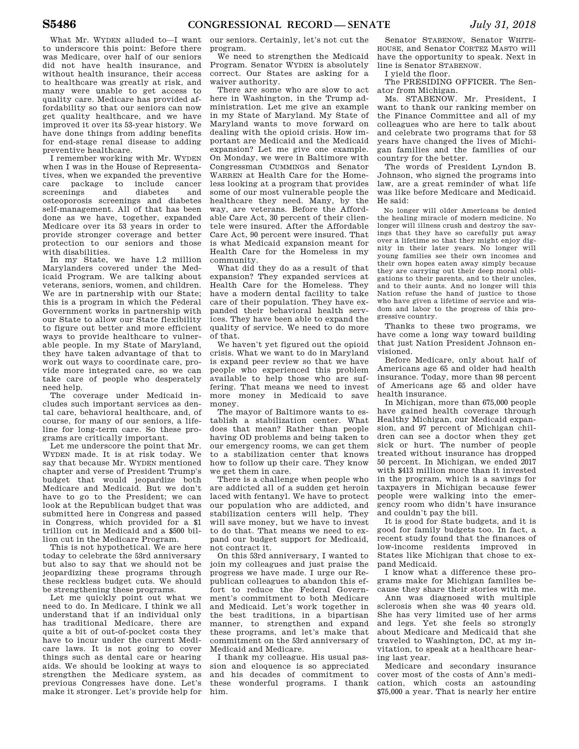What Mr. WYDEN alluded to—I want to underscore this point: Before there was Medicare, over half of our seniors did not have health insurance, and without health insurance, their access to healthcare was greatly at risk, and many were unable to get access to quality care. Medicare has provided affordability so that our seniors can now get quality healthcare, and we have improved it over its 53-year history. We have done things from adding benefits for end-stage renal disease to adding preventive healthcare.

I remember working with Mr. WYDEN when I was in the House of Representatives, when we expanded the preventive care package to include cancer screenings and diabetes and osteoporosis screenings and diabetes self-management. All of that has been done as we have, together, expanded Medicare over its 53 years in order to provide stronger coverage and better protection to our seniors and those with disabilities.

In my State, we have 1.2 million Marylanders covered under the Medicaid Program. We are talking about veterans, seniors, women, and children. We are in partnership with our State; this is a program in which the Federal Government works in partnership with our State to allow our State flexibility to figure out better and more efficient ways to provide healthcare to vulnerable people. In my State of Maryland, they have taken advantage of that to work out ways to coordinate care, provide more integrated care, so we can take care of people who desperately need help.

The coverage under Medicaid includes such important services as dental care, behavioral healthcare, and, of course, for many of our seniors, a lifeline for long-term care. So these programs are critically important.

Let me underscore the point that Mr. WYDEN made. It is at risk today. We say that because Mr. WYDEN mentioned chapter and verse of President Trump's budget that would jeopardize both Medicare and Medicaid. But we don't have to go to the President; we can look at the Republican budget that was submitted here in Congress and passed in Congress, which provided for a $1 trillion cut in Medicaid and a $500 billion cut in the Medicare Program.

This is not hypothetical. We are here today to celebrate the 53rd anniversary but also to say that we should not be jeopardizing these programs through these reckless budget cuts. We should be strengthening these programs.

Let me quickly point out what we need to do. In Medicare, I think we all understand that if an individual only has traditional Medicare, there are quite a bit of out-of-pocket costs they have to incur under the current Medicare laws. It is not going to cover things such as dental care or hearing aids. We should be looking at ways to strengthen the Medicare system, as previous Congresses have done. Let's make it stronger. Let's provide help for our seniors. Certainly, let's not cut the program.

We need to strengthen the Medicaid Program. Senator WYDEN is absolutely correct. Our States are asking for a waiver authority.

There are some who are slow to act here in Washington, in the Trump administration. Let me give an example in my State of Maryland. My State of Maryland wants to move forward on dealing with the opioid crisis. How important are Medicaid and the Medicaid expansion? Let me give one example. On Monday, we were in Baltimore with Congressman CUMMINGS and Senator WARREN at Health Care for the Homeless looking at a program that provides some of our most vulnerable people the healthcare they need. Many, by the way, are veterans. Before the Affordable Care Act, 30 percent of their clientele were insured. After the Affordable Care Act, 90 percent were insured. That is what Medicaid expansion meant for Health Care for the Homeless in my community.

What did they do as a result of that expansion? They expanded services at Health Care for the Homeless. They have a modern dental facility to take care of their population. They have expanded their behavioral health services. They have been able to expand the quality of service. We need to do more of that.

We haven't yet figured out the opioid crisis. What we want to do in Maryland is expand peer review so that we have people who experienced this problem available to help those who are suffering. That means we need to invest more money in Medicaid to save money.

The mayor of Baltimore wants to establish a stabilization center. What does that mean? Rather than people having OD problems and being taken to our emergency rooms, we can get them to a stabilization center that knows how to follow up their care. They know we get them in care.

There is a challenge when people who are addicted all of a sudden get heroin laced with fentanyl. We have to protect our population who are addicted, and stabilization centers will help. They will save money, but we have to invest to do that. That means we need to expand our budget support for Medicaid, not contract it.

On this 53rd anniversary, I wanted to join my colleagues and just praise the progress we have made. I urge our Republican colleagues to abandon this effort to reduce the Federal Government's commitment to both Medicare and Medicaid. Let's work together in the best traditions, in a bipartisan manner, to strengthen and expand these programs, and let's make that commitment on the 53rd anniversary of Medicaid and Medicare.

I thank my colleague. His usual passion and eloquence is so appreciated and his decades of commitment to these wonderful programs. I thank him.

Senator STABENOW, Senator WHITEHOUSE, and Senator CORTEZ MASTO will have the opportunity to speak. Next in line is Senator STABENOW.

I yield the floor.

The PRESIDING OFFICER. The Senator from Michigan.

Ms. STABENOW. Mr. President, I want to thank our ranking member on the Finance Committee and all of my colleagues who are here to talk about and celebrate two programs that for 53 years have changed the lives of Michigan families and the families of our country for the better.

The words of President Lyndon B. Johnson, who signed the programs into law, are a great reminder of what life was like before Medicare and Medicaid. He said:

> No longer will older Americans be denied the healing miracle of modern medicine. No longer will illness crush and destroy the savings that they have so carefully put away over a lifetime so that they might enjoy dignity in their later years. No longer will young families see their own incomes and their own hopes eaten away simply because they are carrying out their deep moral obligations to their parents, and to their uncles, and to their aunts. And no longer will this Nation refuse the hand of justice to those who have given a lifetime of service and wisdom and labor to the progress of this progressive country.

Thanks to these two programs, we have come a long way toward building that just Nation President Johnson envisioned.

Before Medicare, only about half of Americans age 65 and older had health insurance. Today, more than 98 percent of Americans age 65 and older have health insurance.

In Michigan, more than 675,000 people have gained health coverage through Healthy Michigan, our Medicaid expansion, and 97 percent of Michigan children can see a doctor when they get sick or hurt. The number of people treated without insurance has dropped 50 percent. In Michigan, we ended 2017 with $413 million more than it invested in the program, which is a savings for taxpayers in Michigan because fewer people were walking into the emergency room who didn't have insurance and couldn't pay the bill.

It is good for State budgets, and it is good for family budgets too. In fact, a recent study found that the finances of low-income residents improved in States like Michigan that chose to expand Medicaid.

I know what a difference these programs make for Michigan families because they share their stories with me.

Ann was diagnosed with multiple sclerosis when she was 40 years old. She has very limited use of her arms and legs. Yet she feels so strongly about Medicare and Medicaid that she traveled to Washington, DC, at my invitation, to speak at a healthcare hearing last year.

Medicare and secondary insurance cover most of the costs of Ann's medication, which costs an astounding $75,000 a year. That is nearly her entire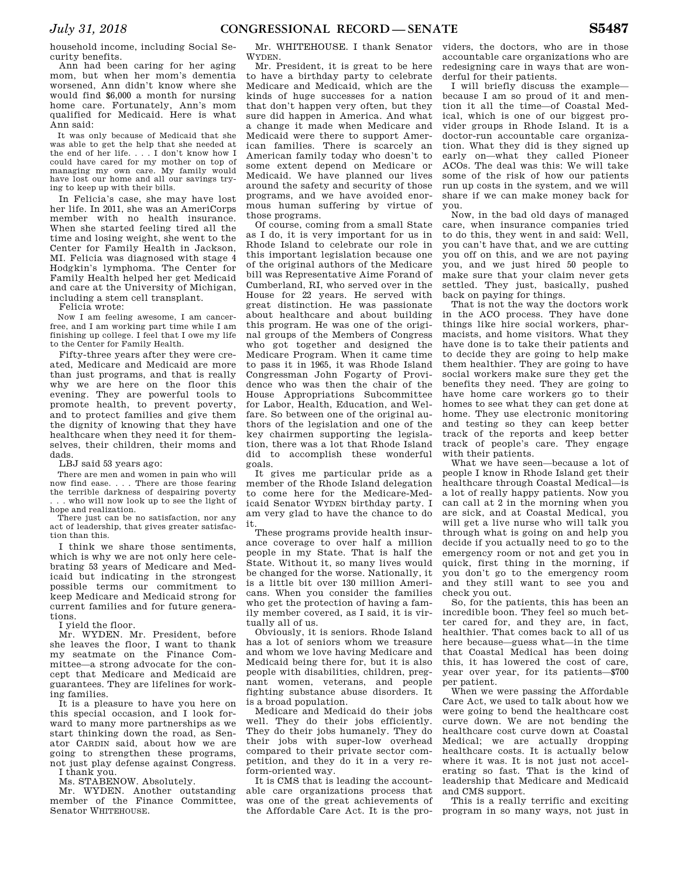household income, including Social Security benefits.

Ann had been caring for her aging mom, but when her mom's dementia worsened, Ann didn't know where she would find $6,000 a month for nursing home care. Fortunately, Ann's mom qualified for Medicaid. Here is what Ann said:

> It was only because of Medicaid that she was able to get the help that she needed at the end of her life. . . . I don't know how I could have cared for my mother on top of managing my own care. My family would have lost our home and all our savings trying to keep up with their bills.

In Felicia's case, she may have lost her life. In 2011, she was an AmeriCorps member with no health insurance. When she started feeling tired all the time and losing weight, she went to the Center for Family Health in Jackson, MI. Felicia was diagnosed with stage 4 Hodgkin's lymphoma. The Center for Family Health helped her get Medicaid and care at the University of Michigan, including a stem cell transplant.

Felicia wrote:

> Now I am feeling awesome, I am cancer-free, and I am working part time while I am finishing up college. I feel that I owe my life to the Center for Family Health.

Fifty-three years after they were created, Medicare and Medicaid are more than just programs, and that is really why we are here on the floor this evening. They are powerful tools to promote health, to prevent poverty, and to protect families and give them the dignity of knowing that they have healthcare when they need it for themselves, their children, their moms and dads.

LBJ said 53 years ago:

> There are men and women in pain who will now find ease. . . . There are those fearing the terrible darkness of despairing poverty . . . who will now look up to see the light of hope and realization.
>
> There just can be no satisfaction, nor any act of leadership, that gives greater satisfaction than this.

I think we share those sentiments, which is why we are not only here celebrating 53 years of Medicare and Medicaid but indicating in the strongest possible terms our commitment to keep Medicare and Medicaid strong for current families and for future generations.

I yield the floor.

Mr. WYDEN. Mr. President, before she leaves the floor, I want to thank my seatmate on the Finance Committee—a strong advocate for the concept that Medicare and Medicaid are guarantees. They are lifelines for working families.

It is a pleasure to have you here on this special occasion, and I look forward to many more partnerships as we start thinking down the road, as Senator CARDIN said, about how we are going to strengthen these programs, not just play defense against Congress.

I thank you.

Ms. STABENOW. Absolutely.

Mr. WYDEN. Another outstanding member of the Finance Committee, Senator WHITEHOUSE.

Mr. WHITEHOUSE. I thank Senator WYDEN.

Mr. President, it is great to be here to have a birthday party to celebrate Medicare and Medicaid, which are the kinds of huge successes for a nation that don't happen very often, but they sure did happen in America. And what a change it made when Medicare and Medicaid were there to support American families. There is scarcely an American family today who doesn't to some extent depend on Medicare or Medicaid. We have planned our lives around the safety and security of those programs, and we have avoided enormous human suffering by virtue of those programs.

Of course, coming from a small State as I do, it is very important for us in Rhode Island to celebrate our role in this important legislation because one of the original authors of the Medicare bill was Representative Aime Forand of Cumberland, RI, who served over in the House for 22 years. He served with great distinction. He was passionate about healthcare and about building this program. He was one of the original groups of the Members of Congress who got together and designed the Medicare Program. When it came time to pass it in 1965, it was Rhode Island Congressman John Fogarty of Providence who was then the chair of the House Appropriations Subcommittee for Labor, Health, Education, and Welfare. So between one of the original authors of the legislation and one of the key chairmen supporting the legislation, there was a lot that Rhode Island did to accomplish these wonderful goals.

It gives me particular pride as a member of the Rhode Island delegation to come here for the Medicare-Medicaid Senator WYDEN birthday party. I am very glad to have the chance to do it.

These programs provide health insurance coverage to over half a million people in my State. That is half the State. Without it, so many lives would be changed for the worse. Nationally, it is a little bit over 130 million Americans. When you consider the families who get the protection of having a family member covered, as I said, it is virtually all of us.

Obviously, it is seniors. Rhode Island has a lot of seniors whom we treasure and whom we love having Medicare and Medicaid being there for, but it is also people with disabilities, children, pregnant women, veterans, and people fighting substance abuse disorders. It is a broad population.

Medicare and Medicaid do their jobs well. They do their jobs efficiently. They do their jobs humanely. They do their jobs with super-low overhead compared to their private sector competition, and they do it in a very reform-oriented way.

It is CMS that is leading the accountable care organizations process that was one of the great achievements of the Affordable Care Act. It is the providers, the doctors, who are in those accountable care organizations who are redesigning care in ways that are wonderful for their patients.

I will briefly discuss the example—because I am so proud of it and mention it all the time—of Coastal Medical, which is one of our biggest provider groups in Rhode Island. It is a doctor-run accountable care organization. What they did is they signed up early on—what they called Pioneer ACOs. The deal was this: We will take some of the risk of how our patients run up costs in the system, and we will share if we can make money back for you.

Now, in the bad old days of managed care, when insurance companies tried to do this, they went in and said: Well, you can't have that, and we are cutting you off on this, and we are not paying you, and we just hired 50 people to make sure that your claim never gets settled. They just, basically, pushed back on paying for things.

That is not the way the doctors work in the ACO process. They have done things like hire social workers, pharmacists, and home visitors. What they have done is to take their patients and to decide they are going to help make them healthier. They are going to have social workers make sure they get the benefits they need. They are going to have home care workers go to their homes to see what they can get done at home. They use electronic monitoring and testing so they can keep better track of the reports and keep better track of people's care. They engage with their patients.

What we have seen—because a lot of people I know in Rhode Island get their healthcare through Coastal Medical—is a lot of really happy patients. Now you can call at 2 in the morning when you are sick, and at Coastal Medical, you will get a live nurse who will talk you through what is going on and help you decide if you actually need to go to the emergency room or not and get you in quick, first thing in the morning, if you don't go to the emergency room and they still want to see you and check you out.

So, for the patients, this has been an incredible boon. They feel so much better cared for, and they are, in fact, healthier. That comes back to all of us here because—guess what—in the time that Coastal Medical has been doing this, it has lowered the cost of care, year over year, for its patients—$700 per patient.

When we were passing the Affordable Care Act, we used to talk about how we were going to bend the healthcare cost curve down. We are not bending the healthcare cost curve down at Coastal Medical; we are actually dropping healthcare costs. It is actually below where it was. It is not just not accelerating so fast. That is the kind of leadership that Medicare and Medicaid and CMS support.

This is a really terrific and exciting program in so many ways, not just in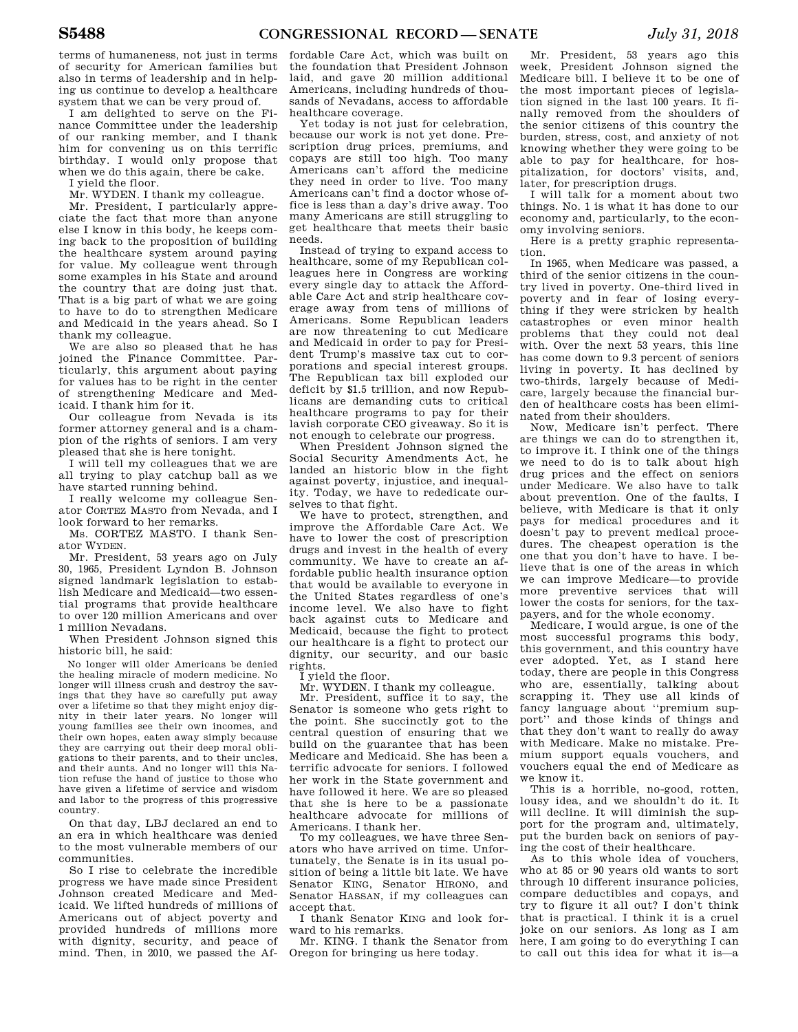terms of humaneness, not just in terms of security for American families but also in terms of leadership and in helping us continue to develop a healthcare system that we can be very proud of.

I am delighted to serve on the Finance Committee under the leadership of our ranking member, and I thank him for convening us on this terrific birthday. I would only propose that when we do this again, there be cake.

I yield the floor.

Mr. WYDEN. I thank my colleague.

Mr. President, I particularly appreciate the fact that more than anyone else I know in this body, he keeps coming back to the proposition of building the healthcare system around paying for value. My colleague went through some examples in his State and around the country that are doing just that. That is a big part of what we are going to have to do to strengthen Medicare and Medicaid in the years ahead. So I thank my colleague.

We are also so pleased that he has joined the Finance Committee. Particularly, this argument about paying for values has to be right in the center of strengthening Medicare and Medicaid. I thank him for it.

Our colleague from Nevada is its former attorney general and is a champion of the rights of seniors. I am very pleased that she is here tonight.

I will tell my colleagues that we are all trying to play catchup ball as we have started running behind.

I really welcome my colleague Senator CORTEZ MASTO from Nevada, and I look forward to her remarks.

Ms. CORTEZ MASTO. I thank Senator WYDEN.

Mr. President, 53 years ago on July 30, 1965, President Lyndon B. Johnson signed landmark legislation to establish Medicare and Medicaid—two essential programs that provide healthcare to over 120 million Americans and over 1 million Nevadans.

When President Johnson signed this historic bill, he said:

> No longer will older Americans be denied the healing miracle of modern medicine. No longer will illness crush and destroy the savings that they have so carefully put away over a lifetime so that they might enjoy dignity in their later years. No longer will young families see their own incomes, and their own hopes, eaten away simply because they are carrying out their deep moral obligations to their parents, and to their uncles, and their aunts. And no longer will this Nation refuse the hand of justice to those who have given a lifetime of service and wisdom and labor to the progress of this progressive country.

On that day, LBJ declared an end to an era in which healthcare was denied to the most vulnerable members of our communities.

So I rise to celebrate the incredible progress we have made since President Johnson created Medicare and Medicaid. We lifted hundreds of millions of Americans out of abject poverty and provided hundreds of millions more with dignity, security, and peace of mind. Then, in 2010, we passed the Affordable Care Act, which was built on the foundation that President Johnson laid, and gave 20 million additional Americans, including hundreds of thousands of Nevadans, access to affordable healthcare coverage.

Yet today is not just for celebration, because our work is not yet done. Prescription drug prices, premiums, and copays are still too high. Too many Americans can't afford the medicine they need in order to live. Too many Americans can't find a doctor whose office is less than a day's drive away. Too many Americans are still struggling to get healthcare that meets their basic needs.

Instead of trying to expand access to healthcare, some of my Republican colleagues here in Congress are working every single day to attack the Affordable Care Act and strip healthcare coverage away from tens of millions of Americans. Some Republican leaders are now threatening to cut Medicare and Medicaid in order to pay for President Trump's massive tax cut to corporations and special interest groups. The Republican tax bill exploded our deficit by $1.5 trillion, and now Republicans are demanding cuts to critical healthcare programs to pay for their lavish corporate CEO giveaway. So it is not enough to celebrate our progress.

When President Johnson signed the Social Security Amendments Act, he landed an historic blow in the fight against poverty, injustice, and inequality. Today, we have to rededicate ourselves to that fight.

We have to protect, strengthen, and improve the Affordable Care Act. We have to lower the cost of prescription drugs and invest in the health of every community. We have to create an affordable public health insurance option that would be available to everyone in the United States regardless of one's income level. We also have to fight back against cuts to Medicare and Medicaid, because the fight to protect our healthcare is a fight to protect our dignity, our security, and our basic rights.

I yield the floor.

Mr. WYDEN. I thank my colleague.

Mr. President, suffice it to say, the Senator is someone who gets right to the point. She succinctly got to the central question of ensuring that we build on the guarantee that has been Medicare and Medicaid. She has been a terrific advocate for seniors. I followed her work in the State government and have followed it here. We are so pleased that she is here to be a passionate healthcare advocate for millions of Americans. I thank her.

To my colleagues, we have three Senators who have arrived on time. Unfortunately, the Senate is in its usual position of being a little bit late. We have Senator KING, Senator HIRONO, and Senator HASSAN, if my colleagues can accept that.

I thank Senator KING and look forward to his remarks.

Mr. KING. I thank the Senator from Oregon for bringing us here today.

Mr. President, 53 years ago this week, President Johnson signed the Medicare bill. I believe it to be one of the most important pieces of legislation signed in the last 100 years. It finally removed from the shoulders of the senior citizens of this country the burden, stress, cost, and anxiety of not knowing whether they were going to be able to pay for healthcare, for hospitalization, for doctors' visits, and, later, for prescription drugs.

I will talk for a moment about two things. No. 1 is what it has done to our economy and, particularly, to the economy involving seniors.

Here is a pretty graphic representation.

In 1965, when Medicare was passed, a third of the senior citizens in the country lived in poverty. One-third lived in poverty and in fear of losing everything if they were stricken by health catastrophes or even minor health problems that they could not deal with. Over the next 53 years, this line has come down to 9.3 percent of seniors living in poverty. It has declined by two-thirds, largely because of Medicare, largely because the financial burden of healthcare costs has been eliminated from their shoulders.

Now, Medicare isn't perfect. There are things we can do to strengthen it, to improve it. I think one of the things we need to do is to talk about high drug prices and the effect on seniors under Medicare. We also have to talk about prevention. One of the faults, I believe, with Medicare is that it only pays for medical procedures and it doesn't pay to prevent medical procedures. The cheapest operation is the one that you don't have to have. I believe that is one of the areas in which we can improve Medicare—to provide more preventive services that will lower the costs for seniors, for the taxpayers, and for the whole economy.

Medicare, I would argue, is one of the most successful programs this body, this government, and this country have ever adopted. Yet, as I stand here today, there are people in this Congress who are, essentially, talking about scrapping it. They use all kinds of fancy language about ''premium support'' and those kinds of things and that they don't want to really do away with Medicare. Make no mistake. Premium support equals vouchers, and vouchers equal the end of Medicare as we know it.

This is a horrible, no-good, rotten, lousy idea, and we shouldn't do it. It will decline. It will diminish the support for the program and, ultimately, put the burden back on seniors of paying the cost of their healthcare.

As to this whole idea of vouchers, who at 85 or 90 years old wants to sort through 10 different insurance policies, compare deductibles and copays, and try to figure it all out? I don't think that is practical. I think it is a cruel joke on our seniors. As long as I am here, I am going to do everything I can to call out this idea for what it is—a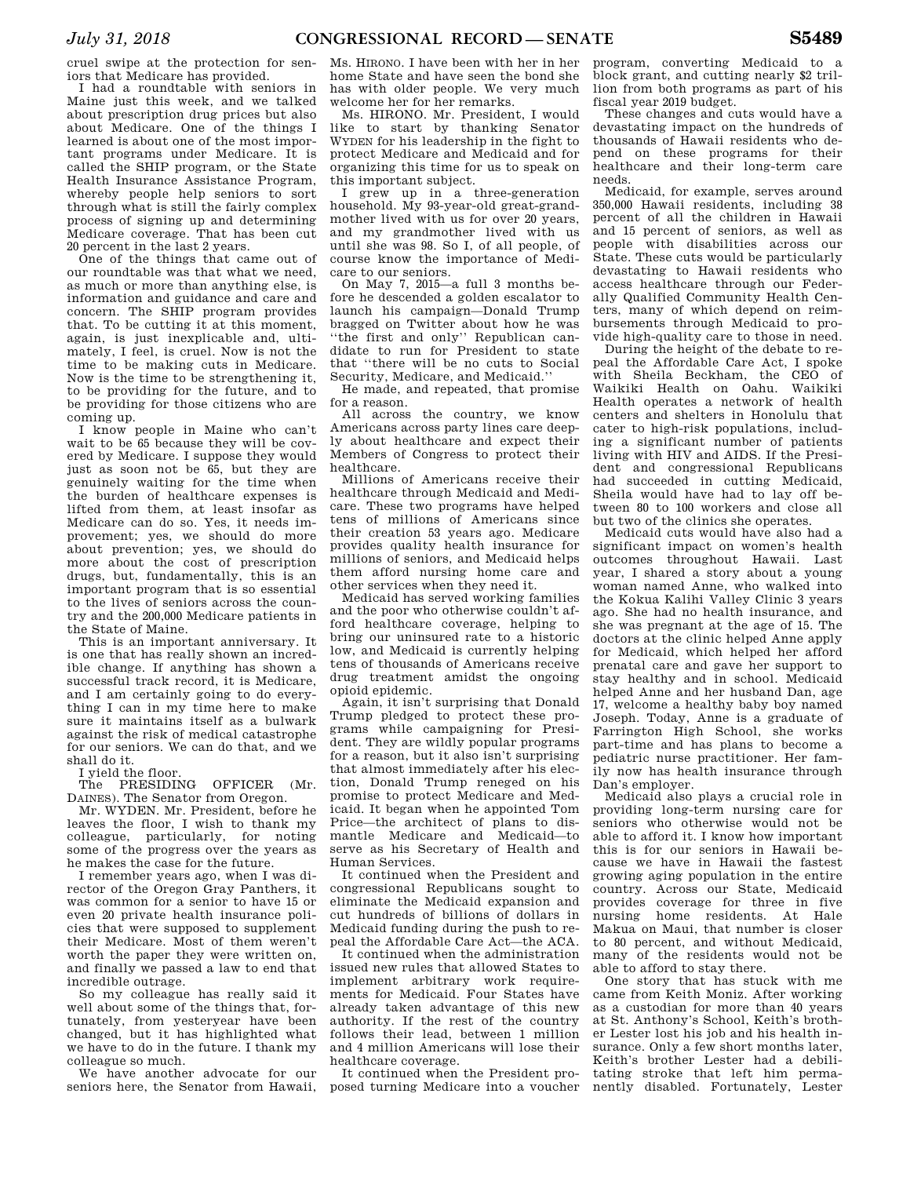cruel swipe at the protection for seniors that Medicare has provided.

I had a roundtable with seniors in Maine just this week, and we talked about prescription drug prices but also about Medicare. One of the things I learned is about one of the most important programs under Medicare. It is called the SHIP program, or the State Health Insurance Assistance Program, whereby people help seniors to sort through what is still the fairly complex process of signing up and determining Medicare coverage. That has been cut 20 percent in the last 2 years.

One of the things that came out of our roundtable was that what we need, as much or more than anything else, is information and guidance and care and concern. The SHIP program provides that. To be cutting it at this moment, again, is just inexplicable and, ultimately, I feel, is cruel. Now is not the time to be making cuts in Medicare. Now is the time to be strengthening it, to be providing for the future, and to be providing for those citizens who are coming up.

I know people in Maine who can't wait to be 65 because they will be covered by Medicare. I suppose they would just as soon not be 65, but they are genuinely waiting for the time when the burden of healthcare expenses is lifted from them, at least insofar as Medicare can do so. Yes, it needs improvement; yes, we should do more about prevention; yes, we should do more about the cost of prescription drugs, but, fundamentally, this is an important program that is so essential to the lives of seniors across the country and the 200,000 Medicare patients in the State of Maine.

This is an important anniversary. It is one that has really shown an incredible change. If anything has shown a successful track record, it is Medicare, and I am certainly going to do everything I can in my time here to make sure it maintains itself as a bulwark against the risk of medical catastrophe for our seniors. We can do that, and we shall do it.

I yield the floor.

The PRESIDING OFFICER (Mr. DAINES). The Senator from Oregon.

Mr. WYDEN. Mr. President, before he leaves the floor, I wish to thank my colleague, particularly, for noting some of the progress over the years as he makes the case for the future.

I remember years ago, when I was director of the Oregon Gray Panthers, it was common for a senior to have 15 or even 20 private health insurance policies that were supposed to supplement their Medicare. Most of them weren't worth the paper they were written on, and finally we passed a law to end that incredible outrage.

So my colleague has really said it well about some of the things that, fortunately, from yesteryear have been changed, but it has highlighted what we have to do in the future. I thank my colleague so much.

We have another advocate for our seniors here, the Senator from Hawaii, Ms. HIRONO. I have been with her in her home State and have seen the bond she has with older people. We very much welcome her for her remarks.

Ms. HIRONO. Mr. President, I would like to start by thanking Senator WYDEN for his leadership in the fight to protect Medicare and Medicaid and for organizing this time for us to speak on this important subject.

I grew up in a three-generation household. My 93-year-old great-grandmother lived with us for over 20 years, and my grandmother lived with us until she was 98. So I, of all people, of course know the importance of Medicare to our seniors.

On May 7, 2015—a full 3 months before he descended a golden escalator to launch his campaign—Donald Trump bragged on Twitter about how he was "the first and only" Republican candidate to run for President to state that "there will be no cuts to Social Security, Medicare, and Medicaid."

He made, and repeated, that promise for a reason.

All across the country, we know Americans across party lines care deeply about healthcare and expect their Members of Congress to protect their healthcare.

Millions of Americans receive their healthcare through Medicaid and Medicare. These two programs have helped tens of millions of Americans since their creation 53 years ago. Medicare provides quality health insurance for millions of seniors, and Medicaid helps them afford nursing home care and other services when they need it.

Medicaid has served working families and the poor who otherwise couldn't afford healthcare coverage, helping to bring our uninsured rate to a historic low, and Medicaid is currently helping tens of thousands of Americans receive drug treatment amidst the ongoing opioid epidemic.

Again, it isn't surprising that Donald Trump pledged to protect these programs while campaigning for President. They are wildly popular programs for a reason, but it also isn't surprising that almost immediately after his election, Donald Trump reneged on his promise to protect Medicare and Medicaid. It began when he appointed Tom Price—the architect of plans to dismantle Medicare and Medicaid—to serve as his Secretary of Health and Human Services.

It continued when the President and congressional Republicans sought to eliminate the Medicaid expansion and cut hundreds of billions of dollars in Medicaid funding during the push to repeal the Affordable Care Act—the ACA.

It continued when the administration issued new rules that allowed States to implement arbitrary work requirements for Medicaid. Four States have already taken advantage of this new authority. If the rest of the country follows their lead, between 1 million and 4 million Americans will lose their healthcare coverage.

It continued when the President proposed turning Medicare into a voucher program, converting Medicaid to a block grant, and cutting nearly $2 trillion from both programs as part of his fiscal year 2019 budget.

These changes and cuts would have a devastating impact on the hundreds of thousands of Hawaii residents who depend on these programs for their healthcare and their long-term care needs.

Medicaid, for example, serves around 350,000 Hawaii residents, including 38 percent of all the children in Hawaii and 15 percent of seniors, as well as people with disabilities across our State. These cuts would be particularly devastating to Hawaii residents who access healthcare through our Federally Qualified Community Health Centers, many of which depend on reimbursements through Medicaid to provide high-quality care to those in need.

During the height of the debate to repeal the Affordable Care Act, I spoke with Sheila Beckham, the CEO of Waikiki Health on Oahu. Waikiki Health operates a network of health centers and shelters in Honolulu that cater to high-risk populations, including a significant number of patients living with HIV and AIDS. If the President and congressional Republicans had succeeded in cutting Medicaid, Sheila would have had to lay off between 80 to 100 workers and close all but two of the clinics she operates.

Medicaid cuts would have also had a significant impact on women's health outcomes throughout Hawaii. Last year, I shared a story about a young woman named Anne, who walked into the Kokua Kalihi Valley Clinic 3 years ago. She had no health insurance, and she was pregnant at the age of 15. The doctors at the clinic helped Anne apply for Medicaid, which helped her afford prenatal care and gave her support to stay healthy and in school. Medicaid helped Anne and her husband Dan, age 17, welcome a healthy baby boy named Joseph. Today, Anne is a graduate of Farrington High School, she works part-time and has plans to become a pediatric nurse practitioner. Her family now has health insurance through Dan's employer.

Medicaid also plays a crucial role in providing long-term nursing care for seniors who otherwise would not be able to afford it. I know how important this is for our seniors in Hawaii because we have in Hawaii the fastest growing aging population in the entire country. Across our State, Medicaid provides coverage for three in five nursing home residents. At Hale Makua on Maui, that number is closer to 80 percent, and without Medicaid, many of the residents would not be able to afford to stay there.

One story that has stuck with me came from Keith Moniz. After working as a custodian for more than 40 years at St. Anthony's School, Keith's brother Lester lost his job and his health insurance. Only a few short months later, Keith's brother Lester had a debilitating stroke that left him permanently disabled. Fortunately, Lester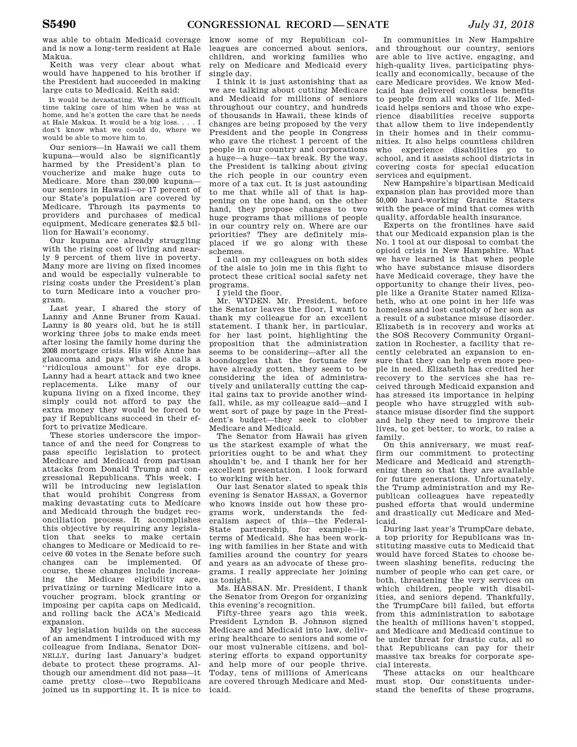was able to obtain Medicaid coverage and is now a long-term resident at Hale Makua.

Keith was very clear about what would have happened to his brother if the President had succeeded in making large cuts to Medicaid. Keith said:

> It would be devastating. We had a difficult time taking care of him when he was at home, and he's gotten the care that he needs at Hale Makua. It would be a big loss. . . . I don't know what we could do, where we would be able to move him to.

Our seniors—in Hawaii we call them kupuna—would also be significantly harmed by the President's plan to voucherize and make huge cuts to Medicare. More than 230,000 kupuna—our seniors in Hawaii—or 17 percent of our State's population are covered by Medicare. Through its payments to providers and purchases of medical equipment, Medicare generates $2.5 billion for Hawaii's economy.

Our kupuna are already struggling with the rising cost of living and nearly 9 percent of them live in poverty. Many more are living on fixed incomes and would be especially vulnerable to rising costs under the President's plan to turn Medicare into a voucher program.

Last year, I shared the story of Lanny and Anne Bruner from Kauai. Lanny is 80 years old, but he is still working three jobs to make ends meet after losing the family home during the 2008 mortgage crisis. His wife Anne has glaucoma and pays what she calls a ''ridiculous amount'' for eye drops. Lanny had a heart attack and two knee replacements. Like many of our kupuna living on a fixed income, they simply could not afford to pay the extra money they would be forced to pay if Republicans succeed in their effort to privatize Medicare.

These stories underscore the importance of and the need for Congress to pass specific legislation to protect Medicare and Medicaid from partisan attacks from Donald Trump and congressional Republicans. This week, I will be introducing new legislation that would prohibit Congress from making devastating cuts to Medicare and Medicaid through the budget reconciliation process. It accomplishes this objective by requiring any legislation that seeks to make certain changes to Medicare or Medicaid to receive 60 votes in the Senate before such changes can be implemented. Of course, these changes include increasing the Medicare eligibility age, privatizing or turning Medicare into a voucher program, block granting or imposing per capita caps on Medicaid, and rolling back the ACA's Medicaid expansion.

My legislation builds on the success of an amendment I introduced with my colleague from Indiana, Senator DONNELLY, during last January's budget debate to protect these programs. Although our amendment did not pass—it came pretty close—two Republicans joined us in supporting it. It is nice to know some of my Republican colleagues are concerned about seniors, children, and working families who rely on Medicare and Medicaid every single day.

I think it is just astonishing that as we are talking about cutting Medicare and Medicaid for millions of seniors throughout our country, and hundreds of thousands in Hawaii, these kinds of changes are being proposed by the very President and the people in Congress who gave the richest 1 percent of the people in our country and corporations a huge—a huge—tax break. By the way, the President is talking about giving the rich people in our country even more of a tax cut. It is just astounding to me that while all of that is happening on the one hand, on the other hand, they propose changes to two huge programs that millions of people in our country rely on. Where are our priorities? They are definitely misplaced if we go along with these schemes.

I call on my colleagues on both sides of the aisle to join me in this fight to protect these critical social safety net programs.

I yield the floor.

Mr. WYDEN. Mr. President, before the Senator leaves the floor, I want to thank my colleague for an excellent statement. I thank her, in particular, for her last point, highlighting the proposition that the administration seems to be considering—after all the boondoggles that the fortunate few have already gotten, they seem to be considering the idea of administratively and unilaterally cutting the capital gains tax to provide another windfall, while, as my colleague said—and I went sort of page by page in the President's budget—they seek to clobber Medicare and Medicaid.

The Senator from Hawaii has given us the starkest example of what the priorities ought to be and what they shouldn't be, and I thank her for her excellent presentation. I look forward to working with her.

Our last Senator slated to speak this evening is Senator HASSAN, a Governor who knows inside out how these programs work, understands the federalism aspect of this—the Federal-State partnership, for example—in terms of Medicaid. She has been working with families in her State and with families around the country for years and years as an advocate of these programs. I really appreciate her joining us tonight.

Ms. HASSAN. Mr. President, I thank the Senator from Oregon for organizing this evening's recognition.

Fifty-three years ago this week, President Lyndon B. Johnson signed Medicare and Medicaid into law, delivering healthcare to seniors and some of our most vulnerable citizens, and bolstering efforts to expand opportunity and help more of our people thrive. Today, tens of millions of Americans are covered through Medicare and Medicaid.

In communities in New Hampshire and throughout our country, seniors are able to live active, engaging, and high-quality lives, participating physically and economically, because of the care Medicare provides. We know Medicaid has delivered countless benefits to people from all walks of life. Medicaid helps seniors and those who experience disabilities receive supports that allow them to live independently in their homes and in their communities. It also helps countless children who experience disabilities go to school, and it assists school districts in covering costs for special education services and equipment.

New Hampshire's bipartisan Medicaid expansion plan has provided more than 50,000 hard-working Granite Staters with the peace of mind that comes with quality, affordable health insurance.

Experts on the frontlines have said that our Medicaid expansion plan is the No. 1 tool at our disposal to combat the opioid crisis in New Hampshire. What we have learned is that when people who have substance misuse disorders have Medicaid coverage, they have the opportunity to change their lives, people like a Granite Stater named Elizabeth, who at one point in her life was homeless and lost custody of her son as a result of a substance misuse disorder. Elizabeth is in recovery and works at the SOS Recovery Community Organization in Rochester, a facility that recently celebrated an expansion to ensure that they can help even more people in need. Elizabeth has credited her recovery to the services she has received through Medicaid expansion and has stressed its importance in helping people who have struggled with substance misuse disorder find the support and help they need to improve their lives, to get better, to work, to raise a family.

On this anniversary, we must reaffirm our commitment to protecting Medicare and Medicaid and strengthening them so that they are available for future generations. Unfortunately, the Trump administration and my Republican colleagues have repeatedly pushed efforts that would undermine and drastically cut Medicare and Medicaid.

During last year's TrumpCare debate, a top priority for Republicans was instituting massive cuts to Medicaid that would have forced States to choose between slashing benefits, reducing the number of people who can get care, or both, threatening the very services on which children, people with disabilities, and seniors depend. Thankfully, the TrumpCare bill failed, but efforts from this administration to sabotage the health of millions haven't stopped, and Medicare and Medicaid continue to be under threat for drastic cuts, all so that Republicans can pay for their massive tax breaks for corporate special interests.

These attacks on our healthcare must stop. Our constituents understand the benefits of these programs,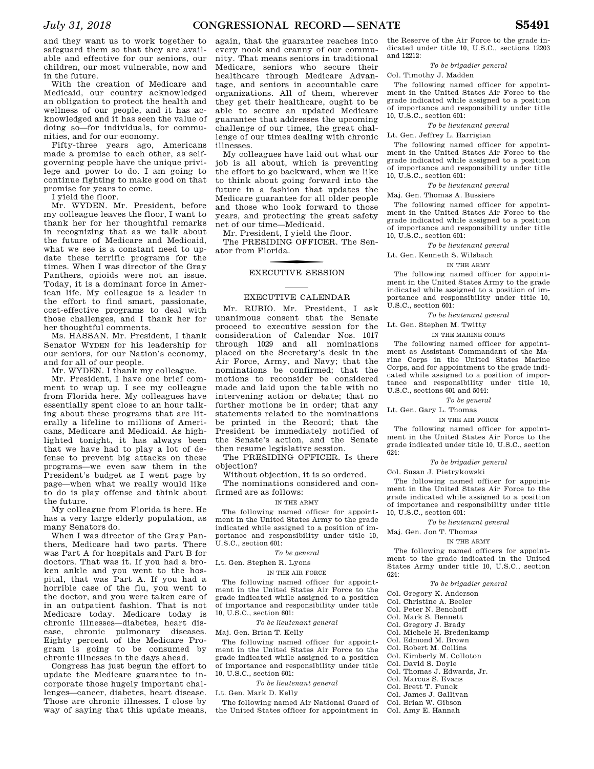and they want us to work together to safeguard them so that they are available and effective for our seniors, our children, our most vulnerable, now and in the future.

With the creation of Medicare and Medicaid, our country acknowledged an obligation to protect the health and wellness of our people, and it has acknowledged and it has seen the value of doing so—for individuals, for communities, and for our economy.

Fifty-three years ago, Americans made a promise to each other, as self-governing people have the unique privilege and power to do. I am going to continue fighting to make good on that promise for years to come.

I yield the floor.

Mr. WYDEN. Mr. President, before my colleague leaves the floor, I want to thank her for her thoughtful remarks in recognizing that as we talk about the future of Medicare and Medicaid, what we see is a constant need to update these terrific programs for the times. When I was director of the Gray Panthers, opioids were not an issue. Today, it is a dominant force in American life. My colleague is a leader in the effort to find smart, passionate, cost-effective programs to deal with those challenges, and I thank her for her thoughtful comments.

Ms. HASSAN. Mr. President, I thank Senator WYDEN for his leadership for our seniors, for our Nation's economy, and for all of our people.

Mr. WYDEN. I thank my colleague.

Mr. President, I have one brief comment to wrap up. I see my colleague from Florida here. My colleagues have essentially spent close to an hour talking about these programs that are literally a lifeline to millions of Americans, Medicare and Medicaid. As highlighted tonight, it has always been that we have had to play a lot of defense to prevent big attacks on these programs—we even saw them in the President's budget as I went page by page—when what we really would like to do is play offense and think about the future.

My colleague from Florida is here. He has a very large elderly population, as many Senators do.

When I was director of the Gray Panthers, Medicare had two parts. There was Part A for hospitals and Part B for doctors. That was it. If you had a broken ankle and you went to the hospital, that was Part A. If you had a horrible case of the flu, you went to the doctor, and you were taken care of in an outpatient fashion. That is not Medicare today. Medicare today is chronic illnesses—diabetes, heart disease, chronic pulmonary diseases. Eighty percent of the Medicare Program is going to be consumed by chronic illnesses in the days ahead.

Congress has just begun the effort to update the Medicare guarantee to incorporate those hugely important challenges—cancer, diabetes, heart disease. Those are chronic illnesses. I close by way of saying that this update means, again, that the guarantee reaches into every nook and cranny of our community. That means seniors in traditional Medicare, seniors who secure their healthcare through Medicare Advantage, and seniors in accountable care organizations. All of them, wherever they get their healthcare, ought to be able to secure an updated Medicare guarantee that addresses the upcoming challenge of our times, the great challenge of our times dealing with chronic illnesses.

My colleagues have laid out what our job is all about, which is preventing the effort to go backward, when we like to think about going forward into the future in a fashion that updates the Medicare guarantee for all older people and those who look forward to those years, and protecting the great safety net of our time—Medicaid.

Mr. President, I yield the floor.

The PRESIDING OFFICER. The Senator from Florida.

## EXECUTIVE SESSION

## EXECUTIVE CALENDAR

Mr. RUBIO. Mr. President, I ask unanimous consent that the Senate proceed to executive session for the consideration of Calendar Nos. 1017 through 1029 and all nominations placed on the Secretary's desk in the Air Force, Army, and Navy; that the nominations be confirmed; that the motions to reconsider be considered made and laid upon the table with no intervening action or debate; that no further motions be in order; that any statements related to the nominations be printed in the Record; that the President be immediately notified of the Senate's action, and the Senate then resume legislative session.

The PRESIDING OFFICER. Is there objection?

Without objection, it is so ordered.

The nominations considered and confirmed are as follows:

IN THE ARMY

The following named officer for appointment in the United States Army to the grade indicated while assigned to a position of importance and responsibility under title 10, U.S.C., section 601:

*To be general*

Lt. Gen. Stephen R. Lyons

IN THE AIR FORCE

The following named officer for appointment in the United States Air Force to the grade indicated while assigned to a position of importance and responsibility under title 10, U.S.C., section 601:

*To be lieutenant general*

Maj. Gen. Brian T. Kelly

The following named officer for appointment in the United States Air Force to the grade indicated while assigned to a position of importance and responsibility under title 10, U.S.C., section 601:

*To be lieutenant general*

Lt. Gen. Mark D. Kelly

The following named Air National Guard of the United States officer for appointment in the Reserve of the Air Force to the grade indicated under title 10, U.S.C., sections 12203 and 12212:

*To be brigadier general*

Col. Timothy J. Madden

The following named officer for appointment in the United States Air Force to the grade indicated while assigned to a position of importance and responsibility under title 10, U.S.C., section 601:

*To be lieutenant general*

Lt. Gen. Jeffrey L. Harrigian

The following named officer for appointment in the United States Air Force to the grade indicated while assigned to a position of importance and responsibility under title 10, U.S.C., section 601:

*To be lieutenant general*

Maj. Gen. Thomas A. Bussiere

The following named officer for appointment in the United States Air Force to the grade indicated while assigned to a position of importance and responsibility under title 10, U.S.C., section 601:

*To be lieutenant general*

Lt. Gen. Kenneth S. Wilsbach

IN THE ARMY

The following named officer for appointment in the United States Army to the grade indicated while assigned to a position of importance and responsibility under title 10, U.S.C., section 601:

*To be lieutenant general*

Lt. Gen. Stephen M. Twitty

IN THE MARINE CORPS

The following named officer for appointment as Assistant Commandant of the Marine Corps in the United States Marine Corps, and for appointment to the grade indicated while assigned to a position of importance and responsibility under title 10, U.S.C., sections 601 and 5044:

*To be general*

Lt. Gen. Gary L. Thomas

IN THE AIR FORCE

The following named officer for appointment in the United States Air Force to the grade indicated under title 10, U.S.C., section 624:

*To be brigadier general*

Col. Susan J. Pietrykowski

The following named officer for appointment in the United States Air Force to the grade indicated while assigned to a position of importance and responsibility under title 10, U.S.C., section 601:

*To be lieutenant general*

Maj. Gen. Jon T. Thomas

IN THE ARMY

The following named officers for appointment to the grade indicated in the United States Army under title 10, U.S.C., section 624:

*To be brigadier general*

Col. Gregory K. Anderson
Col. Christine A. Beeler
Col. Peter N. Benchoff
Col. Mark S. Bennett
Col. Gregory J. Brady
Col. Michele H. Bredenkamp
Col. Edmond M. Brown
Col. Robert M. Collins
Col. Kimberly M. Colloton
Col. David S. Doyle
Col. Thomas J. Edwards, Jr.
Col. Marcus S. Evans
Col. Brett T. Funck
Col. James J. Gallivan
Col. Brian W. Gibson
Col. Amy E. Hannah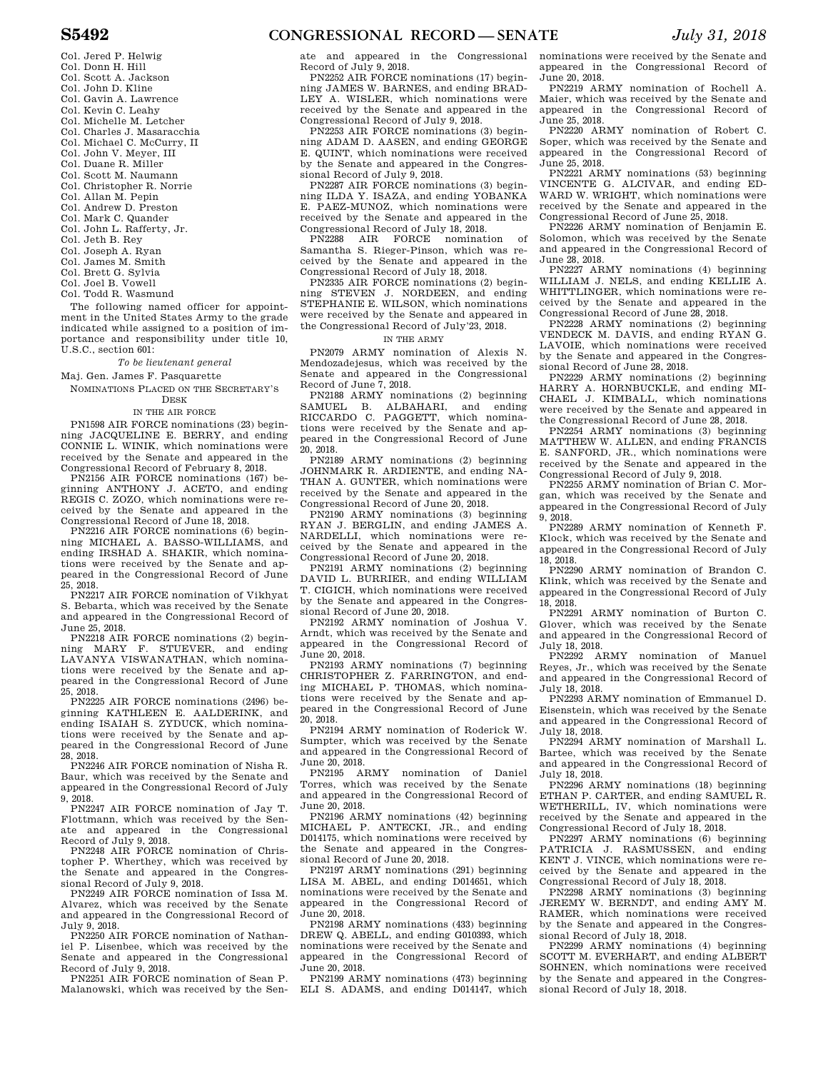Col. Jered P. Helwig
Col. Donn H. Hill
Col. Scott A. Jackson
Col. John D. Kline
Col. Gavin A. Lawrence
Col. Kevin C. Leahy
Col. Michelle M. Letcher
Col. Charles J. Masaracchia
Col. Michael C. McCurry, II
Col. John V. Meyer, III
Col. Duane R. Miller
Col. Scott M. Naumann
Col. Christopher R. Norrie
Col. Allan M. Pepin
Col. Andrew D. Preston
Col. Mark C. Quander
Col. John L. Rafferty, Jr.
Col. Jeth B. Rey
Col. Joseph A. Ryan
Col. James M. Smith
Col. Brett G. Sylvia
Col. Joel B. Vowell
Col. Todd R. Wasmund

The following named officer for appointment in the United States Army to the grade indicated while assigned to a position of importance and responsibility under title 10, U.S.C., section 601:

*To be lieutenant general*

Maj. Gen. James F. Pasquarette

NOMINATIONS PLACED ON THE SECRETARY'S DESK

IN THE AIR FORCE

PN1598 AIR FORCE nominations (23) beginning JACQUELINE E. BERRY, and ending CONNIE L. WINIK, which nominations were received by the Senate and appeared in the Congressional Record of February 8, 2018.

PN2156 AIR FORCE nominations (167) beginning ANTHONY J. ACETO, and ending REGIS C. ZOZO, which nominations were received by the Senate and appeared in the Congressional Record of June 18, 2018.

PN2216 AIR FORCE nominations (6) beginning MICHAEL A. BASSO-WILLIAMS, and ending IRSHAD A. SHAKIR, which nominations were received by the Senate and appeared in the Congressional Record of June 25, 2018.

PN2217 AIR FORCE nomination of Vikhyat S. Bebarta, which was received by the Senate and appeared in the Congressional Record of June 25, 2018.

PN2218 AIR FORCE nominations (2) beginning MARY F. STUEVER, and ending LAVANYA VISWANATHAN, which nominations were received by the Senate and appeared in the Congressional Record of June 25, 2018.

PN2225 AIR FORCE nominations (2496) beginning KATHLEEN E. AALDERINK, and ending ISAIAH S. ZYDUCK, which nominations were received by the Senate and appeared in the Congressional Record of June 28, 2018.

PN2246 AIR FORCE nomination of Nisha R. Baur, which was received by the Senate and appeared in the Congressional Record of July 9, 2018.

PN2247 AIR FORCE nomination of Jay T. Flottmann, which was received by the Senate and appeared in the Congressional Record of July 9, 2018.

PN2248 AIR FORCE nomination of Christopher P. Wherthey, which was received by the Senate and appeared in the Congressional Record of July 9, 2018.

PN2249 AIR FORCE nomination of Issa M. Alvarez, which was received by the Senate and appeared in the Congressional Record of July 9, 2018.

PN2250 AIR FORCE nomination of Nathaniel P. Lisenbee, which was received by the Senate and appeared in the Congressional Record of July 9, 2018.

PN2251 AIR FORCE nomination of Sean P. Malanowski, which was received by the Senate and appeared in the Congressional Record of July 9, 2018.

PN2252 AIR FORCE nominations (17) beginning JAMES W. BARNES, and ending BRADLEY A. WISLER, which nominations were received by the Senate and appeared in the Congressional Record of July 9, 2018.

PN2253 AIR FORCE nominations (3) beginning ADAM D. AASEN, and ending GEORGE E. QUINT, which nominations were received by the Senate and appeared in the Congressional Record of July 9, 2018.

PN2287 AIR FORCE nominations (3) beginning ILDA Y. ISAZA, and ending YOBANKA E. PAEZ-MUNOZ, which nominations were received by the Senate and appeared in the Congressional Record of July 18, 2018.

PN2288 AIR FORCE nomination of Samantha S. Rieger-Pinson, which was received by the Senate and appeared in the Congressional Record of July 18, 2018.

PN2335 AIR FORCE nominations (2) beginning STEVEN J. NORDEEN, and ending STEPHANIE E. WILSON, which nominations were received by the Senate and appeared in the Congressional Record of July'23, 2018.

IN THE ARMY

PN2079 ARMY nomination of Alexis N. Mendozadejesus, which was received by the Senate and appeared in the Congressional Record of June 7, 2018.

PN2188 ARMY nominations (2) beginning SAMUEL B. ALBAHARI, and ending RICCARDO C. PAGGETT, which nominations were received by the Senate and appeared in the Congressional Record of June 20, 2018.

PN2189 ARMY nominations (2) beginning JOHNMARK R. ARDIENTE, and ending NATHAN A. GUNTER, which nominations were received by the Senate and appeared in the Congressional Record of June 20, 2018.

PN2190 ARMY nominations (3) beginning RYAN J. BERGLIN, and ending JAMES A. NARDELLI, which nominations were received by the Senate and appeared in the Congressional Record of June 20, 2018.

PN2191 ARMY nominations (2) beginning DAVID L. BURRIER, and ending WILLIAM T. CIGICH, which nominations were received by the Senate and appeared in the Congressional Record of June 20, 2018.

PN2192 ARMY nomination of Joshua V. Arndt, which was received by the Senate and appeared in the Congressional Record of June 20, 2018.

PN2193 ARMY nominations (7) beginning CHRISTOPHER Z. FARRINGTON, and ending MICHAEL P. THOMAS, which nominations were received by the Senate and appeared in the Congressional Record of June 20, 2018.

PN2194 ARMY nomination of Roderick W. Sumpter, which was received by the Senate and appeared in the Congressional Record of June 20, 2018.

PN2195 ARMY nomination of Daniel Torres, which was received by the Senate and appeared in the Congressional Record of June 20, 2018.

PN2196 ARMY nominations (42) beginning MICHAEL P. ANTECKI, JR., and ending D014175, which nominations were received by the Senate and appeared in the Congressional Record of June 20, 2018.

PN2197 ARMY nominations (291) beginning LISA M. ABEL, and ending D014651, which nominations were received by the Senate and appeared in the Congressional Record of June 20, 2018.

PN2198 ARMY nominations (433) beginning DREW Q. ABELL, and ending G010393, which nominations were received by the Senate and appeared in the Congressional Record of June 20, 2018.

PN2199 ARMY nominations (473) beginning ELI S. ADAMS, and ending D014147, which nominations were received by the Senate and appeared in the Congressional Record of June 20, 2018.

PN2219 ARMY nomination of Rochell A. Maier, which was received by the Senate and appeared in the Congressional Record of June 25, 2018.

PN2220 ARMY nomination of Robert C. Soper, which was received by the Senate and appeared in the Congressional Record of June 25, 2018.

PN2221 ARMY nominations (53) beginning VINCENTE G. ALCIVAR, and ending EDWARD W. WRIGHT, which nominations were received by the Senate and appeared in the Congressional Record of June 25, 2018.

PN2226 ARMY nomination of Benjamin E. Solomon, which was received by the Senate and appeared in the Congressional Record of June 28, 2018.

PN2227 ARMY nominations (4) beginning WILLIAM J. NELS, and ending KELLIE A. WHITTLINGER, which nominations were received by the Senate and appeared in the Congressional Record of June 28, 2018.

PN2228 ARMY nominations (2) beginning VENDECK M. DAVIS, and ending RYAN G. LAVOIE, which nominations were received by the Senate and appeared in the Congressional Record of June 28, 2018.

PN2229 ARMY nominations (2) beginning HARRY A. HORNBUCKLE, and ending MICHAEL J. KIMBALL, which nominations were received by the Senate and appeared in the Congressional Record of June 28, 2018.

PN2254 ARMY nominations (3) beginning MATTHEW W. ALLEN, and ending FRANCIS E. SANFORD, JR., which nominations were received by the Senate and appeared in the Congressional Record of July 9, 2018.

PN2255 ARMY nomination of Brian C. Morgan, which was received by the Senate and appeared in the Congressional Record of July 9, 2018.

PN2289 ARMY nomination of Kenneth F. Klock, which was received by the Senate and appeared in the Congressional Record of July 18, 2018.

PN2290 ARMY nomination of Brandon C. Klink, which was received by the Senate and appeared in the Congressional Record of July 18, 2018.

PN2291 ARMY nomination of Burton C. Glover, which was received by the Senate and appeared in the Congressional Record of July 18, 2018.

PN2292 ARMY nomination of Manuel Reyes, Jr., which was received by the Senate and appeared in the Congressional Record of July 18, 2018.

PN2293 ARMY nomination of Emmanuel D. Eisenstein, which was received by the Senate and appeared in the Congressional Record of July 18, 2018.

PN2294 ARMY nomination of Marshall L. Bartee, which was received by the Senate and appeared in the Congressional Record of July 18, 2018.

PN2296 ARMY nominations (18) beginning ETHAN P. CARTER, and ending SAMUEL R. WETHERILL, IV, which nominations were received by the Senate and appeared in the Congressional Record of July 18, 2018.

PN2297 ARMY nominations (6) beginning PATRICIA J. RASMUSSEN, and ending KENT J. VINCE, which nominations were received by the Senate and appeared in the Congressional Record of July 18, 2018.

PN2298 ARMY nominations (3) beginning JEREMY W. BERNDT, and ending AMY M. RAMER, which nominations were received by the Senate and appeared in the Congressional Record of July 18, 2018.

PN2299 ARMY nominations (4) beginning SCOTT M. EVERHART, and ending ALBERT SOHNEN, which nominations were received by the Senate and appeared in the Congressional Record of July 18, 2018.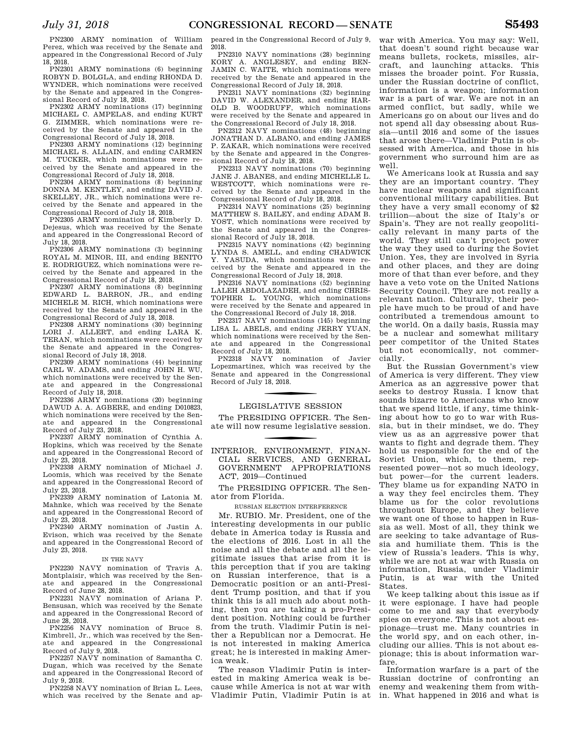PN2300 ARMY nomination of William Perez, which was received by the Senate and appeared in the Congressional Record of July 18, 2018.

PN2301 ARMY nominations (6) beginning ROBYN D. BOLGLA, and ending RHONDA D. WYNDER, which nominations were received by the Senate and appeared in the Congressional Record of July 18, 2018.

PN2302 ARMY nominations (17) beginning MICHAEL C. AMPELAS, and ending KURT G. ZIMMER, which nominations were received by the Senate and appeared in the Congressional Record of July 18, 2018.

PN2303 ARMY nominations (12) beginning MICHAEL S. ALLAIN, and ending CARMEN M. TUCKER, which nominations were received by the Senate and appeared in the Congressional Record of July 18, 2018.

PN2304 ARMY nominations (8) beginning DONNA M. KENTLEY, and ending DAVID J. SKELLEY, JR., which nominations were received by the Senate and appeared in the Congressional Record of July 18, 2018.

PN2305 ARMY nomination of Kimberly D. Dejesus, which was received by the Senate and appeared in the Congressional Record of July 18, 2018.

PN2306 ARMY nominations (3) beginning ROYAL M. MINOR, III, and ending BENITO E. RODRIGUEZ, which nominations were received by the Senate and appeared in the Congressional Record of July 18, 2018.

PN2307 ARMY nominations (8) beginning EDWARD L. BARRON, JR., and ending MICHELE M. RICH, which nominations were received by the Senate and appeared in the Congressional Record of July 18, 2018.

PN2308 ARMY nominations (30) beginning LORI J. ALLERT, and ending LARA K. TERAN, which nominations were received by the Senate and appeared in the Congressional Record of July 18, 2018.

PN2309 ARMY nominations (44) beginning CARL W. ADAMS, and ending JOHN H. WU, which nominations were received by the Senate and appeared in the Congressional Record of July 18, 2018.

PN2336 ARMY nominations (20) beginning DAWUD A. A. AGBERE, and ending D010823, which nominations were received by the Senate and appeared in the Congressional Record of July 23, 2018.

PN2337 ARMY nomination of Cynthia A. Hopkins, which was received by the Senate and appeared in the Congressional Record of July 23, 2018.

PN2338 ARMY nomination of Michael J. Loomis, which was received by the Senate and appeared in the Congressional Record of July 23, 2018.

PN2339 ARMY nomination of Latonia M. Mahnke, which was received by the Senate and appeared in the Congressional Record of July 23, 2018.

PN2340 ARMY nomination of Justin A. Evison, which was received by the Senate and appeared in the Congressional Record of July 23, 2018.

IN THE NAVY

PN2230 NAVY nomination of Travis A. Montplaisir, which was received by the Senate and appeared in the Congressional Record of June 28, 2018.

PN2231 NAVY nomination of Ariana P. Bensusan, which was received by the Senate and appeared in the Congressional Record of June 28, 2018.

PN2256 NAVY nomination of Bruce S. Kimbrell, Jr., which was received by the Senate and appeared in the Congressional Record of July 9, 2018.

PN2257 NAVY nomination of Samantha C. Dugan, which was received by the Senate and appeared in the Congressional Record of July 9, 2018.

PN2258 NAVY nomination of Brian L. Lees, which was received by the Senate and appeared in the Congressional Record of July 9, 2018.

PN2310 NAVY nominations (28) beginning KORY A. ANGLESEY, and ending BENJAMIN C. WAITE, which nominations were received by the Senate and appeared in the Congressional Record of July 18, 2018.

PN2311 NAVY nominations (32) beginning DAVID W. ALEXANDER, and ending HAROLD B. WOODRUFF, which nominations were received by the Senate and appeared in the Congressional Record of July 18, 2018.

PN2312 NAVY nominations (48) beginning JONATHAN D. ALBANO, and ending JAMES P. ZAKAR, which nominations were received by the Senate and appeared in the Congressional Record of July 18, 2018.

PN2313 NAVY nominations (70) beginning JANE J. ABANES, and ending MICHELLE L. WESTCOTT, which nominations were received by the Senate and appeared in the Congressional Record of July 18, 2018.

PN2314 NAVY nominations (25) beginning MATTHEW S. BAILEY, and ending ADAM B. YOST, which nominations were received by the Senate and appeared in the Congressional Record of July 18, 2018.

PN2315 NAVY nominations (42) beginning LYNDA S. AMELL, and ending CHADWICK Y. YASUDA, which nominations were received by the Senate and appeared in the Congressional Record of July 18, 2018.

PN2316 NAVY nominations (52) beginning LALEH ABDOLAZADEH, and ending CHRISTOPHER L. YOUNG, which nominations were received by the Senate and appeared in the Congressional Record of July 18, 2018.

PN2317 NAVY nominations (145) beginning LISA L. ABELS, and ending JERRY YUAN, which nominations were received by the Senate and appeared in the Congressional Record of July 18, 2018.

PN2318 NAVY nomination of Javier Lopezmartinez, which was received by the Senate and appeared in the Congressional Record of July 18, 2018.

## LEGISLATIVE SESSION

The PRESIDING OFFICER. The Senate will now resume legislative session.

## INTERIOR, ENVIRONMENT, FINANCIAL SERVICES, AND GENERAL GOVERNMENT APPROPRIATIONS ACT, 2019—Continued

The PRESIDING OFFICER. The Senator from Florida.

### RUSSIAN ELECTION INTERFERENCE

Mr. RUBIO. Mr. President, one of the interesting developments in our public debate in America today is Russia and the elections of 2016. Lost in all the noise and all the debate and all the legitimate issues that arise from it is this perception that if you are taking on Russian interference, that is a Democratic position or an anti-President Trump position, and that if you think this is all much ado about nothing, then you are taking a pro-President position. Nothing could be further from the truth. Vladimir Putin is neither a Republican nor a Democrat. He is not interested in making America great; he is interested in making America weak.

The reason Vladimir Putin is interested in making America weak is because while America is not at war with Vladimir Putin, Vladimir Putin is at war with America. You may say: Well, that doesn't sound right because war means bullets, rockets, missiles, aircraft, and launching attacks. This misses the broader point. For Russia, under the Russian doctrine of conflict, information is a weapon; information war is a part of war. We are not in an armed conflict, but sadly, while we Americans go on about our lives and do not spend all day obsessing about Russia—until 2016 and some of the issues that arose there—Vladimir Putin is obsessed with America, and those in his government who surround him are as well.

We Americans look at Russia and say they are an important country. They have nuclear weapons and significant conventional military capabilities. But they have a very small economy of $2 trillion—about the size of Italy's or Spain's. They are not really geopolitically relevant in many parts of the world. They still can't project power the way they used to during the Soviet Union. Yes, they are involved in Syria and other places, and they are doing more of that than ever before, and they have a veto vote on the United Nations Security Council. They are not really a relevant nation. Culturally, their people have much to be proud of and have contributed a tremendous amount to the world. On a daily basis, Russia may be a nuclear and somewhat military peer competitor of the United States but not economically, not commercially.

But the Russian Government's view of America is very different. They view America as an aggressive power that seeks to destroy Russia. I know that sounds bizarre to Americans who know that we spend little, if any, time thinking about how to go to war with Russia, but in their mindset, we do. They view us as an aggressive power that wants to fight and degrade them. They hold us responsible for the end of the Soviet Union, which, to them, represented power—not so much ideology, but power—for the current leaders. They blame us for expanding NATO in a way they feel encircles them. They blame us for the color revolutions throughout Europe, and they believe we want one of those to happen in Russia as well. Most of all, they think we are seeking to take advantage of Russia and humiliate them. This is the view of Russia's leaders. This is why, while we are not at war with Russia on information, Russia, under Vladimir Putin, is at war with the United States.

We keep talking about this issue as if it were espionage. I have had people come to me and say that everybody spies on everyone. This is not about espionage—trust me. Many countries in the world spy, and on each other, including our allies. This is not about espionage; this is about information warfare.

Information warfare is a part of the Russian doctrine of confronting an enemy and weakening them from within. What happened in 2016 and what is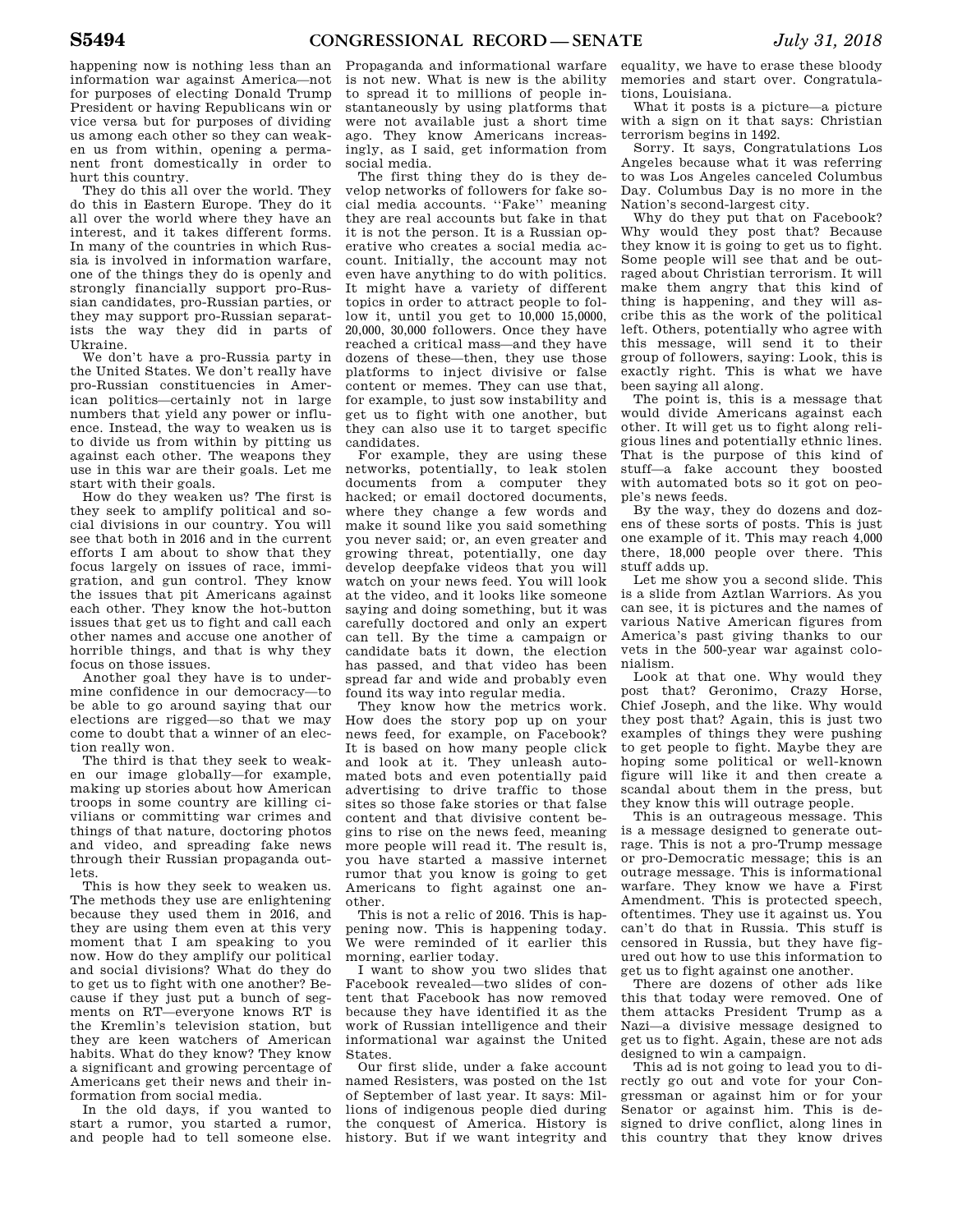happening now is nothing less than an information war against America—not for purposes of electing Donald Trump President or having Republicans win or vice versa but for purposes of dividing us among each other so they can weaken us from within, opening a permanent front domestically in order to hurt this country.

They do this all over the world. They do this in Eastern Europe. They do it all over the world where they have an interest, and it takes different forms. In many of the countries in which Russia is involved in information warfare, one of the things they do is openly and strongly financially support pro-Russian candidates, pro-Russian parties, or they may support pro-Russian separatists the way they did in parts of Ukraine.

We don't have a pro-Russia party in the United States. We don't really have pro-Russian constituencies in American politics—certainly not in large numbers that yield any power or influence. Instead, the way to weaken us is to divide us from within by pitting us against each other. The weapons they use in this war are their goals. Let me start with their goals.

How do they weaken us? The first is they seek to amplify political and social divisions in our country. You will see that both in 2016 and in the current efforts I am about to show that they focus largely on issues of race, immigration, and gun control. They know the issues that pit Americans against each other. They know the hot-button issues that get us to fight and call each other names and accuse one another of horrible things, and that is why they focus on those issues.

Another goal they have is to undermine confidence in our democracy—to be able to go around saying that our elections are rigged—so that we may come to doubt that a winner of an election really won.

The third is that they seek to weaken our image globally—for example, making up stories about how American troops in some country are killing civilians or committing war crimes and things of that nature, doctoring photos and video, and spreading fake news through their Russian propaganda outlets.

This is how they seek to weaken us. The methods they use are enlightening because they used them in 2016, and they are using them even at this very moment that I am speaking to you now. How do they amplify our political and social divisions? What do they do to get us to fight with one another? Because if they just put a bunch of segments on RT—everyone knows RT is the Kremlin's television station, but they are keen watchers of American habits. What do they know? They know a significant and growing percentage of Americans get their news and their information from social media.

In the old days, if you wanted to start a rumor, you started a rumor, and people had to tell someone else. Propaganda and informational warfare is not new. What is new is the ability to spread it to millions of people instantaneously by using platforms that were not available just a short time ago. They know Americans increasingly, as I said, get information from social media.

The first thing they do is they develop networks of followers for fake social media accounts. "Fake" meaning they are real accounts but fake in that it is not the person. It is a Russian operative who creates a social media account. Initially, the account may not even have anything to do with politics. It might have a variety of different topics in order to attract people to follow it, until you get to 10,000 15,0000, 20,000, 30,000 followers. Once they have reached a critical mass—and they have dozens of these—then, they use those platforms to inject divisive or false content or memes. They can use that, for example, to just sow instability and get us to fight with one another, but they can also use it to target specific candidates.

For example, they are using these networks, potentially, to leak stolen documents from a computer they hacked; or email doctored documents, where they change a few words and make it sound like you said something you never said; or, an even greater and growing threat, potentially, one day develop deepfake videos that you will watch on your news feed. You will look at the video, and it looks like someone saying and doing something, but it was carefully doctored and only an expert can tell. By the time a campaign or candidate bats it down, the election has passed, and that video has been spread far and wide and probably even found its way into regular media.

They know how the metrics work. How does the story pop up on your news feed, for example, on Facebook? It is based on how many people click and look at it. They unleash automated bots and even potentially paid advertising to drive traffic to those sites so those fake stories or that false content and that divisive content begins to rise on the news feed, meaning more people will read it. The result is, you have started a massive internet rumor that you know is going to get Americans to fight against one another.

This is not a relic of 2016. This is happening now. This is happening today. We were reminded of it earlier this morning, earlier today.

I want to show you two slides that Facebook revealed—two slides of content that Facebook has now removed because they have identified it as the work of Russian intelligence and their informational war against the United States.

Our first slide, under a fake account named Resisters, was posted on the 1st of September of last year. It says: Millions of indigenous people died during the conquest of America. History is history. But if we want integrity and equality, we have to erase these bloody memories and start over. Congratulations, Louisiana.

What it posts is a picture—a picture with a sign on it that says: Christian terrorism begins in 1492.

Sorry. It says, Congratulations Los Angeles because what it was referring to was Los Angeles canceled Columbus Day. Columbus Day is no more in the Nation's second-largest city.

Why do they put that on Facebook? Why would they post that? Because they know it is going to get us to fight. Some people will see that and be outraged about Christian terrorism. It will make them angry that this kind of thing is happening, and they will ascribe this as the work of the political left. Others, potentially who agree with this message, will send it to their group of followers, saying: Look, this is exactly right. This is what we have been saying all along.

The point is, this is a message that would divide Americans against each other. It will get us to fight along religious lines and potentially ethnic lines. That is the purpose of this kind of stuff—a fake account they boosted with automated bots so it got on people's news feeds.

By the way, they do dozens and dozens of these sorts of posts. This is just one example of it. This may reach 4,000 there, 18,000 people over there. This stuff adds up.

Let me show you a second slide. This is a slide from Aztlan Warriors. As you can see, it is pictures and the names of various Native American figures from America's past giving thanks to our vets in the 500-year war against colonialism.

Look at that one. Why would they post that? Geronimo, Crazy Horse, Chief Joseph, and the like. Why would they post that? Again, this is just two examples of things they were pushing to get people to fight. Maybe they are hoping some political or well-known figure will like it and then create a scandal about them in the press, but they know this will outrage people.

This is an outrageous message. This is a message designed to generate outrage. This is not a pro-Trump message or pro-Democratic message; this is an outrage message. This is informational warfare. They know we have a First Amendment. This is protected speech, oftentimes. They use it against us. You can't do that in Russia. This stuff is censored in Russia, but they have figured out how to use this information to get us to fight against one another.

There are dozens of other ads like this that today were removed. One of them attacks President Trump as a Nazi—a divisive message designed to get us to fight. Again, these are not ads designed to win a campaign.

This ad is not going to lead you to directly go out and vote for your Congressman or against him or for your Senator or against him. This is designed to drive conflict, along lines in this country that they know drives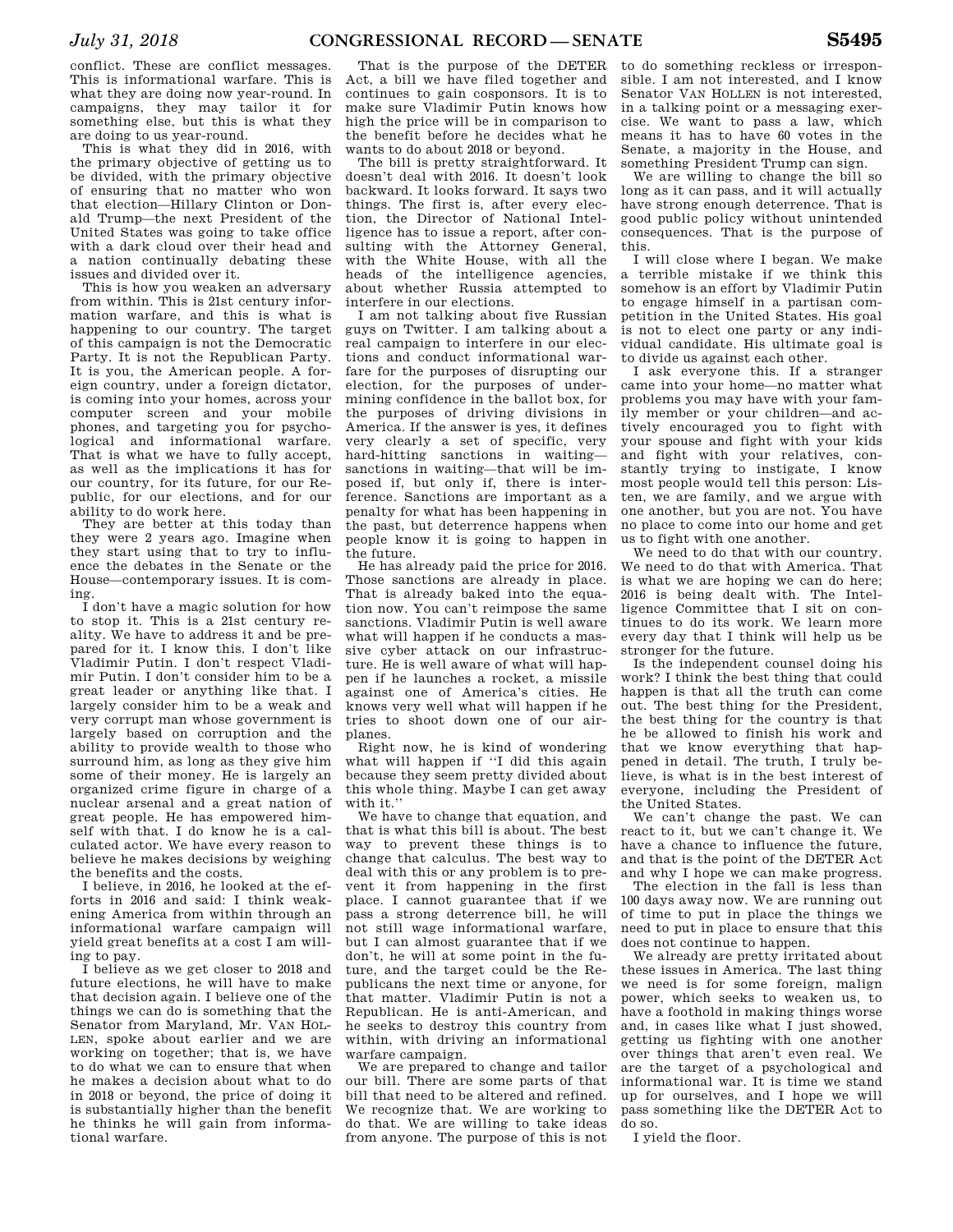conflict. These are conflict messages. This is informational warfare. This is what they are doing now year-round. In campaigns, they may tailor it for something else, but this is what they are doing to us year-round.

This is what they did in 2016, with the primary objective of getting us to be divided, with the primary objective of ensuring that no matter who won that election—Hillary Clinton or Donald Trump—the next President of the United States was going to take office with a dark cloud over their head and a nation continually debating these issues and divided over it.

This is how you weaken an adversary from within. This is 21st century information warfare, and this is what is happening to our country. The target of this campaign is not the Democratic Party. It is not the Republican Party. It is you, the American people. A foreign country, under a foreign dictator, is coming into your homes, across your computer screen and your mobile phones, and targeting you for psychological and informational warfare. That is what we have to fully accept, as well as the implications it has for our country, for its future, for our Republic, for our elections, and for our ability to do work here.

They are better at this today than they were 2 years ago. Imagine when they start using that to try to influence the debates in the Senate or the House—contemporary issues. It is coming.

I don't have a magic solution for how to stop it. This is a 21st century reality. We have to address it and be prepared for it. I know this. I don't like Vladimir Putin. I don't respect Vladimir Putin. I don't consider him to be a great leader or anything like that. I largely consider him to be a weak and very corrupt man whose government is largely based on corruption and the ability to provide wealth to those who surround him, as long as they give him some of their money. He is largely an organized crime figure in charge of a nuclear arsenal and a great nation of great people. He has empowered himself with that. I do know he is a calculated actor. We have every reason to believe he makes decisions by weighing the benefits and the costs.

I believe, in 2016, he looked at the efforts in 2016 and said: I think weakening America from within through an informational warfare campaign will yield great benefits at a cost I am willing to pay.

I believe as we get closer to 2018 and future elections, he will have to make that decision again. I believe one of the things we can do is something that the Senator from Maryland, Mr. VAN HOLLEN, spoke about earlier and we are working on together; that is, we have to do what we can to ensure that when he makes a decision about what to do in 2018 or beyond, the price of doing it is substantially higher than the benefit he thinks he will gain from informational warfare.

That is the purpose of the DETER Act, a bill we have filed together and continues to gain cosponsors. It is to make sure Vladimir Putin knows how high the price will be in comparison to the benefit before he decides what he wants to do about 2018 or beyond.

The bill is pretty straightforward. It doesn't deal with 2016. It doesn't look backward. It looks forward. It says two things. The first is, after every election, the Director of National Intelligence has to issue a report, after consulting with the Attorney General, with the White House, with all the heads of the intelligence agencies, about whether Russia attempted to interfere in our elections.

I am not talking about five Russian guys on Twitter. I am talking about a real campaign to interfere in our elections and conduct informational warfare for the purposes of disrupting our election, for the purposes of undermining confidence in the ballot box, for the purposes of driving divisions in America. If the answer is yes, it defines very clearly a set of specific, very hard-hitting sanctions in waiting—sanctions in waiting—that will be imposed if, but only if, there is interference. Sanctions are important as a penalty for what has been happening in the past, but deterrence happens when people know it is going to happen in the future.

He has already paid the price for 2016. Those sanctions are already in place. That is already baked into the equation now. You can't reimpose the same sanctions. Vladimir Putin is well aware what will happen if he conducts a massive cyber attack on our infrastructure. He is well aware of what will happen if he launches a rocket, a missile against one of America's cities. He knows very well what will happen if he tries to shoot down one of our airplanes.

Right now, he is kind of wondering what will happen if "I did this again because they seem pretty divided about this whole thing. Maybe I can get away with it."

We have to change that equation, and that is what this bill is about. The best way to prevent these things is to change that calculus. The best way to deal with this or any problem is to prevent it from happening in the first place. I cannot guarantee that if we pass a strong deterrence bill, he will not still wage informational warfare, but I can almost guarantee that if we don't, he will at some point in the future, and the target could be the Republicans the next time or anyone, for that matter. Vladimir Putin is not a Republican. He is anti-American, and he seeks to destroy this country from within, with driving an informational warfare campaign.

We are prepared to change and tailor our bill. There are some parts of that bill that need to be altered and refined. We recognize that. We are working to do that. We are willing to take ideas from anyone. The purpose of this is not to do something reckless or irresponsible. I am not interested, and I know Senator VAN HOLLEN is not interested, in a talking point or a messaging exercise. We want to pass a law, which means it has to have 60 votes in the Senate, a majority in the House, and something President Trump can sign.

We are willing to change the bill so long as it can pass, and it will actually have strong enough deterrence. That is good public policy without unintended consequences. That is the purpose of this.

I will close where I began. We make a terrible mistake if we think this somehow is an effort by Vladimir Putin to engage himself in a partisan competition in the United States. His goal is not to elect one party or any individual candidate. His ultimate goal is to divide us against each other.

I ask everyone this. If a stranger came into your home—no matter what problems you may have with your family member or your children—and actively encouraged you to fight with your spouse and fight with your kids and fight with your relatives, constantly trying to instigate, I know most people would tell this person: Listen, we are family, and we argue with one another, but you are not. You have no place to come into our home and get us to fight with one another.

We need to do that with our country. We need to do that with America. That is what we are hoping we can do here; 2016 is being dealt with. The Intelligence Committee that I sit on continues to do its work. We learn more every day that I think will help us be stronger for the future.

Is the independent counsel doing his work? I think the best thing that could happen is that all the truth can come out. The best thing for the President, the best thing for the country is that he be allowed to finish his work and that we know everything that happened in detail. The truth, I truly believe, is what is in the best interest of everyone, including the President of the United States.

We can't change the past. We can react to it, but we can't change it. We have a chance to influence the future, and that is the point of the DETER Act and why I hope we can make progress.

The election in the fall is less than 100 days away now. We are running out of time to put in place the things we need to put in place to ensure that this does not continue to happen.

We already are pretty irritated about these issues in America. The last thing we need is for some foreign, malign power, which seeks to weaken us, to have a foothold in making things worse and, in cases like what I just showed, getting us fighting with one another over things that aren't even real. We are the target of a psychological and informational war. It is time we stand up for ourselves, and I hope we will pass something like the DETER Act to do so.

I yield the floor.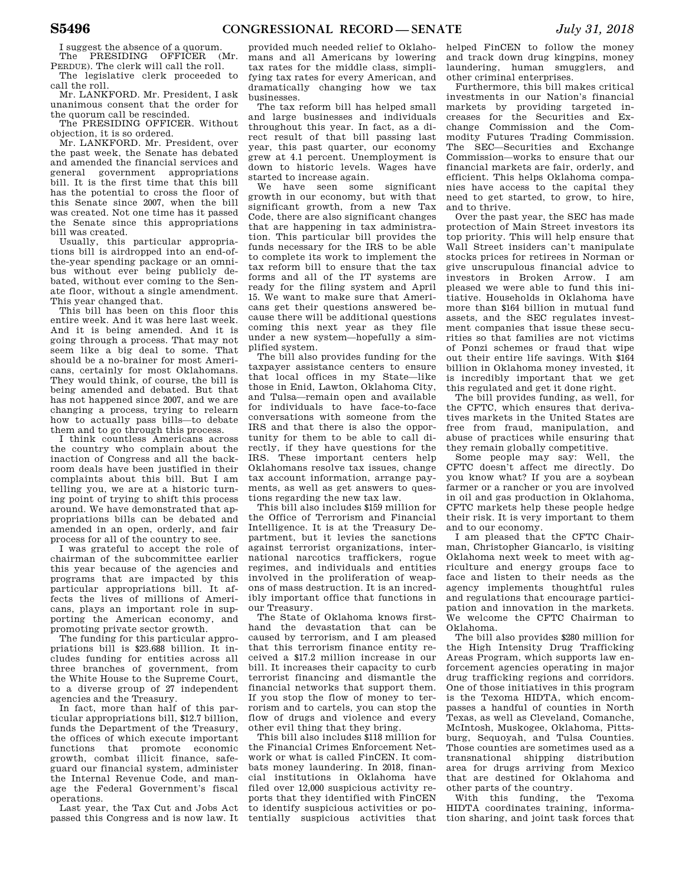I suggest the absence of a quorum.

The PRESIDING OFFICER (Mr. PERDUE). The clerk will call the roll.

The legislative clerk proceeded to call the roll.

Mr. LANKFORD. Mr. President, I ask unanimous consent that the order for the quorum call be rescinded.

The PRESIDING OFFICER. Without objection, it is so ordered.

Mr. LANKFORD. Mr. President, over the past week, the Senate has debated and amended the financial services and general government appropriations bill. It is the first time that this bill has the potential to cross the floor of this Senate since 2007, when the bill was created. Not one time has it passed the Senate since this appropriations bill was created.

Usually, this particular appropriations bill is airdropped into an end-of-the-year spending package or an omnibus without ever being publicly debated, without ever coming to the Senate floor, without a single amendment. This year changed that.

This bill has been on this floor this entire week. And it was here last week. And it is being amended. And it is going through a process. That may not seem like a big deal to some. That should be a no-brainer for most Americans, certainly for most Oklahomans. They would think, of course, the bill is being amended and debated. But that has not happened since 2007, and we are changing a process, trying to relearn how to actually pass bills—to debate them and to go through this process.

I think countless Americans across the country who complain about the inaction of Congress and all the backroom deals have been justified in their complaints about this bill. But I am telling you, we are at a historic turning point of trying to shift this process around. We have demonstrated that appropriations bills can be debated and amended in an open, orderly, and fair process for all of the country to see.

I was grateful to accept the role of chairman of the subcommittee earlier this year because of the agencies and programs that are impacted by this particular appropriations bill. It affects the lives of millions of Americans, plays an important role in supporting the American economy, and promoting private sector growth.

The funding for this particular appropriations bill is $23.688 billion. It includes funding for entities across all three branches of government, from the White House to the Supreme Court, to a diverse group of 27 independent agencies and the Treasury.

In fact, more than half of this particular appropriations bill, $12.7 billion, funds the Department of the Treasury, the offices of which execute important functions that promote economic growth, combat illicit finance, safeguard our financial system, administer the Internal Revenue Code, and manage the Federal Government's fiscal operations.

Last year, the Tax Cut and Jobs Act passed this Congress and is now law. It provided much needed relief to Oklahomans and all Americans by lowering tax rates for the middle class, simplifying tax rates for every American, and dramatically changing how we tax businesses.

The tax reform bill has helped small and large businesses and individuals throughout this year. In fact, as a direct result of that bill passing last year, this past quarter, our economy grew at 4.1 percent. Unemployment is down to historic levels. Wages have started to increase again.

We have seen some significant growth in our economy, but with that significant growth, from a new Tax Code, there are also significant changes that are happening in tax administration. This particular bill provides the funds necessary for the IRS to be able to complete its work to implement the tax reform bill to ensure that the tax forms and all of the IT systems are ready for the filing system and April 15. We want to make sure that Americans get their questions answered because there will be additional questions coming this next year as they file under a new system—hopefully a simplified system.

The bill also provides funding for the taxpayer assistance centers to ensure that local offices in my State—like those in Enid, Lawton, Oklahoma City, and Tulsa—remain open and available for individuals to have face-to-face conversations with someone from the IRS and that there is also the opportunity for them to be able to call directly, if they have questions for the IRS. These important centers help Oklahomans resolve tax issues, change tax account information, arrange payments, as well as get answers to questions regarding the new tax law.

This bill also includes $159 million for the Office of Terrorism and Financial Intelligence. It is at the Treasury Department, but it levies the sanctions against terrorist organizations, international narcotics traffickers, rogue regimes, and individuals and entities involved in the proliferation of weapons of mass destruction. It is an incredibly important office that functions in our Treasury.

The State of Oklahoma knows firsthand the devastation that can be caused by terrorism, and I am pleased that this terrorism finance entity received a $17.2 million increase in our bill. It increases their capacity to curb terrorist financing and dismantle the financial networks that support them. If you stop the flow of money to terrorism and to cartels, you can stop the flow of drugs and violence and every other evil thing that they bring.

This bill also includes $118 million for the Financial Crimes Enforcement Network or what is called FinCEN. It combats money laundering. In 2018, financial institutions in Oklahoma have filed over 12,000 suspicious activity reports that they identified with FinCEN to identify suspicious activities or potentially suspicious activities that helped FinCEN to follow the money and track down drug kingpins, money laundering, human smugglers, and other criminal enterprises.

Furthermore, this bill makes critical investments in our Nation's financial markets by providing targeted increases for the Securities and Exchange Commission and the Commodity Futures Trading Commission. The SEC—Securities and Exchange Commission—works to ensure that our financial markets are fair, orderly, and efficient. This helps Oklahoma companies have access to the capital they need to get started, to grow, to hire, and to thrive.

Over the past year, the SEC has made protection of Main Street investors its top priority. This will help ensure that Wall Street insiders can't manipulate stocks prices for retirees in Norman or give unscrupulous financial advice to investors in Broken Arrow. I am pleased we were able to fund this initiative. Households in Oklahoma have more than $164 billion in mutual fund assets, and the SEC regulates investment companies that issue these securities so that families are not victims of Ponzi schemes or fraud that wipe out their entire life savings. With $164 billion in Oklahoma money invested, it is incredibly important that we get this regulated and get it done right.

The bill provides funding, as well, for the CFTC, which ensures that derivatives markets in the United States are free from fraud, manipulation, and abuse of practices while ensuring that they remain globally competitive.

Some people may say: Well, the CFTC doesn't affect me directly. Do you know what? If you are a soybean farmer or a rancher or you are involved in oil and gas production in Oklahoma, CFTC markets help these people hedge their risk. It is very important to them and to our economy.

I am pleased that the CFTC Chairman, Christopher Giancarlo, is visiting Oklahoma next week to meet with agriculture and energy groups face to face and listen to their needs as the agency implements thoughtful rules and regulations that encourage participation and innovation in the markets. We welcome the CFTC Chairman to Oklahoma.

The bill also provides $280 million for the High Intensity Drug Trafficking Areas Program, which supports law enforcement agencies operating in major drug trafficking regions and corridors. One of those initiatives in this program is the Texoma HIDTA, which encompasses a handful of counties in North Texas, as well as Cleveland, Comanche, McIntosh, Muskogee, Oklahoma, Pittsburg, Sequoyah, and Tulsa Counties. Those counties are sometimes used as a transnational shipping distribution area for drugs arriving from Mexico that are destined for Oklahoma and other parts of the country.

With this funding, the Texoma HIDTA coordinates training, information sharing, and joint task forces that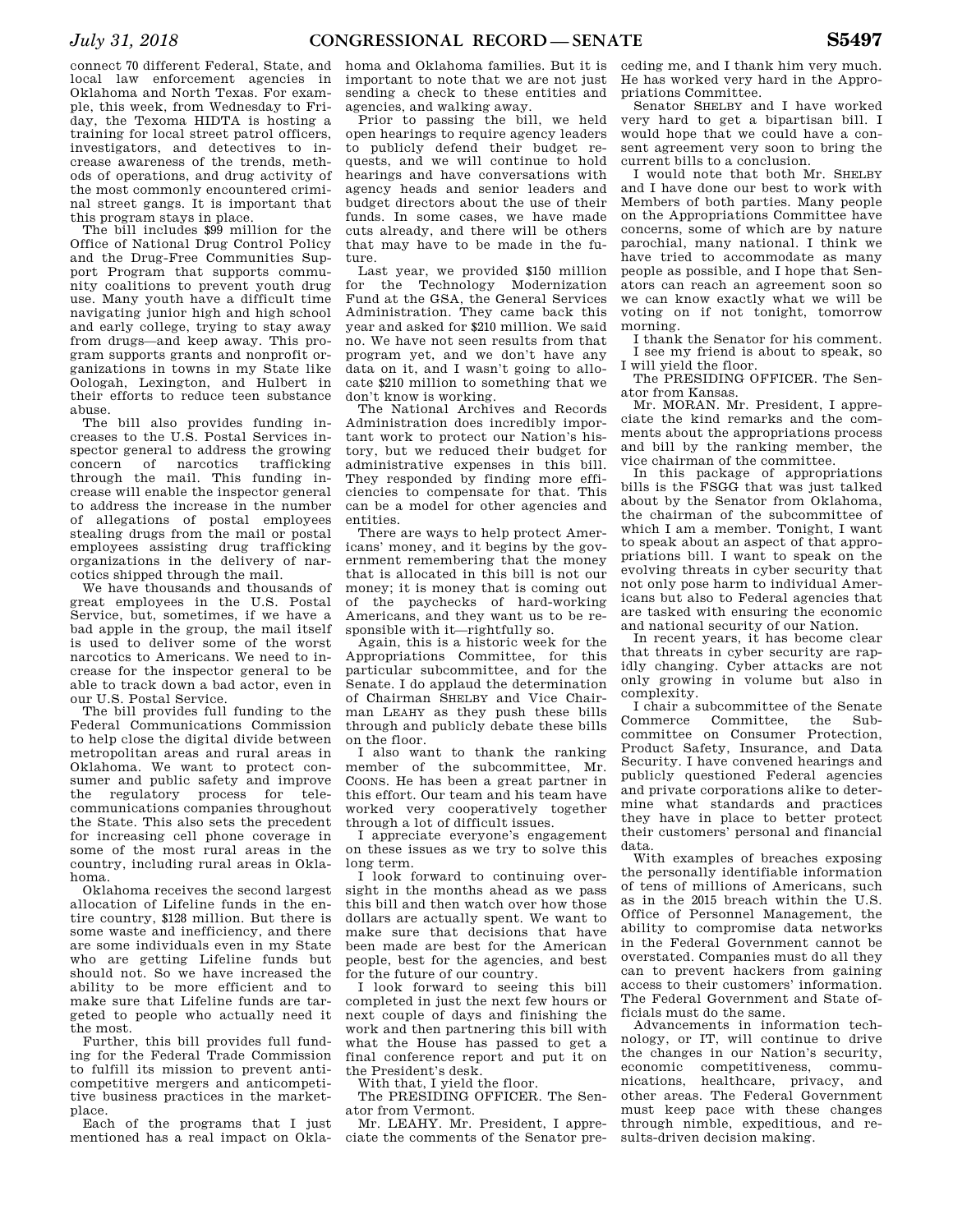connect 70 different Federal, State, and local law enforcement agencies in Oklahoma and North Texas. For example, this week, from Wednesday to Friday, the Texoma HIDTA is hosting a training for local street patrol officers, investigators, and detectives to increase awareness of the trends, methods of operations, and drug activity of the most commonly encountered criminal street gangs. It is important that this program stays in place.

The bill includes $99 million for the Office of National Drug Control Policy and the Drug-Free Communities Support Program that supports community coalitions to prevent youth drug use. Many youth have a difficult time navigating junior high and high school and early college, trying to stay away from drugs—and keep away. This program supports grants and nonprofit organizations in towns in my State like Oologah, Lexington, and Hulbert in their efforts to reduce teen substance abuse.

The bill also provides funding increases to the U.S. Postal Services inspector general to address the growing concern of narcotics trafficking through the mail. This funding increase will enable the inspector general to address the increase in the number of allegations of postal employees stealing drugs from the mail or postal employees assisting drug trafficking organizations in the delivery of narcotics shipped through the mail.

We have thousands and thousands of great employees in the U.S. Postal Service, but, sometimes, if we have a bad apple in the group, the mail itself is used to deliver some of the worst narcotics to Americans. We need to increase for the inspector general to be able to track down a bad actor, even in our U.S. Postal Service.

The bill provides full funding to the Federal Communications Commission to help close the digital divide between metropolitan areas and rural areas in Oklahoma. We want to protect consumer and public safety and improve the regulatory process for telecommunications companies throughout the State. This also sets the precedent for increasing cell phone coverage in some of the most rural areas in the country, including rural areas in Oklahoma.

Oklahoma receives the second largest allocation of Lifeline funds in the entire country, $128 million. But there is some waste and inefficiency, and there are some individuals even in my State who are getting Lifeline funds but should not. So we have increased the ability to be more efficient and to make sure that Lifeline funds are targeted to people who actually need it the most.

Further, this bill provides full funding for the Federal Trade Commission to fulfill its mission to prevent anticompetitive mergers and anticompetitive business practices in the marketplace.

Each of the programs that I just mentioned has a real impact on Oklahoma and Oklahoma families. But it is important to note that we are not just sending a check to these entities and agencies, and walking away.

Prior to passing the bill, we held open hearings to require agency leaders to publicly defend their budget requests, and we will continue to hold hearings and have conversations with agency heads and senior leaders and budget directors about the use of their funds. In some cases, we have made cuts already, and there will be others that may have to be made in the future.

Last year, we provided $150 million for the Technology Modernization Fund at the GSA, the General Services Administration. They came back this year and asked for $210 million. We said no. We have not seen results from that program yet, and we don't have any data on it, and I wasn't going to allocate $210 million to something that we don't know is working.

The National Archives and Records Administration does incredibly important work to protect our Nation's history, but we reduced their budget for administrative expenses in this bill. They responded by finding more efficiencies to compensate for that. This can be a model for other agencies and entities.

There are ways to help protect Americans' money, and it begins by the government remembering that the money that is allocated in this bill is not our money; it is money that is coming out of the paychecks of hard-working Americans, and they want us to be responsible with it—rightfully so.

Again, this is a historic week for the Appropriations Committee, for this particular subcommittee, and for the Senate. I do applaud the determination of Chairman SHELBY and Vice Chairman LEAHY as they push these bills through and publicly debate these bills on the floor.

I also want to thank the ranking member of the subcommittee, Mr. COONS. He has been a great partner in this effort. Our team and his team have worked very cooperatively together through a lot of difficult issues.

I appreciate everyone's engagement on these issues as we try to solve this long term.

I look forward to continuing oversight in the months ahead as we pass this bill and then watch over how those dollars are actually spent. We want to make sure that decisions that have been made are best for the American people, best for the agencies, and best for the future of our country.

I look forward to seeing this bill completed in just the next few hours or next couple of days and finishing the work and then partnering this bill with what the House has passed to get a final conference report and put it on the President's desk.

With that, I yield the floor.

The PRESIDING OFFICER. The Senator from Vermont.

Mr. LEAHY. Mr. President, I appreciate the comments of the Senator preceding me, and I thank him very much. He has worked very hard in the Appropriations Committee.

Senator SHELBY and I have worked very hard to get a bipartisan bill. I would hope that we could have a consent agreement very soon to bring the current bills to a conclusion.

I would note that both Mr. SHELBY and I have done our best to work with Members of both parties. Many people on the Appropriations Committee have concerns, some of which are by nature parochial, many national. I think we have tried to accommodate as many people as possible, and I hope that Senators can reach an agreement soon so we can know exactly what we will be voting on if not tonight, tomorrow morning.

I thank the Senator for his comment.

I see my friend is about to speak, so I will yield the floor.

The PRESIDING OFFICER. The Senator from Kansas.

Mr. MORAN. Mr. President, I appreciate the kind remarks and the comments about the appropriations process and bill by the ranking member, the vice chairman of the committee.

In this package of appropriations bills is the FSGG that was just talked about by the Senator from Oklahoma, the chairman of the subcommittee of which I am a member. Tonight, I want to speak about an aspect of that appropriations bill. I want to speak on the evolving threats in cyber security that not only pose harm to individual Americans but also to Federal agencies that are tasked with ensuring the economic and national security of our Nation.

In recent years, it has become clear that threats in cyber security are rapidly changing. Cyber attacks are not only growing in volume but also in complexity.

I chair a subcommittee of the Senate Commerce Committee, the Subcommittee on Consumer Protection, Product Safety, Insurance, and Data Security. I have convened hearings and publicly questioned Federal agencies and private corporations alike to determine what standards and practices they have in place to better protect their customers' personal and financial data.

With examples of breaches exposing the personally identifiable information of tens of millions of Americans, such as in the 2015 breach within the U.S. Office of Personnel Management, the ability to compromise data networks in the Federal Government cannot be overstated. Companies must do all they can to prevent hackers from gaining access to their customers' information. The Federal Government and State officials must do the same.

Advancements in information technology, or IT, will continue to drive the changes in our Nation's security, economic competitiveness, communications, healthcare, privacy, and other areas. The Federal Government must keep pace with these changes through nimble, expeditious, and results-driven decision making.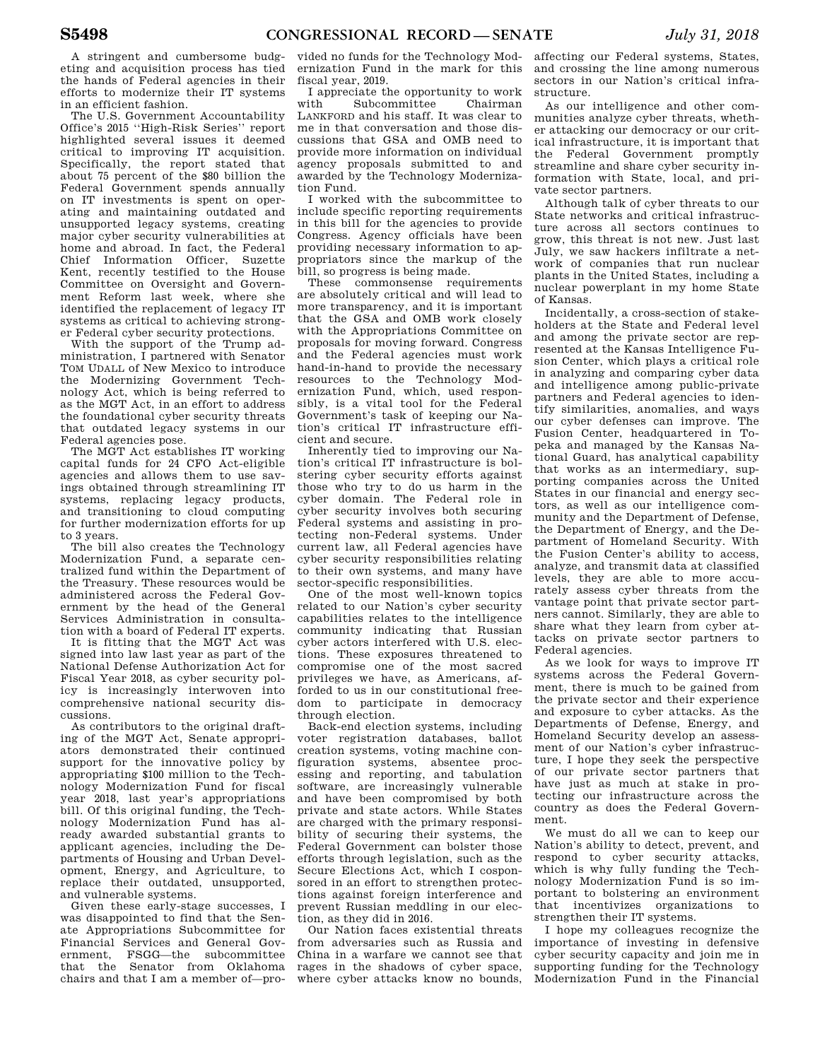A stringent and cumbersome budgeting and acquisition process has tied the hands of Federal agencies in their efforts to modernize their IT systems in an efficient fashion.

The U.S. Government Accountability Office's 2015 ''High-Risk Series'' report highlighted several issues it deemed critical to improving IT acquisition. Specifically, the report stated that about 75 percent of the $80 billion the Federal Government spends annually on IT investments is spent on operating and maintaining outdated and unsupported legacy systems, creating major cyber security vulnerabilities at home and abroad. In fact, the Federal Chief Information Officer, Suzette Kent, recently testified to the House Committee on Oversight and Government Reform last week, where she identified the replacement of legacy IT systems as critical to achieving stronger Federal cyber security protections.

With the support of the Trump administration, I partnered with Senator TOM UDALL of New Mexico to introduce the Modernizing Government Technology Act, which is being referred to as the MGT Act, in an effort to address the foundational cyber security threats that outdated legacy systems in our Federal agencies pose.

The MGT Act establishes IT working capital funds for 24 CFO Act-eligible agencies and allows them to use savings obtained through streamlining IT systems, replacing legacy products, and transitioning to cloud computing for further modernization efforts for up to 3 years.

The bill also creates the Technology Modernization Fund, a separate centralized fund within the Department of the Treasury. These resources would be administered across the Federal Government by the head of the General Services Administration in consultation with a board of Federal IT experts.

It is fitting that the MGT Act was signed into law last year as part of the National Defense Authorization Act for Fiscal Year 2018, as cyber security policy is increasingly interwoven into comprehensive national security discussions.

As contributors to the original drafting of the MGT Act, Senate appropriators demonstrated their continued support for the innovative policy by appropriating $100 million to the Technology Modernization Fund for fiscal year 2018, last year's appropriations bill. Of this original funding, the Technology Modernization Fund has already awarded substantial grants to applicant agencies, including the Departments of Housing and Urban Development, Energy, and Agriculture, to replace their outdated, unsupported, and vulnerable systems.

Given these early-stage successes, I was disappointed to find that the Senate Appropriations Subcommittee for Financial Services and General Government, FSGG—the subcommittee that the Senator from Oklahoma chairs and that I am a member of—provided no funds for the Technology Modernization Fund in the mark for this fiscal year, 2019.

I appreciate the opportunity to work with Subcommittee Chairman LANKFORD and his staff. It was clear to me in that conversation and those discussions that GSA and OMB need to provide more information on individual agency proposals submitted to and awarded by the Technology Modernization Fund.

I worked with the subcommittee to include specific reporting requirements in this bill for the agencies to provide Congress. Agency officials have been providing necessary information to appropriators since the markup of the bill, so progress is being made.

These commonsense requirements are absolutely critical and will lead to more transparency, and it is important that the GSA and OMB work closely with the Appropriations Committee on proposals for moving forward. Congress and the Federal agencies must work hand-in-hand to provide the necessary resources to the Technology Modernization Fund, which, used responsibly, is a vital tool for the Federal Government's task of keeping our Nation's critical IT infrastructure efficient and secure.

Inherently tied to improving our Nation's critical IT infrastructure is bolstering cyber security efforts against those who try to do us harm in the cyber domain. The Federal role in cyber security involves both securing Federal systems and assisting in protecting non-Federal systems. Under current law, all Federal agencies have cyber security responsibilities relating to their own systems, and many have sector-specific responsibilities.

One of the most well-known topics related to our Nation's cyber security capabilities relates to the intelligence community indicating that Russian cyber actors interfered with U.S. elections. These exposures threatened to compromise one of the most sacred privileges we have, as Americans, afforded to us in our constitutional freedom to participate in democracy through election.

Back-end election systems, including voter registration databases, ballot creation systems, voting machine configuration systems, absentee processing and reporting, and tabulation software, are increasingly vulnerable and have been compromised by both private and state actors. While States are charged with the primary responsibility of securing their systems, the Federal Government can bolster those efforts through legislation, such as the Secure Elections Act, which I cosponsored in an effort to strengthen protections against foreign interference and prevent Russian meddling in our election, as they did in 2016.

Our Nation faces existential threats from adversaries such as Russia and China in a warfare we cannot see that rages in the shadows of cyber space, where cyber attacks know no bounds, affecting our Federal systems, States, and crossing the line among numerous sectors in our Nation's critical infrastructure.

As our intelligence and other communities analyze cyber threats, whether attacking our democracy or our critical infrastructure, it is important that the Federal Government promptly streamline and share cyber security information with State, local, and private sector partners.

Although talk of cyber threats to our State networks and critical infrastructure across all sectors continues to grow, this threat is not new. Just last July, we saw hackers infiltrate a network of companies that run nuclear plants in the United States, including a nuclear powerplant in my home State of Kansas.

Incidentally, a cross-section of stakeholders at the State and Federal level and among the private sector are represented at the Kansas Intelligence Fusion Center, which plays a critical role in analyzing and comparing cyber data and intelligence among public-private partners and Federal agencies to identify similarities, anomalies, and ways our cyber defenses can improve. The Fusion Center, headquartered in Topeka and managed by the Kansas National Guard, has analytical capability that works as an intermediary, supporting companies across the United States in our financial and energy sectors, as well as our intelligence community and the Department of Defense, the Department of Energy, and the Department of Homeland Security. With the Fusion Center's ability to access, analyze, and transmit data at classified levels, they are able to more accurately assess cyber threats from the vantage point that private sector partners cannot. Similarly, they are able to share what they learn from cyber attacks on private sector partners to Federal agencies.

As we look for ways to improve IT systems across the Federal Government, there is much to be gained from the private sector and their experience and exposure to cyber attacks. As the Departments of Defense, Energy, and Homeland Security develop an assessment of our Nation's cyber infrastructure, I hope they seek the perspective of our private sector partners that have just as much at stake in protecting our infrastructure across the country as does the Federal Government.

We must do all we can to keep our Nation's ability to detect, prevent, and respond to cyber security attacks, which is why fully funding the Technology Modernization Fund is so important to bolstering an environment that incentivizes organizations to strengthen their IT systems.

I hope my colleagues recognize the importance of investing in defensive cyber security capacity and join me in supporting funding for the Technology Modernization Fund in the Financial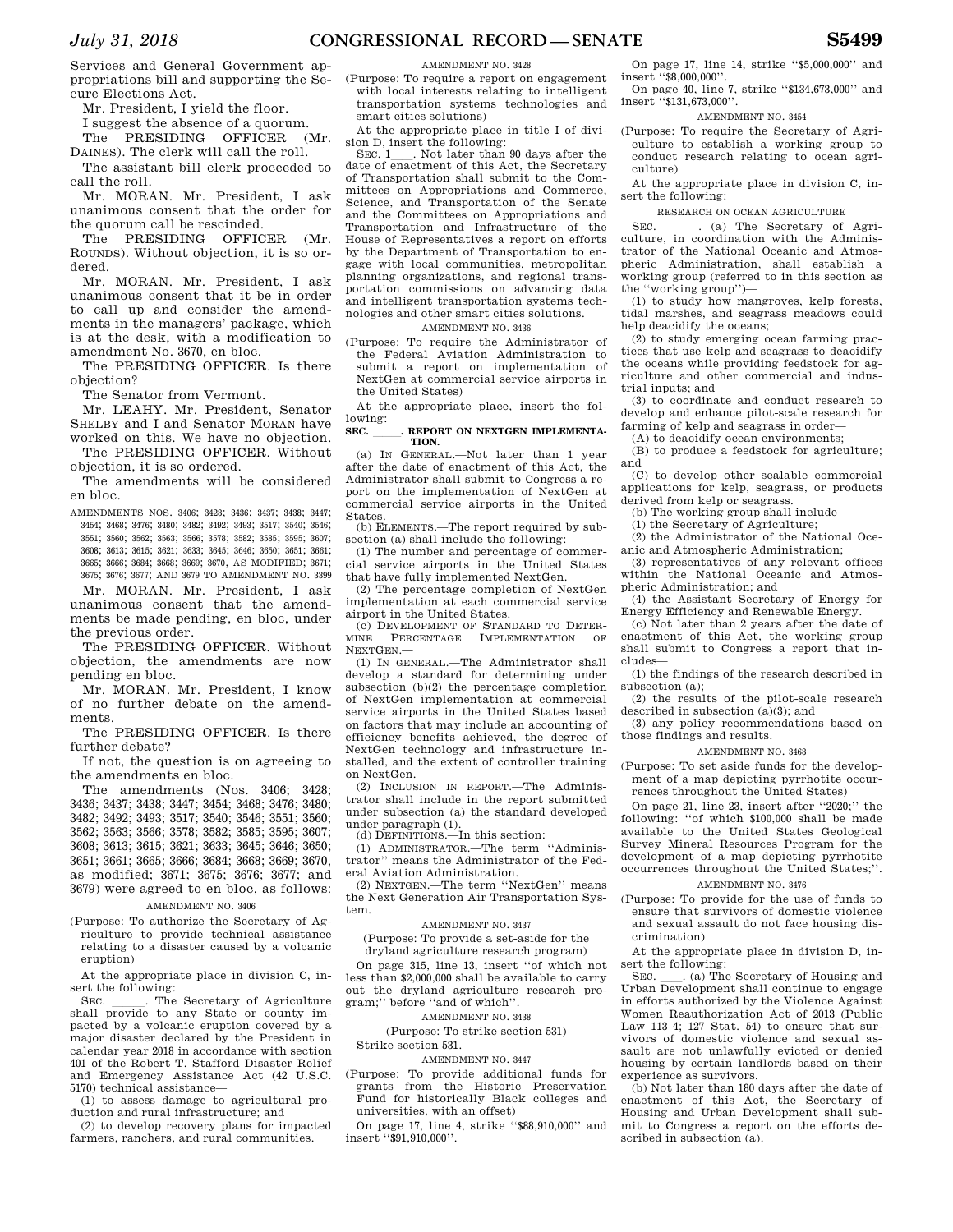Services and General Government appropriations bill and supporting the Secure Elections Act.

Mr. President, I yield the floor.

I suggest the absence of a quorum.

The PRESIDING OFFICER (Mr. DAINES). The clerk will call the roll.

The assistant bill clerk proceeded to call the roll.

Mr. MORAN. Mr. President, I ask unanimous consent that the order for the quorum call be rescinded.

The PRESIDING OFFICER (Mr. ROUNDS). Without objection, it is so ordered.

Mr. MORAN. Mr. President, I ask unanimous consent that it be in order to call up and consider the amendments in the managers' package, which is at the desk, with a modification to amendment No. 3670, en bloc.

The PRESIDING OFFICER. Is there objection?

The Senator from Vermont.

Mr. LEAHY. Mr. President, Senator SHELBY and I and Senator MORAN have worked on this. We have no objection.

The PRESIDING OFFICER. Without objection, it is so ordered.

The amendments will be considered en bloc.

AMENDMENTS NOS. 3406; 3428; 3436; 3437; 3438; 3447; 3454; 3468; 3476; 3480; 3482; 3492; 3493; 3517; 3540; 3546; 3551; 3560; 3562; 3563; 3566; 3578; 3582; 3585; 3595; 3607; 3608; 3613; 3615; 3621; 3633; 3645; 3646; 3650; 3651; 3661; 3665; 3666; 3684; 3668; 3669; 3670, AS MODIFIED; 3671; 3675; 3676; 3677; AND 3679 TO AMENDMENT NO. 3399

Mr. MORAN. Mr. President, I ask unanimous consent that the amendments be made pending, en bloc, under the previous order.

The PRESIDING OFFICER. Without objection, the amendments are now pending en bloc.

Mr. MORAN. Mr. President, I know of no further debate on the amendments.

The PRESIDING OFFICER. Is there further debate?

If not, the question is on agreeing to the amendments en bloc.

The amendments (Nos. 3406; 3428; 3436; 3437; 3438; 3447; 3454; 3468; 3476; 3480; 3482; 3492; 3493; 3517; 3540; 3546; 3551; 3560; 3562; 3563; 3566; 3578; 3582; 3585; 3595; 3607; 3608; 3613; 3615; 3621; 3633; 3645; 3646; 3650; 3651; 3661; 3665; 3666; 3684; 3668; 3669; 3670, as modified; 3671; 3675; 3676; 3677; and 3679) were agreed to en bloc, as follows:

AMENDMENT NO. 3406

(Purpose: To authorize the Secretary of Agriculture to provide technical assistance relating to a disaster caused by a volcanic eruption)

At the appropriate place in division C, insert the following:

SEC. \_\_\_\_\_. The Secretary of Agriculture shall provide to any State or county impacted by a volcanic eruption covered by a major disaster declared by the President in calendar year 2018 in accordance with section 401 of the Robert T. Stafford Disaster Relief and Emergency Assistance Act (42 U.S.C. 5170) technical assistance—

(1) to assess damage to agricultural production and rural infrastructure; and

(2) to develop recovery plans for impacted farmers, ranchers, and rural communities.

AMENDMENT NO. 3428

(Purpose: To require a report on engagement with local interests relating to intelligent transportation systems technologies and smart cities solutions)

At the appropriate place in title I of division D, insert the following:

SEC. 1\_\_\_\_. Not later than 90 days after the date of enactment of this Act, the Secretary of Transportation shall submit to the Committees on Appropriations and Commerce, Science, and Transportation of the Senate and the Committees on Appropriations and Transportation and Infrastructure of the House of Representatives a report on efforts by the Department of Transportation to engage with local communities, metropolitan planning organizations, and regional transportation commissions on advancing data and intelligent transportation systems technologies and other smart cities solutions.

AMENDMENT NO. 3436

(Purpose: To require the Administrator of the Federal Aviation Administration to submit a report on implementation of NextGen at commercial service airports in the United States)

At the appropriate place, insert the following:

**SEC. \_\_\_\_\_. REPORT ON NEXTGEN IMPLEMENTATION.**

(a) IN GENERAL.—Not later than 1 year after the date of enactment of this Act, the Administrator shall submit to Congress a report on the implementation of NextGen at commercial service airports in the United States.

(b) ELEMENTS.—The report required by subsection (a) shall include the following:

(1) The number and percentage of commercial service airports in the United States that have fully implemented NextGen.

(2) The percentage completion of NextGen implementation at each commercial service airport in the United States.

(c) DEVELOPMENT OF STANDARD TO DETERMINE PERCENTAGE IMPLEMENTATION OF NEXTGEN.—

(1) IN GENERAL.—The Administrator shall develop a standard for determining under subsection (b)(2) the percentage completion of NextGen implementation at commercial service airports in the United States based on factors that may include an accounting of efficiency benefits achieved, the degree of NextGen technology and infrastructure installed, and the extent of controller training on NextGen.

(2) INCLUSION IN REPORT.—The Administrator shall include in the report submitted under subsection (a) the standard developed under paragraph (1).

(d) DEFINITIONS.—In this section:

(1) ADMINISTRATOR.—The term "Administrator" means the Administrator of the Federal Aviation Administration.

(2) NEXTGEN.—The term "NextGen" means the Next Generation Air Transportation System.

AMENDMENT NO. 3437

(Purpose: To provide a set-aside for the dryland agriculture research program)

On page 315, line 13, insert "of which not less than $2,000,000 shall be available to carry out the dryland agriculture research program;" before "and of which".

AMENDMENT NO. 3438

(Purpose: To strike section 531)

Strike section 531.

AMENDMENT NO. 3447

(Purpose: To provide additional funds for grants from the Historic Preservation Fund for historically Black colleges and universities, with an offset)

On page 17, line 4, strike "$88,910,000" and insert "$91,910,000".

On page 17, line 14, strike "$5,000,000" and insert "$8,000,000".

On page 40, line 7, strike "$134,673,000" and insert "$131,673,000".

AMENDMENT NO. 3454

(Purpose: To require the Secretary of Agriculture to establish a working group to conduct research relating to ocean agriculture)

At the appropriate place in division C, insert the following:

RESEARCH ON OCEAN AGRICULTURE

SEC. \_\_\_\_\_. (a) The Secretary of Agriculture, in coordination with the Administrator of the National Oceanic and Atmospheric Administration, shall establish a working group (referred to in this section as the "working group")—

(1) to study how mangroves, kelp forests, tidal marshes, and seagrass meadows could help deacidify the oceans;

(2) to study emerging ocean farming practices that use kelp and seagrass to deacidify the oceans while providing feedstock for agriculture and other commercial and industrial inputs; and

(3) to coordinate and conduct research to develop and enhance pilot-scale research for farming of kelp and seagrass in order—

(A) to deacidify ocean environments;

(B) to produce a feedstock for agriculture; and

(C) to develop other scalable commercial applications for kelp, seagrass, or products derived from kelp or seagrass.

(b) The working group shall include—

(1) the Secretary of Agriculture;

(2) the Administrator of the National Oceanic and Atmospheric Administration;

(3) representatives of any relevant offices within the National Oceanic and Atmospheric Administration; and

(4) the Assistant Secretary of Energy for Energy Efficiency and Renewable Energy.

(c) Not later than 2 years after the date of enactment of this Act, the working group shall submit to Congress a report that includes—

(1) the findings of the research described in subsection (a);

(2) the results of the pilot-scale research described in subsection (a)(3); and

(3) any policy recommendations based on those findings and results.

AMENDMENT NO. 3468

(Purpose: To set aside funds for the development of a map depicting pyrrhotite occurrences throughout the United States)

On page 21, line 23, insert after "2020;" the following: "of which $100,000 shall be made available to the United States Geological Survey Mineral Resources Program for the development of a map depicting pyrrhotite occurrences throughout the United States;".

AMENDMENT NO. 3476

(Purpose: To provide for the use of funds to ensure that survivors of domestic violence and sexual assault do not face housing discrimination)

At the appropriate place in division D, insert the following:

SEC. \_\_\_\_. (a) The Secretary of Housing and Urban Development shall continue to engage in efforts authorized by the Violence Against Women Reauthorization Act of 2013 (Public Law 113–4; 127 Stat. 54) to ensure that survivors of domestic violence and sexual assault are not unlawfully evicted or denied housing by certain landlords based on their experience as survivors.

(b) Not later than 180 days after the date of enactment of this Act, the Secretary of Housing and Urban Development shall submit to Congress a report on the efforts described in subsection (a).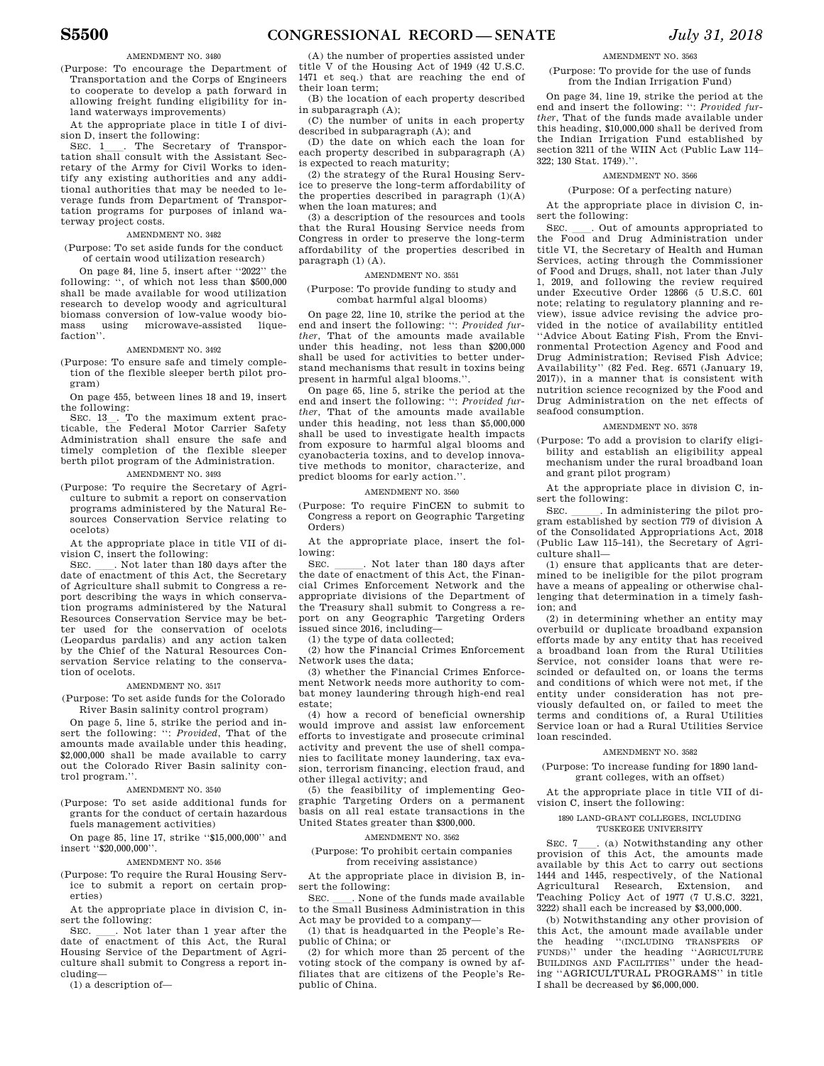### AMENDMENT NO. 3480

(Purpose: To encourage the Department of Transportation and the Corps of Engineers to cooperate to develop a path forward in allowing freight funding eligibility for inland waterways improvements)

At the appropriate place in title I of division D, insert the following:

SEC. 1___. The Secretary of Transportation shall consult with the Assistant Secretary of the Army for Civil Works to identify any existing authorities and any additional authorities that may be needed to leverage funds from Department of Transportation programs for purposes of inland waterway project costs.

### AMENDMENT NO. 3482

(Purpose: To set aside funds for the conduct of certain wood utilization research)

On page 84, line 5, insert after "2022" the following: ", of which not less than $500,000 shall be made available for wood utilization research to develop woody and agricultural biomass conversion of low-value woody biomass using microwave-assisted liquefaction".

### AMENDMENT NO. 3492

(Purpose: To ensure safe and timely completion of the flexible sleeper berth pilot program)

On page 455, between lines 18 and 19, insert the following:

SEC. 13__. To the maximum extent practicable, the Federal Motor Carrier Safety Administration shall ensure the safe and timely completion of the flexible sleeper berth pilot program of the Administration.

### AMENDMENT NO. 3493

(Purpose: To require the Secretary of Agriculture to submit a report on conservation programs administered by the Natural Resources Conservation Service relating to ocelots)

At the appropriate place in title VII of division C, insert the following:

SEC. ___. Not later than 180 days after the date of enactment of this Act, the Secretary of Agriculture shall submit to Congress a report describing the ways in which conservation programs administered by the Natural Resources Conservation Service may be better used for the conservation of ocelots (Leopardus pardalis) and any action taken by the Chief of the Natural Resources Conservation Service relating to the conservation of ocelots.

### AMENDMENT NO. 3517

(Purpose: To set aside funds for the Colorado River Basin salinity control program)

On page 5, line 5, strike the period and insert the following: ": *Provided*, That of the amounts made available under this heading, $2,000,000 shall be made available to carry out the Colorado River Basin salinity control program.".

### AMENDMENT NO. 3540

(Purpose: To set aside additional funds for grants for the conduct of certain hazardous fuels management activities)

On page 85, line 17, strike "$15,000,000" and insert "$20,000,000".

### AMENDMENT NO. 3546

(Purpose: To require the Rural Housing Service to submit a report on certain properties)

At the appropriate place in division C, insert the following:

SEC. ___. Not later than 1 year after the date of enactment of this Act, the Rural Housing Service of the Department of Agriculture shall submit to Congress a report including—

(1) a description of—

(A) the number of properties assisted under title V of the Housing Act of 1949 (42 U.S.C. 1471 et seq.) that are reaching the end of their loan term;

(B) the location of each property described in subparagraph (A);

(C) the number of units in each property described in subparagraph (A); and

(D) the date on which each the loan for each property described in subparagraph (A) is expected to reach maturity;

(2) the strategy of the Rural Housing Service to preserve the long-term affordability of the properties described in paragraph (1)(A) when the loan matures; and

(3) a description of the resources and tools that the Rural Housing Service needs from Congress in order to preserve the long-term affordability of the properties described in paragraph (1) (A).

### AMENDMENT NO. 3551

(Purpose: To provide funding to study and combat harmful algal blooms)

On page 22, line 10, strike the period at the end and insert the following: ": *Provided further*, That of the amounts made available under this heading, not less than $200,000 shall be used for activities to better understand mechanisms that result in toxins being present in harmful algal blooms.".

On page 65, line 5, strike the period at the end and insert the following: ": *Provided further*, That of the amounts made available under this heading, not less than $5,000,000 shall be used to investigate health impacts from exposure to harmful algal blooms and cyanobacteria toxins, and to develop innovative methods to monitor, characterize, and predict blooms for early action.".

### AMENDMENT NO. 3560

(Purpose: To require FinCEN to submit to Congress a report on Geographic Targeting Orders)

At the appropriate place, insert the following:

SEC. ____. Not later than 180 days after the date of enactment of this Act, the Financial Crimes Enforcement Network and the appropriate divisions of the Department of the Treasury shall submit to Congress a report on any Geographic Targeting Orders issued since 2016, including—

(1) the type of data collected;

(2) how the Financial Crimes Enforcement Network uses the data;

(3) whether the Financial Crimes Enforcement Network needs more authority to combat money laundering through high-end real estate;

(4) how a record of beneficial ownership would improve and assist law enforcement efforts to investigate and prosecute criminal activity and prevent the use of shell companies to facilitate money laundering, tax evasion, terrorism financing, election fraud, and other illegal activity; and

(5) the feasibility of implementing Geographic Targeting Orders on a permanent basis on all real estate transactions in the United States greater than $300,000.

### AMENDMENT NO. 3562

(Purpose: To prohibit certain companies from receiving assistance)

At the appropriate place in division B, insert the following:

SEC. ___. None of the funds made available to the Small Business Administration in this Act may be provided to a company—

(1) that is headquarted in the People's Republic of China; or

(2) for which more than 25 percent of the voting stock of the company is owned by affiliates that are citizens of the People's Republic of China.

### AMENDMENT NO. 3563

(Purpose: To provide for the use of funds from the Indian Irrigation Fund)

On page 34, line 19, strike the period at the end and insert the following: ": *Provided further*, That of the funds made available under this heading, $10,000,000 shall be derived from the Indian Irrigation Fund established by section 3211 of the WIIN Act (Public Law 114–322; 130 Stat. 1749).".

### AMENDMENT NO. 3566

(Purpose: Of a perfecting nature)

At the appropriate place in division C, insert the following:

SEC. ___. Out of amounts appropriated to the Food and Drug Administration under title VI, the Secretary of Health and Human Services, acting through the Commissioner of Food and Drugs, shall, not later than July 1, 2019, and following the review required under Executive Order 12866 (5 U.S.C. 601 note; relating to regulatory planning and review), issue advice revising the advice provided in the notice of availability entitled "Advice About Eating Fish, From the Environmental Protection Agency and Food and Drug Administration; Revised Fish Advice; Availability" (82 Fed. Reg. 6571 (January 19, 2017)), in a manner that is consistent with nutrition science recognized by the Food and Drug Administration on the net effects of seafood consumption.

### AMENDMENT NO. 3578

(Purpose: To add a provision to clarify eligibility and establish an eligibility appeal mechanism under the rural broadband loan and grant pilot program)

At the appropriate place in division C, insert the following:

SEC. _____. In administering the pilot program established by section 779 of division A of the Consolidated Appropriations Act, 2018 (Public Law 115–141), the Secretary of Agriculture shall—

(1) ensure that applicants that are determined to be ineligible for the pilot program have a means of appealing or otherwise challenging that determination in a timely fashion; and

(2) in determining whether an entity may overbuild or duplicate broadband expansion efforts made by any entity that has received a broadband loan from the Rural Utilities Service, not consider loans that were rescinded or defaulted on, or loans the terms and conditions of which were not met, if the entity under consideration has not previously defaulted on, or failed to meet the terms and conditions of, a Rural Utilities Service loan or had a Rural Utilities Service loan rescinded.

### AMENDMENT NO. 3582

(Purpose: To increase funding for 1890 land-grant colleges, with an offset)

At the appropriate place in title VII of division C, insert the following:

1890 LAND-GRANT COLLEGES, INCLUDING TUSKEGEE UNIVERSITY

SEC. 7___. (a) Notwithstanding any other provision of this Act, the amounts made available by this Act to carry out sections 1444 and 1445, respectively, of the National Agricultural Research, Extension, and Teaching Policy Act of 1977 (7 U.S.C. 3221, 3222) shall each be increased by $3,000,000.

(b) Notwithstanding any other provision of this Act, the amount made available under the heading "(INCLUDING TRANSFERS OF FUNDS)" under the heading "AGRICULTURE BUILDINGS AND FACILITIES" under the heading "AGRICULTURAL PROGRAMS" in title I shall be decreased by $6,000,000.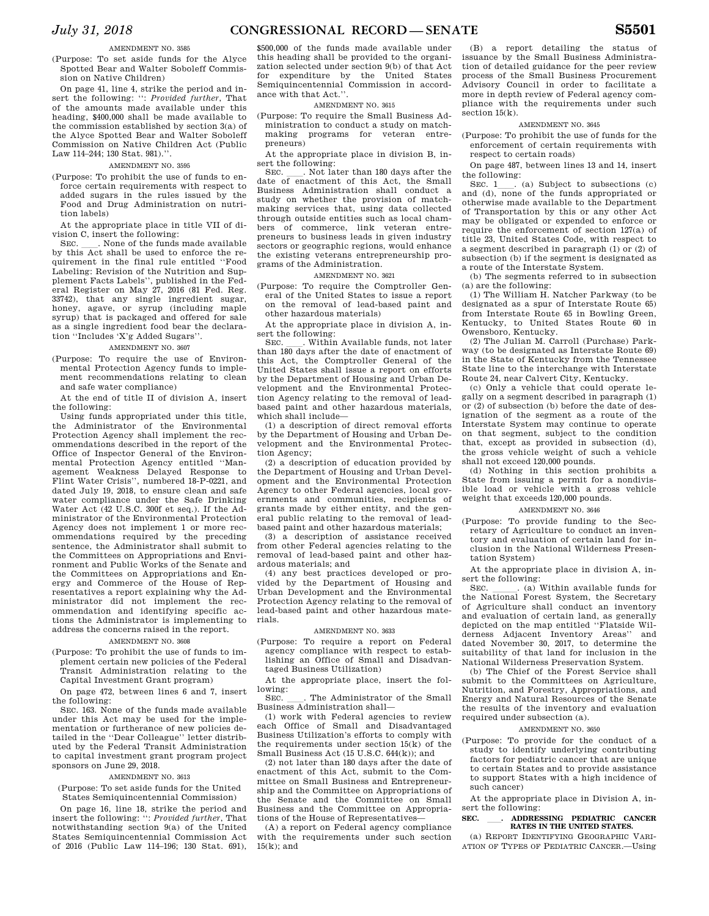AMENDMENT NO. 3585

(Purpose: To set aside funds for the Alyce Spotted Bear and Walter Soboleff Commission on Native Children)

On page 41, line 4, strike the period and insert the following: ``: *Provided further*, That of the amounts made available under this heading, $400,000 shall be made available to the commission established by section 3(a) of the Alyce Spotted Bear and Walter Soboleff Commission on Native Children Act (Public Law 114–244; 130 Stat. 981).''.

AMENDMENT NO. 3595

(Purpose: To prohibit the use of funds to enforce certain requirements with respect to added sugars in the rules issued by the Food and Drug Administration on nutrition labels)

At the appropriate place in title VII of division C, insert the following:

SEC. \_\_\_\_. None of the funds made available by this Act shall be used to enforce the requirement in the final rule entitled ``Food Labeling: Revision of the Nutrition and Supplement Facts Labels'', published in the Federal Register on May 27, 2016 (81 Fed. Reg. 33742), that any single ingredient sugar, honey, agave, or syrup (including maple syrup) that is packaged and offered for sale as a single ingredient food bear the declaration ``Includes 'X'g Added Sugars''.

AMENDMENT NO. 3607

(Purpose: To require the use of Environmental Protection Agency funds to implement recommendations relating to clean and safe water compliance)

At the end of title II of division A, insert the following:

Using funds appropriated under this title, the Administrator of the Environmental Protection Agency shall implement the recommendations described in the report of the Office of Inspector General of the Environmental Protection Agency entitled ``Management Weakness Delayed Response to Flint Water Crisis'', numbered 18-P-0221, and dated July 19, 2018, to ensure clean and safe water compliance under the Safe Drinking Water Act (42 U.S.C. 300f et seq.). If the Administrator of the Environmental Protection Agency does not implement 1 or more recommendations required by the preceding sentence, the Administrator shall submit to the Committees on Appropriations and Environment and Public Works of the Senate and the Committees on Appropriations and Energy and Commerce of the House of Representatives a report explaining why the Administrator did not implement the recommendation and identifying specific actions the Administrator is implementing to address the concerns raised in the report.

AMENDMENT NO. 3608

(Purpose: To prohibit the use of funds to implement certain new policies of the Federal Transit Administration relating to the Capital Investment Grant program)

On page 472, between lines 6 and 7, insert the following:

SEC. 163. None of the funds made available under this Act may be used for the implementation or furtherance of new policies detailed in the ``Dear Colleague'' letter distributed by the Federal Transit Administration to capital investment grant program project sponsors on June 29, 2018.

AMENDMENT NO. 3613

(Purpose: To set aside funds for the United States Semiquincentennial Commission)

On page 16, line 18, strike the period and insert the following: ``: *Provided further*, That notwithstanding section 9(a) of the United States Semiquincentennial Commission Act of 2016 (Public Law 114–196; 130 Stat. 691), $500,000 of the funds made available under this heading shall be provided to the organization selected under section 9(b) of that Act for expenditure by the United States Semiquincentennial Commission in accordance with that Act.''.

AMENDMENT NO. 3615

(Purpose: To require the Small Business Administration to conduct a study on matchmaking programs for veteran entrepreneurs)

At the appropriate place in division B, insert the following:

SEC. \_\_\_\_. Not later than 180 days after the date of enactment of this Act, the Small Business Administration shall conduct a study on whether the provision of matchmaking services that, using data collected through outside entities such as local chambers of commerce, link veteran entrepreneurs to business leads in given industry sectors or geographic regions, would enhance the existing veterans entrepreneurship programs of the Administration.

AMENDMENT NO. 3621

(Purpose: To require the Comptroller General of the United States to issue a report on the removal of lead-based paint and other hazardous materials)

At the appropriate place in division A, insert the following:

SEC. \_\_\_\_. Within Available funds, not later than 180 days after the date of enactment of this Act, the Comptroller General of the United States shall issue a report on efforts by the Department of Housing and Urban Development and the Environmental Protection Agency relating to the removal of lead-based paint and other hazardous materials, which shall include—

(1) a description of direct removal efforts by the Department of Housing and Urban Development and the Environmental Protection Agency;

(2) a description of education provided by the Department of Housing and Urban Development and the Environmental Protection Agency to other Federal agencies, local governments and communities, recipients of grants made by either entity, and the general public relating to the removal of lead-based paint and other hazardous materials;

(3) a description of assistance received from other Federal agencies relating to the removal of lead-based paint and other hazardous materials; and

(4) any best practices developed or provided by the Department of Housing and Urban Development and the Environmental Protection Agency relating to the removal of lead-based paint and other hazardous materials.

AMENDMENT NO. 3633

(Purpose: To require a report on Federal agency compliance with respect to establishing an Office of Small and Disadvantaged Business Utilization)

At the appropriate place, insert the following:

SEC. \_\_\_\_. The Administrator of the Small Business Administration shall—

(1) work with Federal agencies to review each Office of Small and Disadvantaged Business Utilization's efforts to comply with the requirements under section 15(k) of the Small Business Act (15 U.S.C. 644(k)); and

(2) not later than 180 days after the date of enactment of this Act, submit to the Committee on Small Business and Entrepreneurship and the Committee on Appropriations of the Senate and the Committee on Small Business and the Committee on Appropriations of the House of Representatives—

(A) a report on Federal agency compliance with the requirements under section 15(k); and

(B) a report detailing the status of issuance by the Small Business Administration of detailed guidance for the peer review process of the Small Business Procurement Advisory Council in order to facilitate a more in depth review of Federal agency compliance with the requirements under such section 15(k).

AMENDMENT NO. 3645

(Purpose: To prohibit the use of funds for the enforcement of certain requirements with respect to certain roads)

On page 487, between lines 13 and 14, insert the following:

SEC. 1\_\_\_\_. (a) Subject to subsections (c) and (d), none of the funds appropriated or otherwise made available to the Department of Transportation by this or any other Act may be obligated or expended to enforce or require the enforcement of section 127(a) of title 23, United States Code, with respect to a segment described in paragraph (1) or (2) of subsection (b) if the segment is designated as a route of the Interstate System.

(b) The segments referred to in subsection (a) are the following:

(1) The William H. Natcher Parkway (to be designated as a spur of Interstate Route 65) from Interstate Route 65 in Bowling Green, Kentucky, to United States Route 60 in Owensboro, Kentucky.

(2) The Julian M. Carroll (Purchase) Parkway (to be designated as Interstate Route 69) in the State of Kentucky from the Tennessee State line to the interchange with Interstate Route 24, near Calvert City, Kentucky.

(c) Only a vehicle that could operate legally on a segment described in paragraph (1) or (2) of subsection (b) before the date of designation of the segment as a route of the Interstate System may continue to operate on that segment, subject to the condition that, except as provided in subsection (d), the gross vehicle weight of such a vehicle shall not exceed 120,000 pounds.

(d) Nothing in this section prohibits a State from issuing a permit for a nondivisible load or vehicle with a gross vehicle weight that exceeds 120,000 pounds.

AMENDMENT NO. 3646

(Purpose: To provide funding to the Secretary of Agriculture to conduct an inventory and evaluation of certain land for inclusion in the National Wilderness Presentation System)

At the appropriate place in division A, insert the following:

SEC. \_\_\_\_\_. (a) Within available funds for the National Forest System, the Secretary of Agriculture shall conduct an inventory and evaluation of certain land, as generally depicted on the map entitled ``Flatside Wilderness Adjacent Inventory Areas'' and dated November 30, 2017, to determine the suitability of that land for inclusion in the National Wilderness Preservation System.

(b) The Chief of the Forest Service shall submit to the Committees on Agriculture, Nutrition, and Forestry, Appropriations, and Energy and Natural Resources of the Senate the results of the inventory and evaluation required under subsection (a).

AMENDMENT NO. 3650

(Purpose: To provide for the conduct of a study to identify underlying contributing factors for pediatric cancer that are unique to certain States and to provide assistance to support States with a high incidence of such cancer)

At the appropriate place in Division A, insert the following:

**SEC. \_\_\_\_. ADDRESSING PEDIATRIC CANCER RATES IN THE UNITED STATES.**

(a) REPORT IDENTIFYING GEOGRAPHIC VARIATION OF TYPES OF PEDIATRIC CANCER.—Using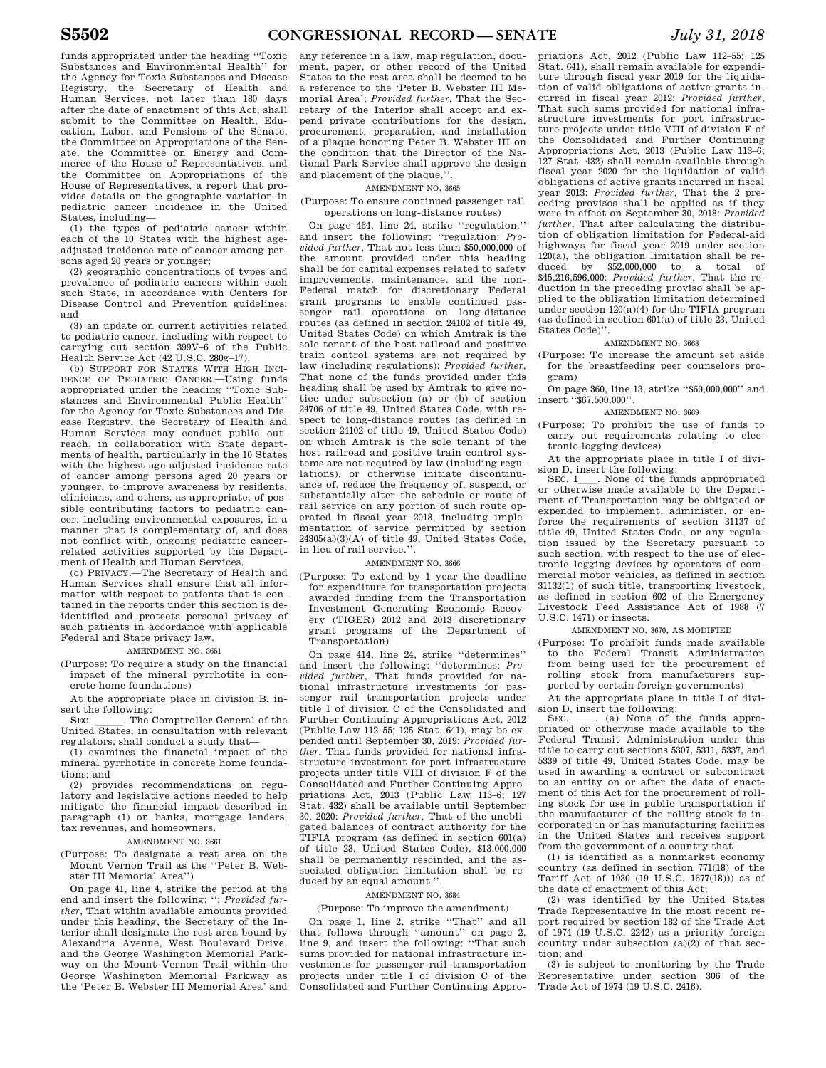funds appropriated under the heading "Toxic Substances and Environmental Health" for the Agency for Toxic Substances and Disease Registry, the Secretary of Health and Human Services, not later than 180 days after the date of enactment of this Act, shall submit to the Committee on Health, Education, Labor, and Pensions of the Senate, the Committee on Appropriations of the Senate, the Committee on Energy and Commerce of the House of Representatives, and the Committee on Appropriations of the House of Representatives, a report that provides details on the geographic variation in pediatric cancer incidence in the United States, including—

(1) the types of pediatric cancer within each of the 10 States with the highest age-adjusted incidence rate of cancer among persons aged 20 years or younger;

(2) geographic concentrations of types and prevalence of pediatric cancers within each such State, in accordance with Centers for Disease Control and Prevention guidelines; and

(3) an update on current activities related to pediatric cancer, including with respect to carrying out section 399V–6 of the Public Health Service Act (42 U.S.C. 280g–17).

(b) SUPPORT FOR STATES WITH HIGH INCIDENCE OF PEDIATRIC CANCER.—Using funds appropriated under the heading "Toxic Substances and Environmental Public Health" for the Agency for Toxic Substances and Disease Registry, the Secretary of Health and Human Services may conduct public outreach, in collaboration with State departments of health, particularly in the 10 States with the highest age-adjusted incidence rate of cancer among persons aged 20 years or younger, to improve awareness by residents, clinicians, and others, as appropriate, of possible contributing factors to pediatric cancer, including environmental exposures, in a manner that is complementary of, and does not conflict with, ongoing pediatric cancer-related activities supported by the Department of Health and Human Services.

(c) PRIVACY.—The Secretary of Health and Human Services shall ensure that all information with respect to patients that is contained in the reports under this section is de-identified and protects personal privacy of such patients in accordance with applicable Federal and State privacy law.

AMENDMENT NO. 3651

(Purpose: To require a study on the financial impact of the mineral pyrrhotite in concrete home foundations)

At the appropriate place in division B, insert the following:

SEC. \_\_\_\_\_. The Comptroller General of the United States, in consultation with relevant regulators, shall conduct a study that—

(1) examines the financial impact of the mineral pyrrhotite in concrete home foundations; and

(2) provides recommendations on regulatory and legislative actions needed to help mitigate the financial impact described in paragraph (1) on banks, mortgage lenders, tax revenues, and homeowners.

AMENDMENT NO. 3661

(Purpose: To designate a rest area on the Mount Vernon Trail as the "Peter B. Webster III Memorial Area")

On page 41, line 4, strike the period at the end and insert the following: ": *Provided further*, That within available amounts provided under this heading, the Secretary of the Interior shall designate the rest area bound by Alexandria Avenue, West Boulevard Drive, and the George Washington Memorial Parkway on the Mount Vernon Trail within the George Washington Memorial Parkway as the 'Peter B. Webster III Memorial Area' and any reference in a law, map regulation, document, paper, or other record of the United States to the rest area shall be deemed to be a reference to the 'Peter B. Webster III Memorial Area'; *Provided further*, That the Secretary of the Interior shall accept and expend private contributions for the design, procurement, preparation, and installation of a plaque honoring Peter B. Webster III on the condition that the Director of the National Park Service shall approve the design and placement of the plaque.".

AMENDMENT NO. 3665

(Purpose: To ensure continued passenger rail operations on long-distance routes)

On page 464, line 24, strike "regulation." and insert the following: "regulation: *Provided further*, That not less than $50,000,000 of the amount provided under this heading shall be for capital expenses related to safety improvements, maintenance, and the non-Federal match for discretionary Federal grant programs to enable continued passenger rail operations on long-distance routes (as defined in section 24102 of title 49, United States Code) on which Amtrak is the sole tenant of the host railroad and positive train control systems are not required by law (including regulations): *Provided further*, That none of the funds provided under this heading shall be used by Amtrak to give notice under subsection (a) or (b) of section 24706 of title 49, United States Code, with respect to long-distance routes (as defined in section 24102 of title 49, United States Code) on which Amtrak is the sole tenant of the host railroad and positive train control systems are not required by law (including regulations), or otherwise initiate discontinuance of, reduce the frequency of, suspend, or substantially alter the schedule or route of rail service on any portion of such route operated in fiscal year 2018, including implementation of service permitted by section 24305(a)(3)(A) of title 49, United States Code, in lieu of rail service.".

AMENDMENT NO. 3666

(Purpose: To extend by 1 year the deadline for expenditure for transportation projects awarded funding from the Transportation Investment Generating Economic Recovery (TIGER) 2012 and 2013 discretionary grant programs of the Department of Transportation)

On page 414, line 24, strike "determines" and insert the following: "determines: *Provided further*, That funds provided for national infrastructure investments for passenger rail transportation projects under title I of division C of the Consolidated and Further Continuing Appropriations Act, 2012 (Public Law 112–55; 125 Stat. 641), may be expended until September 30, 2019: *Provided further*, That funds provided for national infrastructure investment for port infrastructure projects under title VIII of division F of the Consolidated and Further Continuing Appropriations Act, 2013 (Public Law 113–6; 127 Stat. 432) shall be available until September 30, 2020: *Provided further*, That of the unobligated balances of contract authority for the TIFIA program (as defined in section 601(a) of title 23, United States Code), $13,000,000 shall be permanently rescinded, and the associated obligation limitation shall be reduced by an equal amount.".

AMENDMENT NO. 3684

(Purpose: To improve the amendment)

On page 1, line 2, strike "That" and all that follows through "amount" on page 2, line 9, and insert the following: "That such sums provided for national infrastructure investments for passenger rail transportation projects under title I of division C of the Consolidated and Further Continuing Appropriations Act, 2012 (Public Law 112–55; 125 Stat. 641), shall remain available for expenditure through fiscal year 2019 for the liquidation of valid obligations of active grants incurred in fiscal year 2012: *Provided further*, That such sums provided for national infrastructure investments for port infrastructure projects under title VIII of division F of the Consolidated and Further Continuing Appropriations Act, 2013 (Public Law 113–6; 127 Stat. 432) shall remain available through fiscal year 2020 for the liquidation of valid obligations of active grants incurred in fiscal year 2013: *Provided further*, That the 2 preceding provisos shall be applied as if they were in effect on September 30, 2018: *Provided further*, That after calculating the distribution of obligation limitation for Federal-aid highways for fiscal year 2019 under section 120(a), the obligation limitation shall be reduced by $52,000,000 to a total of $45,216,596,000: *Provided further*, That the reduction in the preceding proviso shall be applied to the obligation limitation determined under section 120(a)(4) for the TIFIA program (as defined in section 601(a) of title 23, United States Code)".

AMENDMENT NO. 3668

(Purpose: To increase the amount set aside for the breastfeeding peer counselors program)

On page 360, line 13, strike "$60,000,000" and insert "$67,500,000".

AMENDMENT NO. 3669

(Purpose: To prohibit the use of funds to carry out requirements relating to electronic logging devices)

At the appropriate place in title I of division D, insert the following:

SEC. 1\_\_\_\_. None of the funds appropriated or otherwise made available to the Department of Transportation may be obligated or expended to implement, administer, or enforce the requirements of section 31137 of title 49, United States Code, or any regulation issued by the Secretary pursuant to such section, with respect to the use of electronic logging devices by operators of commercial motor vehicles, as defined in section 31132(1) of such title, transporting livestock, as defined in section 602 of the Emergency Livestock Feed Assistance Act of 1988 (7 U.S.C. 1471) or insects.

AMENDMENT NO. 3670, AS MODIFIED

(Purpose: To prohibit funds made available to the Federal Transit Administration from being used for the procurement of rolling stock from manufacturers supported by certain foreign governments)

At the appropriate place in title I of division D, insert the following:

SEC. \_\_\_\_. (a) None of the funds appropriated or otherwise made available to the Federal Transit Administration under this title to carry out sections 5307, 5311, 5337, and 5339 of title 49, United States Code, may be used in awarding a contract or subcontract to an entity on or after the date of enactment of this Act for the procurement of rolling stock for use in public transportation if the manufacturer of the rolling stock is incorporated in or has manufacturing facilities in the United States and receives support from the government of a country that—

(1) is identified as a nonmarket economy country (as defined in section 771(18) of the Tariff Act of 1930 (19 U.S.C. 1677(18))) as of the date of enactment of this Act;

(2) was identified by the United States Trade Representative in the most recent report required by section 182 of the Trade Act of 1974 (19 U.S.C. 2242) as a priority foreign country under subsection (a)(2) of that section; and

(3) is subject to monitoring by the Trade Representative under section 306 of the Trade Act of 1974 (19 U.S.C. 2416).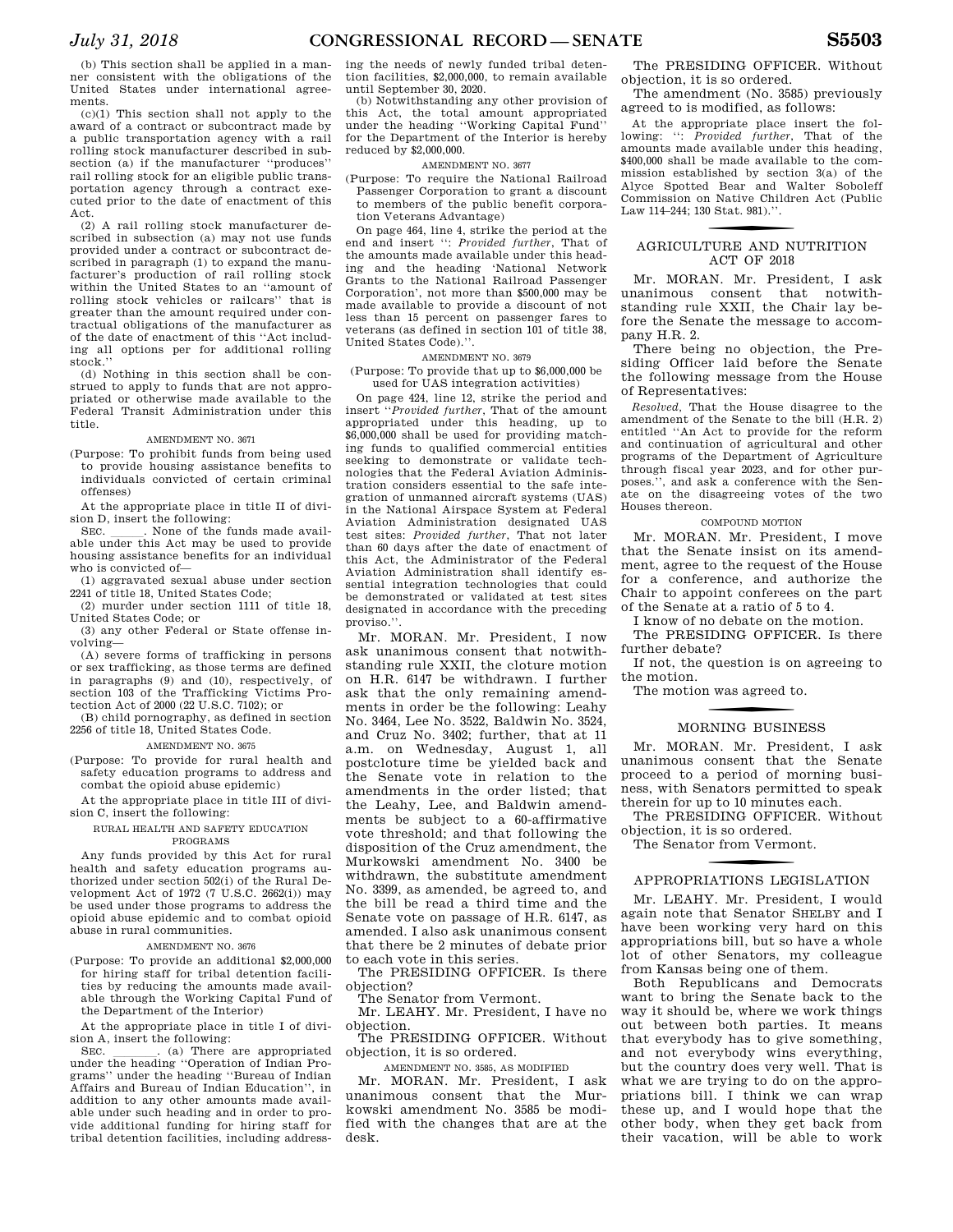(b) This section shall be applied in a manner consistent with the obligations of the United States under international agreements.

(c)(1) This section shall not apply to the award of a contract or subcontract made by a public transportation agency with a rail rolling stock manufacturer described in subsection (a) if the manufacturer ''produces'' rail rolling stock for an eligible public transportation agency through a contract executed prior to the date of enactment of this Act.

(2) A rail rolling stock manufacturer described in subsection (a) may not use funds provided under a contract or subcontract described in paragraph (1) to expand the manufacturer's production of rail rolling stock within the United States to an ''amount of rolling stock vehicles or railcars'' that is greater than the amount required under contractual obligations of the manufacturer as of the date of enactment of this ''Act including all options per for additional rolling stock.''

(d) Nothing in this section shall be construed to apply to funds that are not appropriated or otherwise made available to the Federal Transit Administration under this title.

AMENDMENT NO. 3671

(Purpose: To prohibit funds from being used to provide housing assistance benefits to individuals convicted of certain criminal offenses)

At the appropriate place in title II of division D, insert the following:

SEC. \_\_\_\_\_. None of the funds made available under this Act may be used to provide housing assistance benefits for an individual who is convicted of—

(1) aggravated sexual abuse under section 2241 of title 18, United States Code;

(2) murder under section 1111 of title 18, United States Code; or

(3) any other Federal or State offense involving—

(A) severe forms of trafficking in persons or sex trafficking, as those terms are defined in paragraphs (9) and (10), respectively, of section 103 of the Trafficking Victims Protection Act of 2000 (22 U.S.C. 7102); or

(B) child pornography, as defined in section 2256 of title 18, United States Code.

AMENDMENT NO. 3675

(Purpose: To provide for rural health and safety education programs to address and combat the opioid abuse epidemic)

At the appropriate place in title III of division C, insert the following:

RURAL HEALTH AND SAFETY EDUCATION PROGRAMS

Any funds provided by this Act for rural health and safety education programs authorized under section 502(i) of the Rural Development Act of 1972 (7 U.S.C. 2662(i)) may be used under those programs to address the opioid abuse epidemic and to combat opioid abuse in rural communities.

AMENDMENT NO. 3676

(Purpose: To provide an additional $2,000,000 for hiring staff for tribal detention facilities by reducing the amounts made available through the Working Capital Fund of the Department of the Interior)

At the appropriate place in title I of division A, insert the following:

SEC. \_\_\_\_\_\_\_. (a) There are appropriated under the heading ''Operation of Indian Programs'' under the heading ''Bureau of Indian Affairs and Bureau of Indian Education'', in addition to any other amounts made available under such heading and in order to provide additional funding for hiring staff for tribal detention facilities, including addressing the needs of newly funded tribal detention facilities, $2,000,000, to remain available until September 30, 2020.

(b) Notwithstanding any other provision of this Act, the total amount appropriated under the heading ''Working Capital Fund'' for the Department of the Interior is hereby reduced by $2,000,000.

AMENDMENT NO. 3677

(Purpose: To require the National Railroad Passenger Corporation to grant a discount to members of the public benefit corporation Veterans Advantage)

On page 464, line 4, strike the period at the end and insert '': *Provided further*, That of the amounts made available under this heading and the heading 'National Network Grants to the National Railroad Passenger Corporation', not more than $500,000 may be made available to provide a discount of not less than 15 percent on passenger fares to veterans (as defined in section 101 of title 38, United States Code).''.

AMENDMENT NO. 3679

(Purpose: To provide that up to $6,000,000 be used for UAS integration activities)

On page 424, line 12, strike the period and insert ''*Provided further*, That of the amount appropriated under this heading, up to $6,000,000 shall be used for providing matching funds to qualified commercial entities seeking to demonstrate or validate technologies that the Federal Aviation Administration considers essential to the safe integration of unmanned aircraft systems (UAS) in the National Airspace System at Federal Aviation Administration designated UAS test sites: *Provided further*, That not later than 60 days after the date of enactment of this Act, the Administrator of the Federal Aviation Administration shall identify essential integration technologies that could be demonstrated or validated at test sites designated in accordance with the preceding proviso.''.

Mr. MORAN. Mr. President, I now ask unanimous consent that notwithstanding rule XXII, the cloture motion on H.R. 6147 be withdrawn. I further ask that the only remaining amendments in order be the following: Leahy No. 3464, Lee No. 3522, Baldwin No. 3524, and Cruz No. 3402; further, that at 11 a.m. on Wednesday, August 1, all postcloture time be yielded back and the Senate vote in relation to the amendments in the order listed; that the Leahy, Lee, and Baldwin amendments be subject to a 60-affirmative vote threshold; and that following the disposition of the Cruz amendment, the Murkowski amendment No. 3400 be withdrawn, the substitute amendment No. 3399, as amended, be agreed to, and the bill be read a third time and the Senate vote on passage of H.R. 6147, as amended. I also ask unanimous consent that there be 2 minutes of debate prior to each vote in this series.

The PRESIDING OFFICER. Is there objection?

The Senator from Vermont.

Mr. LEAHY. Mr. President, I have no objection.

The PRESIDING OFFICER. Without objection, it is so ordered.

AMENDMENT NO. 3585, AS MODIFIED

Mr. MORAN. Mr. President, I ask unanimous consent that the Murkowski amendment No. 3585 be modified with the changes that are at the desk.

The PRESIDING OFFICER. Without objection, it is so ordered.

The amendment (No. 3585) previously agreed to is modified, as follows:

At the appropriate place insert the following: '': *Provided further*, That of the amounts made available under this heading, $400,000 shall be made available to the commission established by section 3(a) of the Alyce Spotted Bear and Walter Soboleff Commission on Native Children Act (Public Law 114–244; 130 Stat. 981).''.

## AGRICULTURE AND NUTRITION ACT OF 2018

Mr. MORAN. Mr. President, I ask unanimous consent that notwithstanding rule XXII, the Chair lay before the Senate the message to accompany H.R. 2.

There being no objection, the Presiding Officer laid before the Senate the following message from the House of Representatives:

*Resolved*, That the House disagree to the amendment of the Senate to the bill (H.R. 2) entitled ''An Act to provide for the reform and continuation of agricultural and other programs of the Department of Agriculture through fiscal year 2023, and for other purposes.'', and ask a conference with the Senate on the disagreeing votes of the two Houses thereon.

COMPOUND MOTION

Mr. MORAN. Mr. President, I move that the Senate insist on its amendment, agree to the request of the House for a conference, and authorize the Chair to appoint conferees on the part of the Senate at a ratio of 5 to 4.

I know of no debate on the motion.

The PRESIDING OFFICER. Is there further debate?

If not, the question is on agreeing to the motion.

The motion was agreed to.

## MORNING BUSINESS

Mr. MORAN. Mr. President, I ask unanimous consent that the Senate proceed to a period of morning business, with Senators permitted to speak therein for up to 10 minutes each.

The PRESIDING OFFICER. Without objection, it is so ordered.

The Senator from Vermont.

## APPROPRIATIONS LEGISLATION

Mr. LEAHY. Mr. President, I would again note that Senator SHELBY and I have been working very hard on this appropriations bill, but so have a whole lot of other Senators, my colleague from Kansas being one of them.

Both Republicans and Democrats want to bring the Senate back to the way it should be, where we work things out between both parties. It means that everybody has to give something, and not everybody wins everything, but the country does very well. That is what we are trying to do on the appropriations bill. I think we can wrap these up, and I would hope that the other body, when they get back from their vacation, will be able to work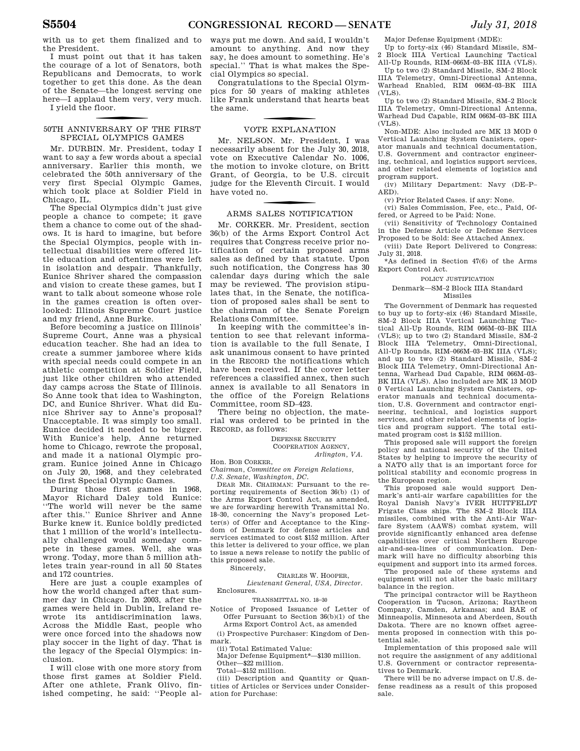with us to get them finalized and to the President.

I must point out that it has taken the courage of a lot of Senators, both Republicans and Democrats, to work together to get this done. As the dean of the Senate—the longest serving one here—I applaud them very, very much.

I yield the floor.

## 50TH ANNIVERSARY OF THE FIRST SPECIAL OLYMPICS GAMES

Mr. DURBIN. Mr. President, today I want to say a few words about a special anniversary. Earlier this month, we celebrated the 50th anniversary of the very first Special Olympic Games, which took place at Soldier Field in Chicago, IL.

The Special Olympics didn't just give people a chance to compete; it gave them a chance to come out of the shadows. It is hard to imagine, but before the Special Olympics, people with intellectual disabilities were offered little education and oftentimes were left in isolation and despair. Thankfully, Eunice Shriver shared the compassion and vision to create these games, but I want to talk about someone whose role in the games creation is often overlooked: Illinois Supreme Court justice and my friend, Anne Burke.

Before becoming a justice on Illinois' Supreme Court, Anne was a physical education teacher. She had an idea to create a summer jamboree where kids with special needs could compete in an athletic competition at Soldier Field, just like other children who attended day camps across the State of Illinois. So Anne took that idea to Washington, DC, and Eunice Shriver. What did Eunice Shriver say to Anne's proposal? Unacceptable. It was simply too small. Eunice decided it needed to be bigger. With Eunice's help, Anne returned home to Chicago, rewrote the proposal, and made it a national Olympic program. Eunice joined Anne in Chicago on July 20, 1968, and they celebrated the first Special Olympic Games.

During those first games in 1968, Mayor Richard Daley told Eunice: "The world will never be the same after this." Eunice Shriver and Anne Burke knew it. Eunice boldly predicted that 1 million of the world's intellectually challenged would someday compete in these games. Well, she was wrong. Today, more than 5 million athletes train year-round in all 50 States and 172 countries.

Here are just a couple examples of how the world changed after that summer day in Chicago. In 2003, after the games were held in Dublin, Ireland rewrote its antidiscrimination laws. Across the Middle East, people who were once forced into the shadows now play soccer in the light of day. That is the legacy of the Special Olympics: inclusion.

I will close with one more story from those first games at Soldier Field. After one athlete, Frank Olivo, finished competing, he said: "People always put me down. And said, I wouldn't amount to anything. And now they say, he does amount to something. He's special." That is what makes the Special Olympics so special.

Congratulations to the Special Olympics for 50 years of making athletes like Frank understand that hearts beat the same.

## VOTE EXPLANATION

Mr. NELSON. Mr. President, I was necessarily absent for the July 30, 2018, vote on Executive Calendar No. 1006, the motion to invoke cloture, on Britt Grant, of Georgia, to be U.S. circuit judge for the Eleventh Circuit. I would have voted no.

## ARMS SALES NOTIFICATION

Mr. CORKER. Mr. President, section 36(b) of the Arms Export Control Act requires that Congress receive prior notification of certain proposed arms sales as defined by that statute. Upon such notification, the Congress has 30 calendar days during which the sale may be reviewed. The provision stipulates that, in the Senate, the notification of proposed sales shall be sent to the chairman of the Senate Foreign Relations Committee.

In keeping with the committee's intention to see that relevant information is available to the full Senate, I ask unanimous consent to have printed in the RECORD the notifications which have been received. If the cover letter references a classified annex, then such annex is available to all Senators in the office of the Foreign Relations Committee, room SD–423.

There being no objection, the material was ordered to be printed in the RECORD, as follows:

DEFENSE SECURITY COOPERATION AGENCY,
*Arlington, VA.*

Hon. BOB CORKER,
*Chairman, Committee on Foreign Relations, U.S. Senate, Washington, DC.*

DEAR MR. CHAIRMAN: Pursuant to the reporting requirements of Section 36(b) (1) of the Arms Export Control Act, as amended, we are forwarding herewith Transmittal No. 18–30, concerning the Navy's proposed Letter(s) of Offer and Acceptance to the Kingdom of Denmark for defense articles and services estimated to cost $152 million. After this letter is delivered to your office, we plan to issue a news release to notify the public of this proposed sale.

Sincerely,

CHARLES W. HOOPER,
*Lieutenant General, USA, Director.*

Enclosures.

TRANSMITTAL NO. 18–30

Notice of Proposed Issuance of Letter of Offer Pursuant to Section 36(b)(1) of the Arms Export Control Act, as amended

(i) Prospective Purchaser: Kingdom of Denmark.

(ii) Total Estimated Value:

Major Defense Equipment*—$130 million.

Other—$22 million.

Total—$152 million.

(iii) Description and Quantity or Quantities of Articles or Services under Consideration for Purchase:

Major Defense Equipment (MDE):

Up to forty-six (46) Standard Missile, SM–2 Block IIIA Vertical Launching Tactical All-Up Rounds, RIM–066M–03–BK IIIA (VLS).

Up to two (2) Standard Missile, SM–2 Block IIIA Telemetry, Omni-Directional Antenna, Warhead Enabled, RIM 066M–03–BK IIIA (VLS).

Up to two (2) Standard Missile, SM–2 Block IIIA Telemetry, Omni-Directional Antenna, Warhead Dud Capable, RIM 066M–03–BK IIIA (VLS).

Non-MDE: Also included are MK 13 MOD 0 Vertical Launching System Canisters, operator manuals and technical documentation, U.S. Government and contractor engineering, technical, and logistics support services, and other related elements of logistics and program support.

(iv) Military Department: Navy (DE–P–AED).

(v) Prior Related Cases. if any: None.

(vi) Sales Commission, Fee, etc., Paid, Offered, or Agreed to be Paid: None.

(vii) Sensitivity of Technology Contained in the Defense Article or Defense Services Proposed to be Sold: See Attached Annex.

(viii) Date Report Delivered to Congress: July 31, 2018.

*As defined in Section 47(6) of the Arms Export Control Act.

POLICY JUSTIFICATION

Denmark—SM–2 Block IIIA Standard Missiles

The Government of Denmark has requested to buy up to forty-six (46) Standard Missile, SM–2 Block IIIA Vertical Launching Tactical All-Up Rounds, RIM 066M–03–BK IIIA (VLS); up to two (2) Standard Missile, SM–2 Block IIIA Telemetry, Omni-Directional, All-Up Rounds, RIM–066M–03–BK IIIA (VLS); and up to two (2) Standard Missile, SM–2 Block IIIA Telemetry, Omni-Directional Antenna, Warhead Dud Capable, RIM 066M–03–BK IIIA (VLS). Also included are MK 13 MOD 0 Vertical Launching System Canisters, operator manuals and technical documentation, U.S. Government and contractor engineering, technical, and logistics support services, and other related elements of logistics and program support. The total estimated program cost is $152 million.

This proposed sale will support the foreign policy and national security of the United States by helping to improve the security of a NATO ally that is an important force for political stability and economic progress in the European region.

This proposed sale would support Denmark's anti-air warfare capabilities for the Royal Danish Navy's IVER HUITFELDT Frigate Class ships. The SM–2 Block IIIA missiles, combined with the Anti-Air Warfare System (AAWS) combat system, will provide significantly enhanced area defense capabilities over critical Northern Europe air-and-sea-lines of communication. Denmark will have no difficulty absorbing this equipment and support into its armed forces.

The proposed sale of these systems and equipment will not alter the basic military balance in the region.

The principal contractor will be Raytheon Cooperation in Tucson, Arizona; Raytheon Company, Camden, Arkansas; and BAE of Minneapolis, Minnesota and Aberdeen, South Dakota. There are no known offset agreements proposed in connection with this potential sale.

Implementation of this proposed sale will not require the assignment of any additional U.S. Government or contractor representatives to Denmark.

There will be no adverse impact on U.S. defense readiness as a result of this proposed sale.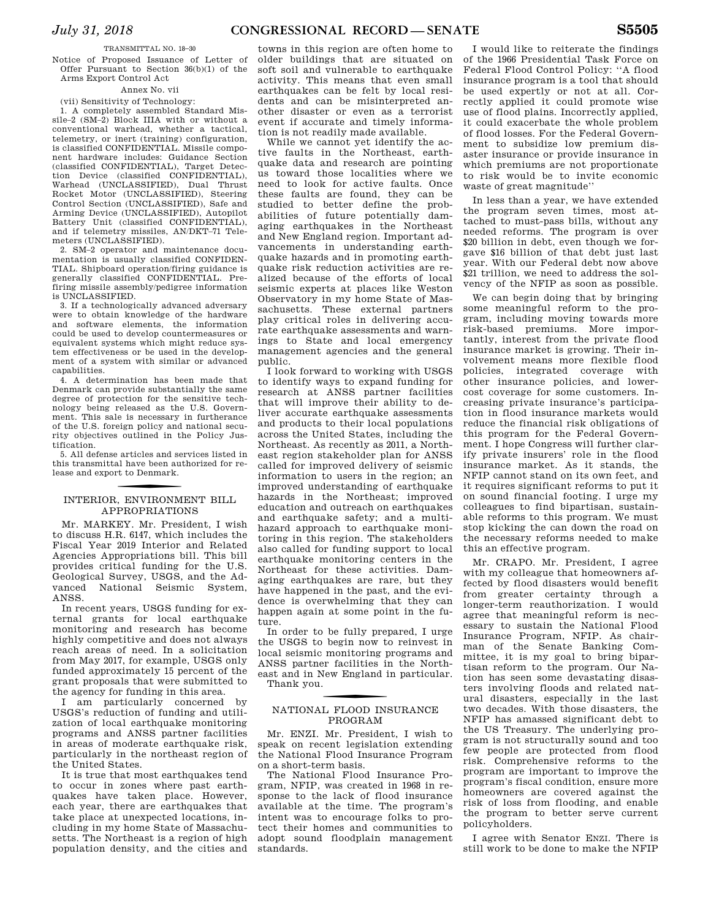TRANSMITTAL NO. 18–30

Notice of Proposed Issuance of Letter of Offer Pursuant to Section 36(b)(1) of the Arms Export Control Act

Annex No. vii

(vii) Sensitivity of Technology:

1. A completely assembled Standard Missile–2 (SM–2) Block IIIA with or without a conventional warhead, whether a tactical, telemetry, or inert (training) configuration, is classified CONFIDENTIAL. Missile component hardware includes: Guidance Section (classified CONFIDENTIAL), Target Detection Device (classified CONFIDENTIAL), Warhead (UNCLASSIFIED), Dual Thrust Rocket Motor (UNCLASSIFIED), Steering Control Section (UNCLASSIFIED), Safe and Arming Device (UNCLASSIFIED), Autopilot Battery Unit (classified CONFIDENTIAL), and if telemetry missiles, AN/DKT–71 Telemeters (UNCLASSIFIED).

2. SM–2 operator and maintenance documentation is usually classified CONFIDENTIAL. Shipboard operation/firing guidance is generally classified CONFIDENTIAL. Pre-firing missile assembly/pedigree information is UNCLASSIFIED.

3. If a technologically advanced adversary were to obtain knowledge of the hardware and software elements, the information could be used to develop countermeasures or equivalent systems which might reduce system effectiveness or be used in the development of a system with similar or advanced capabilities.

4. A determination has been made that Denmark can provide substantially the same degree of protection for the sensitive technology being released as the U.S. Government. This sale is necessary in furtherance of the U.S. foreign policy and national security objectives outlined in the Policy Justification.

5. All defense articles and services listed in this transmittal have been authorized for release and export to Denmark.

## INTERIOR, ENVIRONMENT BILL APPROPRIATIONS

Mr. MARKEY. Mr. President, I wish to discuss H.R. 6147, which includes the Fiscal Year 2019 Interior and Related Agencies Appropriations bill. This bill provides critical funding for the U.S. Geological Survey, USGS, and the Advanced National Seismic System, ANSS.

In recent years, USGS funding for external grants for local earthquake monitoring and research has become highly competitive and does not always reach areas of need. In a solicitation from May 2017, for example, USGS only funded approximately 15 percent of the grant proposals that were submitted to the agency for funding in this area.

I am particularly concerned by USGS's reduction of funding and utilization of local earthquake monitoring programs and ANSS partner facilities in areas of moderate earthquake risk, particularly in the northeast region of the United States.

It is true that most earthquakes tend to occur in zones where past earthquakes have taken place. However, each year, there are earthquakes that take place at unexpected locations, including in my home State of Massachusetts. The Northeast is a region of high population density, and the cities and towns in this region are often home to older buildings that are situated on soft soil and vulnerable to earthquake activity. This means that even small earthquakes can be felt by local residents and can be misinterpreted another disaster or even as a terrorist event if accurate and timely information is not readily made available.

While we cannot yet identify the active faults in the Northeast, earthquake data and research are pointing us toward those localities where we need to look for active faults. Once these faults are found, they can be studied to better define the probabilities of future potentially damaging earthquakes in the Northeast and New England region. Important advancements in understanding earthquake hazards and in promoting earthquake risk reduction activities are realized because of the efforts of local seismic experts at places like Weston Observatory in my home State of Massachusetts. These external partners play critical roles in delivering accurate earthquake assessments and warnings to State and local emergency management agencies and the general public.

I look forward to working with USGS to identify ways to expand funding for research at ANSS partner facilities that will improve their ability to deliver accurate earthquake assessments and products to their local populations across the United States, including the Northeast. As recently as 2011, a Northeast region stakeholder plan for ANSS called for improved delivery of seismic information to users in the region; an improved understanding of earthquake hazards in the Northeast; improved education and outreach on earthquakes and earthquake safety; and a multi-hazard approach to earthquake monitoring in this region. The stakeholders also called for funding support to local earthquake monitoring centers in the Northeast for these activities. Damaging earthquakes are rare, but they have happened in the past, and the evidence is overwhelming that they can happen again at some point in the future.

In order to be fully prepared, I urge the USGS to begin now to reinvest in local seismic monitoring programs and ANSS partner facilities in the Northeast and in New England in particular.

Thank you.

## NATIONAL FLOOD INSURANCE PROGRAM

Mr. ENZI. Mr. President, I wish to speak on recent legislation extending the National Flood Insurance Program on a short-term basis.

The National Flood Insurance Program, NFIP, was created in 1968 in response to the lack of flood insurance available at the time. The program's intent was to encourage folks to protect their homes and communities to adopt sound floodplain management standards.

I would like to reiterate the findings of the 1966 Presidential Task Force on Federal Flood Control Policy: ''A flood insurance program is a tool that should be used expertly or not at all. Correctly applied it could promote wise use of flood plains. Incorrectly applied, it could exacerbate the whole problem of flood losses. For the Federal Government to subsidize low premium disaster insurance or provide insurance in which premiums are not proportionate to risk would be to invite economic waste of great magnitude''

In less than a year, we have extended the program seven times, most attached to must-pass bills, without any needed reforms. The program is over $20 billion in debt, even though we forgave $16 billion of that debt just last year. With our Federal debt now above $21 trillion, we need to address the solvency of the NFIP as soon as possible.

We can begin doing that by bringing some meaningful reform to the program, including moving towards more risk-based premiums. More importantly, interest from the private flood insurance market is growing. Their involvement means more flexible flood policies, integrated coverage with other insurance policies, and lower-cost coverage for some customers. Increasing private insurance's participation in flood insurance markets would reduce the financial risk obligations of this program for the Federal Government. I hope Congress will further clarify private insurers' role in the flood insurance market. As it stands, the NFIP cannot stand on its own feet, and it requires significant reforms to put it on sound financial footing. I urge my colleagues to find bipartisan, sustainable reforms to this program. We must stop kicking the can down the road on the necessary reforms needed to make this an effective program.

Mr. CRAPO. Mr. President, I agree with my colleague that homeowners affected by flood disasters would benefit from greater certainty through a longer-term reauthorization. I would agree that meaningful reform is necessary to sustain the National Flood Insurance Program, NFIP. As chairman of the Senate Banking Committee, it is my goal to bring bipartisan reform to the program. Our Nation has seen some devastating disasters involving floods and related natural disasters, especially in the last two decades. With those disasters, the NFIP has amassed significant debt to the US Treasury. The underlying program is not structurally sound and too few people are protected from flood risk. Comprehensive reforms to the program are important to improve the program's fiscal condition, ensure more homeowners are covered against the risk of loss from flooding, and enable the program to better serve current policyholders.

I agree with Senator ENZI. There is still work to be done to make the NFIP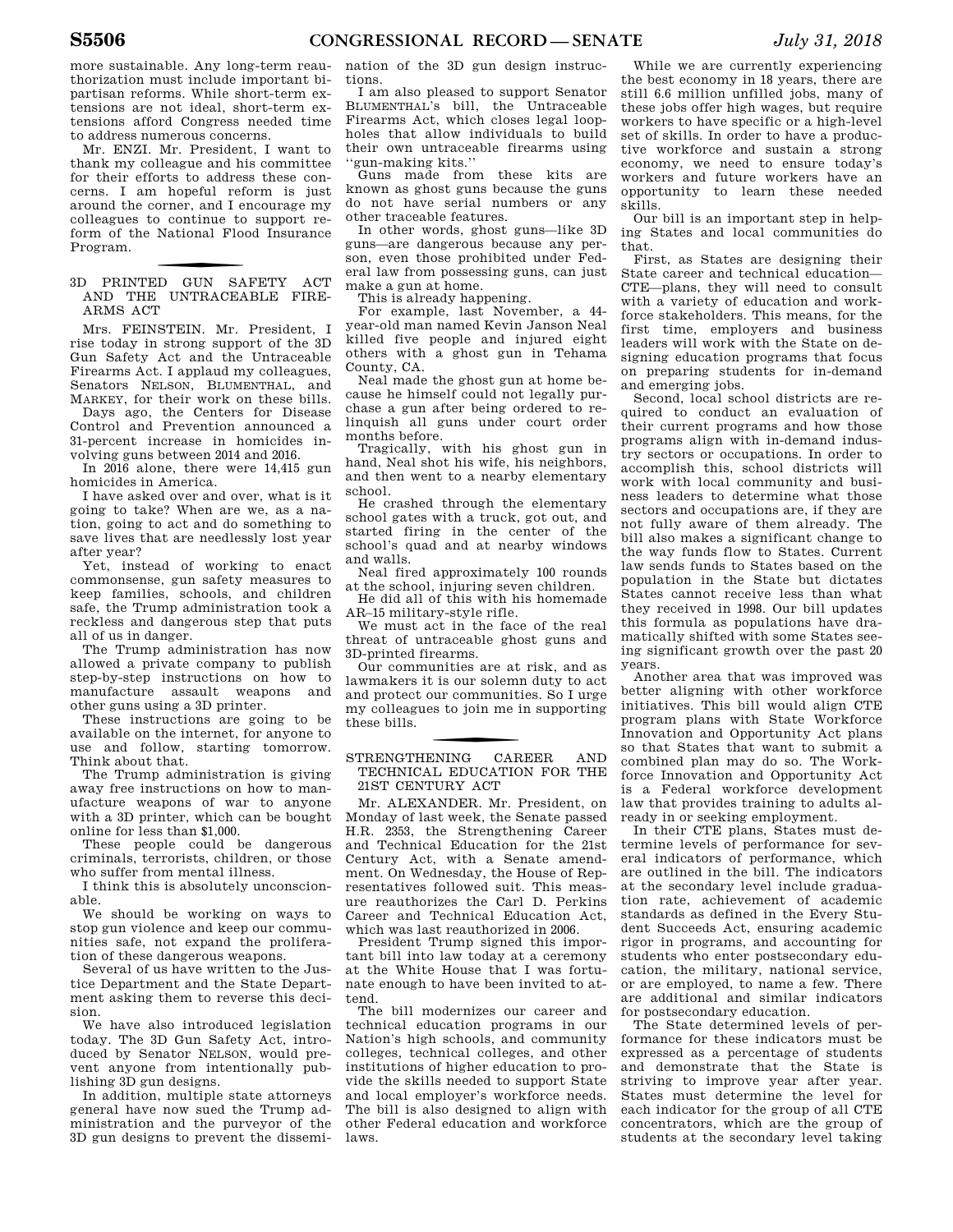more sustainable. Any long-term reauthorization must include important bipartisan reforms. While short-term extensions are not ideal, short-term extensions afford Congress needed time to address numerous concerns.

Mr. ENZI. Mr. President, I want to thank my colleague and his committee for their efforts to address these concerns. I am hopeful reform is just around the corner, and I encourage my colleagues to continue to support reform of the National Flood Insurance Program.

## 3D PRINTED GUN SAFETY ACT AND THE UNTRACEABLE FIREARMS ACT

Mrs. FEINSTEIN. Mr. President, I rise today in strong support of the 3D Gun Safety Act and the Untraceable Firearms Act. I applaud my colleagues, Senators NELSON, BLUMENTHAL, and MARKEY, for their work on these bills.

Days ago, the Centers for Disease Control and Prevention announced a 31-percent increase in homicides involving guns between 2014 and 2016.

In 2016 alone, there were 14,415 gun homicides in America.

I have asked over and over, what is it going to take? When are we, as a nation, going to act and do something to save lives that are needlessly lost year after year?

Yet, instead of working to enact commonsense, gun safety measures to keep families, schools, and children safe, the Trump administration took a reckless and dangerous step that puts all of us in danger.

The Trump administration has now allowed a private company to publish step-by-step instructions on how to manufacture assault weapons and other guns using a 3D printer.

These instructions are going to be available on the internet, for anyone to use and follow, starting tomorrow. Think about that.

The Trump administration is giving away free instructions on how to manufacture weapons of war to anyone with a 3D printer, which can be bought online for less than $1,000.

These people could be dangerous criminals, terrorists, children, or those who suffer from mental illness.

I think this is absolutely unconscionable.

We should be working on ways to stop gun violence and keep our communities safe, not expand the proliferation of these dangerous weapons.

Several of us have written to the Justice Department and the State Department asking them to reverse this decision.

We have also introduced legislation today. The 3D Gun Safety Act, introduced by Senator NELSON, would prevent anyone from intentionally publishing 3D gun designs.

In addition, multiple state attorneys general have now sued the Trump administration and the purveyor of the 3D gun designs to prevent the dissemination of the 3D gun design instructions.

I am also pleased to support Senator BLUMENTHAL's bill, the Untraceable Firearms Act, which closes legal loopholes that allow individuals to build their own untraceable firearms using "gun-making kits."

Guns made from these kits are known as ghost guns because the guns do not have serial numbers or any other traceable features.

In other words, ghost guns—like 3D guns—are dangerous because any person, even those prohibited under Federal law from possessing guns, can just make a gun at home.

This is already happening.

For example, last November, a 44-year-old man named Kevin Janson Neal killed five people and injured eight others with a ghost gun in Tehama County, CA.

Neal made the ghost gun at home because he himself could not legally purchase a gun after being ordered to relinquish all guns under court order months before.

Tragically, with his ghost gun in hand, Neal shot his wife, his neighbors, and then went to a nearby elementary school.

He crashed through the elementary school gates with a truck, got out, and started firing in the center of the school's quad and at nearby windows and walls.

Neal fired approximately 100 rounds at the school, injuring seven children.

He did all of this with his homemade AR–15 military-style rifle.

We must act in the face of the real threat of untraceable ghost guns and 3D-printed firearms.

Our communities are at risk, and as lawmakers it is our solemn duty to act and protect our communities. So I urge my colleagues to join me in supporting these bills.

## STRENGTHENING CAREER AND TECHNICAL EDUCATION FOR THE 21ST CENTURY ACT

Mr. ALEXANDER. Mr. President, on Monday of last week, the Senate passed H.R. 2353, the Strengthening Career and Technical Education for the 21st Century Act, with a Senate amendment. On Wednesday, the House of Representatives followed suit. This measure reauthorizes the Carl D. Perkins Career and Technical Education Act, which was last reauthorized in 2006.

President Trump signed this important bill into law today at a ceremony at the White House that I was fortunate enough to have been invited to attend.

The bill modernizes our career and technical education programs in our Nation's high schools, and community colleges, technical colleges, and other institutions of higher education to provide the skills needed to support State and local employer's workforce needs. The bill is also designed to align with other Federal education and workforce laws.

While we are currently experiencing the best economy in 18 years, there are still 6.6 million unfilled jobs, many of these jobs offer high wages, but require workers to have specific or a high-level set of skills. In order to have a productive workforce and sustain a strong economy, we need to ensure today's workers and future workers have an opportunity to learn these needed skills.

Our bill is an important step in helping States and local communities do that.

First, as States are designing their State career and technical education—CTE—plans, they will need to consult with a variety of education and workforce stakeholders. This means, for the first time, employers and business leaders will work with the State on designing education programs that focus on preparing students for in-demand and emerging jobs.

Second, local school districts are required to conduct an evaluation of their current programs and how those programs align with in-demand industry sectors or occupations. In order to accomplish this, school districts will work with local community and business leaders to determine what those sectors and occupations are, if they are not fully aware of them already. The bill also makes a significant change to the way funds flow to States. Current law sends funds to States based on the population in the State but dictates States cannot receive less than what they received in 1998. Our bill updates this formula as populations have dramatically shifted with some States seeing significant growth over the past 20 years.

Another area that was improved was better aligning with other workforce initiatives. This bill would align CTE program plans with State Workforce Innovation and Opportunity Act plans so that States that want to submit a combined plan may do so. The Workforce Innovation and Opportunity Act is a Federal workforce development law that provides training to adults already in or seeking employment.

In their CTE plans, States must determine levels of performance for several indicators of performance, which are outlined in the bill. The indicators at the secondary level include graduation rate, achievement of academic standards as defined in the Every Student Succeeds Act, ensuring academic rigor in programs, and accounting for students who enter postsecondary education, the military, national service, or are employed, to name a few. There are additional and similar indicators for postsecondary education.

The State determined levels of performance for these indicators must be expressed as a percentage of students and demonstrate that the State is striving to improve year after year. States must determine the level for each indicator for the group of all CTE concentrators, which are the group of students at the secondary level taking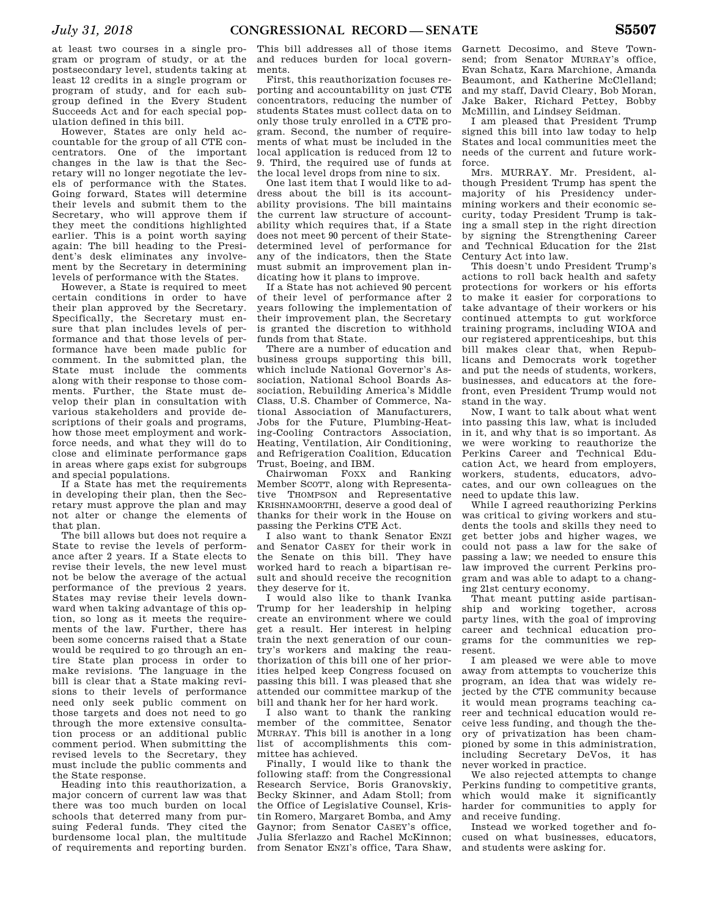at least two courses in a single program or program of study, or at the postsecondary level, students taking at least 12 credits in a single program or program of study, and for each subgroup defined in the Every Student Succeeds Act and for each special population defined in this bill.

However, States are only held accountable for the group of all CTE concentrators. One of the important changes in the law is that the Secretary will no longer negotiate the levels of performance with the States. Going forward, States will determine their levels and submit them to the Secretary, who will approve them if they meet the conditions highlighted earlier. This is a point worth saying again: The bill heading to the President's desk eliminates any involvement by the Secretary in determining levels of performance with the States.

However, a State is required to meet certain conditions in order to have their plan approved by the Secretary. Specifically, the Secretary must ensure that plan includes levels of performance and that those levels of performance have been made public for comment. In the submitted plan, the State must include the comments along with their response to those comments. Further, the State must develop their plan in consultation with various stakeholders and provide descriptions of their goals and programs, how those meet employment and workforce needs, and what they will do to close and eliminate performance gaps in areas where gaps exist for subgroups and special populations.

If a State has met the requirements in developing their plan, then the Secretary must approve the plan and may not alter or change the elements of that plan.

The bill allows but does not require a State to revise the levels of performance after 2 years. If a State elects to revise their levels, the new level must not be below the average of the actual performance of the previous 2 years. States may revise their levels downward when taking advantage of this option, so long as it meets the requirements of the law. Further, there has been some concerns raised that a State would be required to go through an entire State plan process in order to make revisions. The language in the bill is clear that a State making revisions to their levels of performance need only seek public comment on those targets and does not need to go through the more extensive consultation process or an additional public comment period. When submitting the revised levels to the Secretary, they must include the public comments and the State response.

Heading into this reauthorization, a major concern of current law was that there was too much burden on local schools that deterred many from pursuing Federal funds. They cited the burdensome local plan, the multitude of requirements and reporting burden. This bill addresses all of those items and reduces burden for local governments.

First, this reauthorization focuses reporting and accountability on just CTE concentrators, reducing the number of students States must collect data on to only those truly enrolled in a CTE program. Second, the number of requirements of what must be included in the local application is reduced from 12 to 9. Third, the required use of funds at the local level drops from nine to six.

One last item that I would like to address about the bill is its accountability provisions. The bill maintains the current law structure of accountability which requires that, if a State does not meet 90 percent of their State-determined level of performance for any of the indicators, then the State must submit an improvement plan indicating how it plans to improve.

If a State has not achieved 90 percent of their level of performance after 2 years following the implementation of their improvement plan, the Secretary is granted the discretion to withhold funds from that State.

There are a number of education and business groups supporting this bill, which include National Governor's Association, National School Boards Association, Rebuilding America's Middle Class, U.S. Chamber of Commerce, National Association of Manufacturers, Jobs for the Future, Plumbing-Heating-Cooling Contractors Association, Heating, Ventilation, Air Conditioning, and Refrigeration Coalition, Education Trust, Boeing, and IBM.

Chairwoman FOXX and Ranking Member SCOTT, along with Representative THOMPSON and Representative KRISHNAMOORTHI, deserve a good deal of thanks for their work in the House on passing the Perkins CTE Act.

I also want to thank Senator ENZI and Senator CASEY for their work in the Senate on this bill. They have worked hard to reach a bipartisan result and should receive the recognition they deserve for it.

I would also like to thank Ivanka Trump for her leadership in helping create an environment where we could get a result. Her interest in helping train the next generation of our country's workers and making the reauthorization of this bill one of her priorities helped keep Congress focused on passing this bill. I was pleased that she attended our committee markup of the bill and thank her for her hard work.

I also want to thank the ranking member of the committee, Senator MURRAY. This bill is another in a long list of accomplishments this committee has achieved.

Finally, I would like to thank the following staff: from the Congressional Research Service, Boris Granovskiy, Becky Skinner, and Adam Stoll; from the Office of Legislative Counsel, Kristin Romero, Margaret Bomba, and Amy Gaynor; from Senator CASEY's office, Julia Sferlazzo and Rachel McKinnon; from Senator ENZI's office, Tara Shaw, Garnett Decosimo, and Steve Townsend; from Senator MURRAY's office, Evan Schatz, Kara Marchione, Amanda Beaumont, and Katherine McClelland; and my staff, David Cleary, Bob Moran, Jake Baker, Richard Pettey, Bobby McMillin, and Lindsey Seidman.

I am pleased that President Trump signed this bill into law today to help States and local communities meet the needs of the current and future workforce.

Mrs. MURRAY. Mr. President, although President Trump has spent the majority of his Presidency undermining workers and their economic security, today President Trump is taking a small step in the right direction by signing the Strengthening Career and Technical Education for the 21st Century Act into law.

This doesn't undo President Trump's actions to roll back health and safety protections for workers or his efforts to make it easier for corporations to take advantage of their workers or his continued attempts to gut workforce training programs, including WIOA and our registered apprenticeships, but this bill makes clear that, when Republicans and Democrats work together and put the needs of students, workers, businesses, and educators at the forefront, even President Trump would not stand in the way.

Now, I want to talk about what went into passing this law, what is included in it, and why that is so important. As we were working to reauthorize the Perkins Career and Technical Education Act, we heard from employers, workers, students, educators, advocates, and our own colleagues on the need to update this law.

While I agreed reauthorizing Perkins was critical to giving workers and students the tools and skills they need to get better jobs and higher wages, we could not pass a law for the sake of passing a law; we needed to ensure this law improved the current Perkins program and was able to adapt to a changing 21st century economy.

That meant putting aside partisanship and working together, across party lines, with the goal of improving career and technical education programs for the communities we represent.

I am pleased we were able to move away from attempts to voucherize this program, an idea that was widely rejected by the CTE community because it would mean programs teaching career and technical education would receive less funding, and though the theory of privatization has been championed by some in this administration, including Secretary DeVos, it has never worked in practice.

We also rejected attempts to change Perkins funding to competitive grants, which would make it significantly harder for communities to apply for and receive funding.

Instead we worked together and focused on what businesses, educators, and students were asking for.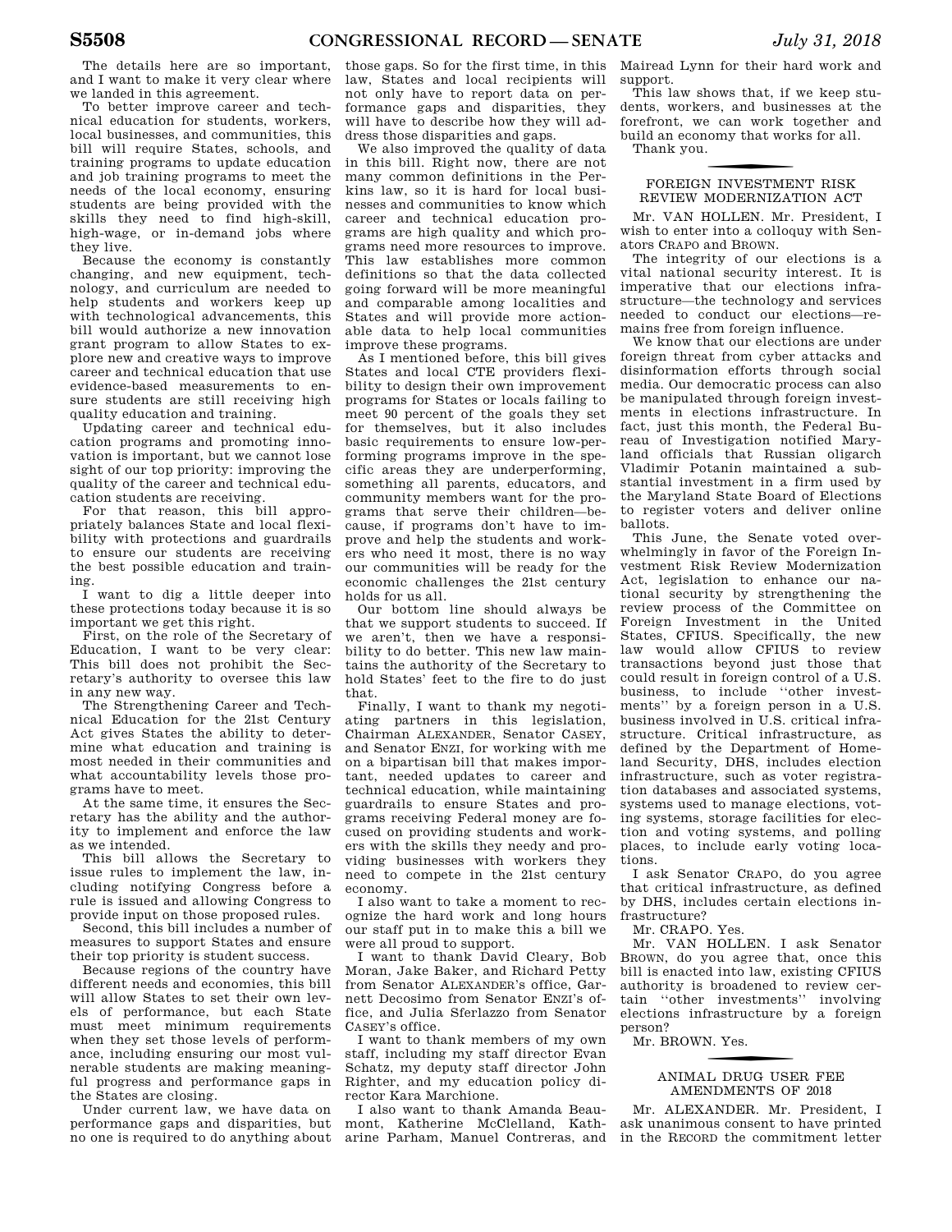The details here are so important, and I want to make it very clear where we landed in this agreement.

To better improve career and technical education for students, workers, local businesses, and communities, this bill will require States, schools, and training programs to update education and job training programs to meet the needs of the local economy, ensuring students are being provided with the skills they need to find high-skill, high-wage, or in-demand jobs where they live.

Because the economy is constantly changing, and new equipment, technology, and curriculum are needed to help students and workers keep up with technological advancements, this bill would authorize a new innovation grant program to allow States to explore new and creative ways to improve career and technical education that use evidence-based measurements to ensure students are still receiving high quality education and training.

Updating career and technical education programs and promoting innovation is important, but we cannot lose sight of our top priority: improving the quality of the career and technical education students are receiving.

For that reason, this bill appropriately balances State and local flexibility with protections and guardrails to ensure our students are receiving the best possible education and training.

I want to dig a little deeper into these protections today because it is so important we get this right.

First, on the role of the Secretary of Education, I want to be very clear: This bill does not prohibit the Secretary's authority to oversee this law in any new way.

The Strengthening Career and Technical Education for the 21st Century Act gives States the ability to determine what education and training is most needed in their communities and what accountability levels those programs have to meet.

At the same time, it ensures the Secretary has the ability and the authority to implement and enforce the law as we intended.

This bill allows the Secretary to issue rules to implement the law, including notifying Congress before a rule is issued and allowing Congress to provide input on those proposed rules.

Second, this bill includes a number of measures to support States and ensure their top priority is student success.

Because regions of the country have different needs and economies, this bill will allow States to set their own levels of performance, but each State must meet minimum requirements when they set those levels of performance, including ensuring our most vulnerable students are making meaningful progress and performance gaps in the States are closing.

Under current law, we have data on performance gaps and disparities, but no one is required to do anything about those gaps. So for the first time, in this law, States and local recipients will not only have to report data on performance gaps and disparities, they will have to describe how they will address those disparities and gaps.

We also improved the quality of data in this bill. Right now, there are not many common definitions in the Perkins law, so it is hard for local businesses and communities to know which career and technical education programs are high quality and which programs need more resources to improve. This law establishes more common definitions so that the data collected going forward will be more meaningful and comparable among localities and States and will provide more actionable data to help local communities improve these programs.

As I mentioned before, this bill gives States and local CTE providers flexibility to design their own improvement programs for States or locals failing to meet 90 percent of the goals they set for themselves, but it also includes basic requirements to ensure low-performing programs improve in the specific areas they are underperforming, something all parents, educators, and community members want for the programs that serve their children—because, if programs don't have to improve and help the students and workers who need it most, there is no way our communities will be ready for the economic challenges the 21st century holds for us all.

Our bottom line should always be that we support students to succeed. If we aren't, then we have a responsibility to do better. This new law maintains the authority of the Secretary to hold States' feet to the fire to do just that.

Finally, I want to thank my negotiating partners in this legislation, Chairman ALEXANDER, Senator CASEY, and Senator ENZI, for working with me on a bipartisan bill that makes important, needed updates to career and technical education, while maintaining guardrails to ensure States and programs receiving Federal money are focused on providing students and workers with the skills they needy and providing businesses with workers they need to compete in the 21st century economy.

I also want to take a moment to recognize the hard work and long hours our staff put in to make this a bill we were all proud to support.

I want to thank David Cleary, Bob Moran, Jake Baker, and Richard Petty from Senator ALEXANDER's office, Garnett Decosimo from Senator ENZI's office, and Julia Sferlazzo from Senator CASEY's office.

I want to thank members of my own staff, including my staff director Evan Schatz, my deputy staff director John Righter, and my education policy director Kara Marchione.

I also want to thank Amanda Beaumont, Katherine McClelland, Katharine Parham, Manuel Contreras, and Mairead Lynn for their hard work and support.

This law shows that, if we keep students, workers, and businesses at the forefront, we can work together and build an economy that works for all.

Thank you.

## FOREIGN INVESTMENT RISK REVIEW MODERNIZATION ACT

Mr. VAN HOLLEN. Mr. President, I wish to enter into a colloquy with Senators CRAPO and BROWN.

The integrity of our elections is a vital national security interest. It is imperative that our elections infrastructure—the technology and services needed to conduct our elections—remains free from foreign influence.

We know that our elections are under foreign threat from cyber attacks and disinformation efforts through social media. Our democratic process can also be manipulated through foreign investments in elections infrastructure. In fact, just this month, the Federal Bureau of Investigation notified Maryland officials that Russian oligarch Vladimir Potanin maintained a substantial investment in a firm used by the Maryland State Board of Elections to register voters and deliver online ballots.

This June, the Senate voted overwhelmingly in favor of the Foreign Investment Risk Review Modernization Act, legislation to enhance our national security by strengthening the review process of the Committee on Foreign Investment in the United States, CFIUS. Specifically, the new law would allow CFIUS to review transactions beyond just those that could result in foreign control of a U.S. business, to include "other investments" by a foreign person in a U.S. business involved in U.S. critical infrastructure. Critical infrastructure, as defined by the Department of Homeland Security, DHS, includes election infrastructure, such as voter registration databases and associated systems, systems used to manage elections, voting systems, storage facilities for election and voting systems, and polling places, to include early voting locations.

I ask Senator CRAPO, do you agree that critical infrastructure, as defined by DHS, includes certain elections infrastructure?

Mr. CRAPO. Yes.

Mr. VAN HOLLEN. I ask Senator BROWN, do you agree that, once this bill is enacted into law, existing CFIUS authority is broadened to review certain "other investments" involving elections infrastructure by a foreign person?

Mr. BROWN. Yes.

## ANIMAL DRUG USER FEE AMENDMENTS OF 2018

Mr. ALEXANDER. Mr. President, I ask unanimous consent to have printed in the RECORD the commitment letter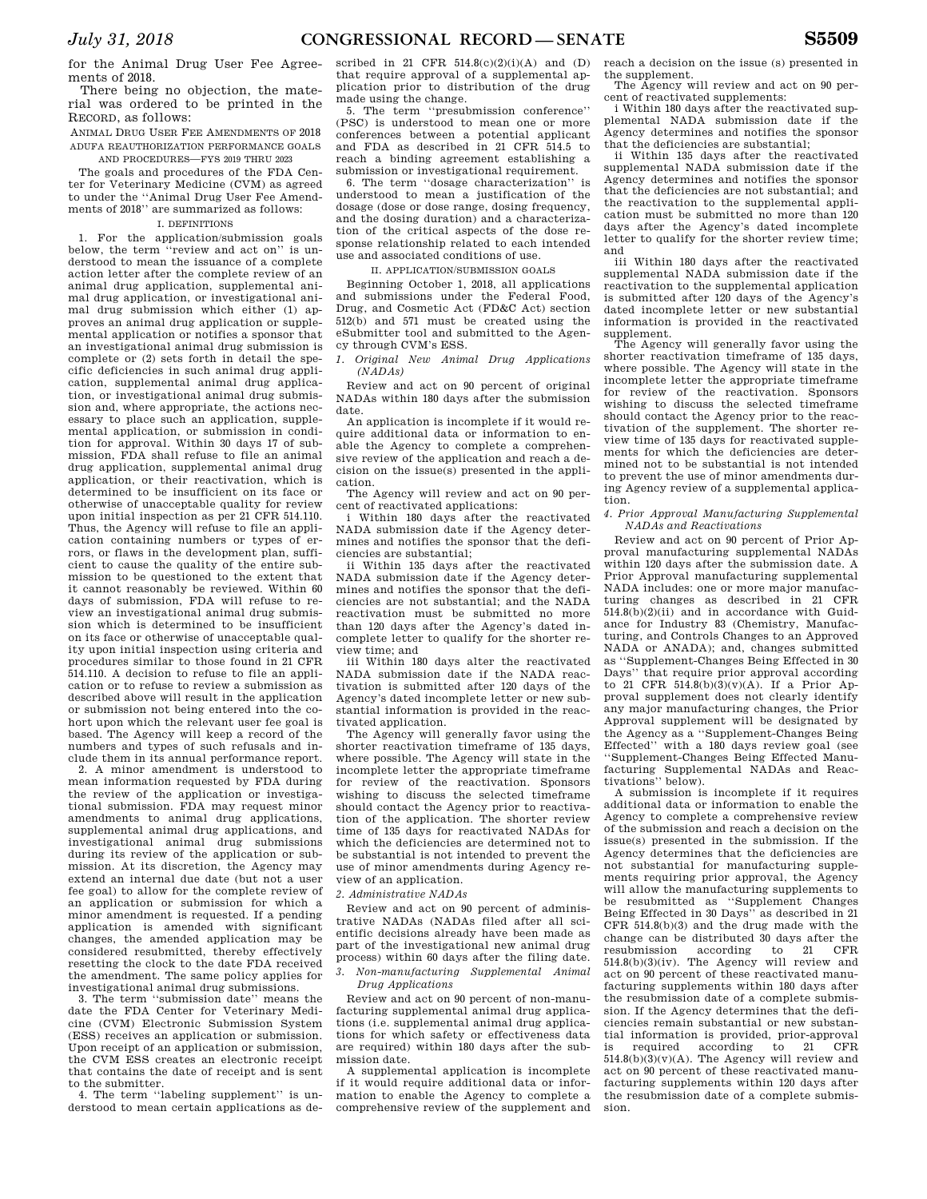for the Animal Drug User Fee Agreements of 2018.

There being no objection, the material was ordered to be printed in the RECORD, as follows:

ANIMAL DRUG USER FEE AMENDMENTS OF 2018
ADUFA REAUTHORIZATION PERFORMANCE GOALS AND PROCEDURES—FYS 2019 THRU 2023

The goals and procedures of the FDA Center for Veterinary Medicine (CVM) as agreed to under the ''Animal Drug User Fee Amendments of 2018'' are summarized as follows:

I. DEFINITIONS

1. For the application/submission goals below, the term ''review and act on'' is understood to mean the issuance of a complete action letter after the complete review of an animal drug application, supplemental animal drug application, or investigational animal drug submission which either (1) approves an animal drug application or supplemental application or notifies a sponsor that an investigational animal drug submission is complete or (2) sets forth in detail the specific deficiencies in such animal drug application, supplemental animal drug application, or investigational animal drug submission and, where appropriate, the actions necessary to place such an application, supplemental application, or submission in condition for approval. Within 30 days 17 of submission, FDA shall refuse to file an animal drug application, supplemental animal drug application, or their reactivation, which is determined to be insufficient on its face or otherwise of unacceptable quality for review upon initial inspection as per 21 CFR 514.110. Thus, the Agency will refuse to file an application containing numbers or types of errors, or flaws in the development plan, sufficient to cause the quality of the entire submission to be questioned to the extent that it cannot reasonably be reviewed. Within 60 days of submission, FDA will refuse to review an investigational animal drug submission which is determined to be insufficient on its face or otherwise of unacceptable quality upon initial inspection using criteria and procedures similar to those found in 21 CFR 514.110. A decision to refuse to file an application or to refuse to review a submission as described above will result in the application or submission not being entered into the cohort upon which the relevant user fee goal is based. The Agency will keep a record of the numbers and types of such refusals and include them in its annual performance report.

2. A minor amendment is understood to mean information requested by FDA during the review of the application or investigational submission. FDA may request minor amendments to animal drug applications, supplemental animal drug applications, and investigational animal drug submissions during its review of the application or submission. At its discretion, the Agency may extend an internal due date (but not a user fee goal) to allow for the complete review of an application or submission for which a minor amendment is requested. If a pending application is amended with significant changes, the amended application may be considered resubmitted, thereby effectively resetting the clock to the date FDA received the amendment. The same policy applies for investigational animal drug submissions.

3. The term ''submission date'' means the date the FDA Center for Veterinary Medicine (CVM) Electronic Submission System (ESS) receives an application or submission. Upon receipt of an application or submission, the CVM ESS creates an electronic receipt that contains the date of receipt and is sent to the submitter.

4. The term ''labeling supplement'' is understood to mean certain applications as described in 21 CFR 514.8(c)(2)(i)(A) and (D) that require approval of a supplemental application prior to distribution of the drug made using the change.

5. The term ''presubmission conference'' (PSC) is understood to mean one or more conferences between a potential applicant and FDA as described in 21 CFR 514.5 to reach a binding agreement establishing a submission or investigational requirement.

6. The term ''dosage characterization'' is understood to mean a justification of the dosage (dose or dose range, dosing frequency, and the dosing duration) and a characterization of the critical aspects of the dose response relationship related to each intended use and associated conditions of use.

II. APPLICATION/SUBMISSION GOALS

Beginning October 1, 2018, all applications and submissions under the Federal Food, Drug, and Cosmetic Act (FD&C Act) section 512(b) and 571 must be created using the eSubmitter tool and submitted to the Agency through CVM's ESS.

*1. Original New Animal Drug Applications (NADAs)*

Review and act on 90 percent of original NADAs within 180 days after the submission date.

An application is incomplete if it would require additional data or information to enable the Agency to complete a comprehensive review of the application and reach a decision on the issue(s) presented in the application.

The Agency will review and act on 90 percent of reactivated applications:

i Within 180 days after the reactivated NADA submission date if the Agency determines and notifies the sponsor that the deficiencies are substantial;

ii Within 135 days after the reactivated NADA submission date if the Agency determines and notifies the sponsor that the deficiencies are not substantial; and the NADA reactivation must be submitted no more than 120 days after the Agency's dated incomplete letter to qualify for the shorter review time; and

iii Within 180 days alter the reactivated NADA submission date if the NADA reactivation is submitted after 120 days of the Agency's dated incomplete letter or new substantial information is provided in the reactivated application.

The Agency will generally favor using the shorter reactivation timeframe of 135 days, where possible. The Agency will state in the incomplete letter the appropriate timeframe for review of the reactivation. Sponsors wishing to discuss the selected timeframe should contact the Agency prior to reactivation of the application. The shorter review time of 135 days for reactivated NADAs for which the deficiencies are determined not to be substantial is not intended to prevent the use of minor amendments during Agency review of an application.

*2. Administrative NADAs*

Review and act on 90 percent of administrative NADAs (NADAs filed after all scientific decisions already have been made as part of the investigational new animal drug process) within 60 days after the filing date.

*3. Non-manufacturing Supplemental Animal Drug Applications*

Review and act on 90 percent of non-manufacturing supplemental animal drug applications (i.e. supplemental animal drug applications for which safety or effectiveness data are required) within 180 days after the submission date.

A supplemental application is incomplete if it would require additional data or information to enable the Agency to complete a comprehensive review of the supplement and reach a decision on the issue (s) presented in the supplement.

The Agency will review and act on 90 percent of reactivated supplements:

i Within 180 days after the reactivated supplemental NADA submission date if the Agency determines and notifies the sponsor that the deficiencies are substantial;

ii Within 135 days after the reactivated supplemental NADA submission date if the Agency determines and notifies the sponsor that the deficiencies are not substantial; and the reactivation to the supplemental application must be submitted no more than 120 days after the Agency's dated incomplete letter to qualify for the shorter review time; and

iii Within 180 days after the reactivated supplemental NADA submission date if the reactivation to the supplemental application is submitted after 120 days of the Agency's dated incomplete letter or new substantial information is provided in the reactivated supplement.

The Agency will generally favor using the shorter reactivation timeframe of 135 days, where possible. The Agency will state in the incomplete letter the appropriate timeframe for review of the reactivation. Sponsors wishing to discuss the selected timeframe should contact the Agency prior to the reactivation of the supplement. The shorter review time of 135 days for reactivated supplements for which the deficiencies are determined not to be substantial is not intended to prevent the use of minor amendments during Agency review of a supplemental application.

*4. Prior Approval Manufacturing Supplemental NADAs and Reactivations*

Review and act on 90 percent of Prior Approval manufacturing supplemental NADAs within 120 days after the submission date. A Prior Approval manufacturing supplemental NADA includes: one or more major manufacturing changes as described in 21 CFR 514.8(b)(2)(ii) and in accordance with Guidance for Industry 83 (Chemistry, Manufacturing, and Controls Changes to an Approved NADA or ANADA); and, changes submitted as ''Supplement-Changes Being Effected in 30 Days'' that require prior approval according to 21 CFR 514.8(b)(3)(v)(A). If a Prior Approval supplement does not clearly identify any major manufacturing changes, the Prior Approval supplement will be designated by the Agency as a ''Supplement-Changes Being Effected'' with a 180 days review goal (see ''Supplement-Changes Being Effected Manufacturing Supplemental NADAs and Reactivations'' below).

A submission is incomplete if it requires additional data or information to enable the Agency to complete a comprehensive review of the submission and reach a decision on the issue(s) presented in the submission. If the Agency determines that the deficiencies are not substantial for manufacturing supplements requiring prior approval, the Agency will allow the manufacturing supplements to be resubmitted as ''Supplement Changes Being Effected in 30 Days'' as described in 21 CFR 514.8(b)(3) and the drug made with the change can be distributed 30 days after the resubmission according to 21 CFR 514.8(b)(3)(iv). The Agency will review and act on 90 percent of these reactivated manufacturing supplements within 180 days after the resubmission date of a complete submission. If the Agency determines that the deficiencies remain substantial or new substantial information is provided, prior-approval is required according to 21 CFR 514.8(b)(3)(v)(A). The Agency will review and act on 90 percent of these reactivated manufacturing supplements within 120 days after the resubmission date of a complete submission.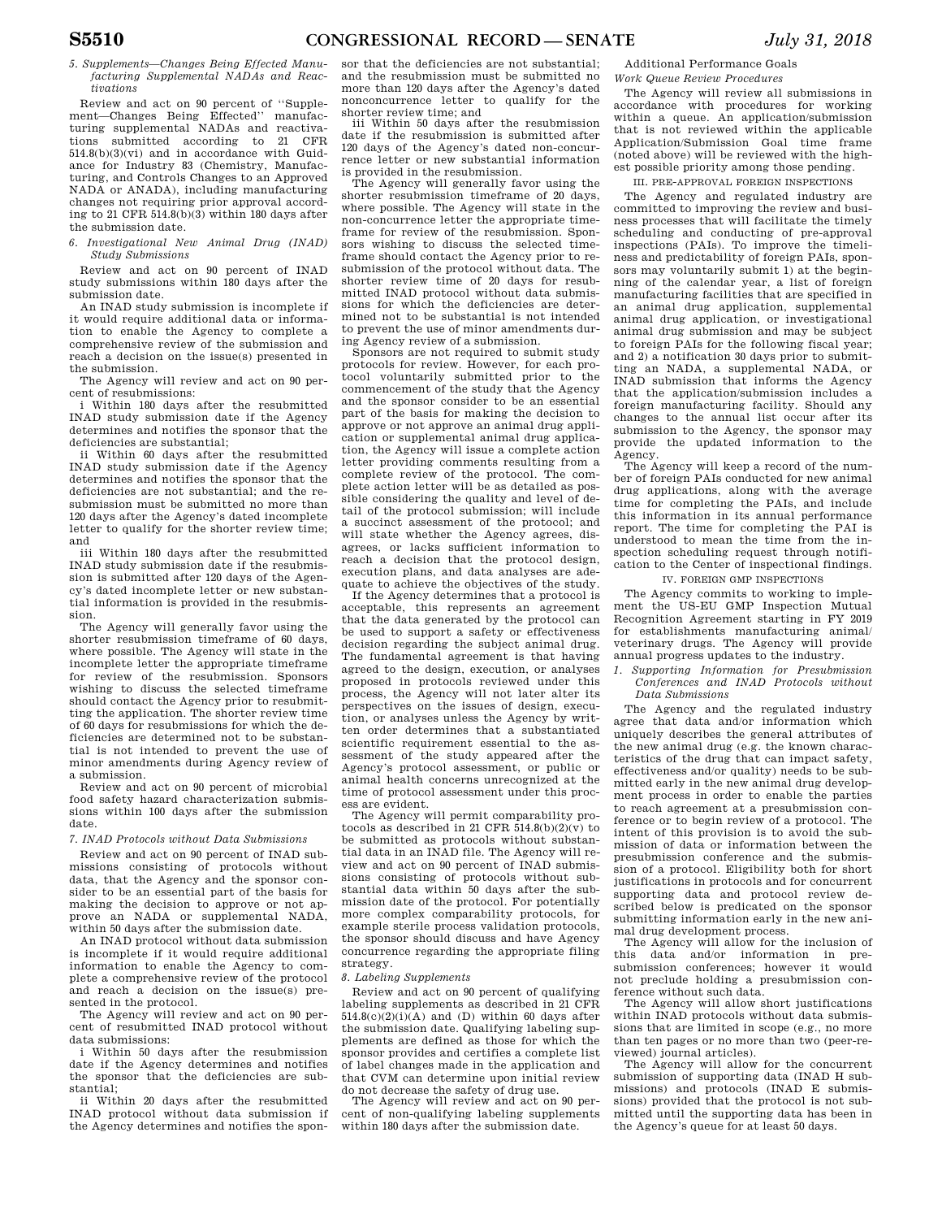*5. Supplements—Changes Being Effected Manufacturing Supplemental NADAs and Reactivations*

Review and act on 90 percent of ''Supplement—Changes Being Effected'' manufacturing supplemental NADAs and reactivations submitted according to 21 CFR 514.8(b)(3)(vi) and in accordance with Guidance for Industry 83 (Chemistry, Manufacturing, and Controls Changes to an Approved NADA or ANADA), including manufacturing changes not requiring prior approval according to 21 CFR 514.8(b)(3) within 180 days after the submission date.

*6. Investigational New Animal Drug (INAD) Study Submissions*

Review and act on 90 percent of INAD study submissions within 180 days after the submission date.

An INAD study submission is incomplete if it would require additional data or information to enable the Agency to complete a comprehensive review of the submission and reach a decision on the issue(s) presented in the submission.

The Agency will review and act on 90 percent of resubmissions:

i Within 180 days after the resubmitted INAD study submission date if the Agency determines and notifies the sponsor that the deficiencies are substantial;

ii Within 60 days after the resubmitted INAD study submission date if the Agency determines and notifies the sponsor that the deficiencies are not substantial; and the resubmission must be submitted no more than 120 days after the Agency's dated incomplete letter to qualify for the shorter review time; and

iii Within 180 days after the resubmitted INAD study submission date if the resubmission is submitted after 120 days of the Agency's dated incomplete letter or new substantial information is provided in the resubmission.

The Agency will generally favor using the shorter resubmission timeframe of 60 days, where possible. The Agency will state in the incomplete letter the appropriate timeframe for review of the resubmission. Sponsors wishing to discuss the selected timeframe should contact the Agency prior to resubmitting the application. The shorter review time of 60 days for resubmissions for which the deficiencies are determined not to be substantial is not intended to prevent the use of minor amendments during Agency review of a submission.

Review and act on 90 percent of microbial food safety hazard characterization submissions within 100 days after the submission date.

*7. INAD Protocols without Data Submissions*

Review and act on 90 percent of INAD submissions consisting of protocols without data, that the Agency and the sponsor consider to be an essential part of the basis for making the decision to approve or not approve an NADA or supplemental NADA, within 50 days after the submission date.

An INAD protocol without data submission is incomplete if it would require additional information to enable the Agency to complete a comprehensive review of the protocol and reach a decision on the issue(s) presented in the protocol.

The Agency will review and act on 90 percent of resubmitted INAD protocol without data submissions:

i Within 50 days after the resubmission date if the Agency determines and notifies the sponsor that the deficiencies are substantial;

ii Within 20 days after the resubmitted INAD protocol without data submission if the Agency determines and notifies the sponsor that the deficiencies are not substantial; and the resubmission must be submitted no more than 120 days after the Agency's dated nonconcurrence letter to qualify for the shorter review time; and

iii Within 50 days after the resubmission date if the resubmission is submitted after 120 days of the Agency's dated non-concurrence letter or new substantial information is provided in the resubmission.

The Agency will generally favor using the shorter resubmission timeframe of 20 days, where possible. The Agency will state in the non-concurrence letter the appropriate timeframe for review of the resubmission. Sponsors wishing to discuss the selected timeframe should contact the Agency prior to resubmission of the protocol without data. The shorter review time of 20 days for resubmitted INAD protocol without data submissions for which the deficiencies are determined not to be substantial is not intended to prevent the use of minor amendments during Agency review of a submission.

Sponsors are not required to submit study protocols for review. However, for each protocol voluntarily submitted prior to the commencement of the study that the Agency and the sponsor consider to be an essential part of the basis for making the decision to approve or not approve an animal drug application or supplemental animal drug application, the Agency will issue a complete action letter providing comments resulting from a complete review of the protocol. The complete action letter will be as detailed as possible considering the quality and level of detail of the protocol submission; will include a succinct assessment of the protocol; and will state whether the Agency agrees, disagrees, or lacks sufficient information to reach a decision that the protocol design, execution plans, and data analyses are adequate to achieve the objectives of the study.

If the Agency determines that a protocol is acceptable, this represents an agreement that the data generated by the protocol can be used to support a safety or effectiveness decision regarding the subject animal drug. The fundamental agreement is that having agreed to the design, execution, or analyses proposed in protocols reviewed under this process, the Agency will not later alter its perspectives on the issues of design, execution, or analyses unless the Agency by written order determines that a substantiated scientific requirement essential to the assessment of the study appeared after the Agency's protocol assessment, or public or animal health concerns unrecognized at the time of protocol assessment under this process are evident.

The Agency will permit comparability protocols as described in 21 CFR 514.8(b)(2)(v) to be submitted as protocols without substantial data in an INAD file. The Agency will review and act on 90 percent of INAD submissions consisting of protocols without substantial data within 50 days after the submission date of the protocol. For potentially more complex comparability protocols, for example sterile process validation protocols, the sponsor should discuss and have Agency concurrence regarding the appropriate filing strategy.

*8. Labeling Supplements*

Review and act on 90 percent of qualifying labeling supplements as described in 21 CFR 514.8(c)(2)(i)(A) and (D) within 60 days after the submission date. Qualifying labeling supplements are defined as those for which the sponsor provides and certifies a complete list of label changes made in the application and that CVM can determine upon initial review do not decrease the safety of drug use.

The Agency will review and act on 90 percent of non-qualifying labeling supplements within 180 days after the submission date.

Additional Performance Goals

*Work Queue Review Procedures*

The Agency will review all submissions in accordance with procedures for working within a queue. An application/submission that is not reviewed within the applicable Application/Submission Goal time frame (noted above) will be reviewed with the highest possible priority among those pending.

III. PRE-APPROVAL FOREIGN INSPECTIONS

The Agency and regulated industry are committed to improving the review and business processes that will facilitate the timely scheduling and conducting of pre-approval inspections (PAIs). To improve the timeliness and predictability of foreign PAIs, sponsors may voluntarily submit 1) at the beginning of the calendar year, a list of foreign manufacturing facilities that are specified in an animal drug application, supplemental animal drug application, or investigational animal drug submission and may be subject to foreign PAIs for the following fiscal year; and 2) a notification 30 days prior to submitting an NADA, a supplemental NADA, or INAD submission that informs the Agency that the application/submission includes a foreign manufacturing facility. Should any changes to the annual list occur after its submission to the Agency, the sponsor may provide the updated information to the Agency.

The Agency will keep a record of the number of foreign PAIs conducted for new animal drug applications, along with the average time for completing the PAIs, and include this information in its annual performance report. The time for completing the PAI is understood to mean the time from the inspection scheduling request through notification to the Center of inspectional findings.

IV. FOREIGN GMP INSPECTIONS

The Agency commits to working to implement the US-EU GMP Inspection Mutual Recognition Agreement starting in FY 2019 for establishments manufacturing animal/veterinary drugs. The Agency will provide annual progress updates to the industry.

*1. Supporting Information for Presubmission Conferences and INAD Protocols without Data Submissions*

The Agency and the regulated industry agree that data and/or information which uniquely describes the general attributes of the new animal drug (e.g. the known characteristics of the drug that can impact safety, effectiveness and/or quality) needs to be submitted early in the new animal drug development process in order to enable the parties to reach agreement at a presubmission conference or to begin review of a protocol. The intent of this provision is to avoid the submission of data or information between the presubmission conference and the submission of a protocol. Eligibility both for short justifications in protocols and for concurrent supporting data and protocol review described below is predicated on the sponsor submitting information early in the new animal drug development process.

The Agency will allow for the inclusion of this data and/or information in presubmission conferences; however it would not preclude holding a presubmission conference without such data.

The Agency will allow short justifications within INAD protocols without data submissions that are limited in scope (e.g., no more than ten pages or no more than two (peer-reviewed) journal articles).

The Agency will allow for the concurrent submission of supporting data (INAD H submissions) and protocols (INAD E submissions) provided that the protocol is not submitted until the supporting data has been in the Agency's queue for at least 50 days.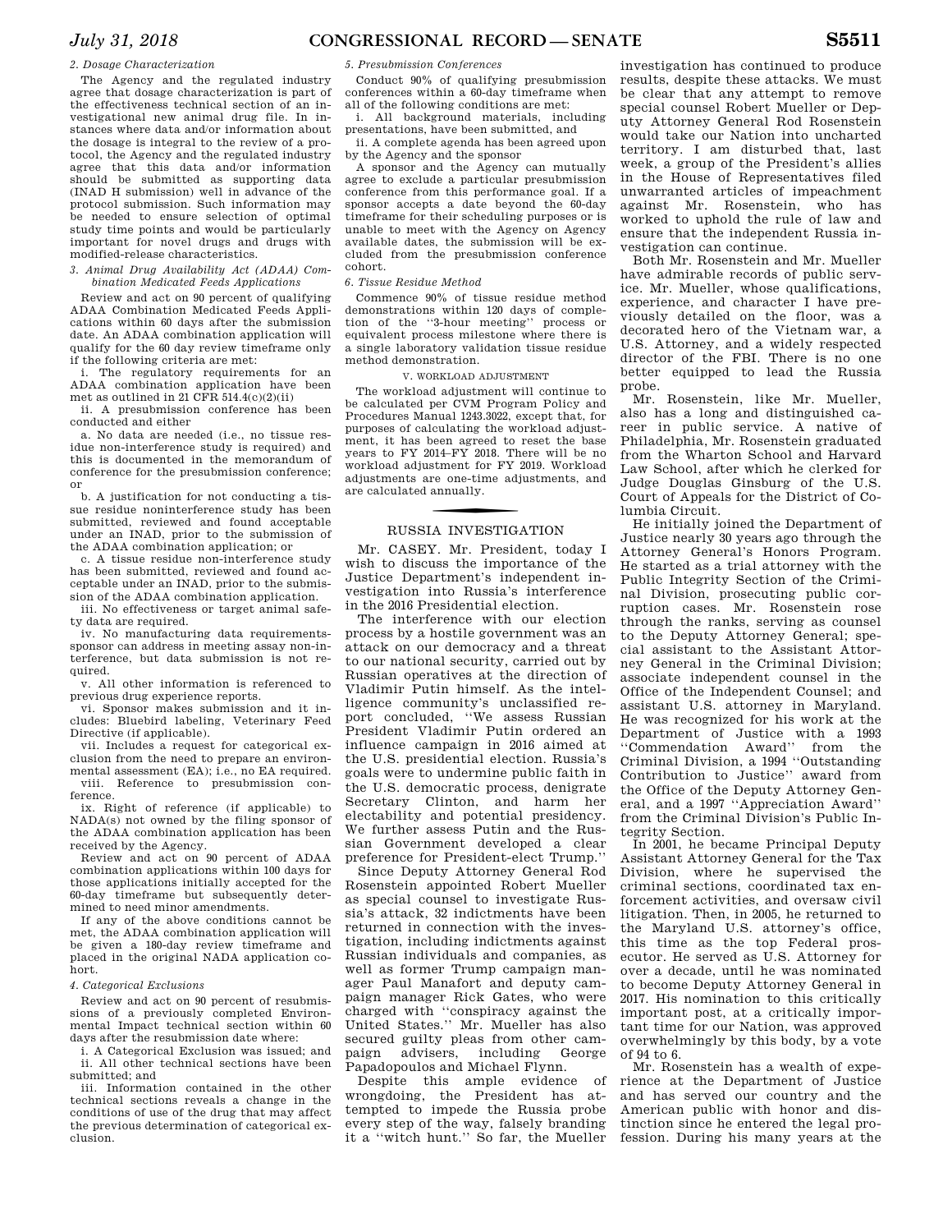*2. Dosage Characterization*

The Agency and the regulated industry agree that dosage characterization is part of the effectiveness technical section of an investigational new animal drug file. In instances where data and/or information about the dosage is integral to the review of a protocol, the Agency and the regulated industry agree that this data and/or information should be submitted as supporting data (INAD H submission) well in advance of the protocol submission. Such information may be needed to ensure selection of optimal study time points and would be particularly important for novel drugs and drugs with modified-release characteristics.

*3. Animal Drug Availability Act (ADAA) Combination Medicated Feeds Applications*

Review and act on 90 percent of qualifying ADAA Combination Medicated Feeds Applications within 60 days after the submission date. An ADAA combination application will qualify for the 60 day review timeframe only if the following criteria are met:

i. The regulatory requirements for an ADAA combination application have been met as outlined in 21 CFR 514.4(c)(2)(ii)

ii. A presubmission conference has been conducted and either

a. No data are needed (i.e., no tissue residue non-interference study is required) and this is documented in the memorandum of conference for the presubmission conference; or

b. A justification for not conducting a tissue residue noninterference study has been submitted, reviewed and found acceptable under an INAD, prior to the submission of the ADAA combination application; or

c. A tissue residue non-interference study has been submitted, reviewed and found acceptable under an INAD, prior to the submission of the ADAA combination application.

iii. No effectiveness or target animal safety data are required.

iv. No manufacturing data requirements-sponsor can address in meeting assay non-interference, but data submission is not required.

v. All other information is referenced to previous drug experience reports.

vi. Sponsor makes submission and it includes: Bluebird labeling, Veterinary Feed Directive (if applicable).

vii. Includes a request for categorical exclusion from the need to prepare an environmental assessment (EA); i.e., no EA required.

viii. Reference to presubmission conference.

ix. Right of reference (if applicable) to NADA(s) not owned by the filing sponsor of the ADAA combination application has been received by the Agency.

Review and act on 90 percent of ADAA combination applications within 100 days for those applications initially accepted for the 60-day timeframe but subsequently determined to need minor amendments.

If any of the above conditions cannot be met, the ADAA combination application will be given a 180-day review timeframe and placed in the original NADA application cohort.

*4. Categorical Exclusions*

Review and act on 90 percent of resubmissions of a previously completed Environmental Impact technical section within 60 days after the resubmission date where:

i. A Categorical Exclusion was issued; and

ii. All other technical sections have been submitted; and

iii. Information contained in the other technical sections reveals a change in the conditions of use of the drug that may affect the previous determination of categorical exclusion.

*5. Presubmission Conferences*

Conduct 90% of qualifying presubmission conferences within a 60-day timeframe when all of the following conditions are met:

i. All background materials, including presentations, have been submitted, and

ii. A complete agenda has been agreed upon by the Agency and the sponsor

A sponsor and the Agency can mutually agree to exclude a particular presubmission conference from this performance goal. If a sponsor accepts a date beyond the 60-day timeframe for their scheduling purposes or is unable to meet with the Agency on Agency available dates, the submission will be excluded from the presubmission conference cohort.

*6. Tissue Residue Method*

Commence 90% of tissue residue method demonstrations within 120 days of completion of the "3-hour meeting" process or equivalent process milestone where there is a single laboratory validation tissue residue method demonstration.

V. WORKLOAD ADJUSTMENT

The workload adjustment will continue to be calculated per CVM Program Policy and Procedures Manual 1243.3022, except that, for purposes of calculating the workload adjustment, it has been agreed to reset the base years to FY 2014–FY 2018. There will be no workload adjustment for FY 2019. Workload adjustments are one-time adjustments, and are calculated annually.

## RUSSIA INVESTIGATION

Mr. CASEY. Mr. President, today I wish to discuss the importance of the Justice Department's independent investigation into Russia's interference in the 2016 Presidential election.

The interference with our election process by a hostile government was an attack on our democracy and a threat to our national security, carried out by Russian operatives at the direction of Vladimir Putin himself. As the intelligence community's unclassified report concluded, "We assess Russian President Vladimir Putin ordered an influence campaign in 2016 aimed at the U.S. presidential election. Russia's goals were to undermine public faith in the U.S. democratic process, denigrate Secretary Clinton, and harm her electability and potential presidency. We further assess Putin and the Russian Government developed a clear preference for President-elect Trump."

Since Deputy Attorney General Rod Rosenstein appointed Robert Mueller as special counsel to investigate Russia's attack, 32 indictments have been returned in connection with the investigation, including indictments against Russian individuals and companies, as well as former Trump campaign manager Paul Manafort and deputy campaign manager Rick Gates, who were charged with "conspiracy against the United States." Mr. Mueller has also secured guilty pleas from other campaign advisers, including George Papadopoulos and Michael Flynn.

Despite this ample evidence of wrongdoing, the President has attempted to impede the Russia probe every step of the way, falsely branding it a "witch hunt." So far, the Mueller investigation has continued to produce results, despite these attacks. We must be clear that any attempt to remove special counsel Robert Mueller or Deputy Attorney General Rod Rosenstein would take our Nation into uncharted territory. I am disturbed that, last week, a group of the President's allies in the House of Representatives filed unwarranted articles of impeachment against Mr. Rosenstein, who has worked to uphold the rule of law and ensure that the independent Russia investigation can continue.

Both Mr. Rosenstein and Mr. Mueller have admirable records of public service. Mr. Mueller, whose qualifications, experience, and character I have previously detailed on the floor, was a decorated hero of the Vietnam war, a U.S. Attorney, and a widely respected director of the FBI. There is no one better equipped to lead the Russia probe.

Mr. Rosenstein, like Mr. Mueller, also has a long and distinguished career in public service. A native of Philadelphia, Mr. Rosenstein graduated from the Wharton School and Harvard Law School, after which he clerked for Judge Douglas Ginsburg of the U.S. Court of Appeals for the District of Columbia Circuit.

He initially joined the Department of Justice nearly 30 years ago through the Attorney General's Honors Program. He started as a trial attorney with the Public Integrity Section of the Criminal Division, prosecuting public corruption cases. Mr. Rosenstein rose through the ranks, serving as counsel to the Deputy Attorney General; special assistant to the Assistant Attorney General in the Criminal Division; associate independent counsel in the Office of the Independent Counsel; and assistant U.S. attorney in Maryland. He was recognized for his work at the Department of Justice with a 1993 "Commendation Award" from the Criminal Division, a 1994 "Outstanding Contribution to Justice" award from the Office of the Deputy Attorney General, and a 1997 "Appreciation Award" from the Criminal Division's Public Integrity Section.

In 2001, he became Principal Deputy Assistant Attorney General for the Tax Division, where he supervised the criminal sections, coordinated tax enforcement activities, and oversaw civil litigation. Then, in 2005, he returned to the Maryland U.S. attorney's office, this time as the top Federal prosecutor. He served as U.S. Attorney for over a decade, until he was nominated to become Deputy Attorney General in 2017. His nomination to this critically important post, at a critically important time for our Nation, was approved overwhelmingly by this body, by a vote of 94 to 6.

Mr. Rosenstein has a wealth of experience at the Department of Justice and has served our country and the American public with honor and distinction since he entered the legal profession. During his many years at the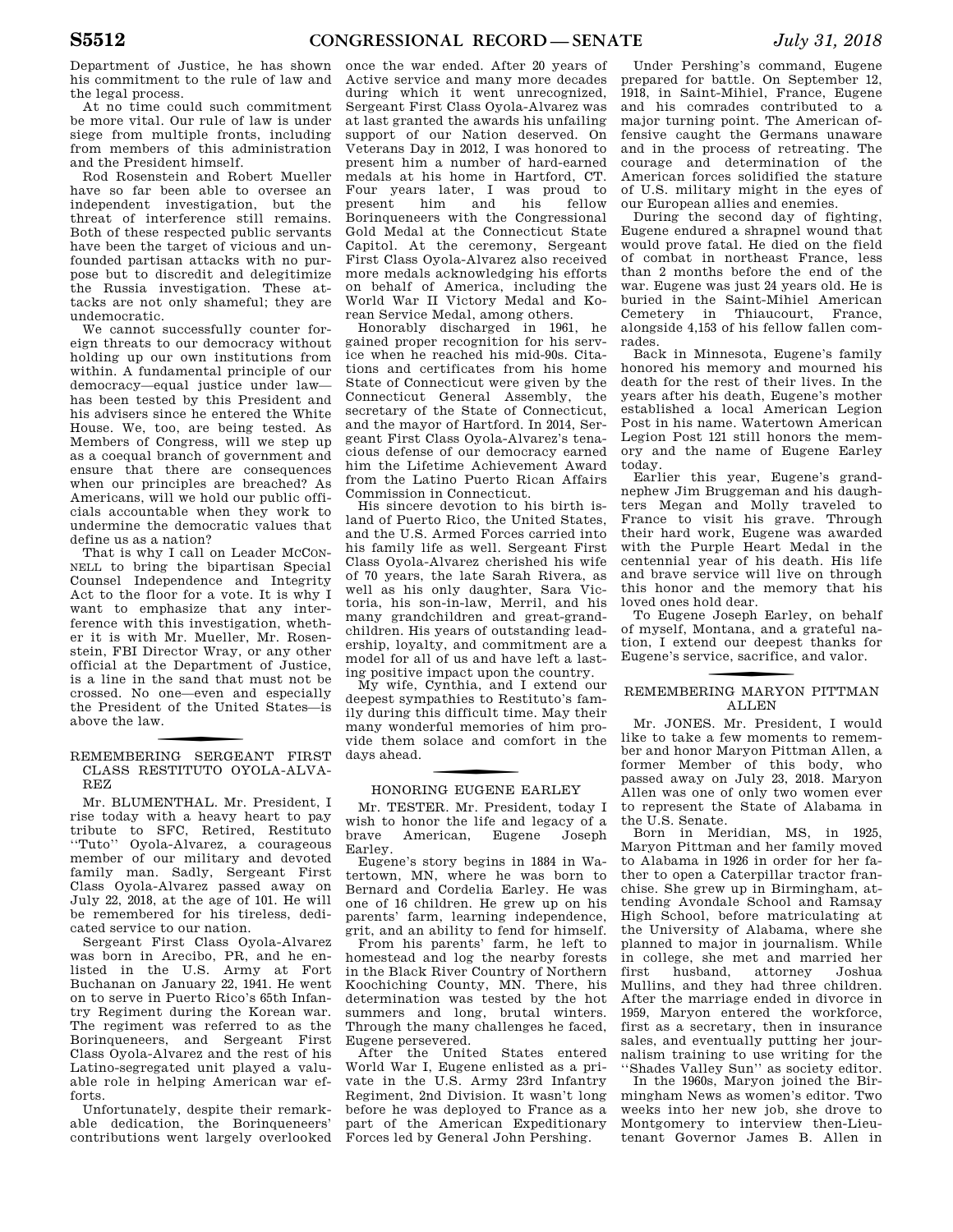Department of Justice, he has shown his commitment to the rule of law and the legal process.

At no time could such commitment be more vital. Our rule of law is under siege from multiple fronts, including from members of this administration and the President himself.

Rod Rosenstein and Robert Mueller have so far been able to oversee an independent investigation, but the threat of interference still remains. Both of these respected public servants have been the target of vicious and unfounded partisan attacks with no purpose but to discredit and delegitimize the Russia investigation. These attacks are not only shameful; they are undemocratic.

We cannot successfully counter foreign threats to our democracy without holding up our own institutions from within. A fundamental principle of our democracy—equal justice under law—has been tested by this President and his advisers since he entered the White House. We, too, are being tested. As Members of Congress, will we step up as a coequal branch of government and ensure that there are consequences when our principles are breached? As Americans, will we hold our public officials accountable when they work to undermine the democratic values that define us as a nation?

That is why I call on Leader MCCONNELL to bring the bipartisan Special Counsel Independence and Integrity Act to the floor for a vote. It is why I want to emphasize that any interference with this investigation, whether it is with Mr. Mueller, Mr. Rosenstein, FBI Director Wray, or any other official at the Department of Justice, is a line in the sand that must not be crossed. No one—even and especially the President of the United States—is above the law.

## REMEMBERING SERGEANT FIRST CLASS RESTITUTO OYOLA-ALVAREZ

Mr. BLUMENTHAL. Mr. President, I rise today with a heavy heart to pay tribute to SFC, Retired, Restituto ''Tuto'' Oyola-Alvarez, a courageous member of our military and devoted family man. Sadly, Sergeant First Class Oyola-Alvarez passed away on July 22, 2018, at the age of 101. He will be remembered for his tireless, dedicated service to our nation.

Sergeant First Class Oyola-Alvarez was born in Arecibo, PR, and he enlisted in the U.S. Army at Fort Buchanan on January 22, 1941. He went on to serve in Puerto Rico's 65th Infantry Regiment during the Korean war. The regiment was referred to as the Borinqueneers, and Sergeant First Class Oyola-Alvarez and the rest of his Latino-segregated unit played a valuable role in helping American war efforts.

Unfortunately, despite their remarkable dedication, the Borinqueneers' contributions went largely overlooked once the war ended. After 20 years of Active service and many more decades during which it went unrecognized, Sergeant First Class Oyola-Alvarez was at last granted the awards his unfailing support of our Nation deserved. On Veterans Day in 2012, I was honored to present him a number of hard-earned medals at his home in Hartford, CT. Four years later, I was proud to present him and his fellow Borinqueneers with the Congressional Gold Medal at the Connecticut State Capitol. At the ceremony, Sergeant First Class Oyola-Alvarez also received more medals acknowledging his efforts on behalf of America, including the World War II Victory Medal and Korean Service Medal, among others.

Honorably discharged in 1961, he gained proper recognition for his service when he reached his mid-90s. Citations and certificates from his home State of Connecticut were given by the Connecticut General Assembly, the secretary of the State of Connecticut, and the mayor of Hartford. In 2014, Sergeant First Class Oyola-Alvarez's tenacious defense of our democracy earned him the Lifetime Achievement Award from the Latino Puerto Rican Affairs Commission in Connecticut.

His sincere devotion to his birth island of Puerto Rico, the United States, and the U.S. Armed Forces carried into his family life as well. Sergeant First Class Oyola-Alvarez cherished his wife of 70 years, the late Sarah Rivera, as well as his only daughter, Sara Victoria, his son-in-law, Merril, and his many grandchildren and great-grandchildren. His years of outstanding leadership, loyalty, and commitment are a model for all of us and have left a lasting positive impact upon the country.

My wife, Cynthia, and I extend our deepest sympathies to Restituto's family during this difficult time. May their many wonderful memories of him provide them solace and comfort in the days ahead.

## HONORING EUGENE EARLEY

Mr. TESTER. Mr. President, today I wish to honor the life and legacy of a brave American, Eugene Joseph Earley.

Eugene's story begins in 1884 in Watertown, MN, where he was born to Bernard and Cordelia Earley. He was one of 16 children. He grew up on his parents' farm, learning independence, grit, and an ability to fend for himself.

From his parents' farm, he left to homestead and log the nearby forests in the Black River Country of Northern Koochiching County, MN. There, his determination was tested by the hot summers and long, brutal winters. Through the many challenges he faced, Eugene persevered.

After the United States entered World War I, Eugene enlisted as a private in the U.S. Army 23rd Infantry Regiment, 2nd Division. It wasn't long before he was deployed to France as a part of the American Expeditionary Forces led by General John Pershing.

Under Pershing's command, Eugene prepared for battle. On September 12, 1918, in Saint-Mihiel, France, Eugene and his comrades contributed to a major turning point. The American offensive caught the Germans unaware and in the process of retreating. The courage and determination of the American forces solidified the stature of U.S. military might in the eyes of our European allies and enemies.

During the second day of fighting, Eugene endured a shrapnel wound that would prove fatal. He died on the field of combat in northeast France, less than 2 months before the end of the war. Eugene was just 24 years old. He is buried in the Saint-Mihiel American Cemetery in Thiaucourt, France, alongside 4,153 of his fellow fallen comrades.

Back in Minnesota, Eugene's family honored his memory and mourned his death for the rest of their lives. In the years after his death, Eugene's mother established a local American Legion Post in his name. Watertown American Legion Post 121 still honors the memory and the name of Eugene Earley today.

Earlier this year, Eugene's grandnephew Jim Bruggeman and his daughters Megan and Molly traveled to France to visit his grave. Through their hard work, Eugene was awarded with the Purple Heart Medal in the centennial year of his death. His life and brave service will live on through this honor and the memory that his loved ones hold dear.

To Eugene Joseph Earley, on behalf of myself, Montana, and a grateful nation, I extend our deepest thanks for Eugene's service, sacrifice, and valor.

## REMEMBERING MARYON PITTMAN ALLEN

Mr. JONES. Mr. President, I would like to take a few moments to remember and honor Maryon Pittman Allen, a former Member of this body, who passed away on July 23, 2018. Maryon Allen was one of only two women ever to represent the State of Alabama in the U.S. Senate.

Born in Meridian, MS, in 1925, Maryon Pittman and her family moved to Alabama in 1926 in order for her father to open a Caterpillar tractor franchise. She grew up in Birmingham, attending Avondale School and Ramsay High School, before matriculating at the University of Alabama, where she planned to major in journalism. While in college, she met and married her first husband, attorney Joshua Mullins, and they had three children. After the marriage ended in divorce in 1959, Maryon entered the workforce, first as a secretary, then in insurance sales, and eventually putting her journalism training to use writing for the ''Shades Valley Sun'' as society editor.

In the 1960s, Maryon joined the Birmingham News as women's editor. Two weeks into her new job, she drove to Montgomery to interview then-Lieutenant Governor James B. Allen in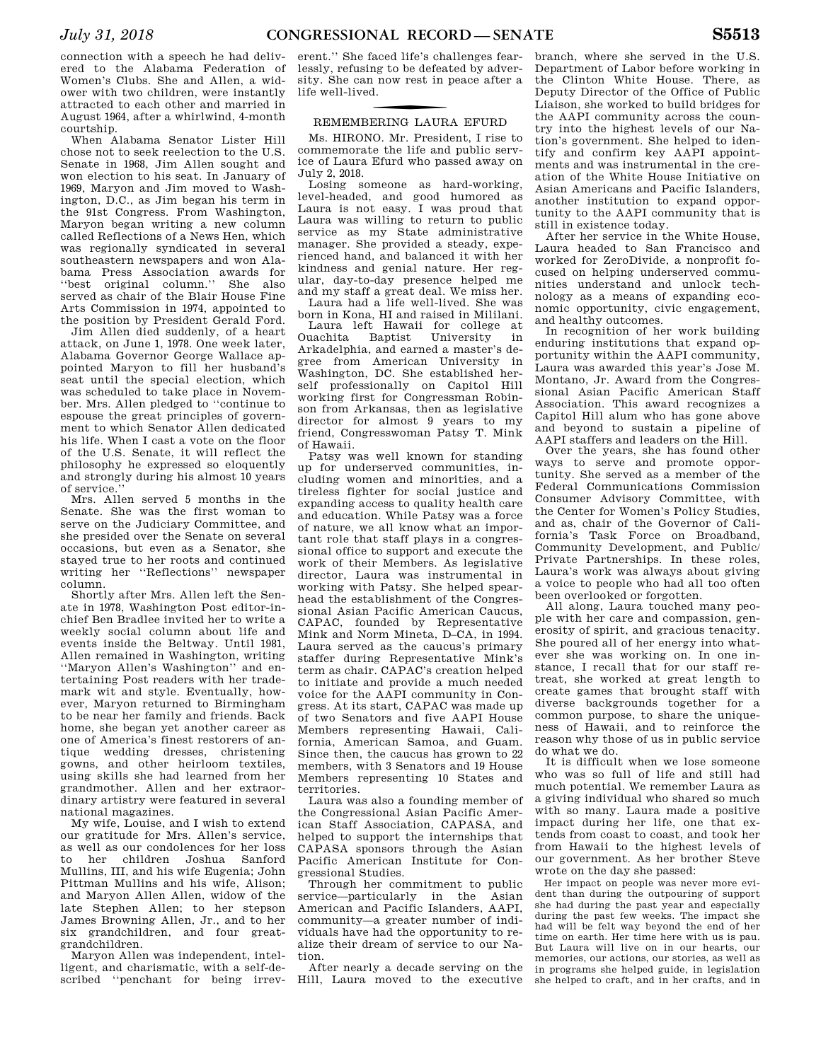connection with a speech he had delivered to the Alabama Federation of Women's Clubs. She and Allen, a widower with two children, were instantly attracted to each other and married in August 1964, after a whirlwind, 4-month courtship.

When Alabama Senator Lister Hill chose not to seek reelection to the U.S. Senate in 1968, Jim Allen sought and won election to his seat. In January of 1969, Maryon and Jim moved to Washington, D.C., as Jim began his term in the 91st Congress. From Washington, Maryon began writing a new column called Reflections of a News Hen, which was regionally syndicated in several southeastern newspapers and won Alabama Press Association awards for "best original column." She also served as chair of the Blair House Fine Arts Commission in 1974, appointed to the position by President Gerald Ford.

Jim Allen died suddenly, of a heart attack, on June 1, 1978. One week later, Alabama Governor George Wallace appointed Maryon to fill her husband's seat until the special election, which was scheduled to take place in November. Mrs. Allen pledged to "continue to espouse the great principles of government to which Senator Allen dedicated his life. When I cast a vote on the floor of the U.S. Senate, it will reflect the philosophy he expressed so eloquently and strongly during his almost 10 years of service."

Mrs. Allen served 5 months in the Senate. She was the first woman to serve on the Judiciary Committee, and she presided over the Senate on several occasions, but even as a Senator, she stayed true to her roots and continued writing her "Reflections" newspaper column.

Shortly after Mrs. Allen left the Senate in 1978, Washington Post editor-in-chief Ben Bradlee invited her to write a weekly social column about life and events inside the Beltway. Until 1981, Allen remained in Washington, writing "Maryon Allen's Washington" and entertaining Post readers with her trademark wit and style. Eventually, however, Maryon returned to Birmingham to be near her family and friends. Back home, she began yet another career as one of America's finest restorers of antique wedding dresses, christening gowns, and other heirloom textiles, using skills she had learned from her grandmother. Allen and her extraordinary artistry were featured in several national magazines.

My wife, Louise, and I wish to extend our gratitude for Mrs. Allen's service, as well as our condolences for her loss to her children Joshua Sanford Mullins, III, and his wife Eugenia; John Pittman Mullins and his wife, Alison; and Maryon Allen Allen, widow of the late Stephen Allen; to her stepson James Browning Allen, Jr., and to her six grandchildren, and four great-grandchildren.

Maryon Allen was independent, intelligent, and charismatic, with a self-described "penchant for being irreverent." She faced life's challenges fearlessly, refusing to be defeated by adversity. She can now rest in peace after a life well-lived.

## REMEMBERING LAURA EFURD

Ms. HIRONO. Mr. President, I rise to commemorate the life and public service of Laura Efurd who passed away on July 2, 2018.

Losing someone as hard-working, level-headed, and good humored as Laura is not easy. I was proud that Laura was willing to return to public service as my State administrative manager. She provided a steady, experienced hand, and balanced it with her kindness and genial nature. Her regular, day-to-day presence helped me and my staff a great deal. We miss her.

Laura had a life well-lived. She was born in Kona, HI and raised in Mililani.

Laura left Hawaii for college at Ouachita Baptist University in Arkadelphia, and earned a master's degree from American University in Washington, DC. She established herself professionally on Capitol Hill working first for Congressman Robinson from Arkansas, then as legislative director for almost 9 years to my friend, Congresswoman Patsy T. Mink of Hawaii.

Patsy was well known for standing up for underserved communities, including women and minorities, and a tireless fighter for social justice and expanding access to quality health care and education. While Patsy was a force of nature, we all know what an important role that staff plays in a congressional office to support and execute the work of their Members. As legislative director, Laura was instrumental in working with Patsy. She helped spearhead the establishment of the Congressional Asian Pacific American Caucus, CAPAC, founded by Representative Mink and Norm Mineta, D–CA, in 1994. Laura served as the caucus's primary staffer during Representative Mink's term as chair. CAPAC's creation helped to initiate and provide a much needed voice for the AAPI community in Congress. At its start, CAPAC was made up of two Senators and five AAPI House Members representing Hawaii, California, American Samoa, and Guam. Since then, the caucus has grown to 22 members, with 3 Senators and 19 House Members representing 10 States and territories.

Laura was also a founding member of the Congressional Asian Pacific American Staff Association, CAPASA, and helped to support the internships that CAPASA sponsors through the Asian Pacific American Institute for Congressional Studies.

Through her commitment to public service—particularly in the Asian American and Pacific Islanders, AAPI, community—a greater number of individuals have had the opportunity to realize their dream of service to our Nation.

After nearly a decade serving on the Hill, Laura moved to the executive branch, where she served in the U.S. Department of Labor before working in the Clinton White House. There, as Deputy Director of the Office of Public Liaison, she worked to build bridges for the AAPI community across the country into the highest levels of our Nation's government. She helped to identify and confirm key AAPI appointments and was instrumental in the creation of the White House Initiative on Asian Americans and Pacific Islanders, another institution to expand opportunity to the AAPI community that is still in existence today.

After her service in the White House, Laura headed to San Francisco and worked for ZeroDivide, a nonprofit focused on helping underserved communities understand and unlock technology as a means of expanding economic opportunity, civic engagement, and healthy outcomes.

In recognition of her work building enduring institutions that expand opportunity within the AAPI community, Laura was awarded this year's Jose M. Montano, Jr. Award from the Congressional Asian Pacific American Staff Association. This award recognizes a Capitol Hill alum who has gone above and beyond to sustain a pipeline of AAPI staffers and leaders on the Hill.

Over the years, she has found other ways to serve and promote opportunity. She served as a member of the Federal Communications Commission Consumer Advisory Committee, with the Center for Women's Policy Studies, and as, chair of the Governor of California's Task Force on Broadband, Community Development, and Public/Private Partnerships. In these roles, Laura's work was always about giving a voice to people who had all too often been overlooked or forgotten.

All along, Laura touched many people with her care and compassion, generosity of spirit, and gracious tenacity. She poured all of her energy into whatever she was working on. In one instance, I recall that for our staff retreat, she worked at great length to create games that brought staff with diverse backgrounds together for a common purpose, to share the uniqueness of Hawaii, and to reinforce the reason why those of us in public service do what we do.

It is difficult when we lose someone who was so full of life and still had much potential. We remember Laura as a giving individual who shared so much with so many. Laura made a positive impact during her life, one that extends from coast to coast, and took her from Hawaii to the highest levels of our government. As her brother Steve wrote on the day she passed:

> Her impact on people was never more evident than during the outpouring of support she had during the past year and especially during the past few weeks. The impact she had will be felt way beyond the end of her time on earth. Her time here with us is pau. But Laura will live on in our hearts, our memories, our actions, our stories, as well as in programs she helped guide, in legislation she helped to craft, and in her crafts, and in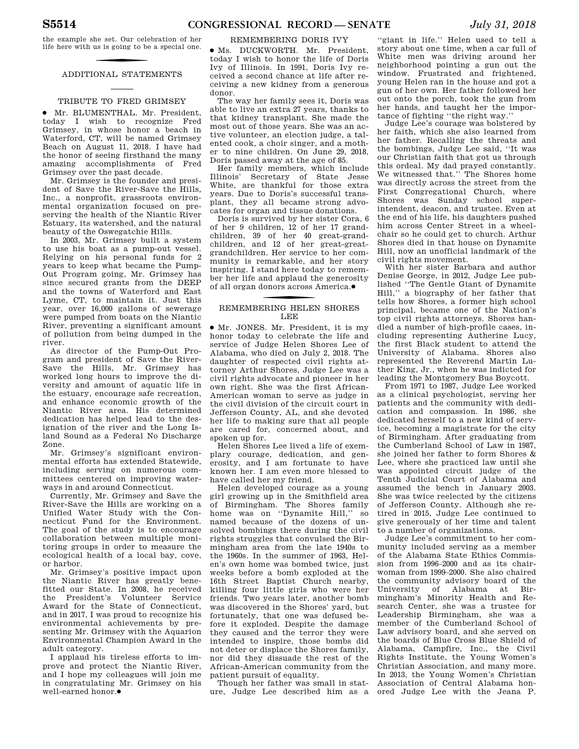the example she set. Our celebration of her life here with us is going to be a special one.

## ADDITIONAL STATEMENTS

### TRIBUTE TO FRED GRIMSEY

● Mr. BLUMENTHAL. Mr. President, today I wish to recognize Fred Grimsey, in whose honor a beach in Waterford, CT, will be named Grimsey Beach on August 11, 2018. I have had the honor of seeing firsthand the many amazing accomplishments of Fred Grimsey over the past decade.

Mr. Grimsey is the founder and president of Save the River-Save the Hills, Inc., a nonprofit, grassroots environmental organization focused on preserving the health of the Niantic River Estuary, its watershed, and the natural beauty of the Oswegatchie Hills.

In 2003, Mr. Grimsey built a system to use his boat as a pump-out vessel. Relying on his personal funds for 2 years to keep what became the Pump-Out Program going, Mr. Grimsey has since secured grants from the DEEP and the towns of Waterford and East Lyme, CT, to maintain it. Just this year, over 16,000 gallons of sewerage were pumped from boats on the Niantic River, preventing a significant amount of pollution from being dumped in the river.

As director of the Pump-Out Program and president of Save the River-Save the Hills, Mr. Grimsey has worked long hours to improve the diversity and amount of aquatic life in the estuary, encourage safe recreation, and enhance economic growth of the Niantic River area. His determined dedication has helped lead to the designation of the river and the Long Island Sound as a Federal No Discharge Zone.

Mr. Grimsey's significant environmental efforts has extended Statewide, including serving on numerous committees centered on improving waterways in and around Connecticut.

Currently, Mr. Grimsey and Save the River-Save the Hills are working on a Unified Water Study with the Connecticut Fund for the Environment. The goal of the study is to encourage collaboration between multiple monitoring groups in order to measure the ecological health of a local bay, cove, or harbor.

Mr. Grimsey's positive impact upon the Niantic River has greatly benefitted our State. In 2008, he received the President's Volunteer Service Award for the State of Connecticut, and in 2017, I was proud to recognize his environmental achievements by presenting Mr. Grimsey with the Aquarion Environmental Champion Award in the adult category.

I applaud his tireless efforts to improve and protect the Niantic River, and I hope my colleagues will join me in congratulating Mr. Grimsey on his well-earned honor.●

### REMEMBERING DORIS IVY

● Ms. DUCKWORTH. Mr. President, today I wish to honor the life of Doris Ivy of Illinois. In 1991, Doris Ivy received a second chance at life after receiving a new kidney from a generous donor.

The way her family sees it, Doris was able to live an extra 27 years, thanks to that kidney transplant. She made the most out of those years. She was an active volunteer, an election judge, a talented cook, a choir singer, and a mother to nine children. On June 29, 2018, Doris passed away at the age of 85.

Her family members, which include Illinois' Secretary of State Jesse White, are thankful for those extra years. Due to Doris's successful transplant, they all became strong advocates for organ and tissue donations.

Doris is survived by her sister Cora, 6 of her 9 children, 12 of her 17 grandchildren, 39 of her 40 great-grandchildren, and 12 of her great-great-grandchildren. Her service to her community is remarkable, and her story inspiring. I stand here today to remember her life and applaud the generosity of all organ donors across America.●

### REMEMBERING HELEN SHORES LEE

● Mr. JONES. Mr. President, it is my honor today to celebrate the life and service of Judge Helen Shores Lee of Alabama, who died on July 2, 2018. The daughter of respected civil rights attorney Arthur Shores, Judge Lee was a civil rights advocate and pioneer in her own right. She was the first African-American woman to serve as judge in the civil division of the circuit court in Jefferson County, AL, and she devoted her life to making sure that all people are cared for, concerned about, and spoken up for.

Helen Shores Lee lived a life of exemplary courage, dedication, and generosity, and I am fortunate to have known her. I am even more blessed to have called her my friend.

Helen developed courage as a young girl growing up in the Smithfield area of Birmingham. The Shores family home was on "Dynamite Hill," so named because of the dozens of unsolved bombings there during the civil rights struggles that convulsed the Birmingham area from the late 1940s to the 1960s. In the summer of 1963, Helen's own home was bombed twice, just weeks before a bomb exploded at the 16th Street Baptist Church nearby, killing four little girls who were her friends. Two years later, another bomb was discovered in the Shores' yard, but fortunately, that one was defused before it exploded. Despite the damage they caused and the terror they were intended to inspire, those bombs did not deter or displace the Shores family, nor did they dissuade the rest of the African-American community from the patient pursuit of equality.

Though her father was small in stature, Judge Lee described him as a "giant in life." Helen used to tell a story about one time, when a car full of White men was driving around her neighborhood pointing a gun out the window. Frustrated and frightened, young Helen ran in the house and got a gun of her own. Her father followed her out onto the porch, took the gun from her hands, and taught her the importance of fighting "the right way."

Judge Lee's courage was bolstered by her faith, which she also learned from her father. Recalling the threats and the bombings, Judge Lee said, "It was our Christian faith that got us through this ordeal. My dad prayed constantly. We witnessed that." The Shores home was directly across the street from the First Congregational Church, where Shores was Sunday school superintendent, deacon, and trustee. Even at the end of his life, his daughters pushed him across Center Street in a wheelchair so he could get to church. Arthur Shores died in that house on Dynamite Hill, now an unofficial landmark of the civil rights movement.

With her sister Barbara and author Denise George, in 2012, Judge Lee published "The Gentle Giant of Dynamite Hill," a biography of her father that tells how Shores, a former high school principal, became one of the Nation's top civil rights attorneys. Shores handled a number of high-profile cases, including representing Autherine Lucy, the first Black student to attend the University of Alabama. Shores also represented the Reverend Martin Luther King, Jr., when he was indicted for leading the Montgomery Bus Boycott.

From 1971 to 1987, Judge Lee worked as a clinical psychologist, serving her patients and the community with dedication and compassion. In 1986, she dedicated herself to a new kind of service, becoming a magistrate for the city of Birmingham. After graduating from the Cumberland School of Law in 1987, she joined her father to form Shores & Lee, where she practiced law until she was appointed circuit judge of the Tenth Judicial Court of Alabama and assumed the bench in January 2003. She was twice reelected by the citizens of Jefferson County. Although she retired in 2015, Judge Lee continued to give generously of her time and talent to a number of organizations.

Judge Lee's commitment to her community included serving as a member of the Alabama State Ethics Commission from 1996–2000 and as its chairwoman from 1999–2000. She also chaired the community advisory board of the University of Alabama at Birmingham's Minority Health and Research Center, she was a trustee for Leadership Birmingham, she was a member of the Cumberland School of Law advisory board, and she served on the boards of Blue Cross Blue Shield of Alabama, Campfire, Inc., the Civil Rights Institute, the Young Women's Christian Association, and many more. In 2013, the Young Women's Christian Association of Central Alabama honored Judge Lee with the Jeana P.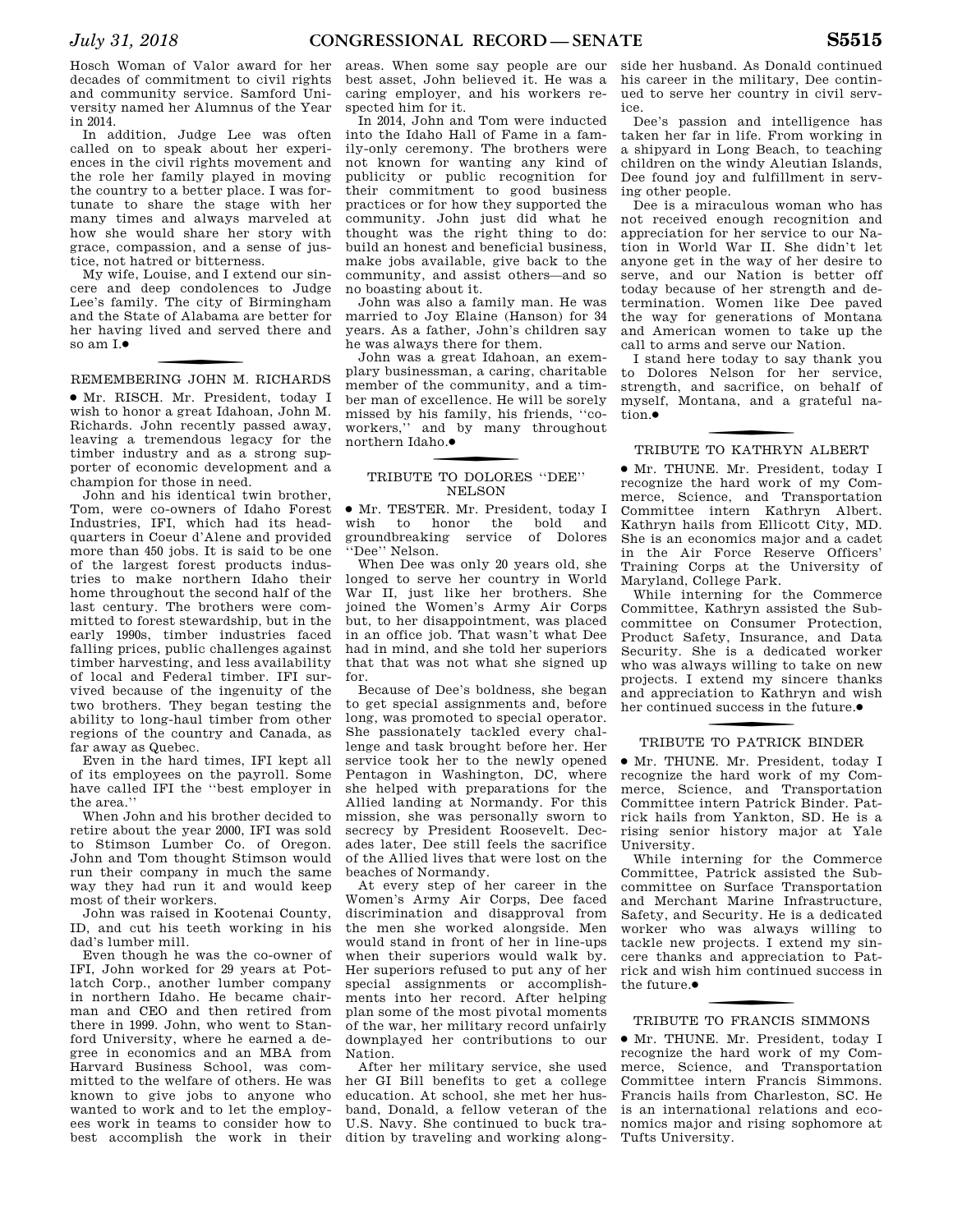Hosch Woman of Valor award for her decades of commitment to civil rights and community service. Samford University named her Alumnus of the Year in 2014.

In addition, Judge Lee was often called on to speak about her experiences in the civil rights movement and the role her family played in moving the country to a better place. I was fortunate to share the stage with her many times and always marveled at how she would share her story with grace, compassion, and a sense of justice, not hatred or bitterness.

My wife, Louise, and I extend our sincere and deep condolences to Judge Lee's family. The city of Birmingham and the State of Alabama are better for her having lived and served there and so am I.●

## REMEMBERING JOHN M. RICHARDS

● Mr. RISCH. Mr. President, today I wish to honor a great Idahoan, John M. Richards. John recently passed away, leaving a tremendous legacy for the timber industry and as a strong supporter of economic development and a champion for those in need.

John and his identical twin brother, Tom, were co-owners of Idaho Forest Industries, IFI, which had its headquarters in Coeur d'Alene and provided more than 450 jobs. It is said to be one of the largest forest products industries to make northern Idaho their home throughout the second half of the last century. The brothers were committed to forest stewardship, but in the early 1990s, timber industries faced falling prices, public challenges against timber harvesting, and less availability of local and Federal timber. IFI survived because of the ingenuity of the two brothers. They began testing the ability to long-haul timber from other regions of the country and Canada, as far away as Quebec.

Even in the hard times, IFI kept all of its employees on the payroll. Some have called IFI the ''best employer in the area.''

When John and his brother decided to retire about the year 2000, IFI was sold to Stimson Lumber Co. of Oregon. John and Tom thought Stimson would run their company in much the same way they had run it and would keep most of their workers.

John was raised in Kootenai County, ID, and cut his teeth working in his dad's lumber mill.

Even though he was the co-owner of IFI, John worked for 29 years at Potlatch Corp., another lumber company in northern Idaho. He became chairman and CEO and then retired from there in 1999. John, who went to Stanford University, where he earned a degree in economics and an MBA from Harvard Business School, was committed to the welfare of others. He was known to give jobs to anyone who wanted to work and to let the employees work in teams to consider how to best accomplish the work in their areas. When some say people are our best asset, John believed it. He was a caring employer, and his workers respected him for it.

In 2014, John and Tom were inducted into the Idaho Hall of Fame in a family-only ceremony. The brothers were not known for wanting any kind of publicity or public recognition for their commitment to good business practices or for how they supported the community. John just did what he thought was the right thing to do: build an honest and beneficial business, make jobs available, give back to the community, and assist others—and so no boasting about it.

John was also a family man. He was married to Joy Elaine (Hanson) for 34 years. As a father, John's children say he was always there for them.

John was a great Idahoan, an exemplary businessman, a caring, charitable member of the community, and a timber man of excellence. He will be sorely missed by his family, his friends, ''coworkers,'' and by many throughout northern Idaho.●

## TRIBUTE TO DOLORES ''DEE'' NELSON

● Mr. TESTER. Mr. President, today I wish to honor the bold and groundbreaking service of Dolores ''Dee'' Nelson.

When Dee was only 20 years old, she longed to serve her country in World War II, just like her brothers. She joined the Women's Army Air Corps but, to her disappointment, was placed in an office job. That wasn't what Dee had in mind, and she told her superiors that that was not what she signed up for.

Because of Dee's boldness, she began to get special assignments and, before long, was promoted to special operator. She passionately tackled every challenge and task brought before her. Her service took her to the newly opened Pentagon in Washington, DC, where she helped with preparations for the Allied landing at Normandy. For this mission, she was personally sworn to secrecy by President Roosevelt. Decades later, Dee still feels the sacrifice of the Allied lives that were lost on the beaches of Normandy.

At every step of her career in the Women's Army Air Corps, Dee faced discrimination and disapproval from the men she worked alongside. Men would stand in front of her in line-ups when their superiors would walk by. Her superiors refused to put any of her special assignments or accomplishments into her record. After helping plan some of the most pivotal moments of the war, her military record unfairly downplayed her contributions to our Nation.

After her military service, she used her GI Bill benefits to get a college education. At school, she met her husband, Donald, a fellow veteran of the U.S. Navy. She continued to buck tradition by traveling and working alongside her husband. As Donald continued his career in the military, Dee continued to serve her country in civil service.

Dee's passion and intelligence has taken her far in life. From working in a shipyard in Long Beach, to teaching children on the windy Aleutian Islands, Dee found joy and fulfillment in serving other people.

Dee is a miraculous woman who has not received enough recognition and appreciation for her service to our Nation in World War II. She didn't let anyone get in the way of her desire to serve, and our Nation is better off today because of her strength and determination. Women like Dee paved the way for generations of Montana and American women to take up the call to arms and serve our Nation.

I stand here today to say thank you to Dolores Nelson for her service, strength, and sacrifice, on behalf of myself, Montana, and a grateful nation.●

## TRIBUTE TO KATHRYN ALBERT

● Mr. THUNE. Mr. President, today I recognize the hard work of my Commerce, Science, and Transportation Committee intern Kathryn Albert. Kathryn hails from Ellicott City, MD. She is an economics major and a cadet in the Air Force Reserve Officers' Training Corps at the University of Maryland, College Park.

While interning for the Commerce Committee, Kathryn assisted the Subcommittee on Consumer Protection, Product Safety, Insurance, and Data Security. She is a dedicated worker who was always willing to take on new projects. I extend my sincere thanks and appreciation to Kathryn and wish her continued success in the future.●

## TRIBUTE TO PATRICK BINDER

● Mr. THUNE. Mr. President, today I recognize the hard work of my Commerce, Science, and Transportation Committee intern Patrick Binder. Patrick hails from Yankton, SD. He is a rising senior history major at Yale University.

While interning for the Commerce Committee, Patrick assisted the Subcommittee on Surface Transportation and Merchant Marine Infrastructure, Safety, and Security. He is a dedicated worker who was always willing to tackle new projects. I extend my sincere thanks and appreciation to Patrick and wish him continued success in the future.●

## TRIBUTE TO FRANCIS SIMMONS

● Mr. THUNE. Mr. President, today I recognize the hard work of my Commerce, Science, and Transportation Committee intern Francis Simmons. Francis hails from Charleston, SC. He is an international relations and economics major and rising sophomore at Tufts University.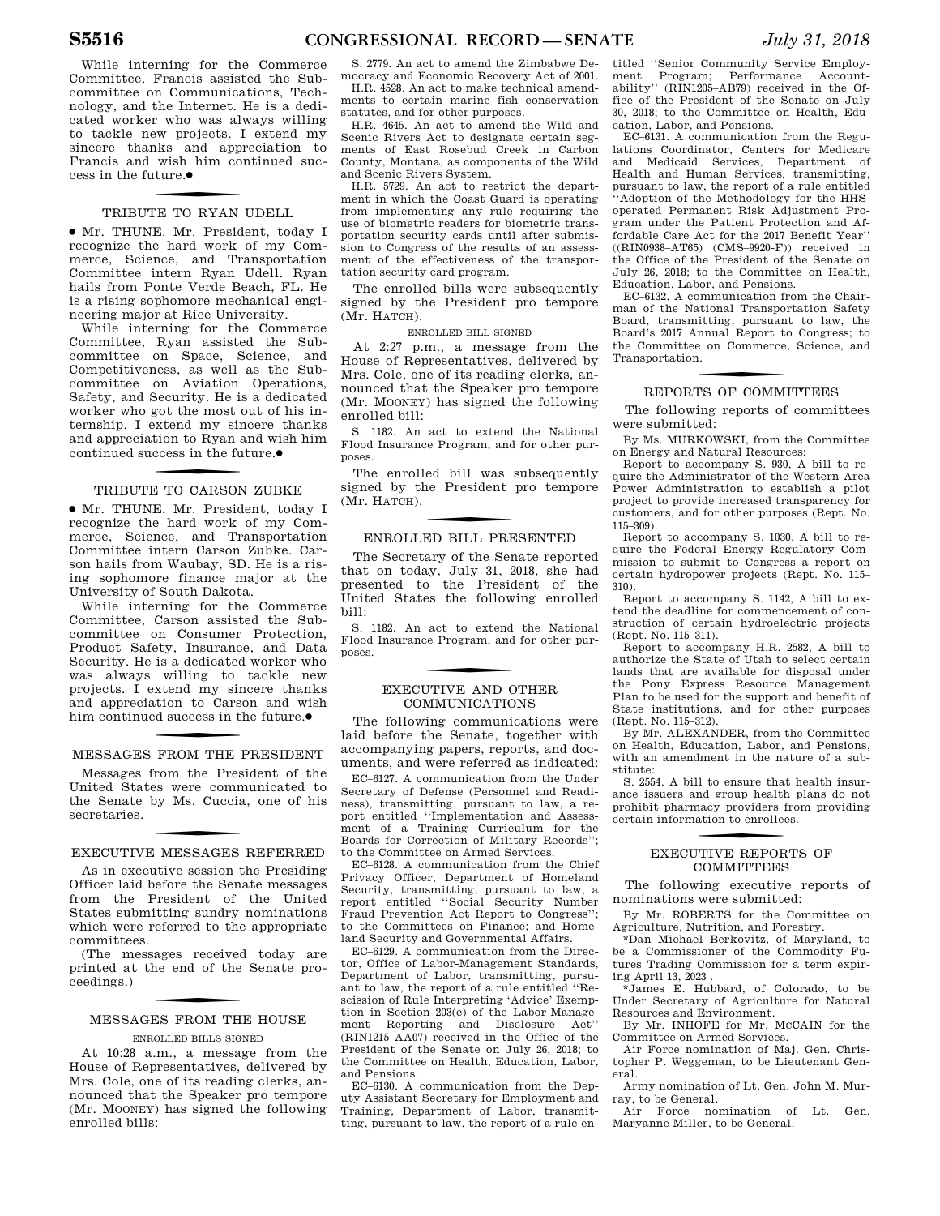While interning for the Commerce Committee, Francis assisted the Subcommittee on Communications, Technology, and the Internet. He is a dedicated worker who was always willing to tackle new projects. I extend my sincere thanks and appreciation to Francis and wish him continued success in the future.●

## TRIBUTE TO RYAN UDELL

● Mr. THUNE. Mr. President, today I recognize the hard work of my Commerce, Science, and Transportation Committee intern Ryan Udell. Ryan hails from Ponte Verde Beach, FL. He is a rising sophomore mechanical engineering major at Rice University.

While interning for the Commerce Committee, Ryan assisted the Subcommittee on Space, Science, and Competitiveness, as well as the Subcommittee on Aviation Operations, Safety, and Security. He is a dedicated worker who got the most out of his internship. I extend my sincere thanks and appreciation to Ryan and wish him continued success in the future.●

## TRIBUTE TO CARSON ZUBKE

● Mr. THUNE. Mr. President, today I recognize the hard work of my Commerce, Science, and Transportation Committee intern Carson Zubke. Carson hails from Waubay, SD. He is a rising sophomore finance major at the University of South Dakota.

While interning for the Commerce Committee, Carson assisted the Subcommittee on Consumer Protection, Product Safety, Insurance, and Data Security. He is a dedicated worker who was always willing to tackle new projects. I extend my sincere thanks and appreciation to Carson and wish him continued success in the future.●

## MESSAGES FROM THE PRESIDENT

Messages from the President of the United States were communicated to the Senate by Ms. Cuccia, one of his secretaries.

## EXECUTIVE MESSAGES REFERRED

As in executive session the Presiding Officer laid before the Senate messages from the President of the United States submitting sundry nominations which were referred to the appropriate committees.

(The messages received today are printed at the end of the Senate proceedings.)

## MESSAGES FROM THE HOUSE

### ENROLLED BILLS SIGNED

At 10:28 a.m., a message from the House of Representatives, delivered by Mrs. Cole, one of its reading clerks, announced that the Speaker pro tempore (Mr. MOONEY) has signed the following enrolled bills:

S. 2779. An act to amend the Zimbabwe Democracy and Economic Recovery Act of 2001.

H.R. 4528. An act to make technical amendments to certain marine fish conservation statutes, and for other purposes.

H.R. 4645. An act to amend the Wild and Scenic Rivers Act to designate certain segments of East Rosebud Creek in Carbon County, Montana, as components of the Wild and Scenic Rivers System.

H.R. 5729. An act to restrict the department in which the Coast Guard is operating from implementing any rule requiring the use of biometric readers for biometric transportation security cards until after submission to Congress of the results of an assessment of the effectiveness of the transportation security card program.

The enrolled bills were subsequently signed by the President pro tempore (Mr. HATCH).

### ENROLLED BILL SIGNED

At 2:27 p.m., a message from the House of Representatives, delivered by Mrs. Cole, one of its reading clerks, announced that the Speaker pro tempore (Mr. MOONEY) has signed the following enrolled bill:

S. 1182. An act to extend the National Flood Insurance Program, and for other purposes.

The enrolled bill was subsequently signed by the President pro tempore (Mr. HATCH).

## ENROLLED BILL PRESENTED

The Secretary of the Senate reported that on today, July 31, 2018, she had presented to the President of the United States the following enrolled bill:

S. 1182. An act to extend the National Flood Insurance Program, and for other purposes.

## EXECUTIVE AND OTHER COMMUNICATIONS

The following communications were laid before the Senate, together with accompanying papers, reports, and documents, and were referred as indicated:

EC–6127. A communication from the Under Secretary of Defense (Personnel and Readiness), transmitting, pursuant to law, a report entitled ''Implementation and Assessment of a Training Curriculum for the Boards for Correction of Military Records''; to the Committee on Armed Services.

EC–6128. A communication from the Chief Privacy Officer, Department of Homeland Security, transmitting, pursuant to law, a report entitled ''Social Security Number Fraud Prevention Act Report to Congress''; to the Committees on Finance; and Homeland Security and Governmental Affairs.

EC–6129. A communication from the Director, Office of Labor-Management Standards, Department of Labor, transmitting, pursuant to law, the report of a rule entitled ''Rescission of Rule Interpreting 'Advice' Exemption in Section 203(c) of the Labor-Management Reporting and Disclosure Act'' (RIN1215–AA07) received in the Office of the President of the Senate on July 26, 2018; to the Committee on Health, Education, Labor, and Pensions.

EC–6130. A communication from the Deputy Assistant Secretary for Employment and Training, Department of Labor, transmitting, pursuant to law, the report of a rule entitled ''Senior Community Service Employment Program; Performance Accountability'' (RIN1205–AB79) received in the Office of the President of the Senate on July 30, 2018; to the Committee on Health, Education, Labor, and Pensions.

EC–6131. A communication from the Regulations Coordinator, Centers for Medicare and Medicaid Services, Department of Health and Human Services, transmitting, pursuant to law, the report of a rule entitled ''Adoption of the Methodology for the HHS-operated Permanent Risk Adjustment Program under the Patient Protection and Affordable Care Act for the 2017 Benefit Year'' ((RIN0938–AT65) (CMS–9920–F)) received in the Office of the President of the Senate on July 26, 2018; to the Committee on Health, Education, Labor, and Pensions.

EC–6132. A communication from the Chairman of the National Transportation Safety Board, transmitting, pursuant to law, the Board's 2017 Annual Report to Congress; to the Committee on Commerce, Science, and Transportation.

## REPORTS OF COMMITTEES

The following reports of committees were submitted:

By Ms. MURKOWSKI, from the Committee on Energy and Natural Resources:

Report to accompany S. 930, A bill to require the Administrator of the Western Area Power Administration to establish a pilot project to provide increased transparency for customers, and for other purposes (Rept. No. 115–309).

Report to accompany S. 1030, A bill to require the Federal Energy Regulatory Commission to submit to Congress a report on certain hydropower projects (Rept. No. 115–310).

Report to accompany S. 1142, A bill to extend the deadline for commencement of construction of certain hydroelectric projects (Rept. No. 115–311).

Report to accompany H.R. 2582, A bill to authorize the State of Utah to select certain lands that are available for disposal under the Pony Express Resource Management Plan to be used for the support and benefit of State institutions, and for other purposes (Rept. No. 115–312).

By Mr. ALEXANDER, from the Committee on Health, Education, Labor, and Pensions, with an amendment in the nature of a substitute:

S. 2554. A bill to ensure that health insurance issuers and group health plans do not prohibit pharmacy providers from providing certain information to enrollees.

## EXECUTIVE REPORTS OF COMMITTEES

The following executive reports of nominations were submitted:

By Mr. ROBERTS for the Committee on Agriculture, Nutrition, and Forestry.

*Dan Michael Berkovitz, of Maryland, to be a Commissioner of the Commodity Futures Trading Commission for a term expiring April 13, 2023 .

*James E. Hubbard, of Colorado, to be Under Secretary of Agriculture for Natural Resources and Environment.

By Mr. INHOFE for Mr. MCCAIN for the Committee on Armed Services.

Air Force nomination of Maj. Gen. Christopher P. Weggeman, to be Lieutenant General.

Army nomination of Lt. Gen. John M. Murray, to be General.

Air Force nomination of Lt. Gen. Maryanne Miller, to be General.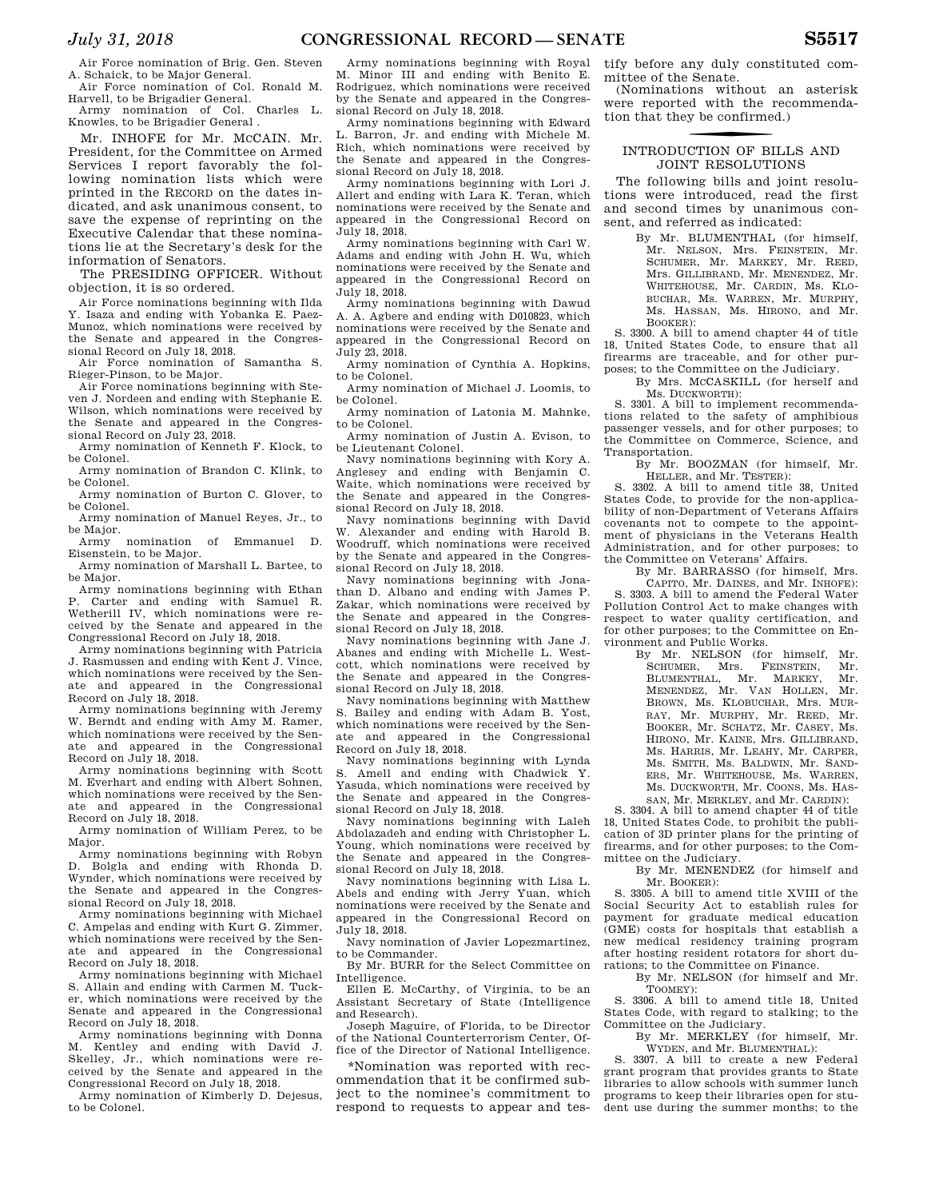Air Force nomination of Brig. Gen. Steven A. Schaick, to be Major General.

Air Force nomination of Col. Ronald M. Harvell, to be Brigadier General.

Army nomination of Col. Charles L. Knowles, to be Brigadier General .

Mr. INHOFE for Mr. MCCAIN. Mr. President, for the Committee on Armed Services I report favorably the following nomination lists which were printed in the RECORD on the dates indicated, and ask unanimous consent, to save the expense of reprinting on the Executive Calendar that these nominations lie at the Secretary's desk for the information of Senators.

The PRESIDING OFFICER. Without objection, it is so ordered.

Air Force nominations beginning with Ilda Y. Isaza and ending with Yobanka E. Paez-Munoz, which nominations were received by the Senate and appeared in the Congressional Record on July 18, 2018.

Air Force nomination of Samantha S. Rieger-Pinson, to be Major.

Air Force nominations beginning with Steven J. Nordeen and ending with Stephanie E. Wilson, which nominations were received by the Senate and appeared in the Congressional Record on July 23, 2018.

Army nomination of Kenneth F. Klock, to be Colonel.

Army nomination of Brandon C. Klink, to be Colonel.

Army nomination of Burton C. Glover, to be Colonel.

Army nomination of Manuel Reyes, Jr., to be Major.

Army nomination of Emmanuel D. Eisenstein, to be Major.

Army nomination of Marshall L. Bartee, to be Major.

Army nominations beginning with Ethan P. Carter and ending with Samuel R. Wetherill IV, which nominations were received by the Senate and appeared in the Congressional Record on July 18, 2018.

Army nominations beginning with Patricia J. Rasmussen and ending with Kent J. Vince, which nominations were received by the Senate and appeared in the Congressional Record on July 18, 2018.

Army nominations beginning with Jeremy W. Berndt and ending with Amy M. Ramer, which nominations were received by the Senate and appeared in the Congressional Record on July 18, 2018.

Army nominations beginning with Scott M. Everhart and ending with Albert Sohnen, which nominations were received by the Senate and appeared in the Congressional Record on July 18, 2018.

Army nomination of William Perez, to be Major.

Army nominations beginning with Robyn D. Bolgla and ending with Rhonda D. Wynder, which nominations were received by the Senate and appeared in the Congressional Record on July 18, 2018.

Army nominations beginning with Michael C. Ampelas and ending with Kurt G. Zimmer, which nominations were received by the Senate and appeared in the Congressional Record on July 18, 2018.

Army nominations beginning with Michael S. Allain and ending with Carmen M. Tucker, which nominations were received by the Senate and appeared in the Congressional Record on July 18, 2018.

Army nominations beginning with Donna M. Kentley and ending with David J. Skelley, Jr., which nominations were received by the Senate and appeared in the Congressional Record on July 18, 2018.

Army nomination of Kimberly D. Dejesus, to be Colonel.

Army nominations beginning with Royal M. Minor III and ending with Benito E. Rodriguez, which nominations were received by the Senate and appeared in the Congressional Record on July 18, 2018.

Army nominations beginning with Edward L. Barron, Jr. and ending with Michele M. Rich, which nominations were received by the Senate and appeared in the Congressional Record on July 18, 2018.

Army nominations beginning with Lori J. Allert and ending with Lara K. Teran, which nominations were received by the Senate and appeared in the Congressional Record on July 18, 2018.

Army nominations beginning with Carl W. Adams and ending with John H. Wu, which nominations were received by the Senate and appeared in the Congressional Record on July 18, 2018.

Army nominations beginning with Dawud A. A. Agbere and ending with D010823, which nominations were received by the Senate and appeared in the Congressional Record on July 23, 2018.

Army nomination of Cynthia A. Hopkins, to be Colonel.

Army nomination of Michael J. Loomis, to be Colonel.

Army nomination of Latonia M. Mahnke, to be Colonel.

Army nomination of Justin A. Evison, to be Lieutenant Colonel.

Navy nominations beginning with Kory A. Anglesey and ending with Benjamin C. Waite, which nominations were received by the Senate and appeared in the Congressional Record on July 18, 2018.

Navy nominations beginning with David W. Alexander and ending with Harold B. Woodruff, which nominations were received by the Senate and appeared in the Congressional Record on July 18, 2018.

Navy nominations beginning with Jonathan D. Albano and ending with James P. Zakar, which nominations were received by the Senate and appeared in the Congressional Record on July 18, 2018.

Navy nominations beginning with Jane J. Abanes and ending with Michelle L. Westcott, which nominations were received by the Senate and appeared in the Congressional Record on July 18, 2018.

Navy nominations beginning with Matthew S. Bailey and ending with Adam B. Yost, which nominations were received by the Senate and appeared in the Congressional Record on July 18, 2018.

Navy nominations beginning with Lynda S. Amell and ending with Chadwick Y. Yasuda, which nominations were received by the Senate and appeared in the Congressional Record on July 18, 2018.

Navy nominations beginning with Laleh Abdolazadeh and ending with Christopher L. Young, which nominations were received by the Senate and appeared in the Congressional Record on July 18, 2018.

Navy nominations beginning with Lisa L. Abels and ending with Jerry Yuan, which nominations were received by the Senate and appeared in the Congressional Record on July 18, 2018.

Navy nomination of Javier Lopezmartinez, to be Commander.

By Mr. BURR for the Select Committee on Intelligence.

Ellen E. McCarthy, of Virginia, to be an Assistant Secretary of State (Intelligence and Research).

Joseph Maguire, of Florida, to be Director of the National Counterterrorism Center, Office of the Director of National Intelligence.

*Nomination was reported with recommendation that it be confirmed subject to the nominee's commitment to respond to requests to appear and testify before any duly constituted committee of the Senate.

(Nominations without an asterisk were reported with the recommendation that they be confirmed.)

## INTRODUCTION OF BILLS AND JOINT RESOLUTIONS

The following bills and joint resolutions were introduced, read the first and second times by unanimous consent, and referred as indicated:

By Mr. BLUMENTHAL (for himself, Mr. NELSON, Mrs. FEINSTEIN, Mr. SCHUMER, Mr. MARKEY, Mr. REED, Mrs. GILLIBRAND, Mr. MENENDEZ, Mr. WHITEHOUSE, Mr. CARDIN, Ms. KLOBUCHAR, Ms. WARREN, Mr. MURPHY, Ms. HASSAN, Ms. HIRONO, and Mr. BOOKER):

S. 3300. A bill to amend chapter 44 of title 18, United States Code, to ensure that all firearms are traceable, and for other purposes; to the Committee on the Judiciary.

By Mrs. MCCASKILL (for herself and Ms. DUCKWORTH):

S. 3301. A bill to implement recommendations related to the safety of amphibious passenger vessels, and for other purposes; to the Committee on Commerce, Science, and Transportation.

By Mr. BOOZMAN (for himself, Mr. HELLER, and Mr. TESTER):

S. 3302. A bill to amend title 38, United States Code, to provide for the non-applicability of non-Department of Veterans Affairs covenants not to compete to the appointment of physicians in the Veterans Health Administration, and for other purposes; to the Committee on Veterans' Affairs.

By Mr. BARRASSO (for himself, Mrs. CAPITO, Mr. DAINES, and Mr. INHOFE):

S. 3303. A bill to amend the Federal Water Pollution Control Act to make changes with respect to water quality certification, and for other purposes; to the Committee on Environment and Public Works.

By Mr. NELSON (for himself, Mr. SCHUMER, Mrs. FEINSTEIN, Mr. BLUMENTHAL, Mr. MARKEY, Mr. MENENDEZ, Mr. VAN HOLLEN, Mr. BROWN, Ms. KLOBUCHAR, Mrs. MURRAY, Mr. MURPHY, Mr. REED, Mr. BOOKER, Mr. SCHATZ, Mr. CASEY, Ms. HIRONO, Mr. KAINE, Mrs. GILLIBRAND, Ms. HARRIS, Mr. LEAHY, Mr. CARPER, Ms. SMITH, Ms. BALDWIN, Mr. SANDERS, Mr. WHITEHOUSE, Ms. WARREN, Ms. DUCKWORTH, Mr. COONS, Ms. HASSAN, Mr. MERKLEY, and Mr. CARDIN):

S. 3304. A bill to amend chapter 44 of title 18, United States Code, to prohibit the publication of 3D printer plans for the printing of firearms, and for other purposes; to the Committee on the Judiciary.

By Mr. MENENDEZ (for himself and Mr. BOOKER):

S. 3305. A bill to amend title XVIII of the Social Security Act to establish rules for payment for graduate medical education (GME) costs for hospitals that establish a new medical residency training program after hosting resident rotators for short durations; to the Committee on Finance.

By Mr. NELSON (for himself and Mr. TOOMEY):

S. 3306. A bill to amend title 18, United States Code, with regard to stalking; to the Committee on the Judiciary.

By Mr. MERKLEY (for himself, Mr. WYDEN, and Mr. BLUMENTHAL):

S. 3307. A bill to create a new Federal grant program that provides grants to State libraries to allow schools with summer lunch programs to keep their libraries open for student use during the summer months; to the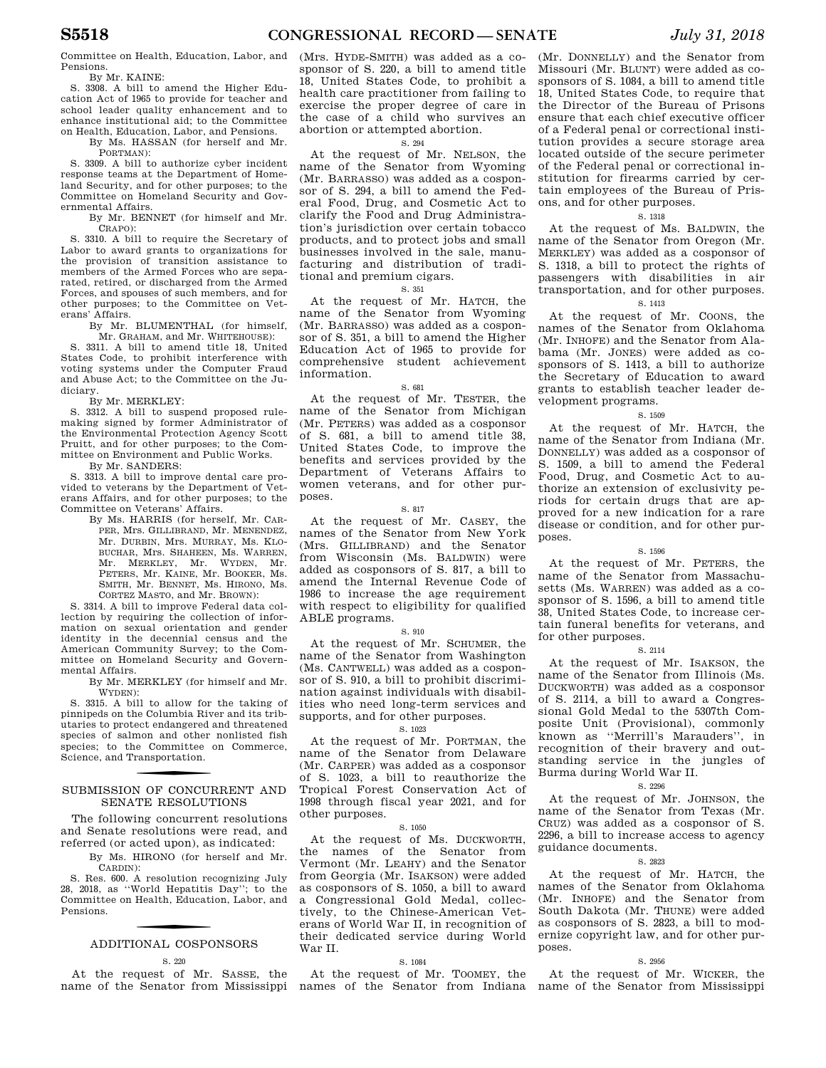Committee on Health, Education, Labor, and Pensions.

By Mr. KAINE:

S. 3308. A bill to amend the Higher Education Act of 1965 to provide for teacher and school leader quality enhancement and to enhance institutional aid; to the Committee on Health, Education, Labor, and Pensions.

By Ms. HASSAN (for herself and Mr. PORTMAN):

S. 3309. A bill to authorize cyber incident response teams at the Department of Homeland Security, and for other purposes; to the Committee on Homeland Security and Governmental Affairs.

By Mr. BENNET (for himself and Mr. CRAPO):

S. 3310. A bill to require the Secretary of Labor to award grants to organizations for the provision of transition assistance to members of the Armed Forces who are separated, retired, or discharged from the Armed Forces, and spouses of such members, and for other purposes; to the Committee on Veterans' Affairs.

By Mr. BLUMENTHAL (for himself, Mr. GRAHAM, and Mr. WHITEHOUSE):

S. 3311. A bill to amend title 18, United States Code, to prohibit interference with voting systems under the Computer Fraud and Abuse Act; to the Committee on the Judiciary.

By Mr. MERKLEY:

S. 3312. A bill to suspend proposed rulemaking signed by former Administrator of the Environmental Protection Agency Scott Pruitt, and for other purposes; to the Committee on Environment and Public Works.

By Mr. SANDERS:

S. 3313. A bill to improve dental care provided to veterans by the Department of Veterans Affairs, and for other purposes; to the Committee on Veterans' Affairs.

By Ms. HARRIS (for herself, Mr. CARPER, Mrs. GILLIBRAND, Mr. MENENDEZ, Mr. DURBIN, Mrs. MURRAY, Ms. KLOBUCHAR, Mrs. SHAHEEN, Ms. WARREN, Mr. MERKLEY, Mr. WYDEN, Mr. PETERS, Mr. KAINE, Mr. BOOKER, Ms. SMITH, Mr. BENNET, Ms. HIRONO, Ms. CORTEZ MASTO, and Mr. BROWN):

S. 3314. A bill to improve Federal data collection by requiring the collection of information on sexual orientation and gender identity in the decennial census and the American Community Survey; to the Committee on Homeland Security and Governmental Affairs.

By Mr. MERKLEY (for himself and Mr. WYDEN):

S. 3315. A bill to allow for the taking of pinnipeds on the Columbia River and its tributaries to protect endangered and threatened species of salmon and other nonlisted fish species; to the Committee on Commerce, Science, and Transportation.

## SUBMISSION OF CONCURRENT AND SENATE RESOLUTIONS

The following concurrent resolutions and Senate resolutions were read, and referred (or acted upon), as indicated:

By Ms. HIRONO (for herself and Mr. CARDIN):

S. Res. 600. A resolution recognizing July 28, 2018, as "World Hepatitis Day"; to the Committee on Health, Education, Labor, and Pensions.

## ADDITIONAL COSPONSORS

S. 220

At the request of Mr. SASSE, the name of the Senator from Mississippi (Mrs. HYDE-SMITH) was added as a cosponsor of S. 220, a bill to amend title 18, United States Code, to prohibit a health care practitioner from failing to exercise the proper degree of care in the case of a child who survives an abortion or attempted abortion.

S. 294

At the request of Mr. NELSON, the name of the Senator from Wyoming (Mr. BARRASSO) was added as a cosponsor of S. 294, a bill to amend the Federal Food, Drug, and Cosmetic Act to clarify the Food and Drug Administration's jurisdiction over certain tobacco products, and to protect jobs and small businesses involved in the sale, manufacturing and distribution of traditional and premium cigars.

S. 351

At the request of Mr. HATCH, the name of the Senator from Wyoming (Mr. BARRASSO) was added as a cosponsor of S. 351, a bill to amend the Higher Education Act of 1965 to provide for comprehensive student achievement information.

S. 681

At the request of Mr. TESTER, the name of the Senator from Michigan (Mr. PETERS) was added as a cosponsor of S. 681, a bill to amend title 38, United States Code, to improve the benefits and services provided by the Department of Veterans Affairs to women veterans, and for other purposes.

S. 817

At the request of Mr. CASEY, the names of the Senator from New York (Mrs. GILLIBRAND) and the Senator from Wisconsin (Ms. BALDWIN) were added as cosponsors of S. 817, a bill to amend the Internal Revenue Code of 1986 to increase the age requirement with respect to eligibility for qualified ABLE programs.

S. 910

At the request of Mr. SCHUMER, the name of the Senator from Washington (Ms. CANTWELL) was added as a cosponsor of S. 910, a bill to prohibit discrimination against individuals with disabilities who need long-term services and supports, and for other purposes.

S. 1023

At the request of Mr. PORTMAN, the name of the Senator from Delaware (Mr. CARPER) was added as a cosponsor of S. 1023, a bill to reauthorize the Tropical Forest Conservation Act of 1998 through fiscal year 2021, and for other purposes.

S. 1050

At the request of Ms. DUCKWORTH, the names of the Senator from Vermont (Mr. LEAHY) and the Senator from Georgia (Mr. ISAKSON) were added as cosponsors of S. 1050, a bill to award a Congressional Gold Medal, collectively, to the Chinese-American Veterans of World War II, in recognition of their dedicated service during World War II.

S. 1084

At the request of Mr. TOOMEY, the names of the Senator from Indiana (Mr. DONNELLY) and the Senator from Missouri (Mr. BLUNT) were added as cosponsors of S. 1084, a bill to amend title 18, United States Code, to require that the Director of the Bureau of Prisons ensure that each chief executive officer of a Federal penal or correctional institution provides a secure storage area located outside of the secure perimeter of the Federal penal or correctional institution for firearms carried by certain employees of the Bureau of Prisons, and for other purposes.

S. 1318

At the request of Ms. BALDWIN, the name of the Senator from Oregon (Mr. MERKLEY) was added as a cosponsor of S. 1318, a bill to protect the rights of passengers with disabilities in air transportation, and for other purposes.

S. 1413

At the request of Mr. COONS, the names of the Senator from Oklahoma (Mr. INHOFE) and the Senator from Alabama (Mr. JONES) were added as cosponsors of S. 1413, a bill to authorize the Secretary of Education to award grants to establish teacher leader development programs.

S. 1509

At the request of Mr. HATCH, the name of the Senator from Indiana (Mr. DONNELLY) was added as a cosponsor of S. 1509, a bill to amend the Federal Food, Drug, and Cosmetic Act to authorize an extension of exclusivity periods for certain drugs that are approved for a new indication for a rare disease or condition, and for other purposes.

S. 1596

At the request of Mr. PETERS, the name of the Senator from Massachusetts (Ms. WARREN) was added as a cosponsor of S. 1596, a bill to amend title 38, United States Code, to increase certain funeral benefits for veterans, and for other purposes.

S. 2114

At the request of Mr. ISAKSON, the name of the Senator from Illinois (Ms. DUCKWORTH) was added as a cosponsor of S. 2114, a bill to award a Congressional Gold Medal to the 5307th Composite Unit (Provisional), commonly known as "Merrill's Marauders", in recognition of their bravery and outstanding service in the jungles of Burma during World War II.

S. 2296

At the request of Mr. JOHNSON, the name of the Senator from Texas (Mr. CRUZ) was added as a cosponsor of S. 2296, a bill to increase access to agency guidance documents.

S. 2823

At the request of Mr. HATCH, the names of the Senator from Oklahoma (Mr. INHOFE) and the Senator from South Dakota (Mr. THUNE) were added as cosponsors of S. 2823, a bill to modernize copyright law, and for other purposes.

S. 2956

At the request of Mr. WICKER, the name of the Senator from Mississippi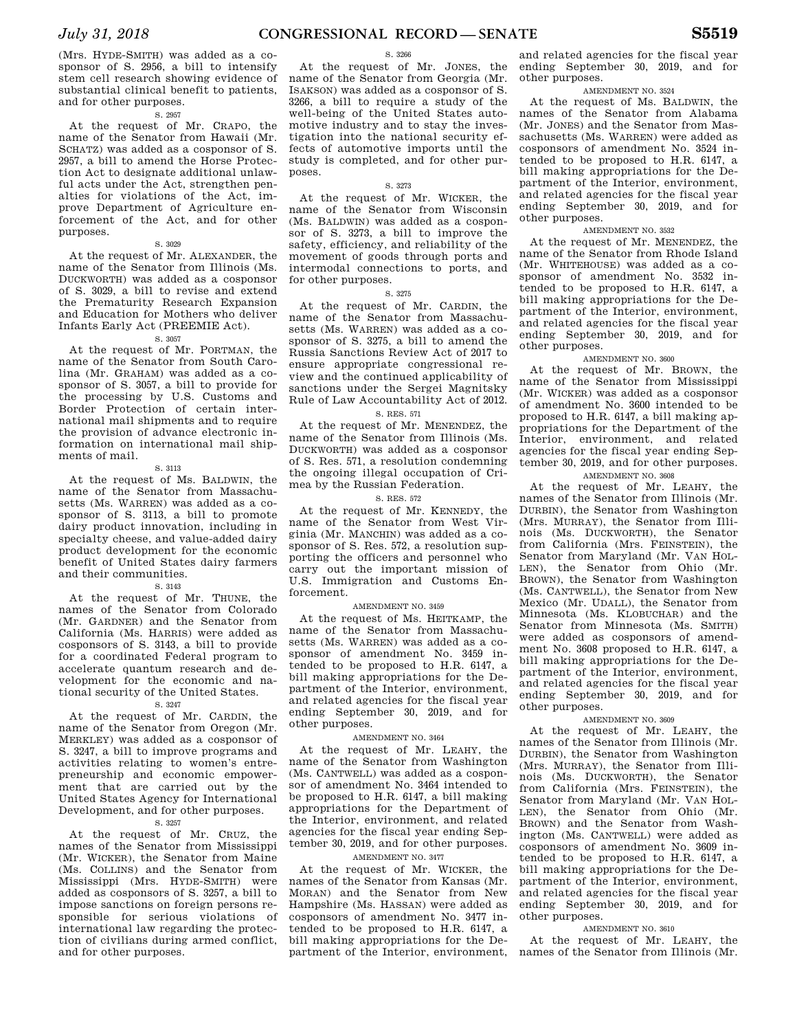(Mrs. HYDE-SMITH) was added as a cosponsor of S. 2956, a bill to intensify stem cell research showing evidence of substantial clinical benefit to patients, and for other purposes.

S. 2957

At the request of Mr. CRAPO, the name of the Senator from Hawaii (Mr. SCHATZ) was added as a cosponsor of S. 2957, a bill to amend the Horse Protection Act to designate additional unlawful acts under the Act, strengthen penalties for violations of the Act, improve Department of Agriculture enforcement of the Act, and for other purposes.

S. 3029

At the request of Mr. ALEXANDER, the name of the Senator from Illinois (Ms. DUCKWORTH) was added as a cosponsor of S. 3029, a bill to revise and extend the Prematurity Research Expansion and Education for Mothers who deliver Infants Early Act (PREEMIE Act).

S. 3057

At the request of Mr. PORTMAN, the name of the Senator from South Carolina (Mr. GRAHAM) was added as a cosponsor of S. 3057, a bill to provide for the processing by U.S. Customs and Border Protection of certain international mail shipments and to require the provision of advance electronic information on international mail shipments of mail.

S. 3113

At the request of Ms. BALDWIN, the name of the Senator from Massachusetts (Ms. WARREN) was added as a cosponsor of S. 3113, a bill to promote dairy product innovation, including in specialty cheese, and value-added dairy product development for the economic benefit of United States dairy farmers and their communities.

S. 3143

At the request of Mr. THUNE, the names of the Senator from Colorado (Mr. GARDNER) and the Senator from California (Ms. HARRIS) were added as cosponsors of S. 3143, a bill to provide for a coordinated Federal program to accelerate quantum research and development for the economic and national security of the United States.

S. 3247

At the request of Mr. CARDIN, the name of the Senator from Oregon (Mr. MERKLEY) was added as a cosponsor of S. 3247, a bill to improve programs and activities relating to women's entrepreneurship and economic empowerment that are carried out by the United States Agency for International Development, and for other purposes.

S. 3257

At the request of Mr. CRUZ, the names of the Senator from Mississippi (Mr. WICKER), the Senator from Maine (Ms. COLLINS) and the Senator from Mississippi (Mrs. HYDE-SMITH) were added as cosponsors of S. 3257, a bill to impose sanctions on foreign persons responsible for serious violations of international law regarding the protection of civilians during armed conflict, and for other purposes.

S. 3266

At the request of Mr. JONES, the name of the Senator from Georgia (Mr. ISAKSON) was added as a cosponsor of S. 3266, a bill to require a study of the well-being of the United States automotive industry and to stay the investigation into the national security effects of automotive imports until the study is completed, and for other purposes.

S. 3273

At the request of Mr. WICKER, the name of the Senator from Wisconsin (Ms. BALDWIN) was added as a cosponsor of S. 3273, a bill to improve the safety, efficiency, and reliability of the movement of goods through ports and intermodal connections to ports, and for other purposes.

S. 3275

At the request of Mr. CARDIN, the name of the Senator from Massachusetts (Ms. WARREN) was added as a cosponsor of S. 3275, a bill to amend the Russia Sanctions Review Act of 2017 to ensure appropriate congressional review and the continued applicability of sanctions under the Sergei Magnitsky Rule of Law Accountability Act of 2012.

S. RES. 571

At the request of Mr. MENENDEZ, the name of the Senator from Illinois (Ms. DUCKWORTH) was added as a cosponsor of S. Res. 571, a resolution condemning the ongoing illegal occupation of Crimea by the Russian Federation.

S. RES. 572

At the request of Mr. KENNEDY, the name of the Senator from West Virginia (Mr. MANCHIN) was added as a cosponsor of S. Res. 572, a resolution supporting the officers and personnel who carry out the important mission of U.S. Immigration and Customs Enforcement.

AMENDMENT NO. 3459

At the request of Ms. HEITKAMP, the name of the Senator from Massachusetts (Ms. WARREN) was added as a cosponsor of amendment No. 3459 intended to be proposed to H.R. 6147, a bill making appropriations for the Department of the Interior, environment, and related agencies for the fiscal year ending September 30, 2019, and for other purposes.

AMENDMENT NO. 3464

At the request of Mr. LEAHY, the name of the Senator from Washington (Ms. CANTWELL) was added as a cosponsor of amendment No. 3464 intended to be proposed to H.R. 6147, a bill making appropriations for the Department of the Interior, environment, and related agencies for the fiscal year ending September 30, 2019, and for other purposes.

AMENDMENT NO. 3477

At the request of Mr. WICKER, the names of the Senator from Kansas (Mr. MORAN) and the Senator from New Hampshire (Ms. HASSAN) were added as cosponsors of amendment No. 3477 intended to be proposed to H.R. 6147, a bill making appropriations for the Department of the Interior, environment, and related agencies for the fiscal year ending September 30, 2019, and for other purposes.

AMENDMENT NO. 3524

At the request of Ms. BALDWIN, the names of the Senator from Alabama (Mr. JONES) and the Senator from Massachusetts (Ms. WARREN) were added as cosponsors of amendment No. 3524 intended to be proposed to H.R. 6147, a bill making appropriations for the Department of the Interior, environment, and related agencies for the fiscal year ending September 30, 2019, and for other purposes.

AMENDMENT NO. 3532

At the request of Mr. MENENDEZ, the name of the Senator from Rhode Island (Mr. WHITEHOUSE) was added as a cosponsor of amendment No. 3532 intended to be proposed to H.R. 6147, a bill making appropriations for the Department of the Interior, environment, and related agencies for the fiscal year ending September 30, 2019, and for other purposes.

AMENDMENT NO. 3600

At the request of Mr. BROWN, the name of the Senator from Mississippi (Mr. WICKER) was added as a cosponsor of amendment No. 3600 intended to be proposed to H.R. 6147, a bill making appropriations for the Department of the Interior, environment, and related agencies for the fiscal year ending September 30, 2019, and for other purposes.

AMENDMENT NO. 3608

At the request of Mr. LEAHY, the names of the Senator from Illinois (Mr. DURBIN), the Senator from Washington (Mrs. MURRAY), the Senator from Illinois (Ms. DUCKWORTH), the Senator from California (Mrs. FEINSTEIN), the Senator from Maryland (Mr. VAN HOLLEN), the Senator from Ohio (Mr. BROWN), the Senator from Washington (Ms. CANTWELL), the Senator from New Mexico (Mr. UDALL), the Senator from Minnesota (Ms. KLOBUCHAR) and the Senator from Minnesota (Ms. SMITH) were added as cosponsors of amendment No. 3608 proposed to H.R. 6147, a bill making appropriations for the Department of the Interior, environment, and related agencies for the fiscal year ending September 30, 2019, and for other purposes.

AMENDMENT NO. 3609

At the request of Mr. LEAHY, the names of the Senator from Illinois (Mr. DURBIN), the Senator from Washington (Mrs. MURRAY), the Senator from Illinois (Ms. DUCKWORTH), the Senator from California (Mrs. FEINSTEIN), the Senator from Maryland (Mr. VAN HOLLEN), the Senator from Ohio (Mr. BROWN) and the Senator from Washington (Ms. CANTWELL) were added as cosponsors of amendment No. 3609 intended to be proposed to H.R. 6147, a bill making appropriations for the Department of the Interior, environment, and related agencies for the fiscal year ending September 30, 2019, and for other purposes.

AMENDMENT NO. 3610

At the request of Mr. LEAHY, the names of the Senator from Illinois (Mr.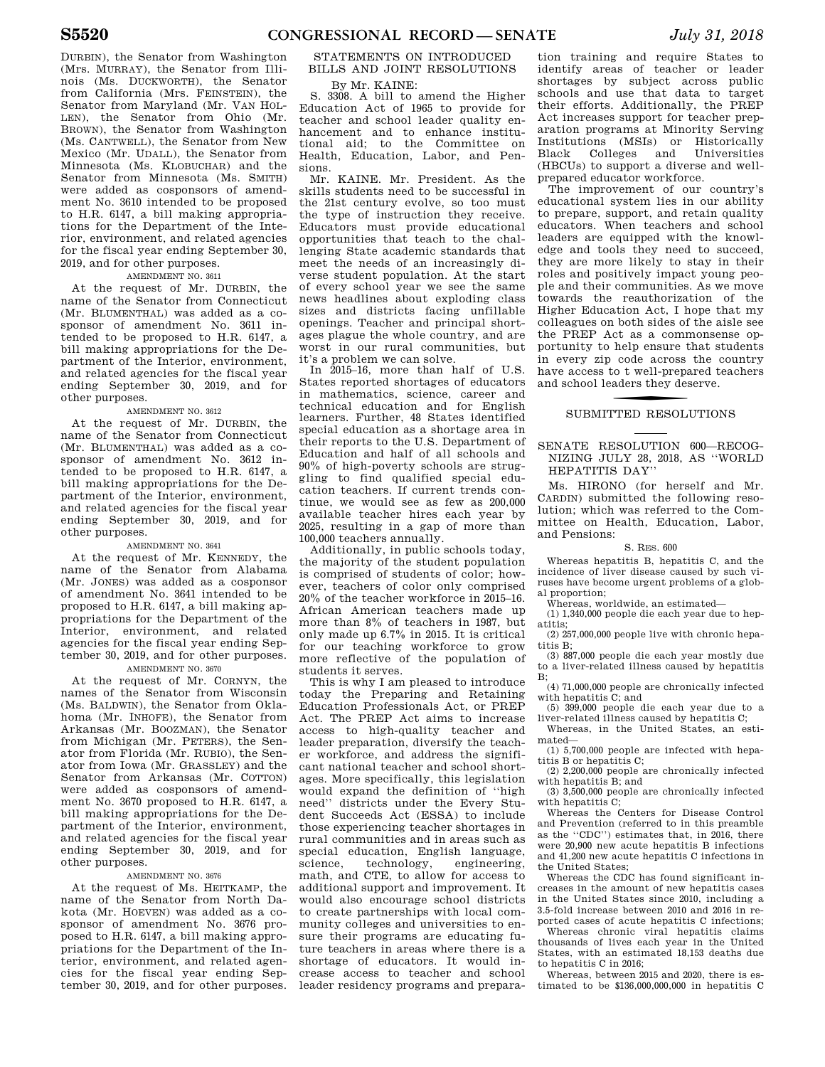DURBIN), the Senator from Washington (Mrs. MURRAY), the Senator from Illinois (Ms. DUCKWORTH), the Senator from California (Mrs. FEINSTEIN), the Senator from Maryland (Mr. VAN HOLLEN), the Senator from Ohio (Mr. BROWN), the Senator from Washington (Ms. CANTWELL), the Senator from New Mexico (Mr. UDALL), the Senator from Minnesota (Ms. KLOBUCHAR) and the Senator from Minnesota (Ms. SMITH) were added as cosponsors of amendment No. 3610 intended to be proposed to H.R. 6147, a bill making appropriations for the Department of the Interior, environment, and related agencies for the fiscal year ending September 30, 2019, and for other purposes.

AMENDMENT NO. 3611

At the request of Mr. DURBIN, the name of the Senator from Connecticut (Mr. BLUMENTHAL) was added as a cosponsor of amendment No. 3611 intended to be proposed to H.R. 6147, a bill making appropriations for the Department of the Interior, environment, and related agencies for the fiscal year ending September 30, 2019, and for other purposes.

AMENDMENT NO. 3612

At the request of Mr. DURBIN, the name of the Senator from Connecticut (Mr. BLUMENTHAL) was added as a cosponsor of amendment No. 3612 intended to be proposed to H.R. 6147, a bill making appropriations for the Department of the Interior, environment, and related agencies for the fiscal year ending September 30, 2019, and for other purposes.

AMENDMENT NO. 3641

At the request of Mr. KENNEDY, the name of the Senator from Alabama (Mr. JONES) was added as a cosponsor of amendment No. 3641 intended to be proposed to H.R. 6147, a bill making appropriations for the Department of the Interior, environment, and related agencies for the fiscal year ending September 30, 2019, and for other purposes.

AMENDMENT NO. 3670

At the request of Mr. CORNYN, the names of the Senator from Wisconsin (Ms. BALDWIN), the Senator from Oklahoma (Mr. INHOFE), the Senator from Arkansas (Mr. BOOZMAN), the Senator from Michigan (Mr. PETERS), the Senator from Florida (Mr. RUBIO), the Senator from Iowa (Mr. GRASSLEY) and the Senator from Arkansas (Mr. COTTON) were added as cosponsors of amendment No. 3670 proposed to H.R. 6147, a bill making appropriations for the Department of the Interior, environment, and related agencies for the fiscal year ending September 30, 2019, and for other purposes.

AMENDMENT NO. 3676

At the request of Ms. HEITKAMP, the name of the Senator from North Dakota (Mr. HOEVEN) was added as a cosponsor of amendment No. 3676 proposed to H.R. 6147, a bill making appropriations for the Department of the Interior, environment, and related agencies for the fiscal year ending September 30, 2019, and for other purposes.

## STATEMENTS ON INTRODUCED BILLS AND JOINT RESOLUTIONS

By Mr. KAINE:

S. 3308. A bill to amend the Higher Education Act of 1965 to provide for teacher and school leader quality enhancement and to enhance institutional aid; to the Committee on Health, Education, Labor, and Pensions.

Mr. KAINE. Mr. President. As the skills students need to be successful in the 21st century evolve, so too must the type of instruction they receive. Educators must provide educational opportunities that teach to the challenging State academic standards that meet the needs of an increasingly diverse student population. At the start of every school year we see the same news headlines about exploding class sizes and districts facing unfillable openings. Teacher and principal shortages plague the whole country, and are worst in our rural communities, but it's a problem we can solve.

In 2015–16, more than half of U.S. States reported shortages of educators in mathematics, science, career and technical education and for English learners. Further, 48 States identified special education as a shortage area in their reports to the U.S. Department of Education and half of all schools and 90% of high-poverty schools are struggling to find qualified special education teachers. If current trends continue, we would see as few as 200,000 available teacher hires each year by 2025, resulting in a gap of more than 100,000 teachers annually.

Additionally, in public schools today, the majority of the student population is comprised of students of color; however, teachers of color only comprised 20% of the teacher workforce in 2015–16. African American teachers made up more than 8% of teachers in 1987, but only made up 6.7% in 2015. It is critical for our teaching workforce to grow more reflective of the population of students it serves.

This is why I am pleased to introduce today the Preparing and Retaining Education Professionals Act, or PREP Act. The PREP Act aims to increase access to high-quality teacher and leader preparation, diversify the teacher workforce, and address the significant national teacher and school shortages. More specifically, this legislation would expand the definition of "high need" districts under the Every Student Succeeds Act (ESSA) to include those experiencing teacher shortages in rural communities and in areas such as special education, English language, science, technology, engineering, math, and CTE, to allow for access to additional support and improvement. It would also encourage school districts to create partnerships with local community colleges and universities to ensure their programs are educating future teachers in areas where there is a shortage of educators. It would increase access to teacher and school leader residency programs and preparation training and require States to identify areas of teacher or leader shortages by subject across public schools and use that data to target their efforts. Additionally, the PREP Act increases support for teacher preparation programs at Minority Serving Institutions (MSIs) or Historically Black Colleges and Universities (HBCUs) to support a diverse and well-prepared educator workforce.

The improvement of our country's educational system lies in our ability to prepare, support, and retain quality educators. When teachers and school leaders are equipped with the knowledge and tools they need to succeed, they are more likely to stay in their roles and positively impact young people and their communities. As we move towards the reauthorization of the Higher Education Act, I hope that my colleagues on both sides of the aisle see the PREP Act as a commonsense opportunity to help ensure that students in every zip code across the country have access to t well-prepared teachers and school leaders they deserve.

## SUBMITTED RESOLUTIONS

### SENATE RESOLUTION 600—RECOGNIZING JULY 28, 2018, AS "WORLD HEPATITIS DAY"

Ms. HIRONO (for herself and Mr. CARDIN) submitted the following resolution; which was referred to the Committee on Health, Education, Labor, and Pensions:

S. RES. 600

Whereas hepatitis B, hepatitis C, and the incidence of liver disease caused by such viruses have become urgent problems of a global proportion;

Whereas, worldwide, an estimated—

(1) 1,340,000 people die each year due to hepatitis;

(2) 257,000,000 people live with chronic hepatitis B;

(3) 887,000 people die each year mostly due to a liver-related illness caused by hepatitis B;

(4) 71,000,000 people are chronically infected with hepatitis C; and

(5) 399,000 people die each year due to a liver-related illness caused by hepatitis C;

Whereas, in the United States, an estimated—

(1) 5,700,000 people are infected with hepatitis B or hepatitis C;

(2) 2,200,000 people are chronically infected with hepatitis B; and

(3) 3,500,000 people are chronically infected with hepatitis C;

Whereas the Centers for Disease Control and Prevention (referred to in this preamble as the "CDC") estimates that, in 2016, there were 20,900 new acute hepatitis B infections and 41,200 new acute hepatitis C infections in the United States;

Whereas the CDC has found significant increases in the amount of new hepatitis cases in the United States since 2010, including a 3.5-fold increase between 2010 and 2016 in reported cases of acute hepatitis C infections;

Whereas chronic viral hepatitis claims thousands of lives each year in the United States, with an estimated 18,153 deaths due to hepatitis C in 2016;

Whereas, between 2015 and 2020, there is estimated to be $136,000,000,000 in hepatitis C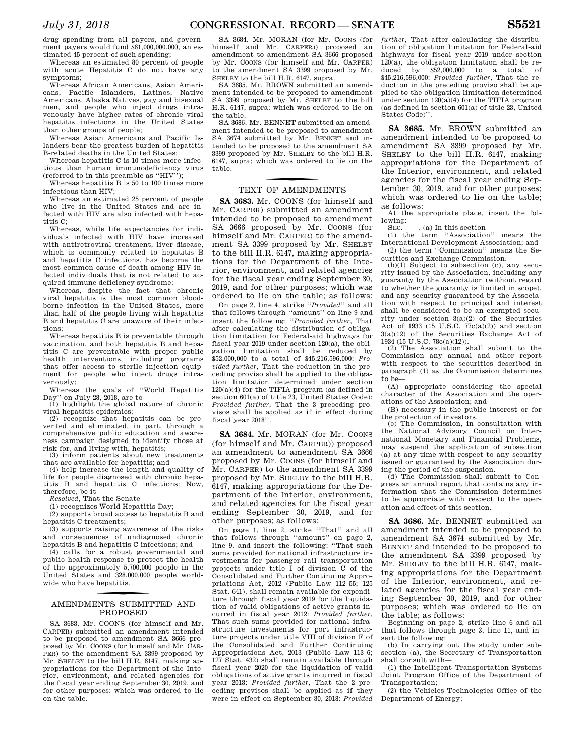drug spending from all payers, and government payers would fund $61,000,000,000, an estimated 45 percent of such spending;

Whereas an estimated 80 percent of people with acute Hepatitis C do not have any symptoms;

Whereas African Americans, Asian Americans, Pacific Islanders, Latinos, Native Americans, Alaska Natives, gay and bisexual men, and people who inject drugs intravenously have higher rates of chronic viral hepatitis infections in the United States than other groups of people;

Whereas Asian Americans and Pacific Islanders bear the greatest burden of hepatitis B-related deaths in the United States;

Whereas hepatitis C is 10 times more infectious than human immunodeficiency virus (referred to in this preamble as ''HIV'');

Whereas hepatitis B is 50 to 100 times more infectious than HIV;

Whereas an estimated 25 percent of people who live in the United States and are infected with HIV are also infected with hepatitis C;

Whereas, while life expectancies for individuals infected with HIV have increased with antiretroviral treatment, liver disease, which is commonly related to hepatitis B and hepatitis C infections, has become the most common cause of death among HIV-infected individuals that is not related to acquired immune deficiency syndrome;

Whereas, despite the fact that chronic viral hepatitis is the most common bloodborne infection in the United States, more than half of the people living with hepatitis B and hepatitis C are unaware of their infections;

Whereas hepatitis B is preventable through vaccination, and both hepatitis B and hepatitis C are preventable with proper public health interventions, including programs that offer access to sterile injection equipment for people who inject drugs intravenously;

Whereas the goals of ''World Hepatitis Day'' on July 28, 2018, are to—

(1) highlight the global nature of chronic viral hepatitis epidemics;

(2) recognize that hepatitis can be prevented and eliminated, in part, through a comprehensive public education and awareness campaign designed to identify those at risk for, and living with, hepatitis;

(3) inform patients about new treatments that are available for hepatitis; and

(4) help increase the length and quality of life for people diagnosed with chronic hepatitis B and hepatitis C infections: Now, therefore, be it

*Resolved*, That the Senate—

(1) recognizes World Hepatitis Day;

(2) supports broad access to hepatitis B and hepatitis C treatments;

(3) supports raising awareness of the risks and consequences of undiagnosed chronic hepatitis B and hepatitis C infections; and

(4) calls for a robust governmental and public health response to protect the health of the approximately 5,700,000 people in the United States and 328,000,000 people worldwide who have hepatitis.

## AMENDMENTS SUBMITTED AND PROPOSED

SA 3683. Mr. COONS (for himself and Mr. CARPER) submitted an amendment intended to be proposed to amendment SA 3666 proposed by Mr. COONS (for himself and Mr. CARPER) to the amendment SA 3399 proposed by Mr. SHELBY to the bill H.R. 6147, making appropriations for the Department of the Interior, environment, and related agencies for the fiscal year ending September 30, 2019, and for other purposes; which was ordered to lie on the table.

SA 3684. Mr. MORAN (for Mr. COONS (for himself and Mr. CARPER)) proposed an amendment to amendment SA 3666 proposed by Mr. COONS (for himself and Mr. CARPER) to the amendment SA 3399 proposed by Mr. SHELBY to the bill H.R. 6147, supra.

SA 3685. Mr. BROWN submitted an amendment intended to be proposed to amendment SA 3399 proposed by Mr. SHELBY to the bill H.R. 6147, supra; which was ordered to lie on the table.

SA 3686. Mr. BENNET submitted an amendment intended to be proposed to amendment SA 3674 submitted by Mr. BENNET and intended to be proposed to the amendment SA 3399 proposed by Mr. SHELBY to the bill H.R. 6147, supra; which was ordered to lie on the table.

## TEXT OF AMENDMENTS

**SA 3683.** Mr. COONS (for himself and Mr. CARPER) submitted an amendment intended to be proposed to amendment SA 3666 proposed by Mr. COONS (for himself and Mr. CARPER) to the amendment SA 3399 proposed by Mr. SHELBY to the bill H.R. 6147, making appropriations for the Department of the Interior, environment, and related agencies for the fiscal year ending September 30, 2019, and for other purposes; which was ordered to lie on the table; as follows:

On page 2, line 4, strike ''*Provided*'' and all that follows through ''amount'' on line 9 and insert the following: ''*Provided further*, That after calculating the distribution of obligation limitation for Federal-aid highways for fiscal year 2019 under section 120(a), the obligation limitation shall be reduced by $52,000,000 to a total of $45,216,596,000: *Provided further*, That the reduction in the preceding proviso shall be applied to the obligation limitation determined under section 120(a)(4) for the TIFIA program (as defined in section 601(a) of title 23, United States Code): *Provided further*, That the 3 preceding provisos shall be applied as if in effect during fiscal year 2018''.

**SA 3684.** Mr. MORAN (for Mr. COONS (for himself and Mr. CARPER)) proposed an amendment to amendment SA 3666 proposed by Mr. COONS (for himself and Mr. CARPER) to the amendment SA 3399 proposed by Mr. SHELBY to the bill H.R. 6147, making appropriations for the Department of the Interior, environment, and related agencies for the fiscal year ending September 30, 2019, and for other purposes; as follows:

On page 1, line 2, strike ''That'' and all that follows through ''amount'' on page 2, line 9, and insert the following: ''That such sums provided for national infrastructure investments for passenger rail transportation projects under title I of division C of the Consolidated and Further Continuing Appropriations Act, 2012 (Public Law 112–55; 125 Stat. 641), shall remain available for expenditure through fiscal year 2019 for the liquidation of valid obligations of active grants incurred in fiscal year 2012: *Provided further*, That such sums provided for national infrastructure investments for port infrastructure projects under title VIII of division F of the Consolidated and Further Continuing Appropriations Act, 2013 (Public Law 113–6; 127 Stat. 432) shall remain available through fiscal year 2020 for the liquidation of valid obligations of active grants incurred in fiscal year 2013: *Provided further*, That the 2 preceding provisos shall be applied as if they were in effect on September 30, 2018: *Provided further*, That after calculating the distribution of obligation limitation for Federal-aid highways for fiscal year 2019 under section 120(a), the obligation limitation shall be reduced by $52,000,000 to a total of $45,216,596,000: *Provided further*, That the reduction in the preceding proviso shall be applied to the obligation limitation determined under section 120(a)(4) for the TIFIA program (as defined in section 601(a) of title 23, United States Code)''.

**SA 3685.** Mr. BROWN submitted an amendment intended to be proposed to amendment SA 3399 proposed by Mr. SHELBY to the bill H.R. 6147, making appropriations for the Department of the Interior, environment, and related agencies for the fiscal year ending September 30, 2019, and for other purposes; which was ordered to lie on the table; as follows:

At the appropriate place, insert the following:

SEC. \_\_\_\_. (a) In this section—

(1) the term ''Association'' means the International Development Association; and

(2) the term ''Commission'' means the Securities and Exchange Commission.

(b)(1) Subject to subsection (c), any security issued by the Association, including any guaranty by the Association (without regard to whether the guaranty is limited in scope), and any security guaranteed by the Association with respect to principal and interest shall be considered to be an exempted security under section 3(a)(2) of the Securities Act of 1933 (15 U.S.C. 77c(a)(2)) and section 3(a)(12) of the Securities Exchange Act of 1934 (15 U.S.C. 78c(a)(12)).

(2) The Association shall submit to the Commission any annual and other report with respect to the securities described in paragraph (1) as the Commission determines to be—

(A) appropriate considering the special character of the Association and the operations of the Association; and

(B) necessary in the public interest or for the protection of investors.

(c) The Commission, in consultation with the National Advisory Council on International Monetary and Financial Problems, may suspend the application of subsection (a) at any time with respect to any security issued or guaranteed by the Association during the period of the suspension.

(d) The Commission shall submit to Congress an annual report that contains any information that the Commission determines to be appropriate with respect to the operation and effect of this section.

**SA 3686.** Mr. BENNET submitted an amendment intended to be proposed to amendment SA 3674 submitted by Mr. BENNET and intended to be proposed to the amendment SA 3399 proposed by Mr. SHELBY to the bill H.R. 6147, making appropriations for the Department of the Interior, environment, and related agencies for the fiscal year ending September 30, 2019, and for other purposes; which was ordered to lie on the table; as follows:

Beginning on page 2, strike line 6 and all that follows through page 3, line 11, and insert the following:

(b) In carrying out the study under subsection (a), the Secretary of Transportation shall consult with—

(1) the Intelligent Transportation Systems Joint Program Office of the Department of Transportation;

(2) the Vehicles Technologies Office of the Department of Energy;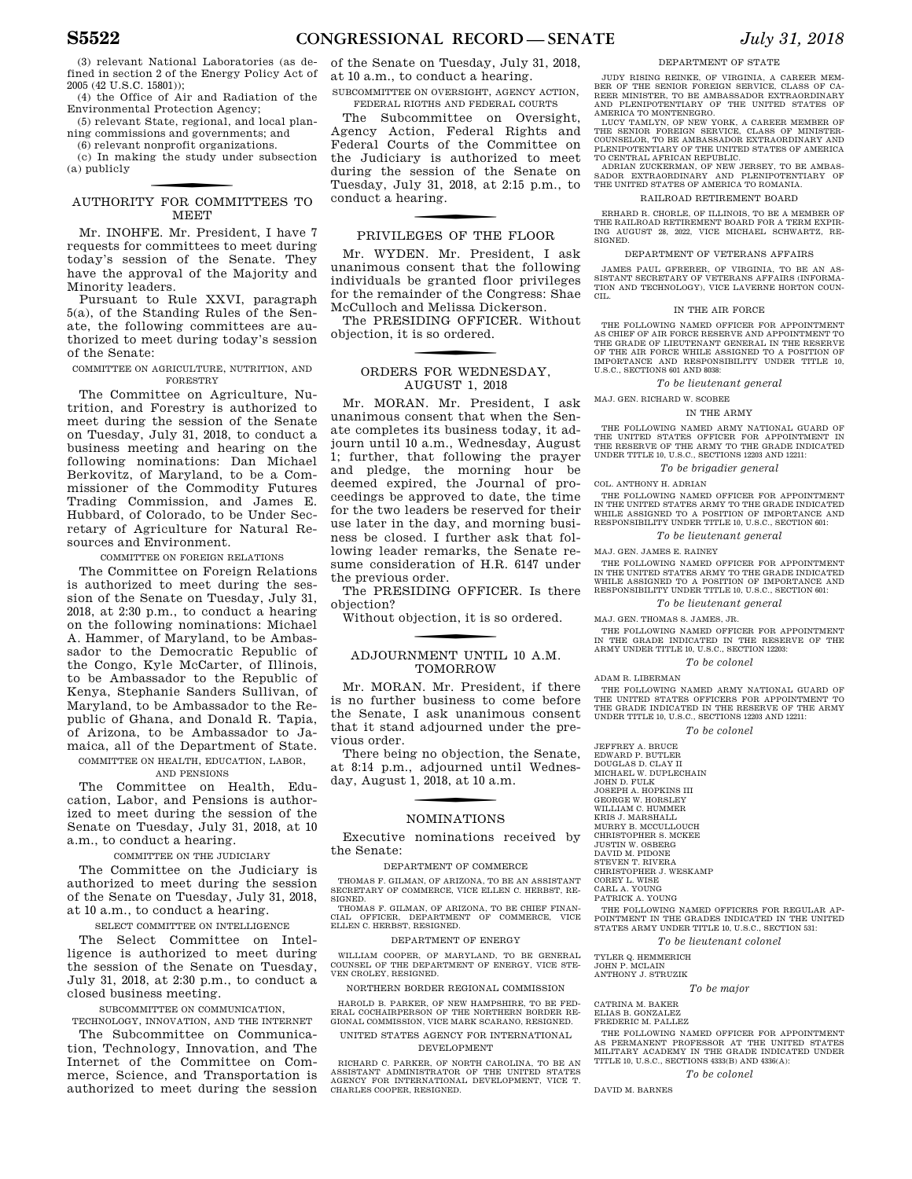(3) relevant National Laboratories (as defined in section 2 of the Energy Policy Act of 2005 (42 U.S.C. 15801));

(4) the Office of Air and Radiation of the Environmental Protection Agency;

(5) relevant State, regional, and local planning commissions and governments; and

(6) relevant nonprofit organizations.

(c) In making the study under subsection (a) publicly

## AUTHORITY FOR COMMITTEES TO MEET

Mr. INHOFE. Mr. President, I have 7 requests for committees to meet during today's session of the Senate. They have the approval of the Majority and Minority leaders.

Pursuant to Rule XXVI, paragraph 5(a), of the Standing Rules of the Senate, the following committees are authorized to meet during today's session of the Senate:

COMMITTEE ON AGRICULTURE, NUTRITION, AND FORESTRY

The Committee on Agriculture, Nutrition, and Forestry is authorized to meet during the session of the Senate on Tuesday, July 31, 2018, to conduct a business meeting and hearing on the following nominations: Dan Michael Berkovitz, of Maryland, to be a Commissioner of the Commodity Futures Trading Commission, and James E. Hubbard, of Colorado, to be Under Secretary of Agriculture for Natural Resources and Environment.

COMMITTEE ON FOREIGN RELATIONS

The Committee on Foreign Relations is authorized to meet during the session of the Senate on Tuesday, July 31, 2018, at 2:30 p.m., to conduct a hearing on the following nominations: Michael A. Hammer, of Maryland, to be Ambassador to the Democratic Republic of the Congo, Kyle McCarter, of Illinois, to be Ambassador to the Republic of Kenya, Stephanie Sanders Sullivan, of Maryland, to be Ambassador to the Republic of Ghana, and Donald R. Tapia, of Arizona, to be Ambassador to Jamaica, all of the Department of State.

COMMITTEE ON HEALTH, EDUCATION, LABOR, AND PENSIONS

The Committee on Health, Education, Labor, and Pensions is authorized to meet during the session of the Senate on Tuesday, July 31, 2018, at 10 a.m., to conduct a hearing.

COMMITTEE ON THE JUDICIARY

The Committee on the Judiciary is authorized to meet during the session of the Senate on Tuesday, July 31, 2018, at 10 a.m., to conduct a hearing.

SELECT COMMITTEE ON INTELLIGENCE

The Select Committee on Intelligence is authorized to meet during the session of the Senate on Tuesday, July 31, 2018, at 2:30 p.m., to conduct a closed business meeting.

SUBCOMMITTEE ON COMMUNICATION, TECHNOLOGY, INNOVATION, AND THE INTERNET

The Subcommittee on Communication, Technology, Innovation, and The Internet of the Committee on Commerce, Science, and Transportation is authorized to meet during the session of the Senate on Tuesday, July 31, 2018, at 10 a.m., to conduct a hearing.

SUBCOMMITTEE ON OVERSIGHT, AGENCY ACTION, FEDERAL RIGTHS AND FEDERAL COURTS

The Subcommittee on Oversight, Agency Action, Federal Rights and Federal Courts of the Committee on the Judiciary is authorized to meet during the session of the Senate on Tuesday, July 31, 2018, at 2:15 p.m., to conduct a hearing.

## PRIVILEGES OF THE FLOOR

Mr. WYDEN. Mr. President, I ask unanimous consent that the following individuals be granted floor privileges for the remainder of the Congress: Shae McCulloch and Melissa Dickerson.

The PRESIDING OFFICER. Without objection, it is so ordered.

## ORDERS FOR WEDNESDAY, AUGUST 1, 2018

Mr. MORAN. Mr. President, I ask unanimous consent that when the Senate completes its business today, it adjourn until 10 a.m., Wednesday, August 1; further, that following the prayer and pledge, the morning hour be deemed expired, the Journal of proceedings be approved to date, the time for the two leaders be reserved for their use later in the day, and morning business be closed. I further ask that following leader remarks, the Senate resume consideration of H.R. 6147 under the previous order.

The PRESIDING OFFICER. Is there objection?

Without objection, it is so ordered.

## ADJOURNMENT UNTIL 10 A.M. TOMORROW

Mr. MORAN. Mr. President, if there is no further business to come before the Senate, I ask unanimous consent that it stand adjourned under the previous order.

There being no objection, the Senate, at 8:14 p.m., adjourned until Wednesday, August 1, 2018, at 10 a.m.

## NOMINATIONS

Executive nominations received by the Senate:

DEPARTMENT OF COMMERCE

THOMAS F. GILMAN, OF ARIZONA, TO BE AN ASSISTANT SECRETARY OF COMMERCE, VICE ELLEN C. HERBST, RESIGNED.

THOMAS F. GILMAN, OF ARIZONA, TO BE CHIEF FINANCIAL OFFICER, DEPARTMENT OF COMMERCE, VICE ELLEN C. HERBST, RESIGNED.

DEPARTMENT OF ENERGY

WILLIAM COOPER, OF MARYLAND, TO BE GENERAL COUNSEL OF THE DEPARTMENT OF ENERGY, VICE STEVEN CROLEY, RESIGNED.

NORTHERN BORDER REGIONAL COMMISSION

HAROLD B. PARKER, OF NEW HAMPSHIRE, TO BE FEDERAL COCHAIRPERSON OF THE NORTHERN BORDER REGIONAL COMMISSION, VICE MARK SCARANO, RESIGNED.

UNITED STATES AGENCY FOR INTERNATIONAL DEVELOPMENT

RICHARD C. PARKER, OF NORTH CAROLINA, TO BE AN ASSISTANT ADMINISTRATOR OF THE UNITED STATES AGENCY FOR INTERNATIONAL DEVELOPMENT, VICE T. CHARLES COOPER, RESIGNED.

DEPARTMENT OF STATE

JUDY RISING REINKE, OF VIRGINIA, A CAREER MEMBER OF THE SENIOR FOREIGN SERVICE, CLASS OF CAREER MINISTER, TO BE AMBASSADOR EXTRAORDINARY AND PLENIPOTENTIARY OF THE UNITED STATES OF AMERICA TO MONTENEGRO.

LUCY TAMLYN, OF NEW YORK, A CAREER MEMBER OF THE SENIOR FOREIGN SERVICE, CLASS OF MINISTER-COUNSELOR, TO BE AMBASSADOR EXTRAORDINARY AND PLENIPOTENTIARY OF THE UNITED STATES OF AMERICA TO CENTRAL AFRICAN REPUBLIC.

ADRIAN ZUCKERMAN, OF NEW JERSEY, TO BE AMBASSADOR EXTRAORDINARY AND PLENIPOTENTIARY OF THE UNITED STATES OF AMERICA TO ROMANIA.

RAILROAD RETIREMENT BOARD

ERHARD R. CHORLE, OF ILLINOIS, TO BE A MEMBER OF THE RAILROAD RETIREMENT BOARD FOR A TERM EXPIRING AUGUST 28, 2022, VICE MICHAEL SCHWARTZ, RESIGNED.

DEPARTMENT OF VETERANS AFFAIRS

JAMES PAUL GFRERER, OF VIRGINIA, TO BE AN ASSISTANT SECRETARY OF VETERANS AFFAIRS (INFORMATION AND TECHNOLOGY), VICE LAVERNE HORTON COUNCIL.

IN THE AIR FORCE

THE FOLLOWING NAMED OFFICER FOR APPOINTMENT AS CHIEF OF AIR FORCE RESERVE AND APPOINTMENT TO THE GRADE OF LIEUTENANT GENERAL IN THE RESERVE OF THE AIR FORCE WHILE ASSIGNED TO A POSITION OF IMPORTANCE AND RESPONSIBILITY UNDER TITLE 10, U.S.C., SECTIONS 601 AND 8038:

*To be lieutenant general*

MAJ. GEN. RICHARD W. SCOBEE

IN THE ARMY

THE FOLLOWING NAMED ARMY NATIONAL GUARD OF THE UNITED STATES OFFICER FOR APPOINTMENT IN THE RESERVE OF THE ARMY TO THE GRADE INDICATED UNDER TITLE 10, U.S.C., SECTIONS 12203 AND 12211:

*To be brigadier general*

COL. ANTHONY H. ADRIAN

THE FOLLOWING NAMED OFFICER FOR APPOINTMENT IN THE UNITED STATES ARMY TO THE GRADE INDICATED WHILE ASSIGNED TO A POSITION OF IMPORTANCE AND RESPONSIBILITY UNDER TITLE 10, U.S.C., SECTION 601:

*To be lieutenant general*

MAJ. GEN. JAMES E. RAINEY

THE FOLLOWING NAMED OFFICER FOR APPOINTMENT IN THE UNITED STATES ARMY TO THE GRADE INDICATED WHILE ASSIGNED TO A POSITION OF IMPORTANCE AND RESPONSIBILITY UNDER TITLE 10, U.S.C., SECTION 601:

*To be lieutenant general*

MAJ. GEN. THOMAS S. JAMES, JR.

THE FOLLOWING NAMED OFFICER FOR APPOINTMENT IN THE GRADE INDICATED IN THE RESERVE OF THE ARMY UNDER TITLE 10, U.S.C., SECTION 12203:

*To be colonel*

ADAM R. LIBERMAN

THE FOLLOWING NAMED ARMY NATIONAL GUARD OF THE UNITED STATES OFFICERS FOR APPOINTMENT TO THE GRADE INDICATED IN THE RESERVE OF THE ARMY UNDER TITLE 10, U.S.C., SECTIONS 12203 AND 12211:

*To be colonel*

JEFFREY A. BRUCE
EDWARD P. BUTLER
DOUGLAS D. CLAY II
MICHAEL W. DUPLECHAIN
JOHN D. FULK
JOSEPH A. HOPKINS III
GEORGE W. HORSLEY
WILLIAM C. HUMMER
KRIS J. MARSHALL
MURRY B. MCCULLOUCH
CHRISTOPHER S. MCKEE
JUSTIN W. OSBERG
DAVID M. PIDONE
STEVEN T. RIVERA
CHRISTOPHER J. WESKAMP
COREY L. WISE
CARL A. YOUNG
PATRICK A. YOUNG

THE FOLLOWING NAMED OFFICERS FOR REGULAR APPOINTMENT IN THE GRADES INDICATED IN THE UNITED STATES ARMY UNDER TITLE 10, U.S.C., SECTION 531:

*To be lieutenant colonel*

TYLER Q. HEMMERICH
JOHN P. MCLAIN
ANTHONY J. STRUZIK

*To be major*

CATRINA M. BAKER
ELIAS B. GONZALEZ
FREDERIC M. PALLEZ

THE FOLLOWING NAMED OFFICER FOR APPOINTMENT AS PERMANENT PROFESSOR AT THE UNITED STATES MILITARY ACADEMY IN THE GRADE INDICATED UNDER TITLE 10, U.S.C., SECTIONS 4333(B) AND 4336(A):

*To be colonel*

DAVID M. BARNES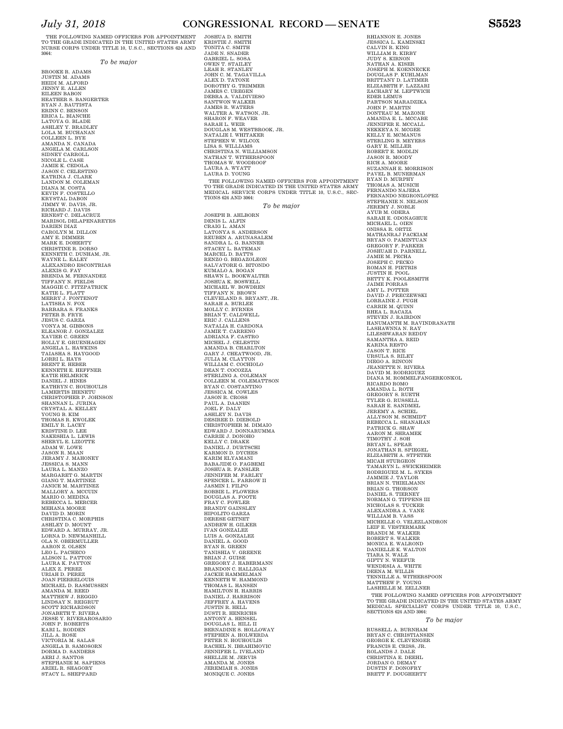THE FOLLOWING NAMED OFFICERS FOR APPOINTMENT TO THE GRADE INDICATED IN THE UNITED STATES ARMY NURSE CORPS UNDER TITLE 10, U.S.C., SECTIONS 624 AND 3064:

*To be major*

BROOKE R. ADAMS
JUSTIN M. ADAMS
HEIDI M. ALFORD
JENNY E. ALLEN
EILEEN BABON
HEATHER S. BANGERTER
RYAN J. BAUTISTA
ERINN C. BENSON
ERICA L. BIANCHE
LATOYA G. BLADE
ASHLEY Y. BRADLEY
LOLA M. BUCHANAN
COLLEEN L. BYE
AMANDA N. CANADA
ANGELA M. CARLSON
SIDNEY CARROLL
NICOLE L. CASE
JAMIE K. CEDOLA
JASON C. CELESTINO
KATRINA J. CLARK
LANDON M. COLEMAN
DIANA M. COSTA
KEVIN F. COSTELLO
KRYSTAL DABON
JIMMY W. DAVIS, JR.
RICHARD J. DAVIS
ERNEST C. DELACRUZ
MARISOL DELAPENAREYES
DARIEN DIAZ
CAROLYN M. DILLON
AMY E. DIMMER
MARK E. DOHERTY
CHRISTINE R. DORSO
KENNETH C. DUNHAM, JR.
WAYNE L. EALEY
ALEXANDRO ESCONTRIAS
ALEXIS G. FAY
BRENDA M. FERNANDEZ
TIFFANY N. FIELDS
MAGGIE C. FITZPATRICK
KATIE L. FLATT
MERRY J. FONTENOT
LATISHA N. FOX
BARBARA S. FRANKS
PETER B. FRYE
JESUS C. GARZA
VONYA M. GIBBONS
ELEANOR J. GONZALEZ
XAVIER C. GREEN
HOLLY E. GRUENHAGEN
ANGELA L. HAWKINS
TAIASHA S. HAYGOOD
LORRI L. HAYS
BRENT E. HEBER
KENNETH E. HEFFNER
KATIE HELMRICK
DANIEL J. HINES
KATHRYN C. HOUHOULIS
LAMERTIS IHENETU
CHRISTOPHER P. JOHNSON
SHANNAN L. JURINA
CRYSTAL A. KELLEY
YOUNG B. KIM
THOMAS R. KWOLEK
EMILY R. LACEY
KRISTINE D. LEE
NAKESHIA L. LEWIS
SHERYL E. LIZOTTE
ADAM W. LOWE
JASON R. MAAN
JERAMY J. MAHONEY
JESSICA S. MANN
LAURA L. MANZO
MARGARET G. MARTIN
GIANG T. MARTINEZ
JANICE M. MARTINEZ
MALLORY A. MCCUIN
MARIO O. MEDINA
REBECCA L. MERCER
MEHANA MOORE
DAVID D. MORIN
CHRISTINA C. MORPHIS
ASHLEY D. MOUNT
EDWARD A. MURRAY, JR.
LORNA D. NEWMANHILL
OLA N. OBERMULLER
AARON Z. OLSEN
LEO L. PACHECO
ALISON L. PATTON
LAURA K. PAYTON
ALEX Z. PEREZ
URIAH D. PEREZ
JOAN PIERRELOUIS
MICHAEL D. RASMUSSEN
AMANDA M. REED
MATTHEW J. REGGIO
LINDSAY N. REIGRUT
SCOTT RICHARDSON
JONABETH T. RIVERA
JESSE Y. RIVERAROSARIO
JOHN P. ROBERTS
KARI L. RODDEN
JILL A. ROSE
VICTORIA M. SALAS
ANGELA B. SAMOSORN
DORMA D. SANDERS
AERI J. SANTOS
STEPHANIE M. SAPIENS
ARIEL R. SHAGORY
STACY L. SHEPPARD
JOSHUA D. SMITH
KRISTIE J. SMITH
TONITA C. SMITH
JADE N. SNADER
GABRIEL L. SOSA
OWEN T. STAILEY
LEAH R. STANLEY
JOHN C. M. TAGAVILLA
ALEX D. TATONE
DOROTHY G. TRIMMER
JAMES C. UREGEN
DEBRA A. VALDIVIESO
SANTWON WALKER
JAMES R. WATERS
WALTER A. WATSON, JR.
SHARON F. WEAVER
SARAH L. WEIR
DOUGLAS M. WESTBROOK, JR.
NATALIE I. WHITAKER
STEPHEN W. WILCOX
LISA S. WILLIAMS
CHRISTINA N. WILLIAMSON
NATHAN T. WITHERSPOON
THOMAS W. WOODROOF
LAURA A. WYATT
LAURA D. YOUNG

THE FOLLOWING NAMED OFFICERS FOR APPOINTMENT TO THE GRADE INDICATED IN THE UNITED STATES ARMY MEDICAL SERVICE CORPS UNDER TITLE 10, U.S.C., SECTIONS 624 AND 3064:

*To be major*

JOSEPH B. AHLBORN
DENIS L. ALFIN
CRAIG L. AMAN
LATONYA S. ANDERSON
REUBEN A. ARUNASALEM
SANDRA L. G. BANNER
STACEY L. BATEMAN
MARCEL D. BATTS
RENZO G. BEGAZOLEON
SALVATORE G. BITONDO
KUMALO A. BOGAN
SHAWN L. BOOKWALTER
JOSHUA K. BOSWELL
MICHAEL W. BOWDREN
TIFFANY N. BROWN
CLEVELAND S. BRYANT, JR.
SARAH A. BURLEE
MOLLY C. BYRNES
BRIAN T. CALDWELL
ERIC J. CALLENS
NATALIA H. CARDONA
JAMIE T. CARRENO
ADRIANA F. CASTRO
MICHEL J. CELESTIN
AMANDA B. CHARLTON
GARY J. CHEATWOOD, JR.
JULIA M. CLAYTON
WILLIAM C. COCHIOLO
DEAN T. COCOZZA
STERLING A. COLEMAN
COLLEEN M. COLEMATTSON
RYAN C. COSTANTINO
JESSICA M. COWLES
JASON R. CROSS
PAUL A. DAANEN
JOEL F. DALY
ASHLEY N. DAVIS
DESIREE D. DIEBOLD
CHRISTOPHER M. DIMAIO
EDWARD J. DONNARUMMA
CARRIE J. DONOHO
KELLY C. DRAKE
DANIEL J. DURTSCHI
KARMON D. DYCHES
KARIM ELYAMANI
BABAJIDE O. FAGBEMI
JOSHUA R. FANSLER
JENNIFER M. FARLEY
SPENCER L. FARROW II
JASMIN I. FILPO
ROBBIE L. FLOWERS
DOUGLAS A. FOOTE
FRAY C. FOWLER
BRANDY GAINSLEY
HIPOLITO GARZA
DERESE GETNET
ANDREW H. GILKER
IVAN GONZALEZ
LUIS A. GONZALEZ
DANIEL A. GOOD
RYAN R. GREEN
TANISHIA V. GREENE
BRIAN J. GUISE
GREGORY J. HABERMANN
BRANDON C. HALLIGAN
JACKIE HAMMELMAN
KENNETH W. HAMMOND
THOMAS L. HANSEN
HAMILTON H. HARRIS
DANIEL J. HARRISON
JEFFREY A. HAVENS
JUSTIN R. HELL
DUSTI R. HENRICHS
ANTONY A. HENSEL
DOUGLAS L. HILL II
BERNADINE S. HOLLOWAY
STEPHEN A. HOLWERDA
PETER N. HOUHOULIS
RACHEL N. IBRAHIMOVIC
JENNIFER L. IVELAND
SHELLIE M. JERVIS
AMANDA M. JONES
JEREMIAH S. JONES
MONIQUE C. JONES
RHIANNON E. JONES
JESSICA L. KAMINSKI
CALVIN R. KING
WILLIAM R. KIRBY
JUDY S. KIRNON
NATHAN A. KISER
JOSEPH M. KOENNECKE
DOUGLAS P. KUHLMAN
BRITTANY D. LATIMER
ELIZABETH F. LAZZARI
ZACHARY M. LEFTWICH
EDER LEMUS
PARTSON MARADZIKA
JOHN P. MARTIN
DONTEAU M. MAZONE
AMANDA E. L. MCCABE
JENNIFER E. MCCALL
NEKKEYA N. MCGEE
KELLY E. MCMANUS
STERLING B. MEYERS
GARY E. MILLER
ROBERT E. MODLIN
JASON R. MOODY
RICH A. MOORE
SUZANNAH E. MORRISON
PAVEL B. MUNERMAN
RYAN D. MURPHY
THOMAS A. MUSICH
FERNANDO NAJERA
FERNANDO NEGRONLOPEZ
STEPHANIE N. NELSON
JEREMY J. NOBLE
AYUB M. ODERA
SARAH E. ODONAGHUE
MICHAEL L. OIEN
ONISSA R. ORTIZ
MATHANRAJ PACKIAM
BRYAN O. PAMINTUAN
GREGORY F. PARKER
JOSHUAH D. PARNELL
JAMIE M. PECHA
JOSEPH C. PECKO
ROMAN H. PIETRIS
JUSTIN H. POOL
BETTY K. POOLESMITH
JAIME PORRAS
AMY L. POTTER
DAVID J. PRECZEWSKI
LORRAINE J. PUGH
CARRIE M. QUINN
RHEA L. RACAZA
STEVEN J. RAIRDON
HANUMANTH M. RAVINDRANATH
LASHAWNNA N. RAY
LILESHWARAN REDDY
SAMANTHA A. REID
KARINA RESTO
JASON T. RICE
URSULA S. RILEY
DIEGO A. RINCON
JEANETTE N. RIVERA
DAVID M. RODRIGUEZ
DIANA M. ROMMELFANGERKONKOL
RICARDO ROMO
AMANDA L. ROTH
GREGORY S. RUETH
TYLER G. RUSSELL
SARAH E. SANDMEL
JEREMY A. SCHIEL
ALLYSON M. SCHMIDT
REBECCA L. SHANAHAN
PATRICK G. SHAW
AARON M. SHRAMEK
TIMOTHY J. SOH
BRYAN L. SPEAR
JONATHAN R. SPIEGEL
ELIZABETH A. STPETER
MICAH STURGEON
TAMARYN L. SWICKHEIMER
RODRIGUEZ M. L. SYKES
JAMMIE J. TAYLOR
BRIAN N. THIELMANN
BRIAN G. THORSON
DANIEL S. TIERNEY
NORMAN G. TIPPENS III
NICHOLAS S. TUCKER
ALEXANDRA A. VANE
WILLIAM B. VASS
MICHELLE O. VELEZLANDRON
LEIF E. VESTERMARK
BRANDI M. WALKER
ROBERT S. WALKER
MONICA E. WALROND
DANIELLE K. WALTON
TIARA N. WALZ
GIFTY N. WEEFUR
WENDESIA A. WHITE
DEENA M. WILLIS
TENNILLE A. WITHERSPOON
MATTHEW P. YOUNG
LASHELLE M. ZELLNER

THE FOLLOWING NAMED OFFICERS FOR APPOINTMENT TO THE GRADE INDICATED IN THE UNITED STATES ARMY MEDICAL SPECIALIST CORPS UNDER TITLE 10, U.S.C., SECTIONS 624 AND 3064:

*To be major*

RUSSELL A. BURNHAM
BRYAN C. CHRISTIANSEN
GEORGE K. CLEVENGER
FRANCIS E. CRISS, JR.
ROLANDS J. DALE
CHRISTINA E. DEEHL
JORDAN O. DEMAY
DUSTIN F. DONOFRY
BRETT F. DOUGHERTY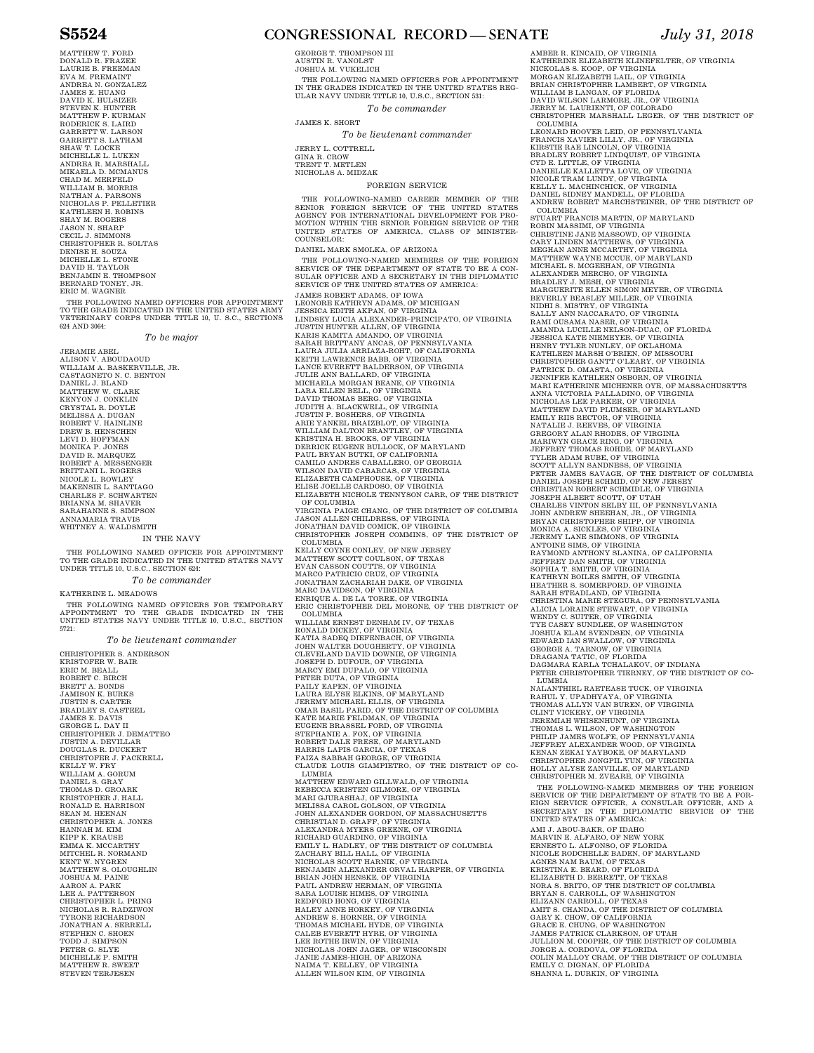MATTHEW T. FORD
DONALD R. FRAZEE
LAURIE B. FREEMAN
EVA M. FREMAINT
ANDREA N. GONZALEZ
JAMES E. HUANG
DAVID K. HULSIZER
STEVEN K. HUNTER
MATTHEW P. KURMAN
RODERICK S. LAIRD
GARRETT W. LARSON
GARRETT S. LATHAM
SHAW T. LOCKE
MICHELLE L. LUKEN
ANDREA R. MARSHALL
MIKAELA D. MCMANUS
CHAD M. MERFELD
WILLIAM B. MORRIS
NATHAN A. PARSONS
NICHOLAS P. PELLETIER
KATHLEEN H. ROBINS
SHAY M. ROGERS
JASON N. SHARP
CECIL J. SIMMONS
CHRISTOPHER R. SOLTAS
DENISE H. SOUZA
MICHELLE L. STONE
DAVID H. TAYLOR
BENJAMIN E. THOMPSON
BERNARD TONEY, JR.
ERIC M. WAGNER

THE FOLLOWING NAMED OFFICERS FOR APPOINTMENT TO THE GRADE INDICATED IN THE UNITED STATES ARMY VETERINARY CORPS UNDER TITLE 10, U. S.C., SECTIONS 624 AND 3064:

*To be major*

JERAMIE ABEL
ALISON V. ABOUDAOUD
WILLIAM A. BASKERVILLE, JR.
CASTAGNETO N. C. BENTON
DANIEL J. BLAND
MATTHEW W. CLARK
KENYON J. CONKLIN
CRYSTAL R. DOYLE
MELISSA A. DUGAN
ROBERT V. HAINLINE
DREW B. HENSCHEN
LEVI D. HOFFMAN
MONIKA P. JONES
DAVID R. MARQUEZ
ROBERT A. MESSENGER
BRITTANI L. ROGERS
NICOLE L. ROWLEY
MAKENSIE L. SANTIAGO
CHARLES F. SCHWARTEN
BRIANNA M. SHAVER
SARAHANNE S. SIMPSON
ANNAMARIA TRAVIS
WHITNEY A. WALDSMITH

## IN THE NAVY

THE FOLLOWING NAMED OFFICER FOR APPOINTMENT TO THE GRADE INDICATED IN THE UNITED STATES NAVY UNDER TITLE 10, U.S.C., SECTION 624:

*To be commander*

KATHERINE L. MEADOWS

THE FOLLOWING NAMED OFFICERS FOR TEMPORARY APPOINTMENT TO THE GRADE INDICATED IN THE UNITED STATES NAVY UNDER TITLE 10, U.S.C., SECTION 5721:

*To be lieutenant commander*

CHRISTOPHER S. ANDERSON
KRISTOFER W. BAIR
ERIC M. BEALL
ROBERT C. BIRCH
BRETT A. BONDS
JAMISON K. BURKS
JUSTIN S. CARTER
BRADLEY S. CASTEEL
JAMES E. DAVIS
GEORGE L. DAY II
CHRISTOPHER J. DEMATTEO
JUSTIN A. DEVILLAR
DOUGLAS R. DUCKERT
CHRISTOFER J. FACKRELL
KELLY W. FRY
WILLIAM A. GORUM
DANIEL S. GRAY
THOMAS D. GROARK
KRISTOPHER J. HALL
RONALD E. HARRISON
SEAN M. HEENAN
CHRISTOPHER A. JONES
HANNAH M. KIM
KIPP K. KRAUSE
EMMA K. MCCARTHY
MITCHEL R. NORMAND
KENT W. NYGREN
MATTHEW S. OLOUGHLIN
JOSHUA M. PAINE
AARON A. PARK
LEE A. PATTERSON
CHRISTOPHER L. PRING
NICHOLAS R. RADZIWON
TYRONE RICHARDSON
JONATHAN A. SERRELL
STEPHEN C. SHOEN
TODD J. SIMPSON
PETER G. SLYE
MICHELLE P. SMITH
MATTHEW R. SWEET
STEVEN TERJESEN
GEORGE T. THOMPSON III
AUSTIN R. VANOLST
JOSHUA M. VUKELICH

THE FOLLOWING NAMED OFFICERS FOR APPOINTMENT IN THE GRADES INDICATED IN THE UNITED STATES REGULAR NAVY UNDER TITLE 10, U.S.C., SECTION 531:

*To be commander*

JAMES K. SHORT

*To be lieutenant commander*

JERRY L. COTTRELL
GINA R. CROW
TRENT T. METLEN
NICHOLAS A. MIDZAK

## FOREIGN SERVICE

THE FOLLOWING-NAMED CAREER MEMBER OF THE SENIOR FOREIGN SERVICE OF THE UNITED STATES AGENCY FOR INTERNATIONAL DEVELOPMENT FOR PROMOTION WITHIN THE SENIOR FOREIGN SERVICE OF THE UNITED STATES OF AMERICA, CLASS OF MINISTER-COUNSELOR:

DANIEL MARK SMOLKA, OF ARIZONA

THE FOLLOWING-NAMED MEMBERS OF THE FOREIGN SERVICE OF THE DEPARTMENT OF STATE TO BE A CONSULAR OFFICER AND A SECRETARY IN THE DIPLOMATIC SERVICE OF THE UNITED STATES OF AMERICA:

JAMES ROBERT ADAMS, OF IOWA
LEONORE KATHRYN ADAMS, OF MICHIGAN
JESSICA EDITH AKPAN, OF VIRGINIA
LINDSEY LUCIA ALEXANDER–PRINCIPATO, OF VIRGINIA
JUSTIN HUNTER ALLEN, OF VIRGINIA
KARIS KAMITA AMANDO, OF VIRGINIA
SARAH BRITTANY ANCAS, OF PENNSYLVANIA
LAURA JULIA ARRIAZA-ROHT, OF CALIFORNIA
KEITH LAWRENCE BABB, OF VIRGINIA
LANCE EVERETT BALDERSON, OF VIRGINIA
JULIE ANN BALLARD, OF VIRGINIA
MICHAELA MORGAN BEANE, OF VIRGINIA
LARA ELLEN BELL, OF VIRGINIA
DAVID THOMAS BERG, OF VIRGINIA
JUDITH A. BLACKWELL, OF VIRGINIA
JUSTIN P. BOSHERS, OF VIRGINIA
ARIE YANKEL BRAIZBLOT, OF VIRGINIA
WILLIAM DALTON BRANTLEY, OF VIRGINIA
KRISTINA H. BROOKS, OF VIRGINIA
DERRICK EUGENE BULLOCK, OF MARYLAND
PAUL BRYAN BUTKI, OF CALIFORNIA
CAMILO ANDRES CABALLERO, OF GEORGIA
WILSON DAVID CABARCAS, OF VIRGINIA
ELIZABETH CAMPHOUSE, OF VIRGINIA
ELISE JOELLE CARDOSO, OF VIRGINIA
ELIZABETH NICHOLE TENNYSON CARR, OF THE DISTRICT OF COLUMBIA
VIRGINIA PAIGE CHANG, OF THE DISTRICT OF COLUMBIA
JASON ALLEN CHILDRESS, OF VIRGINIA
JONATHAN DAVID COMICK, OF VIRGINIA
CHRISTOPHER JOSEPH COMMINS, OF THE DISTRICT OF COLUMBIA
KELLY COYNE CONLEY, OF NEW JERSEY
MATTHEW SCOTT COULSON, OF TEXAS
EVAN CASSON COUTTS, OF VIRGINIA
MARCO PATRICIO CRUZ, OF VIRGINIA
JONATHAN ZACHARIAH DAKE, OF VIRGINIA
MARC DAVIDSON, OF VIRGINIA
ENRIQUE A. DE LA TORRE, OF VIRGINIA
ERIC CHRISTOPHER DEL MORONE, OF THE DISTRICT OF COLUMBIA
WILLIAM ERNEST DENHAM IV, OF TEXAS
RONALD DICKEY, OF VIRGINIA
KATIA SADEQ DIEFENBACH, OF VIRGINIA
JOHN WALTER DOUGHERTY, OF VIRGINIA
CLEVELAND DAVID DOWNIE, OF VIRGINIA
JOSEPH D. DUFOUR, OF VIRGINIA
MARCY EMI DUPALO, OF VIRGINIA
PETER DUTA, OF VIRGINIA
PAILY EAPEN, OF VIRGINIA
LAURA ELYSE ELKINS, OF MARYLAND
JEREMY MICHAEL ELLIS, OF VIRGINIA
OMAR BASIL FARID, OF THE DISTRICT OF COLUMBIA
KATE MARIE FELDMAN, OF VIRGINIA
EUGENE BRASSEL FORD, OF VIRGINIA
STEPHANIE A. FOX, OF VIRGINIA
ROBERT DALE FRESE, OF MARYLAND
HARRIS LAPIS GARCIA, OF TEXAS
FAIZA SABBAH GEORGE, OF VIRGINIA
CLAUDE LOUIS GIAMPIETRO, OF THE DISTRICT OF COLUMBIA
MATTHEW EDWARD GILLWALD, OF VIRGINIA
REBECCA KRISTEN GILMORE, OF VIRGINIA
MARI GJURASHAJ, OF VIRGINIA
MELISSA CAROL GOLSON, OF VIRGINIA
JOHN ALEXANDER GORDON, OF MASSACHUSETTS
CHRISTIAN D. GRAFF, OF VIRGINIA
ALEXANDRA MYERS GREENE, OF VIRGINIA
RICHARD GUARDINO, OF VIRGINIA
EMILY L. HADLEY, OF THE DISTRICT OF COLUMBIA
ZACHARY BILL HALL, OF VIRGINIA
NICHOLAS SCOTT HARNIK, OF VIRGINIA
BENJAMIN ALEXANDER ORVAL HARPER, OF VIRGINIA
BRIAN JOHN HENSKE, OF VIRGINIA
PAUL ANDREW HERMAN, OF VIRGINIA
SARA LOUISE HIMES, OF VIRGINIA
REDFORD HONG, OF VIRGINIA
HALEY ANNE HORKEY, OF VIRGINIA
ANDREW S. HORNER, OF VIRGINIA
THOMAS MICHAEL HYDE, OF VIRGINIA
CALEB EVERETT HYRE, OF VIRGINIA
LEE ROTHE IRWIN, OF VIRGINIA
NICHOLAS JOHN JAGER, OF WISCONSIN
JANIE JAMES-HIGH, OF ARIZONA
NAIMA T. KELLEY, OF VIRGINIA
ALLEN WILSON KIM, OF VIRGINIA
AMBER R. KINCAID, OF VIRGINIA
KATHERINE ELIZABETH KLINEFELTER, OF VIRGINIA
NICKOLAS S. KOOP, OF VIRGINIA
MORGAN ELIZABETH LAIL, OF VIRGINIA
BRIAN CHRISTOPHER LAMBERT, OF VIRGINIA
WILLIAM B LANGAN, OF FLORIDA
DAVID WILSON LARMORE, JR., OF VIRGINIA
JERRY M. LAURIENTI, OF COLORADO
CHRISTOPHER MARSHALL LEGER, OF THE DISTRICT OF COLUMBIA
LEONARD HOOVER LEID, OF PENNSYLVANIA
FRANCIS XAVIER LILLY, JR., OF VIRGINIA
KIRSTIE RAE LINCOLN, OF VIRGINIA
BRADLEY ROBERT LINDQUIST, OF VIRGINIA
CYD E. LITTLE, OF VIRGINIA
DANIELLE KALLETTA LOVE, OF VIRGINIA
NICOLE TRAM LUNDY, OF VIRGINIA
KELLY L. MACHINCHICK, OF VIRGINIA
DANIEL SIDNEY MANDELL, OF FLORIDA
ANDREW ROBERT MARCHSTEINER, OF THE DISTRICT OF COLUMBIA
STUART FRANCIS MARTIN, OF MARYLAND
ROBIN MASSIMI, OF VIRGINIA
CHRISTINE JANE MASSOWD, OF VIRGINIA
CARY LINDEN MATTHEWS, OF VIRGINIA
MEGHAN ANNE MCCARTHY, OF VIRGINIA
MATTHEW WAYNE MCCUE, OF MARYLAND
MICHAEL S. MCGEEHAN, OF VIRGINIA
ALEXANDER MERCHO, OF VIRGINIA
BRADLEY J. MESH, OF VIRGINIA
MARGUERITE ELLEN SIMON MEYER, OF VIRGINIA
BEVERLY BEASLEY MILLER, OF VIRGINIA
NIDHI S. MISTRY, OF VIRGINIA
SALLY ANN NACCARATO, OF VIRGINIA
RAMI OUSAMA NASER, OF VIRGINIA
AMANDA LUCILLE NELSON–DUAC, OF FLORIDA
JESSICA KATE NIEMEYER, OF VIRGINIA
HENRY TYLER NUNLEY, OF OKLAHOMA
KATHLEEN MARSH O'BRIEN, OF MISSOURI
CHRISTOPHER GANTT O'LEARY, OF VIRGINIA
PATRICK D. OMASTA, OF VIRGINIA
JENNIFER KATHLEEN OSBORN, OF VIRGINIA
MARI KATHERINE MICHENER OYE, OF MASSACHUSETTS
ANNA VICTORIA PALLADINO, OF VIRGINIA
NICHOLAS LEE PARKER, OF VIRGINIA
MATTHEW DAVID PLUMSER, OF MARYLAND
EMILY RIIS RECTOR, OF VIRGINIA
NATALIE J. REEVES, OF VIRGINIA
GREGORY ALAN RHODES, OF VIRGINIA
MARIWYN GRACE RING, OF VIRGINIA
JEFFREY THOMAS ROHDE, OF MARYLAND
TYLER ADAM RUBE, OF VIRGINIA
SCOTT ALLYN SANDNESS, OF VIRGINIA
PETER JAMES SAVAGE, OF THE DISTRICT OF COLUMBIA
DANIEL JOSEPH SCHMID, OF NEW JERSEY
CHRISTIAN ROBERT SCHMIDLE, OF VIRGINIA
JOSEPH ALBERT SCOTT, OF UTAH
CHARLES VINTON SELBY III, OF PENNSYLVANIA
JOHN ANDREW SHEEHAN, JR., OF VIRGINIA
BRYAN CHRISTOPHER SHIPP, OF VIRGINIA
MONICA A. SICKLES, OF VIRGINIA
JEREMY LANE SIMMONS, OF VIRGINIA
ANTOINE SIMS, OF VIRGINIA
RAYMOND ANTHONY SLANINA, OF CALIFORNIA
JEFFREY DAN SMITH, OF VIRGINIA
SOPHIA T. SMITH, OF VIRGINIA
KATHRYN BOILES SMITH, OF VIRGINIA
HEATHER S. SOMERFORD, OF VIRGINIA
SARAH STEADLAND, OF VIRGINIA
CHRISTINA MARIE STEGURA, OF PENNSYLVANIA
ALICIA LORAINE STEWART, OF VIRGINIA
WENDY C. SUITER, OF VIRGINIA
TYE CASEY SUNDLEE, OF WASHINGTON
JOSHUA ELAM SVENDSEN, OF VIRGINIA
EDWARD IAN SWALLOW, OF VIRGINIA
GEORGE A. TARNOW, OF VIRGINIA
DRAGANA TATIC, OF FLORIDA
DAGMARA KARLA TCHALAKOV, OF INDIANA
PETER CHRISTOPHER TIERNEY, OF THE DISTRICT OF COLUMBIA
NALANTHIEL RAETEASE TUCK, OF VIRGINIA
RAHUL Y. UPADHYAYA, OF VIRGINIA
THOMAS ALLYN VAN BUREN, OF VIRGINIA
CLINT VICKERY, OF VIRGINIA
JEREMIAH WHISENHUNT, OF VIRGINIA
THOMAS L. WILSON, OF WASHINGTON
PHILIP JAMES WOLFE, OF PENNSYLVANIA
JEFFREY ALEXANDER WOOD, OF VIRGINIA
KENAN ZEKAI YAYBOKE, OF MARYLAND
CHRISTOPHER JONGPIL YUN, OF VIRGINIA
HOLLY ALYSE ZANVILLE, OF MARYLAND
CHRISTOPHER M. ZVEARE, OF VIRGINIA

THE FOLLOWING-NAMED MEMBERS OF THE FOREIGN SERVICE OF THE DEPARTMENT OF STATE TO BE A FOREIGN SERVICE OFFICER, A CONSULAR OFFICER, AND A SECRETARY IN THE DIPLOMATIC SERVICE OF THE UNITED STATES OF AMERICA:

AMI J. ABOU-BAKR, OF IDAHO
MARVIN E. ALFARO, OF NEW YORK
ERNESTO L. ALFONSO, OF FLORIDA
NICOLE RODCHELLE BADEN, OF MARYLAND
AGNES NAM BAUM, OF TEXAS
KRISTINA E. BEARD, OF FLORIDA
ELIZABETH D. BERRETT, OF TEXAS
NORA S. BRITO, OF THE DISTRICT OF COLUMBIA
BRYAN S. CARROLL, OF WASHINGTON
ELIZANN CARROLL, OF TEXAS
AMIT S. CHANDA, OF THE DISTRICT OF COLUMBIA
GARY K. CHOW, OF CALIFORNIA
GRACE E. CHUNG, OF WASHINGTON
JAMES PATRICK CLARKSON, OF UTAH
JULLION M. COOPER, OF THE DISTRICT OF COLUMBIA
JORGE A. CORDOVA, OF FLORIDA
COLIN MALLOY CRAM, OF THE DISTRICT OF COLUMBIA
EMILY C. DIGNAN, OF FLORIDA
SHANNA L. DURKIN, OF VIRGINIA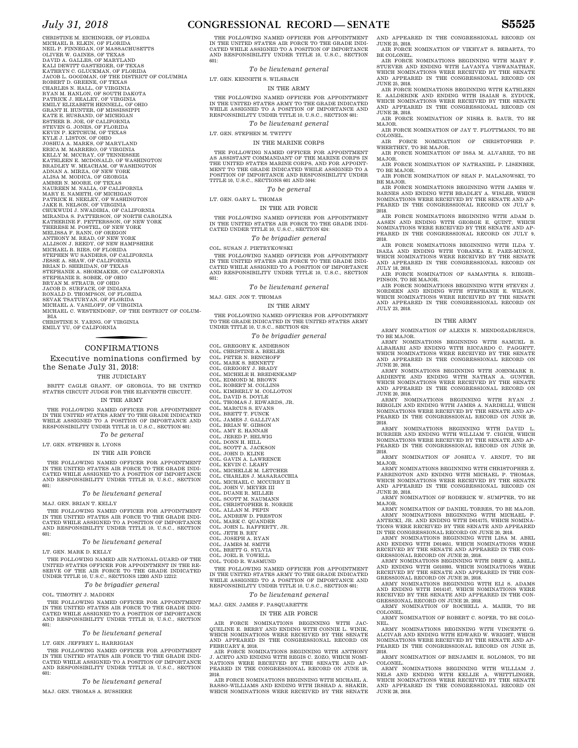CHRISTINE M. EICHINGER, OF FLORIDA
MICHAEL B. ELKIN, OF FLORIDA
NEIL P. FINNEGAN, OF MASSACHUSETTS
OLIVER W. GAINES, OF TEXAS
DAVID A. GALLES, OF MARYLAND
KALI DEWITT GASTEIGER, OF TEXAS
KATHRYN C. GLUCKMAN, OF FLORIDA
JACOB L. GOODMAN, OF THE DISTRICT OF COLUMBIA
ROBERT D. GREENE, OF TEXAS
CHARLES N. HALL, OF VIRGINIA
RYAN M. HANLON, OF SOUTH DAKOTA
PATRICK J. HEALEY, OF VIRGINIA
EMILY ELIZABETH HENNELL, OF OHIO
GRANT H. HUNTER, OF MISSISSIPPI
KATE E. HUSBAND, OF MICHIGAN
ESTHER B. JOE, OF CALIFORNIA
STEVEN G. JONES, OF FLORIDA
KEVIN P. KETCHUM, OF TEXAS
KYLE J. LISTON, OF OHIO
JOSHUA A. MARKS, OF MARYLAND
ERICA M. MARRERO, OF VIRGINIA
KELLY M. MCCRAY, OF TENNESSEE
KATHLEEN E. MCDONALD, OF WASHINGTON
BRADLEY W. MEACHAM, OF WASHINGTON
ADNAN A. MIRZA, OF NEW YORK
ALISA M. MODICA, OF GEORGIA
AMBER N. MOORE, OF TEXAS
NAUREEN M. NALIA, OF CALIFORNIA
MARY E. NAMETH, OF MICHIGAN
PATRICK H. NEELEY, OF WASHINGTON
JAKE R. NELSON, OF VIRGINIA
CHUKWUDI J. NWADIBIA, OF CALIFORNIA
MIRANDA S. PATTERSON, OF NORTH CAROLINA
KATHERINE F. PETTERSSON, OF NEW YORK
THERESE M. POSTEL, OF NEW YORK
MELISSA F. RANN, OF OREGON
ANTHONY M. READ, OF NEW YORK
ALLISON J. REEDY, OF NEW HAMPSHIRE
MICHAEL R. RIES, OF FLORIDA
STEPHEN WU SANDERS, OF CALIFORNIA
JESSE A. SHAW, OF CALIFORNIA
BRIAN D. SHERIDAN, OF TEXAS
STEPHANIE A. SHOEMAKER, OF CALIFORNIA
STEPHANIE R. SOBEK, OF OHIO
BRYAN M. STRAUB, OF OHIO
JACOB D. SURFACE, OF INDIANA
RONALD D. THOMPSON, OF FLORIDA
SEVAK TSATURYAN, OF FLORIDA
MICHAEL A. VASILOFF, OF VIRGINIA
MICHAEL C. WESTENDORP, OF THE DISTRICT OF COLUMBIA
CHRISTINE N. YARNG, OF VIRGINIA
EMILY YU, OF CALIFORNIA

## CONFIRMATIONS

Executive nominations confirmed by the Senate July 31, 2018:

### THE JUDICIARY

BRITT CAGLE GRANT, OF GEORGIA, TO BE UNITED STATES CIRCUIT JUDGE FOR THE ELEVENTH CIRCUIT.

### IN THE ARMY

THE FOLLOWING NAMED OFFICER FOR APPOINTMENT IN THE UNITED STATES ARMY TO THE GRADE INDICATED WHILE ASSIGNED TO A POSITION OF IMPORTANCE AND RESPONSIBILITY UNDER TITLE 10, U.S.C., SECTION 601:

*To be general*

LT. GEN. STEPHEN R. LYONS

### IN THE AIR FORCE

THE FOLLOWING NAMED OFFICER FOR APPOINTMENT IN THE UNITED STATES AIR FORCE TO THE GRADE INDICATED WHILE ASSIGNED TO A POSITION OF IMPORTANCE AND RESPONSIBILITY UNDER TITLE 10, U.S.C., SECTION 601:

*To be lieutenant general*

MAJ. GEN. BRIAN T. KELLY

THE FOLLOWING NAMED OFFICER FOR APPOINTMENT IN THE UNITED STATES AIR FORCE TO THE GRADE INDICATED WHILE ASSIGNED TO A POSITION OF IMPORTANCE AND RESPONSIBILITY UNDER TITLE 10, U.S.C., SECTION 601:

*To be lieutenant general*

LT. GEN. MARK D. KELLY

THE FOLLOWING NAMED AIR NATIONAL GUARD OF THE UNITED STATES OFFICER FOR APPOINTMENT IN THE RESERVE OF THE AIR FORCE TO THE GRADE INDICATED UNDER TITLE 10, U.S.C., SECTIONS 12203 AND 12212:

*To be brigadier general*

COL. TIMOTHY J. MADDEN

THE FOLLOWING NAMED OFFICER FOR APPOINTMENT IN THE UNITED STATES AIR FORCE TO THE GRADE INDICATED WHILE ASSIGNED TO A POSITION OF IMPORTANCE AND RESPONSIBILITY UNDER TITLE 10, U.S.C., SECTION 601:

*To be lieutenant general*

LT. GEN. JEFFREY L. HARRIGIAN

THE FOLLOWING NAMED OFFICER FOR APPOINTMENT IN THE UNITED STATES AIR FORCE TO THE GRADE INDICATED WHILE ASSIGNED TO A POSITION OF IMPORTANCE AND RESPONSIBILITY UNDER TITLE 10, U.S.C., SECTION 601:

*To be lieutenant general*

MAJ. GEN. THOMAS A. BUSSIERE

THE FOLLOWING NAMED OFFICER FOR APPOINTMENT IN THE UNITED STATES AIR FORCE TO THE GRADE INDICATED WHILE ASSIGNED TO A POSITION OF IMPORTANCE AND RESPONSIBILITY UNDER TITLE 10, U.S.C., SECTION 601:

*To be lieutenant general*

LT. GEN. KENNETH S. WILSBACH

### IN THE ARMY

THE FOLLOWING NAMED OFFICER FOR APPOINTMENT IN THE UNITED STATES ARMY TO THE GRADE INDICATED WHILE ASSIGNED TO A POSITION OF IMPORTANCE AND RESPONSIBILITY UNDER TITLE 10, U.S.C., SECTION 601:

*To be lieutenant general*

LT. GEN. STEPHEN M. TWITTY

### IN THE MARINE CORPS

THE FOLLOWING NAMED OFFICER FOR APPOINTMENT AS ASSISTANT COMMANDANT OF THE MARINE CORPS IN THE UNITED STATES MARINE CORPS, AND FOR APPOINTMENT TO THE GRADE INDICATED WHILE ASSIGNED TO A POSITION OF IMPORTANCE AND RESPONSIBILITY UNDER TITLE 10, U.S.C., SECTIONS 601 AND 5044:

*To be general*

LT. GEN. GARY L. THOMAS

### IN THE AIR FORCE

THE FOLLOWING NAMED OFFICER FOR APPOINTMENT IN THE UNITED STATES AIR FORCE TO THE GRADE INDICATED UNDER TITLE 10, U.S.C., SECTION 624:

*To be brigadier general*

COL. SUSAN J. PIETRYKOWSKI

THE FOLLOWING NAMED OFFICER FOR APPOINTMENT IN THE UNITED STATES AIR FORCE TO THE GRADE INDICATED WHILE ASSIGNED TO A POSITION OF IMPORTANCE AND RESPONSIBILITY UNDER TITLE 10, U.S.C., SECTION 601:

*To be lieutenant general*

MAJ. GEN. JON T. THOMAS

### IN THE ARMY

THE FOLLOWING NAMED OFFICERS FOR APPOINTMENT TO THE GRADE INDICATED IN THE UNITED STATES ARMY UNDER TITLE 10, U.S.C., SECTION 624:

*To be brigadier general*

COL. GREGORY K. ANDERSON
COL. CHRISTINE A. BEELER
COL. PETER N. BENCHOFF
COL. MARK S. BENNETT
COL. GREGORY J. BRADY
COL. MICHELE H. BREDENKAMP
COL. EDMOND M. BROWN
COL. ROBERT M. COLLINS
COL. KIMBERLY M. COLLOTON
COL. DAVID S. DOYLE
COL. THOMAS J. EDWARDS, JR.
COL. MARCUS S. EVANS
COL. BRETT T. FUNCK
COL. JAMES J. GALLIVAN
COL. BRIAN W. GIBSON
COL. AMY E. HANNAH
COL. JERED P. HELWIG
COL. DONN H. HILL
COL. SCOTT A. JACKSON
COL. JOHN D. KLINE
COL. GAVIN A. LAWRENCE
COL. KEVIN C. LEAHY
COL. MICHELLE M. LETCHER
COL. CHARLES J. MASARACCHIA
COL. MICHAEL C. MCCURRY II
COL. JOHN V. MEYER III
COL. DUANE R. MILLER
COL. SCOTT M. NAUMANN
COL. CHRISTOPHER R. NORRIE
COL. ALLAN M. PEPIN
COL. ANDREW D. PRESTON
COL. MARK C. QUANDER
COL. JOHN L. RAFFERTY, JR.
COL. JETH B. REY
COL. JOSEPH A. RYAN
COL. JAMES M. SMITH
COL. BRETT G. SYLVIA
COL. JOEL B. VOWELL
COL. TODD R. WASMUND

THE FOLLOWING NAMED OFFICER FOR APPOINTMENT IN THE UNITED STATES ARMY TO THE GRADE INDICATED WHILE ASSIGNED TO A POSITION OF IMPORTANCE AND RESPONSIBILITY UNDER TITLE 10, U.S.C., SECTION 601:

*To be lieutenant general*

MAJ. GEN. JAMES F. PASQUARETTE

### IN THE AIR FORCE

AIR FORCE NOMINATIONS BEGINNING WITH JACQUELINE E. BERRY AND ENDING WITH CONNIE L. WINIK, WHICH NOMINATIONS WERE RECEIVED BY THE SENATE AND APPEARED IN THE CONGRESSIONAL RECORD ON FEBRUARY 8, 2018.

AIR FORCE NOMINATIONS BEGINNING WITH ANTHONY J. ACETO AND ENDING WITH REGIS C. ZOZO, WHICH NOMINATIONS WERE RECEIVED BY THE SENATE AND APPEARED IN THE CONGRESSIONAL RECORD ON JUNE 18, 2018.

AIR FORCE NOMINATIONS BEGINNING WITH MICHAEL A. BASSO–WILLIAMS AND ENDING WITH IRSHAD A. SHAKIR, WHICH NOMINATIONS WERE RECEIVED BY THE SENATE AND APPEARED IN THE CONGRESSIONAL RECORD ON JUNE 25, 2018.

AIR FORCE NOMINATION OF VIKHYAT S. BEBARTA, TO BE COLONEL.

AIR FORCE NOMINATIONS BEGINNING WITH MARY F. STUEVER AND ENDING WITH LAVANYA VISWANATHAN, WHICH NOMINATIONS WERE RECEIVED BY THE SENATE AND APPEARED IN THE CONGRESSIONAL RECORD ON JUNE 25, 2018.

AIR FORCE NOMINATIONS BEGINNING WITH KATHLEEN E. AALDERINK AND ENDING WITH ISAIAH S. ZYDUCK, WHICH NOMINATIONS WERE RECEIVED BY THE SENATE AND APPEARED IN THE CONGRESSIONAL RECORD ON JUNE 28, 2018.

AIR FORCE NOMINATION OF NISHA R. BAUR, TO BE MAJOR.

AIR FORCE NOMINATION OF JAY T. FLOTTMANN, TO BE COLONEL.

AIR FORCE NOMINATION OF CHRISTOPHER P. WHERTHEY, TO BE MAJOR.

AIR FORCE NOMINATION OF ISSA M. ALVAREZ, TO BE MAJOR.

AIR FORCE NOMINATION OF NATHANIEL P. LISENBEE, TO BE MAJOR.

AIR FORCE NOMINATION OF SEAN P. MALANOWSKI, TO BE MAJOR.

AIR FORCE NOMINATIONS BEGINNING WITH JAMES W. BARNES AND ENDING WITH BRADLEY A. WISLER, WHICH NOMINATIONS WERE RECEIVED BY THE SENATE AND APPEARED IN THE CONGRESSIONAL RECORD ON JULY 9, 2018.

AIR FORCE NOMINATIONS BEGINNING WITH ADAM D. AASEN AND ENDING WITH GEORGE E. QUINT, WHICH NOMINATIONS WERE RECEIVED BY THE SENATE AND APPEARED IN THE CONGRESSIONAL RECORD ON JULY 9, 2018.

AIR FORCE NOMINATIONS BEGINNING WITH ILDA Y. ISAZA AND ENDING WITH YORANKA E. PAEZ-MUNOZ, WHICH NOMINATIONS WERE RECEIVED BY THE SENATE AND APPEARED IN THE CONGRESSIONAL RECORD ON JULY 18, 2018.

AIR FORCE NOMINATION OF SAMANTHA S. RIEGER–PINSON, TO BE MAJOR.

AIR FORCE NOMINATIONS BEGINNING WITH STEVEN J. NORDEEN AND ENDING WITH STEPHANIE E. WILSON, WHICH NOMINATIONS WERE RECEIVED BY THE SENATE AND APPEARED IN THE CONGRESSIONAL RECORD ON JULY 23, 2018.

### IN THE ARMY

ARMY NOMINATION OF ALEXIS N. MENDOZADEJESUS, TO BE MAJOR.

ARMY NOMINATIONS BEGINNING WITH SAMUEL B. ALBAHARI AND ENDING WITH RICCARDO C. PAGGETT, WHICH NOMINATIONS WERE RECEIVED BY THE SENATE AND APPEARED IN THE CONGRESSIONAL RECORD ON JUNE 20, 2018.

ARMY NOMINATIONS BEGINNING WITH JOHNMARK R. ARDIENTE AND ENDING WITH NATHAN A. GUNTER, WHICH NOMINATIONS WERE RECEIVED BY THE SENATE AND APPEARED IN THE CONGRESSIONAL RECORD ON JUNE 20, 2018.

ARMY NOMINATIONS BEGINNING WITH RYAN J. BERGLIN AND ENDING WITH JAMES A. NARDELLI, WHICH NOMINATIONS WERE RECEIVED BY THE SENATE AND APPEARED IN THE CONGRESSIONAL RECORD ON JUNE 20, 2018.

ARMY NOMINATIONS BEGINNING WITH DAVID L. BURRIER AND ENDING WITH WILLIAM T. CIGICH, WHICH NOMINATIONS WERE RECEIVED BY THE SENATE AND APPEARED IN THE CONGRESSIONAL RECORD ON JUNE 20, 2018.

ARMY NOMINATION OF JOSHUA V. ARNDT, TO BE MAJOR.

ARMY NOMINATIONS BEGINNING WITH CHRISTOPHER Z. FARRINGTON AND ENDING WITH MICHAEL P. THOMAS, WHICH NOMINATIONS WERE RECEIVED BY THE SENATE AND APPEARED IN THE CONGRESSIONAL RECORD ON JUNE 20, 2018.

ARMY NOMINATION OF RODERICK W. SUMPTER, TO BE MAJOR.

ARMY NOMINATION OF DANIEL TORRES, TO BE MAJOR.

ARMY NOMINATIONS BEGINNING WITH MICHAEL P. ANTECKI, JR. AND ENDING WITH D014175, WHICH NOMINATIONS WERE RECEIVED BY THE SENATE AND APPEARED IN THE CONGRESSIONAL RECORD ON JUNE 20, 2018.

ARMY NOMINATIONS BEGINNING WITH LISA M. ABEL AND ENDING WITH D014651, WHICH NOMINATIONS WERE RECEIVED BY THE SENATE AND APPEARED IN THE CONGRESSIONAL RECORD ON JUNE 20, 2018.

ARMY NOMINATIONS BEGINNING WITH DREW Q. ABELL AND ENDING WITH G010393, WHICH NOMINATIONS WERE RECEIVED BY THE SENATE AND APPEARED IN THE CONGRESSIONAL RECORD ON JUNE 20, 2018.

ARMY NOMINATIONS BEGINNING WITH ELI S. ADAMS AND ENDING WITH D014147, WHICH NOMINATIONS WERE RECEIVED BY THE SENATE AND APPEARED IN THE CONGRESSIONAL RECORD ON JUNE 20, 2018.

ARMY NOMINATION OF ROCHELL A. MAIER, TO BE COLONEL.

ARMY NOMINATION OF ROBERT C. SOPER, TO BE COLONEL.

ARMY NOMINATIONS BEGINNING WITH VINCENTE G. ALCIVAR AND ENDING WITH EDWARD W. WRIGHT, WHICH NOMINATIONS WERE RECEIVED BY THE SENATE AND APPEARED IN THE CONGRESSIONAL RECORD ON JUNE 25, 2018.

ARMY NOMINATION OF BENJAMIN E. SOLOMON, TO BE COLONEL.

ARMY NOMINATIONS BEGINNING WITH WILLIAM J. NELS AND ENDING WITH KELLIE A. WHITTLINGER, WHICH NOMINATIONS WERE RECEIVED BY THE SENATE AND APPEARED IN THE CONGRESSIONAL RECORD ON JUNE 28, 2018.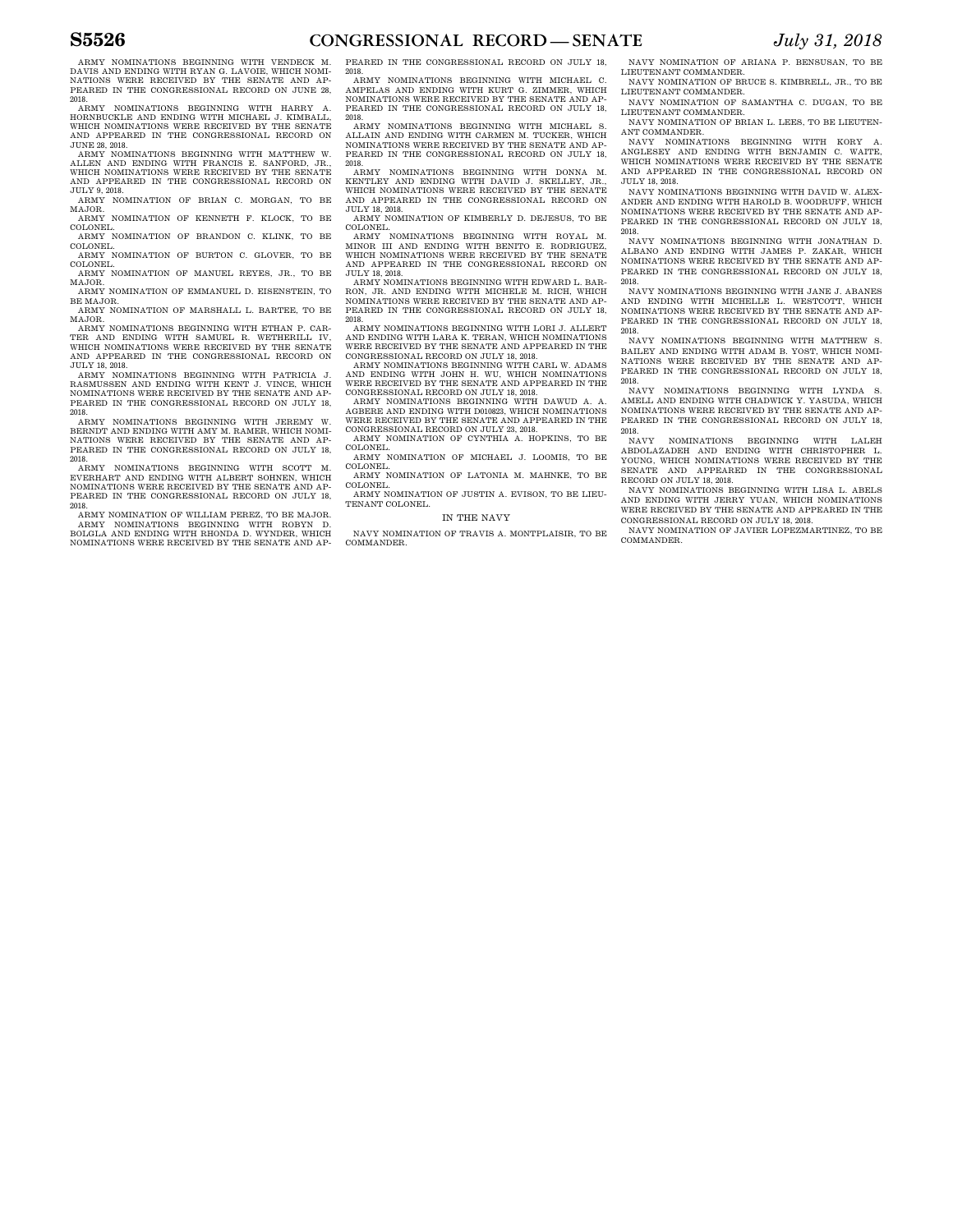ARMY NOMINATIONS BEGINNING WITH VENDECK M. DAVIS AND ENDING WITH RYAN G. LAVOIE, WHICH NOMINATIONS WERE RECEIVED BY THE SENATE AND APPEARED IN THE CONGRESSIONAL RECORD ON JUNE 28, 2018.

ARMY NOMINATIONS BEGINNING WITH HARRY A. HORNBUCKLE AND ENDING WITH MICHAEL J. KIMBALL, WHICH NOMINATIONS WERE RECEIVED BY THE SENATE AND APPEARED IN THE CONGRESSIONAL RECORD ON JUNE 28, 2018.

ARMY NOMINATIONS BEGINNING WITH MATTHEW W. ALLEN AND ENDING WITH FRANCIS E. SANFORD, JR., WHICH NOMINATIONS WERE RECEIVED BY THE SENATE AND APPEARED IN THE CONGRESSIONAL RECORD ON JULY 9, 2018.

ARMY NOMINATION OF BRIAN C. MORGAN, TO BE MAJOR.

ARMY NOMINATION OF KENNETH F. KLOCK, TO BE COLONEL.

ARMY NOMINATION OF BRANDON C. KLINK, TO BE COLONEL.

ARMY NOMINATION OF BURTON C. GLOVER, TO BE COLONEL.

ARMY NOMINATION OF MANUEL REYES, JR., TO BE MAJOR.

ARMY NOMINATION OF EMMANUEL D. EISENSTEIN, TO BE MAJOR.

ARMY NOMINATION OF MARSHALL L. BARTEE, TO BE MAJOR.

ARMY NOMINATIONS BEGINNING WITH ETHAN P. CARTER AND ENDING WITH SAMUEL R. WETHERILL IV, WHICH NOMINATIONS WERE RECEIVED BY THE SENATE AND APPEARED IN THE CONGRESSIONAL RECORD ON JULY 18, 2018.

ARMY NOMINATIONS BEGINNING WITH PATRICIA J. RASMUSSEN AND ENDING WITH KENT J. VINCE, WHICH NOMINATIONS WERE RECEIVED BY THE SENATE AND APPEARED IN THE CONGRESSIONAL RECORD ON JULY 18, 2018.

ARMY NOMINATIONS BEGINNING WITH JEREMY W. BERNDT AND ENDING WITH AMY M. RAMER, WHICH NOMINATIONS WERE RECEIVED BY THE SENATE AND APPEARED IN THE CONGRESSIONAL RECORD ON JULY 18, 2018.

ARMY NOMINATIONS BEGINNING WITH SCOTT M. EVERHART AND ENDING WITH ALBERT SOHNEN, WHICH NOMINATIONS WERE RECEIVED BY THE SENATE AND APPEARED IN THE CONGRESSIONAL RECORD ON JULY 18, 2018.

ARMY NOMINATION OF WILLIAM PEREZ, TO BE MAJOR.

ARMY NOMINATIONS BEGINNING WITH ROBYN D. BOLGLA AND ENDING WITH RHONDA D. WYNDER, WHICH NOMINATIONS WERE RECEIVED BY THE SENATE AND APPEARED IN THE CONGRESSIONAL RECORD ON JULY 18, 2018.

ARMY NOMINATIONS BEGINNING WITH MICHAEL C. AMPELAS AND ENDING WITH KURT G. ZIMMER, WHICH NOMINATIONS WERE RECEIVED BY THE SENATE AND APPEARED IN THE CONGRESSIONAL RECORD ON JULY 18, 2018.

ARMY NOMINATIONS BEGINNING WITH MICHAEL S. ALLAIN AND ENDING WITH CARMEN M. TUCKER, WHICH NOMINATIONS WERE RECEIVED BY THE SENATE AND APPEARED IN THE CONGRESSIONAL RECORD ON JULY 18, 2018.

ARMY NOMINATIONS BEGINNING WITH DONNA M. KENTLEY AND ENDING WITH DAVID J. SKELLEY, JR., WHICH NOMINATIONS WERE RECEIVED BY THE SENATE AND APPEARED IN THE CONGRESSIONAL RECORD ON JULY 18, 2018.

ARMY NOMINATION OF KIMBERLY D. DEJESUS, TO BE COLONEL.

ARMY NOMINATIONS BEGINNING WITH ROYAL M. MINOR III AND ENDING WITH BENITO E. RODRIGUEZ, WHICH NOMINATIONS WERE RECEIVED BY THE SENATE AND APPEARED IN THE CONGRESSIONAL RECORD ON JULY 18, 2018.

ARMY NOMINATIONS BEGINNING WITH EDWARD L. BARRON, JR. AND ENDING WITH MICHELE M. RICH, WHICH NOMINATIONS WERE RECEIVED BY THE SENATE AND APPEARED IN THE CONGRESSIONAL RECORD ON JULY 18, 2018.

ARMY NOMINATIONS BEGINNING WITH LORI J. ALLERT AND ENDING WITH LARA K. TERAN, WHICH NOMINATIONS WERE RECEIVED BY THE SENATE AND APPEARED IN THE CONGRESSIONAL RECORD ON JULY 18, 2018.

ARMY NOMINATIONS BEGINNING WITH CARL W. ADAMS AND ENDING WITH JOHN H. WU, WHICH NOMINATIONS WERE RECEIVED BY THE SENATE AND APPEARED IN THE CONGRESSIONAL RECORD ON JULY 18, 2018.

ARMY NOMINATIONS BEGINNING WITH DAWUD A. A. AGBERE AND ENDING WITH D010823, WHICH NOMINATIONS WERE RECEIVED BY THE SENATE AND APPEARED IN THE CONGRESSIONAL RECORD ON JULY 23, 2018.

ARMY NOMINATION OF CYNTHIA A. HOPKINS, TO BE COLONEL.

ARMY NOMINATION OF MICHAEL J. LOOMIS, TO BE COLONEL.

ARMY NOMINATION OF LATONIA M. MAHNKE, TO BE COLONEL.

ARMY NOMINATION OF JUSTIN A. EVISON, TO BE LIEUTENANT COLONEL.

## IN THE NAVY

NAVY NOMINATION OF TRAVIS A. MONTPLAISIR, TO BE COMMANDER.

NAVY NOMINATION OF ARIANA P. BENSUSAN, TO BE LIEUTENANT COMMANDER.

NAVY NOMINATION OF BRUCE S. KIMBRELL, JR., TO BE LIEUTENANT COMMANDER.

NAVY NOMINATION OF SAMANTHA C. DUGAN, TO BE LIEUTENANT COMMANDER.

NAVY NOMINATION OF BRIAN L. LEES, TO BE LIEUTENANT COMMANDER.

NAVY NOMINATIONS BEGINNING WITH KORY A. ANGLESEY AND ENDING WITH BENJAMIN C. WAITE, WHICH NOMINATIONS WERE RECEIVED BY THE SENATE AND APPEARED IN THE CONGRESSIONAL RECORD ON JULY 18, 2018.

NAVY NOMINATIONS BEGINNING WITH DAVID W. ALEXANDER AND ENDING WITH HAROLD B. WOODRUFF, WHICH NOMINATIONS WERE RECEIVED BY THE SENATE AND APPEARED IN THE CONGRESSIONAL RECORD ON JULY 18, 2018.

NAVY NOMINATIONS BEGINNING WITH JONATHAN D. ALBANO AND ENDING WITH JAMES P. ZAKAR, WHICH NOMINATIONS WERE RECEIVED BY THE SENATE AND APPEARED IN THE CONGRESSIONAL RECORD ON JULY 18, 2018.

NAVY NOMINATIONS BEGINNING WITH JANE J. ABANES AND ENDING WITH MICHELLE L. WESTCOTT, WHICH NOMINATIONS WERE RECEIVED BY THE SENATE AND APPEARED IN THE CONGRESSIONAL RECORD ON JULY 18, 2018.

NAVY NOMINATIONS BEGINNING WITH MATTHEW S. BAILEY AND ENDING WITH ADAM B. YOST, WHICH NOMINATIONS WERE RECEIVED BY THE SENATE AND APPEARED IN THE CONGRESSIONAL RECORD ON JULY 18, 2018.

NAVY NOMINATIONS BEGINNING WITH LYNDA S. AMELL AND ENDING WITH CHADWICK Y. YASUDA, WHICH NOMINATIONS WERE RECEIVED BY THE SENATE AND APPEARED IN THE CONGRESSIONAL RECORD ON JULY 18, 2018.

NAVY NOMINATIONS BEGINNING WITH LALEH ABDOLAZADEH AND ENDING WITH CHRISTOPHER L. YOUNG, WHICH NOMINATIONS WERE RECEIVED BY THE SENATE AND APPEARED IN THE CONGRESSIONAL RECORD ON JULY 18, 2018.

NAVY NOMINATIONS BEGINNING WITH LISA L. ABELS AND ENDING WITH JERRY YUAN, WHICH NOMINATIONS WERE RECEIVED BY THE SENATE AND APPEARED IN THE CONGRESSIONAL RECORD ON JULY 18, 2018.

NAVY NOMINATION OF JAVIER LOPEZMARTINEZ, TO BE COMMANDER.